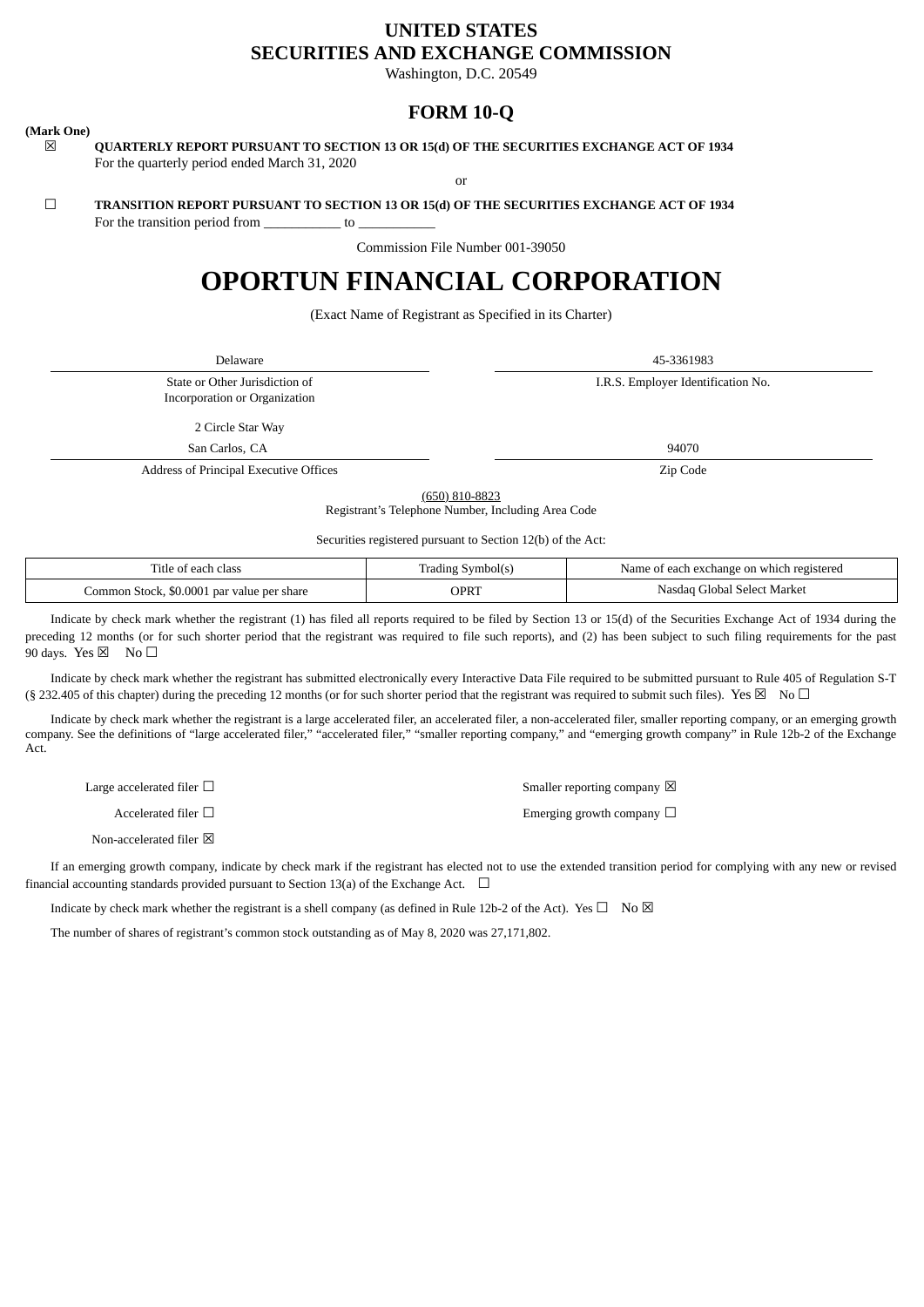# UNITED STATES
# SECURITIES AND EXCHANGE COMMISSION

Washington, D.C. 20549

## FORM 10-Q

**(Mark One)**

☒ **QUARTERLY REPORT PURSUANT TO SECTION 13 OR 15(d) OF THE SECURITIES EXCHANGE ACT OF 1934**
For the quarterly period ended March 31, 2020

or

☐ **TRANSITION REPORT PURSUANT TO SECTION 13 OR 15(d) OF THE SECURITIES EXCHANGE ACT OF 1934**
For the transition period from ___________ to ___________

Commission File Number 001-39050

# OPORTUN FINANCIAL CORPORATION

(Exact Name of Registrant as Specified in its Charter)

| Delaware | 45-3361983 |
|---|---|
| State or Other Jurisdiction of Incorporation or Organization | I.R.S. Employer Identification No. |
| 2 Circle Star Way<br>San Carlos, CA | 94070 |
| Address of Principal Executive Offices | Zip Code |

(650) 810-8823
Registrant's Telephone Number, Including Area Code

Securities registered pursuant to Section 12(b) of the Act:

| Title of each class | Trading Symbol(s) | Name of each exchange on which registered |
|---|---|---|
| Common Stock, $0.0001 par value per share | OPRT | Nasdaq Global Select Market |

Indicate by check mark whether the registrant (1) has filed all reports required to be filed by Section 13 or 15(d) of the Securities Exchange Act of 1934 during the preceding 12 months (or for such shorter period that the registrant was required to file such reports), and (2) has been subject to such filing requirements for the past 90 days. Yes ☒ No ☐

Indicate by check mark whether the registrant has submitted electronically every Interactive Data File required to be submitted pursuant to Rule 405 of Regulation S-T (§ 232.405 of this chapter) during the preceding 12 months (or for such shorter period that the registrant was required to submit such files). Yes ☒ No ☐

Indicate by check mark whether the registrant is a large accelerated filer, an accelerated filer, a non-accelerated filer, smaller reporting company, or an emerging growth company. See the definitions of "large accelerated filer," "accelerated filer," "smaller reporting company," and "emerging growth company" in Rule 12b-2 of the Exchange Act.

| | |
|---|---|
| Large accelerated filer ☐ | Smaller reporting company ☒ |
| Accelerated filer ☐ | Emerging growth company ☐ |
| Non-accelerated filer ☒ | |

If an emerging growth company, indicate by check mark if the registrant has elected not to use the extended transition period for complying with any new or revised financial accounting standards provided pursuant to Section 13(a) of the Exchange Act. ☐

Indicate by check mark whether the registrant is a shell company (as defined in Rule 12b-2 of the Act). Yes ☐ No ☒

The number of shares of registrant's common stock outstanding as of May 8, 2020 was 27,171,802.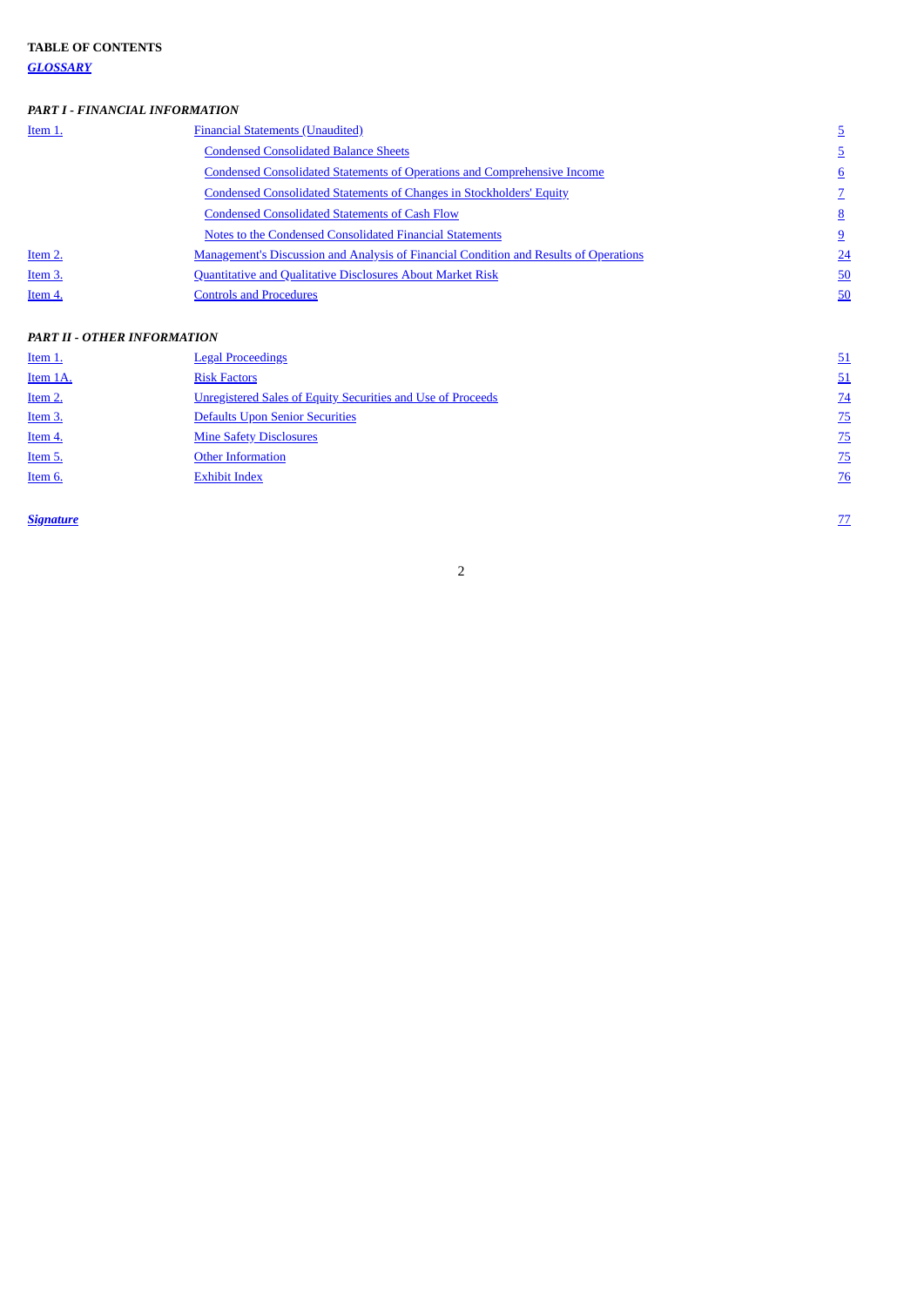**TABLE OF CONTENTS**

***GLOSSARY***

***PART I - FINANCIAL INFORMATION***

| | | |
|---|---|---|
| Item 1. | Financial Statements (Unaudited) | 5 |
| | Condensed Consolidated Balance Sheets | 5 |
| | Condensed Consolidated Statements of Operations and Comprehensive Income | 6 |
| | Condensed Consolidated Statements of Changes in Stockholders' Equity | 7 |
| | Condensed Consolidated Statements of Cash Flow | 8 |
| | Notes to the Condensed Consolidated Financial Statements | 9 |
| Item 2. | Management's Discussion and Analysis of Financial Condition and Results of Operations | 24 |
| Item 3. | Quantitative and Qualitative Disclosures About Market Risk | 50 |
| Item 4. | Controls and Procedures | 50 |

***PART II - OTHER INFORMATION***

| | | |
|---|---|---|
| Item 1. | Legal Proceedings | 51 |
| Item 1A. | Risk Factors | 51 |
| Item 2. | Unregistered Sales of Equity Securities and Use of Proceeds | 74 |
| Item 3. | Defaults Upon Senior Securities | 75 |
| Item 4. | Mine Safety Disclosures | 75 |
| Item 5. | Other Information | 75 |
| Item 6. | Exhibit Index | 76 |

| | |
|---|---|
| ***Signature*** | 77 |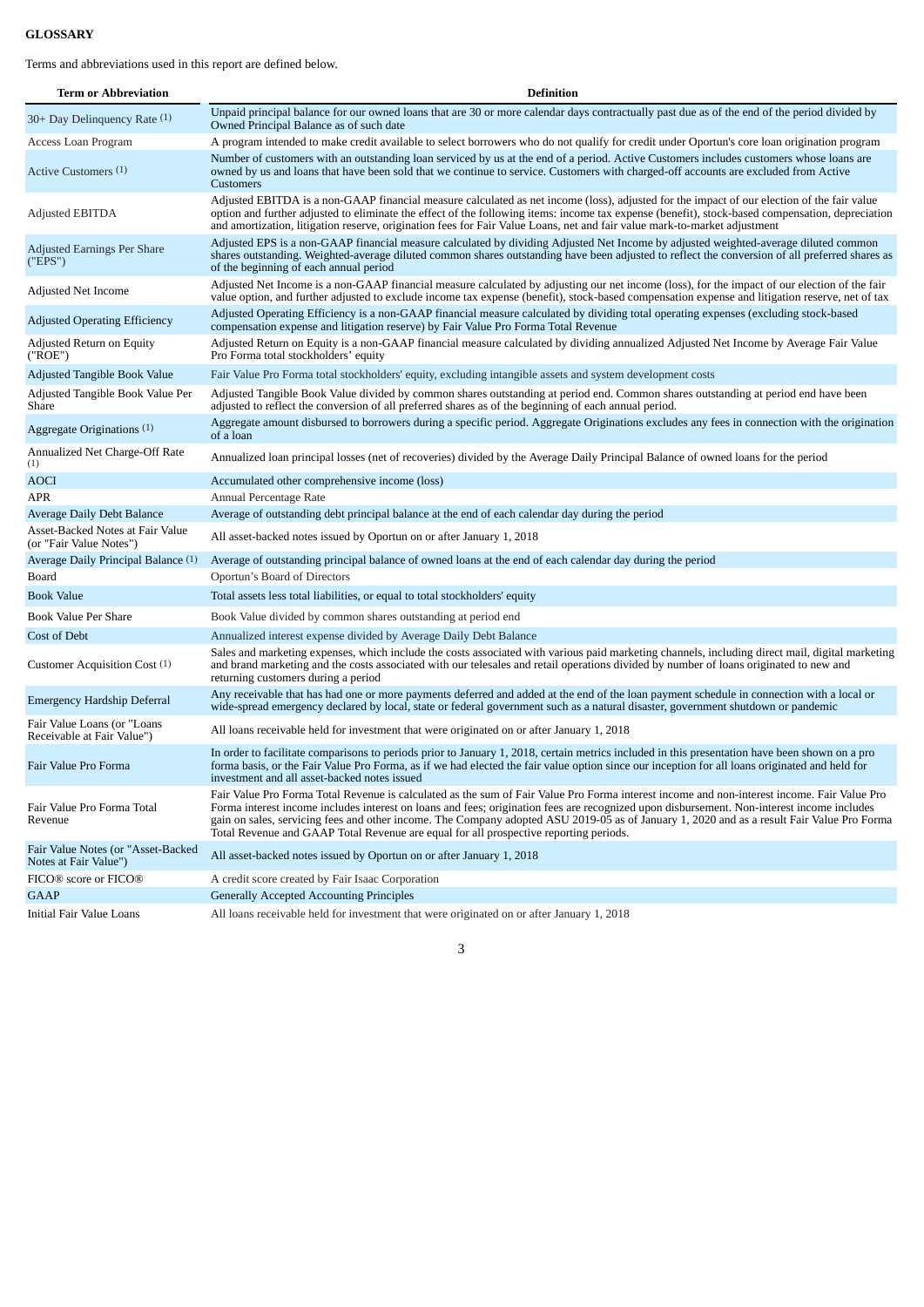**GLOSSARY**

Terms and abbreviations used in this report are defined below.

| Term or Abbreviation | Definition |
|---|---|
| 30+ Day Delinquency Rate (1) | Unpaid principal balance for our owned loans that are 30 or more calendar days contractually past due as of the end of the period divided by Owned Principal Balance as of such date |
| Access Loan Program | A program intended to make credit available to select borrowers who do not qualify for credit under Oportun's core loan origination program |
| Active Customers (1) | Number of customers with an outstanding loan serviced by us at the end of a period. Active Customers includes customers whose loans are owned by us and loans that have been sold that we continue to service. Customers with charged-off accounts are excluded from Active Customers |
| Adjusted EBITDA | Adjusted EBITDA is a non-GAAP financial measure calculated as net income (loss), adjusted for the impact of our election of the fair value option and further adjusted to eliminate the effect of the following items: income tax expense (benefit), stock-based compensation, depreciation and amortization, litigation reserve, origination fees for Fair Value Loans, net and fair value mark-to-market adjustment |
| Adjusted Earnings Per Share ("EPS") | Adjusted EPS is a non-GAAP financial measure calculated by dividing Adjusted Net Income by adjusted weighted-average diluted common shares outstanding. Weighted-average diluted common shares outstanding have been adjusted to reflect the conversion of all preferred shares as of the beginning of each annual period |
| Adjusted Net Income | Adjusted Net Income is a non-GAAP financial measure calculated by adjusting our net income (loss), for the impact of our election of the fair value option, and further adjusted to exclude income tax expense (benefit), stock-based compensation expense and litigation reserve, net of tax |
| Adjusted Operating Efficiency | Adjusted Operating Efficiency is a non-GAAP financial measure calculated by dividing total operating expenses (excluding stock-based compensation expense and litigation reserve) by Fair Value Pro Forma Total Revenue |
| Adjusted Return on Equity ("ROE") | Adjusted Return on Equity is a non-GAAP financial measure calculated by dividing annualized Adjusted Net Income by Average Fair Value Pro Forma total stockholders' equity |
| Adjusted Tangible Book Value | Fair Value Pro Forma total stockholders' equity, excluding intangible assets and system development costs |
| Adjusted Tangible Book Value Per Share | Adjusted Tangible Book Value divided by common shares outstanding at period end. Common shares outstanding at period end have been adjusted to reflect the conversion of all preferred shares as of the beginning of each annual period. |
| Aggregate Originations (1) | Aggregate amount disbursed to borrowers during a specific period. Aggregate Originations excludes any fees in connection with the origination of a loan |
| Annualized Net Charge-Off Rate (1) | Annualized loan principal losses (net of recoveries) divided by the Average Daily Principal Balance of owned loans for the period |
| AOCI | Accumulated other comprehensive income (loss) |
| APR | Annual Percentage Rate |
| Average Daily Debt Balance | Average of outstanding debt principal balance at the end of each calendar day during the period |
| Asset-Backed Notes at Fair Value (or "Fair Value Notes") | All asset-backed notes issued by Oportun on or after January 1, 2018 |
| Average Daily Principal Balance (1) | Average of outstanding principal balance of owned loans at the end of each calendar day during the period |
| Board | Oportun's Board of Directors |
| Book Value | Total assets less total liabilities, or equal to total stockholders' equity |
| Book Value Per Share | Book Value divided by common shares outstanding at period end |
| Cost of Debt | Annualized interest expense divided by Average Daily Debt Balance |
| Customer Acquisition Cost (1) | Sales and marketing expenses, which include the costs associated with various paid marketing channels, including direct mail, digital marketing and brand marketing and the costs associated with our telesales and retail operations divided by number of loans originated to new and returning customers during a period |
| Emergency Hardship Deferral | Any receivable that has had one or more payments deferred and added at the end of the loan payment schedule in connection with a local or wide-spread emergency declared by local, state or federal government such as a natural disaster, government shutdown or pandemic |
| Fair Value Loans (or "Loans Receivable at Fair Value") | All loans receivable held for investment that were originated on or after January 1, 2018 |
| Fair Value Pro Forma | In order to facilitate comparisons to periods prior to January 1, 2018, certain metrics included in this presentation have been shown on a pro forma basis, or the Fair Value Pro Forma, as if we had elected the fair value option since our inception for all loans originated and held for investment and all asset-backed notes issued |
| Fair Value Pro Forma Total Revenue | Fair Value Pro Forma Total Revenue is calculated as the sum of Fair Value Pro Forma interest income and non-interest income. Fair Value Pro Forma interest income includes interest on loans and fees; origination fees are recognized upon disbursement. Non-interest income includes gain on sales, servicing fees and other income. The Company adopted ASU 2019-05 as of January 1, 2020 and as a result Fair Value Pro Forma Total Revenue and GAAP Total Revenue are equal for all prospective reporting periods. |
| Fair Value Notes (or "Asset-Backed Notes at Fair Value") | All asset-backed notes issued by Oportun on or after January 1, 2018 |
| FICO® score or FICO® | A credit score created by Fair Isaac Corporation |
| GAAP | Generally Accepted Accounting Principles |
| Initial Fair Value Loans | All loans receivable held for investment that were originated on or after January 1, 2018 |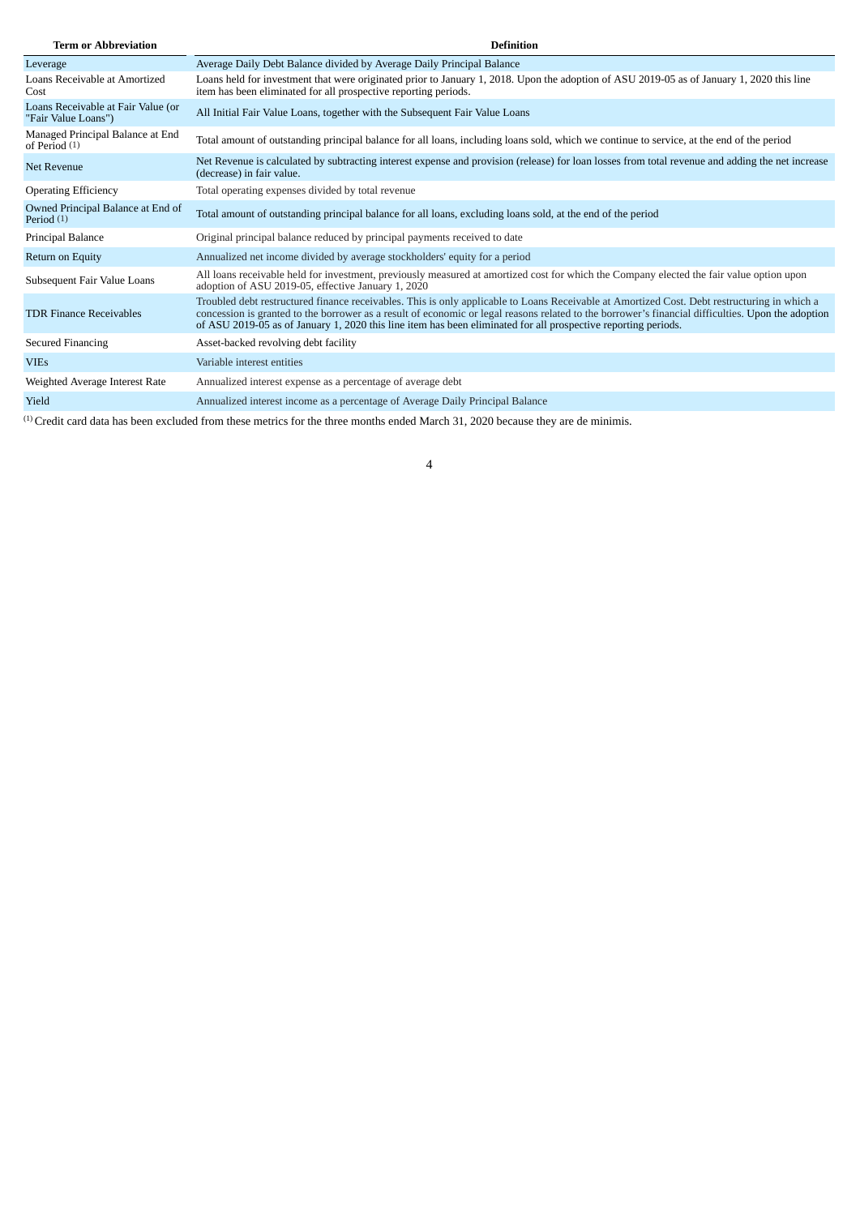| Term or Abbreviation | Definition |
| --- | --- |
| Leverage | Average Daily Debt Balance divided by Average Daily Principal Balance |
| Loans Receivable at Amortized Cost | Loans held for investment that were originated prior to January 1, 2018. Upon the adoption of ASU 2019-05 as of January 1, 2020 this line item has been eliminated for all prospective reporting periods. |
| Loans Receivable at Fair Value (or "Fair Value Loans") | All Initial Fair Value Loans, together with the Subsequent Fair Value Loans |
| Managed Principal Balance at End of Period (1) | Total amount of outstanding principal balance for all loans, including loans sold, which we continue to service, at the end of the period |
| Net Revenue | Net Revenue is calculated by subtracting interest expense and provision (release) for loan losses from total revenue and adding the net increase (decrease) in fair value. |
| Operating Efficiency | Total operating expenses divided by total revenue |
| Owned Principal Balance at End of Period (1) | Total amount of outstanding principal balance for all loans, excluding loans sold, at the end of the period |
| Principal Balance | Original principal balance reduced by principal payments received to date |
| Return on Equity | Annualized net income divided by average stockholders' equity for a period |
| Subsequent Fair Value Loans | All loans receivable held for investment, previously measured at amortized cost for which the Company elected the fair value option upon adoption of ASU 2019-05, effective January 1, 2020 |
| TDR Finance Receivables | Troubled debt restructured finance receivables. This is only applicable to Loans Receivable at Amortized Cost. Debt restructuring in which a concession is granted to the borrower as a result of economic or legal reasons related to the borrower's financial difficulties. Upon the adoption of ASU 2019-05 as of January 1, 2020 this line item has been eliminated for all prospective reporting periods. |
| Secured Financing | Asset-backed revolving debt facility |
| VIEs | Variable interest entities |
| Weighted Average Interest Rate | Annualized interest expense as a percentage of average debt |
| Yield | Annualized interest income as a percentage of Average Daily Principal Balance |

(1) Credit card data has been excluded from these metrics for the three months ended March 31, 2020 because they are de minimis.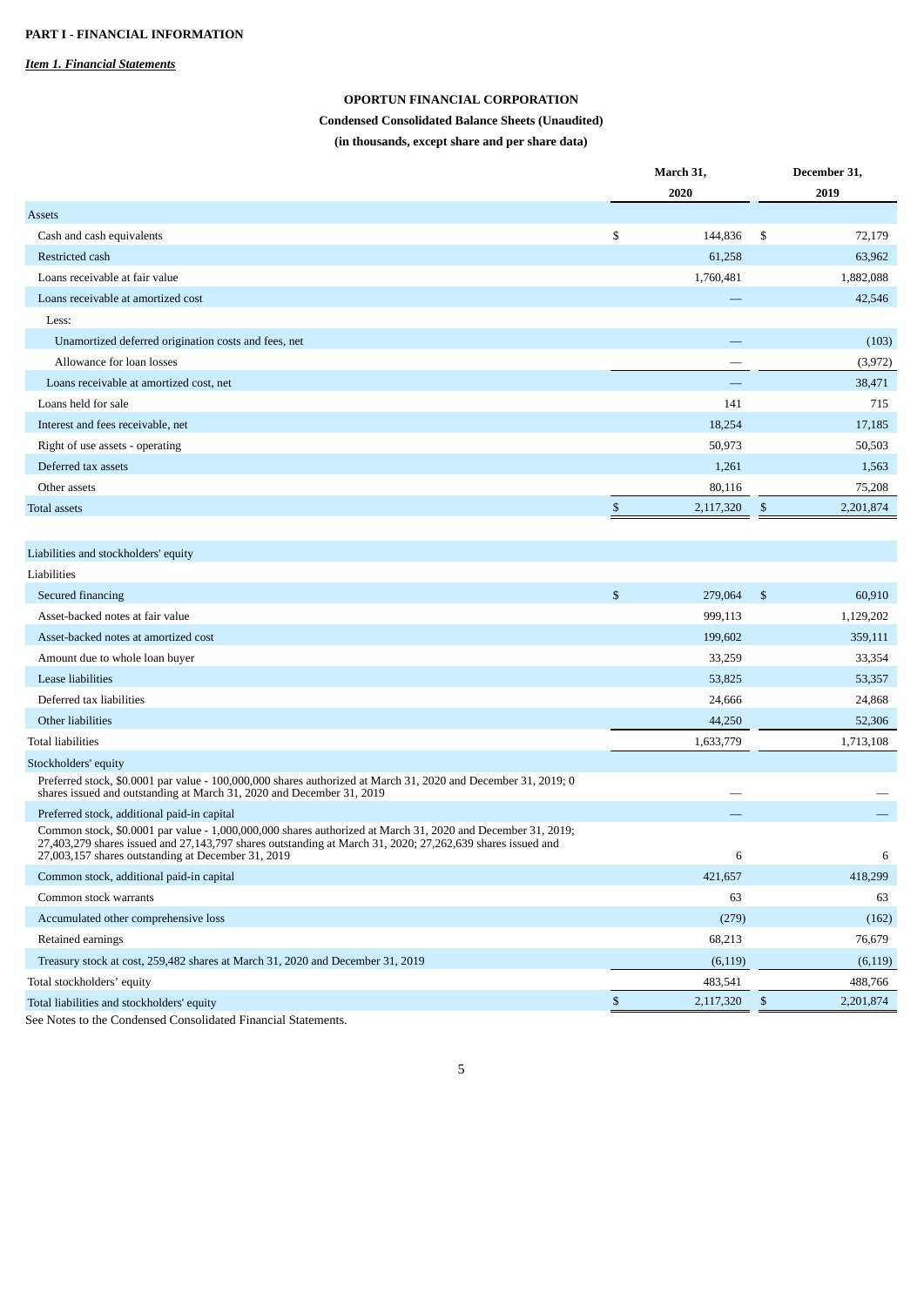**PART I - FINANCIAL INFORMATION**

***Item 1. Financial Statements***

**OPORTUN FINANCIAL CORPORATION**

**Condensed Consolidated Balance Sheets (Unaudited)**

**(in thousands, except share and per share data)**

| | March 31, 2020 | December 31, 2019 |
|---|---|---|
| **Assets** | | |
| Cash and cash equivalents | $ 144,836 | $ 72,179 |
| Restricted cash | 61,258 | 63,962 |
| Loans receivable at fair value | 1,760,481 | 1,882,088 |
| Loans receivable at amortized cost | — | 42,546 |
| Less: | | |
| Unamortized deferred origination costs and fees, net | — | (103) |
| Allowance for loan losses | — | (3,972) |
| Loans receivable at amortized cost, net | — | 38,471 |
| Loans held for sale | 141 | 715 |
| Interest and fees receivable, net | 18,254 | 17,185 |
| Right of use assets - operating | 50,973 | 50,503 |
| Deferred tax assets | 1,261 | 1,563 |
| Other assets | 80,116 | 75,208 |
| Total assets | $ 2,117,320 | $ 2,201,874 |
| | | |
| **Liabilities and stockholders' equity** | | |
| Liabilities | | |
| Secured financing | $ 279,064 | $ 60,910 |
| Asset-backed notes at fair value | 999,113 | 1,129,202 |
| Asset-backed notes at amortized cost | 199,602 | 359,111 |
| Amount due to whole loan buyer | 33,259 | 33,354 |
| Lease liabilities | 53,825 | 53,357 |
| Deferred tax liabilities | 24,666 | 24,868 |
| Other liabilities | 44,250 | 52,306 |
| Total liabilities | 1,633,779 | 1,713,108 |
| Stockholders' equity | | |
| Preferred stock, $0.0001 par value - 100,000,000 shares authorized at March 31, 2020 and December 31, 2019; 0 shares issued and outstanding at March 31, 2020 and December 31, 2019 | — | — |
| Preferred stock, additional paid-in capital | — | — |
| Common stock, $0.0001 par value - 1,000,000,000 shares authorized at March 31, 2020 and December 31, 2019; 27,403,279 shares issued and 27,143,797 shares outstanding at March 31, 2020; 27,262,639 shares issued and 27,003,157 shares outstanding at December 31, 2019 | 6 | 6 |
| Common stock, additional paid-in capital | 421,657 | 418,299 |
| Common stock warrants | 63 | 63 |
| Accumulated other comprehensive loss | (279) | (162) |
| Retained earnings | 68,213 | 76,679 |
| Treasury stock at cost, 259,482 shares at March 31, 2020 and December 31, 2019 | (6,119) | (6,119) |
| Total stockholders' equity | 483,541 | 488,766 |
| Total liabilities and stockholders' equity | $ 2,117,320 | $ 2,201,874 |

See Notes to the Condensed Consolidated Financial Statements.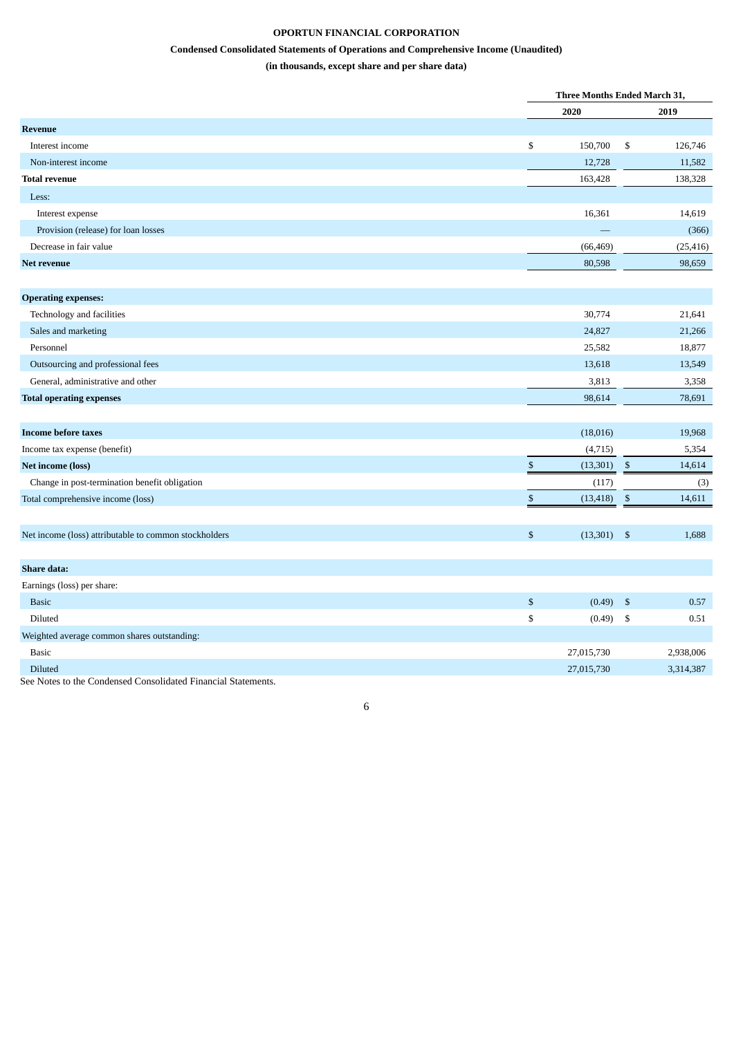**OPORTUN FINANCIAL CORPORATION**

**Condensed Consolidated Statements of Operations and Comprehensive Income (Unaudited)**

**(in thousands, except share and per share data)**

| | Three Months Ended March 31, | |
|---|---|---|
| | 2020 | 2019 |
| **Revenue** | | |
| Interest income | $ 150,700 | $ 126,746 |
| Non-interest income | 12,728 | 11,582 |
| **Total revenue** | 163,428 | 138,328 |
| Less: | | |
| Interest expense | 16,361 | 14,619 |
| Provision (release) for loan losses | — | (366) |
| Decrease in fair value | (66,469) | (25,416) |
| **Net revenue** | 80,598 | 98,659 |
| | | |
| **Operating expenses:** | | |
| Technology and facilities | 30,774 | 21,641 |
| Sales and marketing | 24,827 | 21,266 |
| Personnel | 25,582 | 18,877 |
| Outsourcing and professional fees | 13,618 | 13,549 |
| General, administrative and other | 3,813 | 3,358 |
| **Total operating expenses** | 98,614 | 78,691 |
| | | |
| **Income before taxes** | (18,016) | 19,968 |
| Income tax expense (benefit) | (4,715) | 5,354 |
| **Net income (loss)** | $ (13,301) | $ 14,614 |
| Change in post-termination benefit obligation | (117) | (3) |
| Total comprehensive income (loss) | $ (13,418) | $ 14,611 |
| | | |
| Net income (loss) attributable to common stockholders | $ (13,301) | $ 1,688 |
| | | |
| **Share data:** | | |
| Earnings (loss) per share: | | |
| Basic | $ (0.49) | $ 0.57 |
| Diluted | $ (0.49) | $ 0.51 |
| Weighted average common shares outstanding: | | |
| Basic | 27,015,730 | 2,938,006 |
| Diluted | 27,015,730 | 3,314,387 |

See Notes to the Condensed Consolidated Financial Statements.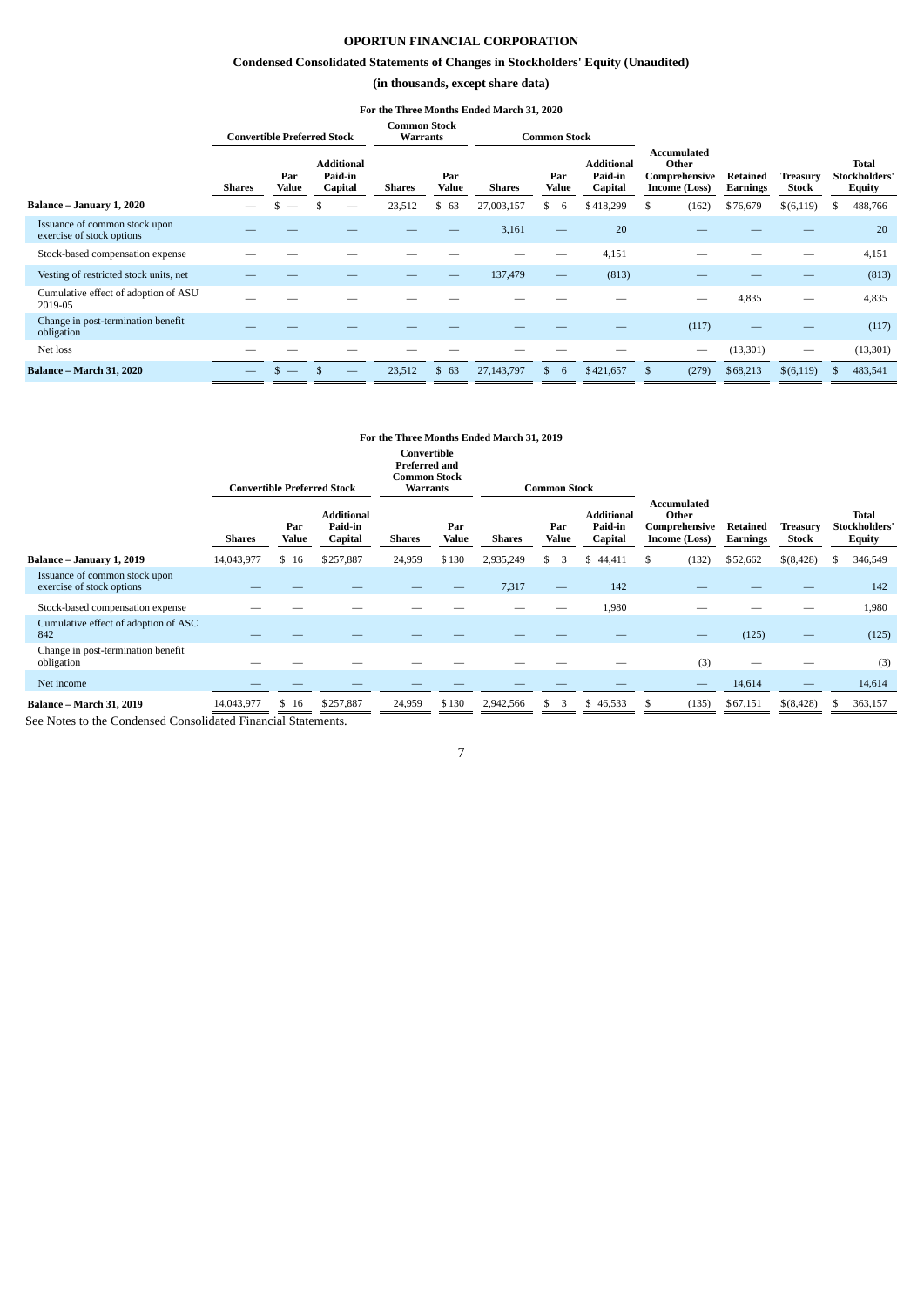**OPORTUN FINANCIAL CORPORATION**

**Condensed Consolidated Statements of Changes in Stockholders' Equity (Unaudited)**

**(in thousands, except share data)**

**For the Three Months Ended March 31, 2020**

| | Convertible Preferred Stock | | | Common Stock Warrants | | Common Stock | | | | | | |
|---|---|---|---|---|---|---|---|---|---|---|---|---|
| | Shares | Par Value | Additional Paid-in Capital | Shares | Par Value | Shares | Par Value | Additional Paid-in Capital | Accumulated Other Comprehensive Income (Loss) | Retained Earnings | Treasury Stock | Total Stockholders' Equity |
| **Balance – January 1, 2020** | — | $ — | $ — | 23,512 | $ 63 | 27,003,157 | $ 6 | $418,299 | $ (162) | $76,679 | $(6,119) | $ 488,766 |
| Issuance of common stock upon exercise of stock options | — | — | — | — | — | 3,161 | — | 20 | — | — | — | 20 |
| Stock-based compensation expense | — | — | — | — | — | — | — | 4,151 | — | — | — | 4,151 |
| Vesting of restricted stock units, net | — | — | — | — | — | 137,479 | — | (813) | — | — | — | (813) |
| Cumulative effect of adoption of ASU 2019-05 | — | — | — | — | — | — | — | — | — | 4,835 | — | 4,835 |
| Change in post-termination benefit obligation | — | — | — | — | — | — | — | — | (117) | — | — | (117) |
| Net loss | — | — | — | — | — | — | — | — | — | (13,301) | — | (13,301) |
| **Balance – March 31, 2020** | — | $ — | $ — | 23,512 | $ 63 | 27,143,797 | $ 6 | $421,657 | $ (279) | $68,213 | $(6,119) | $ 483,541 |

**For the Three Months Ended March 31, 2019**

| | Convertible Preferred Stock | | | Convertible Preferred and Common Stock Warrants | | Common Stock | | | | | | |
|---|---|---|---|---|---|---|---|---|---|---|---|---|
| | Shares | Par Value | Additional Paid-in Capital | Shares | Par Value | Shares | Par Value | Additional Paid-in Capital | Accumulated Other Comprehensive Income (Loss) | Retained Earnings | Treasury Stock | Total Stockholders' Equity |
| **Balance – January 1, 2019** | 14,043,977 | $ 16 | $257,887 | 24,959 | $130 | 2,935,249 | $ 3 | $ 44,411 | $ (132) | $52,662 | $(8,428) | $ 346,549 |
| Issuance of common stock upon exercise of stock options | — | — | — | — | — | 7,317 | — | 142 | — | — | — | 142 |
| Stock-based compensation expense | — | — | — | — | — | — | — | 1,980 | — | — | — | 1,980 |
| Cumulative effect of adoption of ASC 842 | — | — | — | — | — | — | — | — | — | (125) | — | (125) |
| Change in post-termination benefit obligation | — | — | — | — | — | — | — | — | (3) | — | — | (3) |
| Net income | — | — | — | — | — | — | — | — | — | 14,614 | — | 14,614 |
| **Balance – March 31, 2019** | 14,043,977 | $ 16 | $257,887 | 24,959 | $130 | 2,942,566 | $ 3 | $ 46,533 | $ (135) | $67,151 | $(8,428) | $ 363,157 |

See Notes to the Condensed Consolidated Financial Statements.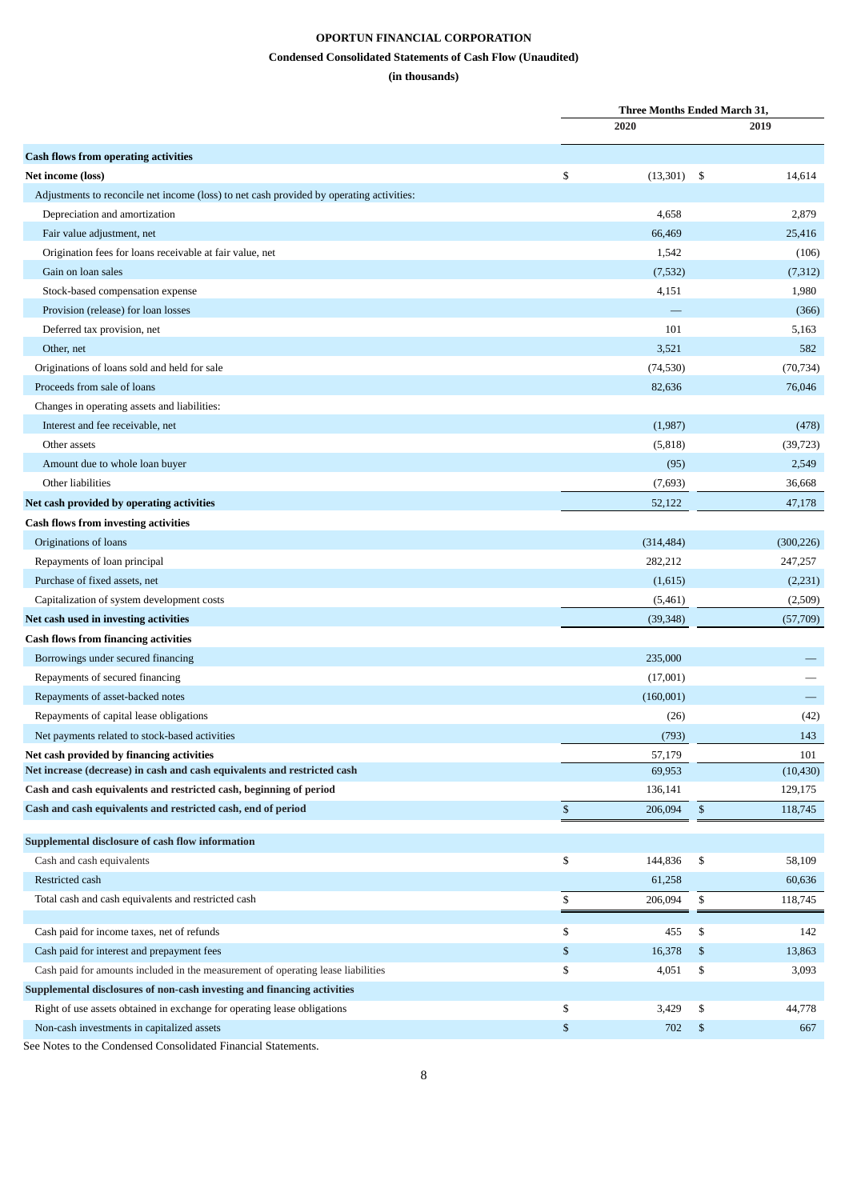**OPORTUN FINANCIAL CORPORATION**

**Condensed Consolidated Statements of Cash Flow (Unaudited)**

**(in thousands)**

| | Three Months Ended March 31, | |
|---|---|---|
| | 2020 | 2019 |
| **Cash flows from operating activities** | | |
| **Net income (loss)** | $ (13,301) | $ 14,614 |
| Adjustments to reconcile net income (loss) to net cash provided by operating activities: | | |
| Depreciation and amortization | 4,658 | 2,879 |
| Fair value adjustment, net | 66,469 | 25,416 |
| Origination fees for loans receivable at fair value, net | 1,542 | (106) |
| Gain on loan sales | (7,532) | (7,312) |
| Stock-based compensation expense | 4,151 | 1,980 |
| Provision (release) for loan losses | — | (366) |
| Deferred tax provision, net | 101 | 5,163 |
| Other, net | 3,521 | 582 |
| Originations of loans sold and held for sale | (74,530) | (70,734) |
| Proceeds from sale of loans | 82,636 | 76,046 |
| Changes in operating assets and liabilities: | | |
| Interest and fee receivable, net | (1,987) | (478) |
| Other assets | (5,818) | (39,723) |
| Amount due to whole loan buyer | (95) | 2,549 |
| Other liabilities | (7,693) | 36,668 |
| **Net cash provided by operating activities** | 52,122 | 47,178 |
| **Cash flows from investing activities** | | |
| Originations of loans | (314,484) | (300,226) |
| Repayments of loan principal | 282,212 | 247,257 |
| Purchase of fixed assets, net | (1,615) | (2,231) |
| Capitalization of system development costs | (5,461) | (2,509) |
| **Net cash used in investing activities** | (39,348) | (57,709) |
| **Cash flows from financing activities** | | |
| Borrowings under secured financing | 235,000 | — |
| Repayments of secured financing | (17,001) | — |
| Repayments of asset-backed notes | (160,001) | — |
| Repayments of capital lease obligations | (26) | (42) |
| Net payments related to stock-based activities | (793) | 143 |
| **Net cash provided by financing activities** | 57,179 | 101 |
| **Net increase (decrease) in cash and cash equivalents and restricted cash** | 69,953 | (10,430) |
| **Cash and cash equivalents and restricted cash, beginning of period** | 136,141 | 129,175 |
| **Cash and cash equivalents and restricted cash, end of period** | $ 206,094 | $ 118,745 |
| | | |
| **Supplemental disclosure of cash flow information** | | |
| Cash and cash equivalents | $ 144,836 | $ 58,109 |
| Restricted cash | 61,258 | 60,636 |
| Total cash and cash equivalents and restricted cash | $ 206,094 | $ 118,745 |
| | | |
| Cash paid for income taxes, net of refunds | $ 455 | $ 142 |
| Cash paid for interest and prepayment fees | $ 16,378 | $ 13,863 |
| Cash paid for amounts included in the measurement of operating lease liabilities | $ 4,051 | $ 3,093 |
| **Supplemental disclosures of non-cash investing and financing activities** | | |
| Right of use assets obtained in exchange for operating lease obligations | $ 3,429 | $ 44,778 |
| Non-cash investments in capitalized assets | $ 702 | $ 667 |

See Notes to the Condensed Consolidated Financial Statements.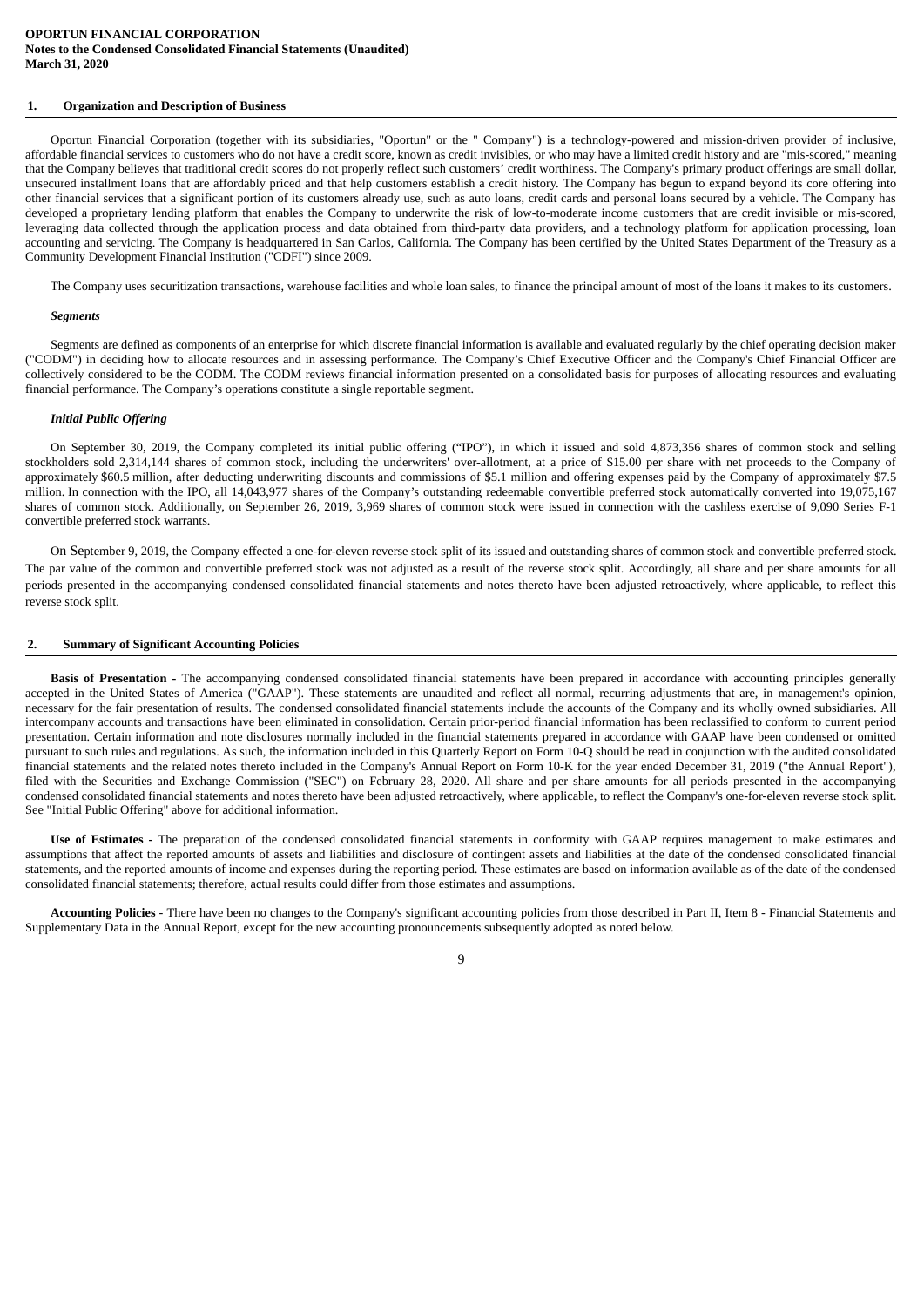**OPORTUN FINANCIAL CORPORATION**
**Notes to the Condensed Consolidated Financial Statements (Unaudited)**
**March 31, 2020**

## 1. Organization and Description of Business

Oportun Financial Corporation (together with its subsidiaries, "Oportun" or the " Company") is a technology-powered and mission-driven provider of inclusive, affordable financial services to customers who do not have a credit score, known as credit invisibles, or who may have a limited credit history and are "mis-scored," meaning that the Company believes that traditional credit scores do not properly reflect such customers' credit worthiness. The Company's primary product offerings are small dollar, unsecured installment loans that are affordably priced and that help customers establish a credit history. The Company has begun to expand beyond its core offering into other financial services that a significant portion of its customers already use, such as auto loans, credit cards and personal loans secured by a vehicle. The Company has developed a proprietary lending platform that enables the Company to underwrite the risk of low-to-moderate income customers that are credit invisible or mis-scored, leveraging data collected through the application process and data obtained from third-party data providers, and a technology platform for application processing, loan accounting and servicing. The Company is headquartered in San Carlos, California. The Company has been certified by the United States Department of the Treasury as a Community Development Financial Institution ("CDFI") since 2009.

The Company uses securitization transactions, warehouse facilities and whole loan sales, to finance the principal amount of most of the loans it makes to its customers.

### *Segments*

Segments are defined as components of an enterprise for which discrete financial information is available and evaluated regularly by the chief operating decision maker ("CODM") in deciding how to allocate resources and in assessing performance. The Company's Chief Executive Officer and the Company's Chief Financial Officer are collectively considered to be the CODM. The CODM reviews financial information presented on a consolidated basis for purposes of allocating resources and evaluating financial performance. The Company's operations constitute a single reportable segment.

### *Initial Public Offering*

On September 30, 2019, the Company completed its initial public offering ("IPO"), in which it issued and sold 4,873,356 shares of common stock and selling stockholders sold 2,314,144 shares of common stock, including the underwriters' over-allotment, at a price of $15.00 per share with net proceeds to the Company of approximately $60.5 million, after deducting underwriting discounts and commissions of $5.1 million and offering expenses paid by the Company of approximately $7.5 million. In connection with the IPO, all 14,043,977 shares of the Company's outstanding redeemable convertible preferred stock automatically converted into 19,075,167 shares of common stock. Additionally, on September 26, 2019, 3,969 shares of common stock were issued in connection with the cashless exercise of 9,090 Series F-1 convertible preferred stock warrants.

On September 9, 2019, the Company effected a one-for-eleven reverse stock split of its issued and outstanding shares of common stock and convertible preferred stock. The par value of the common and convertible preferred stock was not adjusted as a result of the reverse stock split. Accordingly, all share and per share amounts for all periods presented in the accompanying condensed consolidated financial statements and notes thereto have been adjusted retroactively, where applicable, to reflect this reverse stock split.

## 2. Summary of Significant Accounting Policies

**Basis of Presentation** - The accompanying condensed consolidated financial statements have been prepared in accordance with accounting principles generally accepted in the United States of America ("GAAP"). These statements are unaudited and reflect all normal, recurring adjustments that are, in management's opinion, necessary for the fair presentation of results. The condensed consolidated financial statements include the accounts of the Company and its wholly owned subsidiaries. All intercompany accounts and transactions have been eliminated in consolidation. Certain prior-period financial information has been reclassified to conform to current period presentation. Certain information and note disclosures normally included in the financial statements prepared in accordance with GAAP have been condensed or omitted pursuant to such rules and regulations. As such, the information included in this Quarterly Report on Form 10-Q should be read in conjunction with the audited consolidated financial statements and the related notes thereto included in the Company's Annual Report on Form 10-K for the year ended December 31, 2019 ("the Annual Report"), filed with the Securities and Exchange Commission ("SEC") on February 28, 2020. All share and per share amounts for all periods presented in the accompanying condensed consolidated financial statements and notes thereto have been adjusted retroactively, where applicable, to reflect the Company's one-for-eleven reverse stock split. See "Initial Public Offering" above for additional information.

**Use of Estimates -** The preparation of the condensed consolidated financial statements in conformity with GAAP requires management to make estimates and assumptions that affect the reported amounts of assets and liabilities and disclosure of contingent assets and liabilities at the date of the condensed consolidated financial statements, and the reported amounts of income and expenses during the reporting period. These estimates are based on information available as of the date of the condensed consolidated financial statements; therefore, actual results could differ from those estimates and assumptions.

**Accounting Policies** - There have been no changes to the Company's significant accounting policies from those described in Part II, Item 8 - Financial Statements and Supplementary Data in the Annual Report, except for the new accounting pronouncements subsequently adopted as noted below.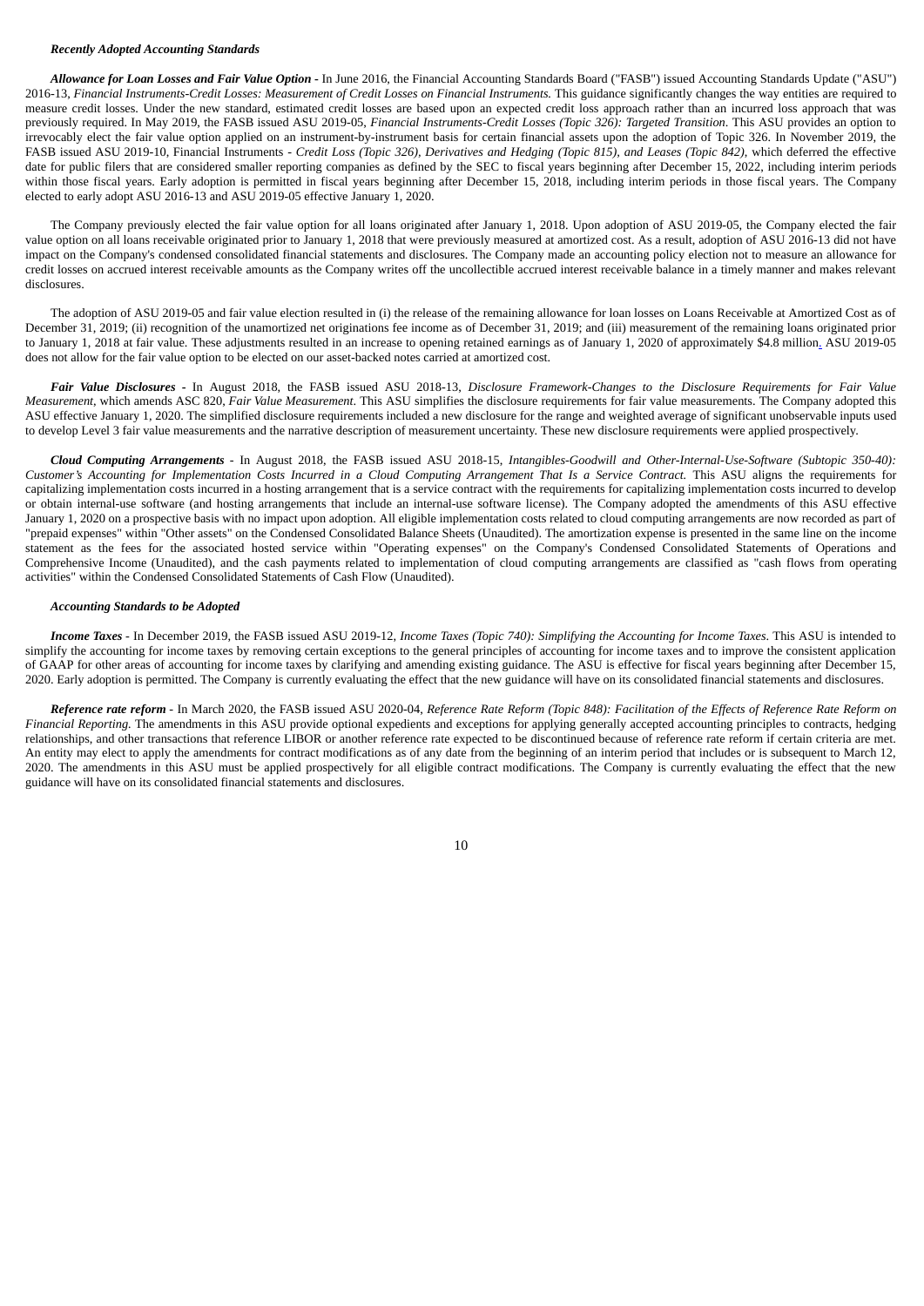***Recently Adopted Accounting Standards***

***Allowance for Loan Losses and Fair Value Option*** - In June 2016, the Financial Accounting Standards Board ("FASB") issued Accounting Standards Update ("ASU") 2016-13, *Financial Instruments-Credit Losses: Measurement of Credit Losses on Financial Instruments.* This guidance significantly changes the way entities are required to measure credit losses. Under the new standard, estimated credit losses are based upon an expected credit loss approach rather than an incurred loss approach that was previously required. In May 2019, the FASB issued ASU 2019-05, *Financial Instruments-Credit Losses (Topic 326): Targeted Transition*. This ASU provides an option to irrevocably elect the fair value option applied on an instrument-by-instrument basis for certain financial assets upon the adoption of Topic 326. In November 2019, the FASB issued ASU 2019-10, Financial Instruments - *Credit Loss (Topic 326), Derivatives and Hedging (Topic 815), and Leases (Topic 842)*, which deferred the effective date for public filers that are considered smaller reporting companies as defined by the SEC to fiscal years beginning after December 15, 2022, including interim periods within those fiscal years. Early adoption is permitted in fiscal years beginning after December 15, 2018, including interim periods in those fiscal years. The Company elected to early adopt ASU 2016-13 and ASU 2019-05 effective January 1, 2020.

The Company previously elected the fair value option for all loans originated after January 1, 2018. Upon adoption of ASU 2019-05, the Company elected the fair value option on all loans receivable originated prior to January 1, 2018 that were previously measured at amortized cost. As a result, adoption of ASU 2016-13 did not have impact on the Company's condensed consolidated financial statements and disclosures. The Company made an accounting policy election not to measure an allowance for credit losses on accrued interest receivable amounts as the Company writes off the uncollectible accrued interest receivable balance in a timely manner and makes relevant disclosures.

The adoption of ASU 2019-05 and fair value election resulted in (i) the release of the remaining allowance for loan losses on Loans Receivable at Amortized Cost as of December 31, 2019; (ii) recognition of the unamortized net originations fee income as of December 31, 2019; and (iii) measurement of the remaining loans originated prior to January 1, 2018 at fair value. These adjustments resulted in an increase to opening retained earnings as of January 1, 2020 of approximately $4.8 million. ASU 2019-05 does not allow for the fair value option to be elected on our asset-backed notes carried at amortized cost.

***Fair Value Disclosures*** - In August 2018, the FASB issued ASU 2018-13, *Disclosure Framework-Changes to the Disclosure Requirements for Fair Value Measurement*, which amends ASC 820, *Fair Value Measurement*. This ASU simplifies the disclosure requirements for fair value measurements. The Company adopted this ASU effective January 1, 2020. The simplified disclosure requirements included a new disclosure for the range and weighted average of significant unobservable inputs used to develop Level 3 fair value measurements and the narrative description of measurement uncertainty. These new disclosure requirements were applied prospectively.

***Cloud Computing Arrangements*** - In August 2018, the FASB issued ASU 2018-15, *Intangibles-Goodwill and Other-Internal-Use-Software (Subtopic 350-40): Customer's Accounting for Implementation Costs Incurred in a Cloud Computing Arrangement That Is a Service Contract.* This ASU aligns the requirements for capitalizing implementation costs incurred in a hosting arrangement that is a service contract with the requirements for capitalizing implementation costs incurred to develop or obtain internal-use software (and hosting arrangements that include an internal-use software license). The Company adopted the amendments of this ASU effective January 1, 2020 on a prospective basis with no impact upon adoption. All eligible implementation costs related to cloud computing arrangements are now recorded as part of "prepaid expenses" within "Other assets" on the Condensed Consolidated Balance Sheets (Unaudited). The amortization expense is presented in the same line on the income statement as the fees for the associated hosted service within "Operating expenses" on the Company's Condensed Consolidated Statements of Operations and Comprehensive Income (Unaudited), and the cash payments related to implementation of cloud computing arrangements are classified as "cash flows from operating activities" within the Condensed Consolidated Statements of Cash Flow (Unaudited).

***Accounting Standards to be Adopted***

***Income Taxes*** - In December 2019, the FASB issued ASU 2019-12, *Income Taxes (Topic 740): Simplifying the Accounting for Income Taxes*. This ASU is intended to simplify the accounting for income taxes by removing certain exceptions to the general principles of accounting for income taxes and to improve the consistent application of GAAP for other areas of accounting for income taxes by clarifying and amending existing guidance. The ASU is effective for fiscal years beginning after December 15, 2020. Early adoption is permitted. The Company is currently evaluating the effect that the new guidance will have on its consolidated financial statements and disclosures.

***Reference rate reform*** - In March 2020, the FASB issued ASU 2020-04, *Reference Rate Reform (Topic 848): Facilitation of the Effects of Reference Rate Reform on Financial Reporting*. The amendments in this ASU provide optional expedients and exceptions for applying generally accepted accounting principles to contracts, hedging relationships, and other transactions that reference LIBOR or another reference rate expected to be discontinued because of reference rate reform if certain criteria are met. An entity may elect to apply the amendments for contract modifications as of any date from the beginning of an interim period that includes or is subsequent to March 12, 2020. The amendments in this ASU must be applied prospectively for all eligible contract modifications. The Company is currently evaluating the effect that the new guidance will have on its consolidated financial statements and disclosures.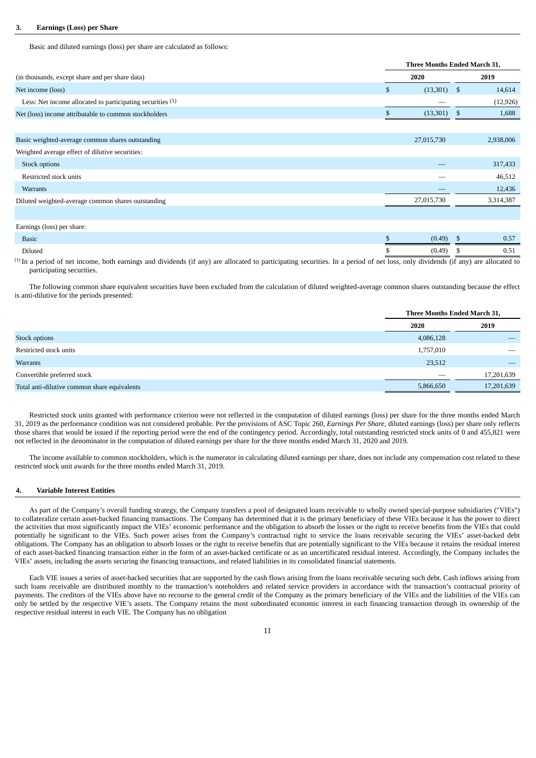### 3. Earnings (Loss) per Share

Basic and diluted earnings (loss) per share are calculated as follows:

| (in thousands, except share and per share data) | Three Months Ended March 31, 2020 | Three Months Ended March 31, 2019 |
|---|---|---|
| Net income (loss) | $ (13,301) | $ 14,614 |
| Less: Net income allocated to participating securities [1] | — | (12,926) |
| Net (loss) income attributable to common stockholders | $ (13,301) | $ 1,688 |
| | | |
| Basic weighted-average common shares outstanding | 27,015,730 | 2,938,006 |
| Weighted average effect of dilutive securities: | | |
| Stock options | — | 317,433 |
| Restricted stock units | — | 46,512 |
| Warrants | — | 12,436 |
| Diluted weighted-average common shares outstanding | 27,015,730 | 3,314,387 |
| | | |
| Earnings (loss) per share: | | |
| Basic | $ (0.49) | $ 0.57 |
| Diluted | $ (0.49) | $ 0.51 |

[1] In a period of net income, both earnings and dividends (if any) are allocated to participating securities. In a period of net loss, only dividends (if any) are allocated to participating securities.

The following common share equivalent securities have been excluded from the calculation of diluted weighted-average common shares outstanding because the effect is anti-dilutive for the periods presented:

| | Three Months Ended March 31, 2020 | Three Months Ended March 31, 2019 |
|---|---|---|
| Stock options | 4,086,128 | — |
| Restricted stock units | 1,757,010 | — |
| Warrants | 23,512 | — |
| Convertible preferred stock | — | 17,201,639 |
| Total anti-dilutive common share equivalents | 5,866,650 | 17,201,639 |

Restricted stock units granted with performance criterion were not reflected in the computation of diluted earnings (loss) per share for the three months ended March 31, 2019 as the performance condition was not considered probable. Per the provisions of ASC Topic 260, *Earnings Per Share*, diluted earnings (loss) per share only reflects those shares that would be issued if the reporting period were the end of the contingency period. Accordingly, total outstanding restricted stock units of 0 and 455,821 were not reflected in the denominator in the computation of diluted earnings per share for the three months ended March 31, 2020 and 2019.

The income available to common stockholders, which is the numerator in calculating diluted earnings per share, does not include any compensation cost related to these restricted stock unit awards for the three months ended March 31, 2019.

### 4. Variable Interest Entities

As part of the Company's overall funding strategy, the Company transfers a pool of designated loans receivable to wholly owned special-purpose subsidiaries ("VIEs") to collateralize certain asset-backed financing transactions. The Company has determined that it is the primary beneficiary of these VIEs because it has the power to direct the activities that most significantly impact the VIEs' economic performance and the obligation to absorb the losses or the right to receive benefits from the VIEs that could potentially be significant to the VIEs. Such power arises from the Company's contractual right to service the loans receivable securing the VIEs' asset-backed debt obligations. The Company has an obligation to absorb losses or the right to receive benefits that are potentially significant to the VIEs because it retains the residual interest of each asset-backed financing transaction either in the form of an asset-backed certificate or as an uncertificated residual interest. Accordingly, the Company includes the VIEs' assets, including the assets securing the financing transactions, and related liabilities in its consolidated financial statements.

Each VIE issues a series of asset-backed securities that are supported by the cash flows arising from the loans receivable securing such debt. Cash inflows arising from such loans receivable are distributed monthly to the transaction's noteholders and related service providers in accordance with the transaction's contractual priority of payments. The creditors of the VIEs above have no recourse to the general credit of the Company as the primary beneficiary of the VIEs and the liabilities of the VIEs can only be settled by the respective VIE's assets. The Company retains the most subordinated economic interest in each financing transaction through its ownership of the respective residual interest in each VIE. The Company has no obligation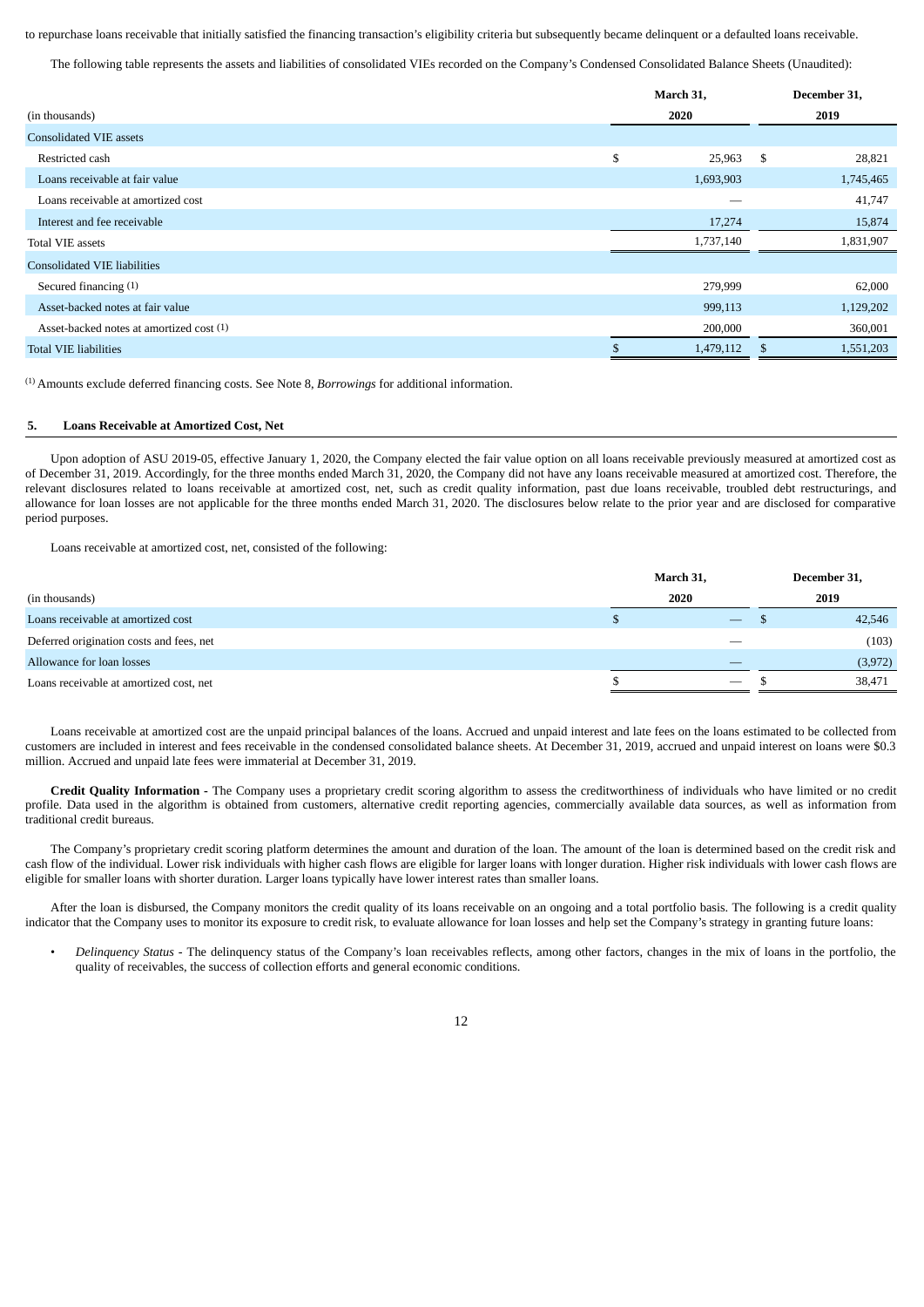to repurchase loans receivable that initially satisfied the financing transaction's eligibility criteria but subsequently became delinquent or a defaulted loans receivable.

The following table represents the assets and liabilities of consolidated VIEs recorded on the Company's Condensed Consolidated Balance Sheets (Unaudited):

| (in thousands) | March 31, 2020 | December 31, 2019 |
|---|---|---|
| **Consolidated VIE assets** | | |
| Restricted cash | $ 25,963 | $ 28,821 |
| Loans receivable at fair value | 1,693,903 | 1,745,465 |
| Loans receivable at amortized cost | — | 41,747 |
| Interest and fee receivable | 17,274 | 15,874 |
| Total VIE assets | 1,737,140 | 1,831,907 |
| **Consolidated VIE liabilities** | | |
| Secured financing [(1)] | 279,999 | 62,000 |
| Asset-backed notes at fair value | 999,113 | 1,129,202 |
| Asset-backed notes at amortized cost [(1)] | 200,000 | 360,001 |
| Total VIE liabilities | $ 1,479,112 | $ 1,551,203 |

[(1)] Amounts exclude deferred financing costs. See Note 8, *Borrowings* for additional information.

## 5. Loans Receivable at Amortized Cost, Net

Upon adoption of ASU 2019-05, effective January 1, 2020, the Company elected the fair value option on all loans receivable previously measured at amortized cost as of December 31, 2019. Accordingly, for the three months ended March 31, 2020, the Company did not have any loans receivable measured at amortized cost. Therefore, the relevant disclosures related to loans receivable at amortized cost, net, such as credit quality information, past due loans receivable, troubled debt restructurings, and allowance for loan losses are not applicable for the three months ended March 31, 2020. The disclosures below relate to the prior year and are disclosed for comparative period purposes.

Loans receivable at amortized cost, net, consisted of the following:

| (in thousands) | March 31, 2020 | December 31, 2019 |
|---|---|---|
| Loans receivable at amortized cost | $ — | $ 42,546 |
| Deferred origination costs and fees, net | — | (103) |
| Allowance for loan losses | — | (3,972) |
| Loans receivable at amortized cost, net | $ — | $ 38,471 |

Loans receivable at amortized cost are the unpaid principal balances of the loans. Accrued and unpaid interest and late fees on the loans estimated to be collected from customers are included in interest and fees receivable in the condensed consolidated balance sheets. At December 31, 2019, accrued and unpaid interest on loans were $0.3 million. Accrued and unpaid late fees were immaterial at December 31, 2019.

**Credit Quality Information** - The Company uses a proprietary credit scoring algorithm to assess the creditworthiness of individuals who have limited or no credit profile. Data used in the algorithm is obtained from customers, alternative credit reporting agencies, commercially available data sources, as well as information from traditional credit bureaus.

The Company's proprietary credit scoring platform determines the amount and duration of the loan. The amount of the loan is determined based on the credit risk and cash flow of the individual. Lower risk individuals with higher cash flows are eligible for larger loans with longer duration. Higher risk individuals with lower cash flows are eligible for smaller loans with shorter duration. Larger loans typically have lower interest rates than smaller loans.

After the loan is disbursed, the Company monitors the credit quality of its loans receivable on an ongoing and a total portfolio basis. The following is a credit quality indicator that the Company uses to monitor its exposure to credit risk, to evaluate allowance for loan losses and help set the Company's strategy in granting future loans:

- *Delinquency Status* - The delinquency status of the Company's loan receivables reflects, among other factors, changes in the mix of loans in the portfolio, the quality of receivables, the success of collection efforts and general economic conditions.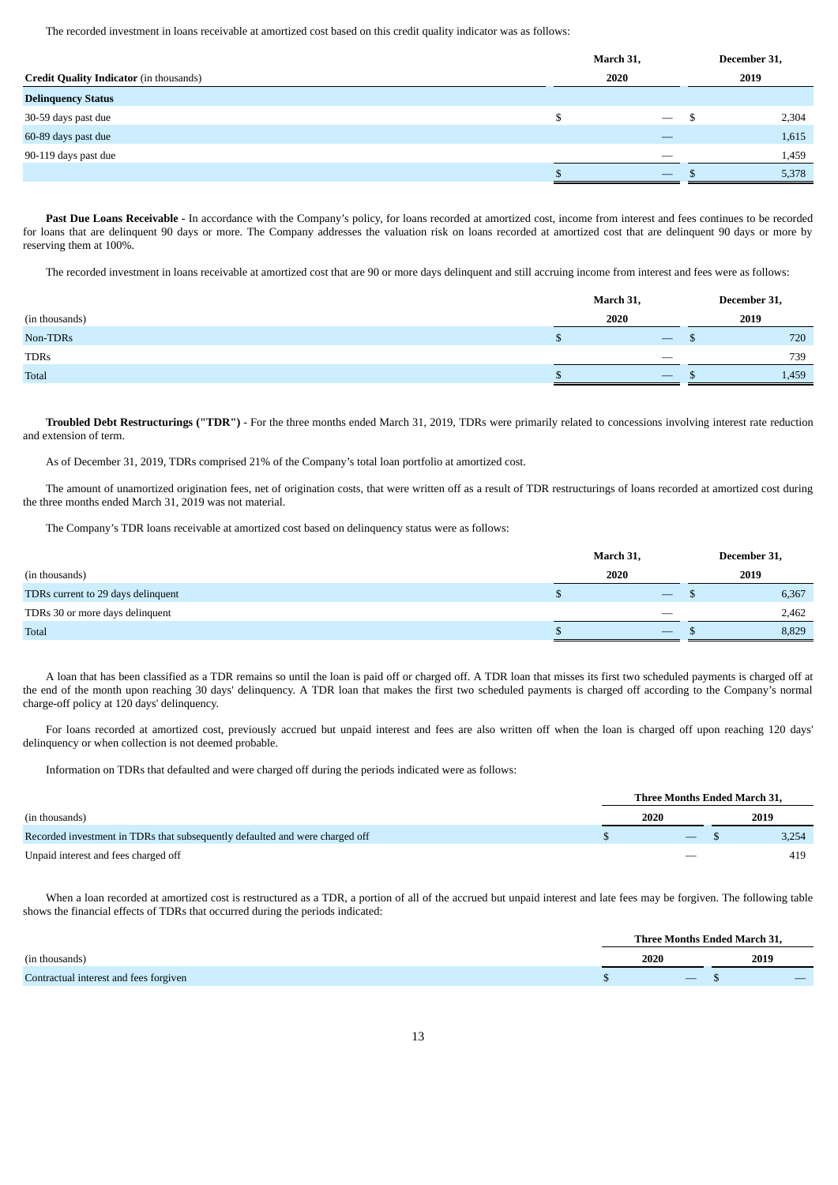The recorded investment in loans receivable at amortized cost based on this credit quality indicator was as follows:

| **Credit Quality Indicator** (in thousands) | **March 31, 2020** | **December 31, 2019** |
|---|---|---|
| **Delinquency Status** | | |
| 30-59 days past due | $ — | $ 2,304 |
| 60-89 days past due | — | 1,615 |
| 90-119 days past due | — | 1,459 |
| | $ — | $ 5,378 |

**Past Due Loans Receivable -** In accordance with the Company's policy, for loans recorded at amortized cost, income from interest and fees continues to be recorded for loans that are delinquent 90 days or more. The Company addresses the valuation risk on loans recorded at amortized cost that are delinquent 90 days or more by reserving them at 100%.

The recorded investment in loans receivable at amortized cost that are 90 or more days delinquent and still accruing income from interest and fees were as follows:

| (in thousands) | **March 31, 2020** | **December 31, 2019** |
|---|---|---|
| Non-TDRs | $ — | $ 720 |
| TDRs | — | 739 |
| Total | $ — | $ 1,459 |

**Troubled Debt Restructurings ("TDR") -** For the three months ended March 31, 2019, TDRs were primarily related to concessions involving interest rate reduction and extension of term.

As of December 31, 2019, TDRs comprised 21% of the Company's total loan portfolio at amortized cost.

The amount of unamortized origination fees, net of origination costs, that were written off as a result of TDR restructurings of loans recorded at amortized cost during the three months ended March 31, 2019 was not material.

The Company's TDR loans receivable at amortized cost based on delinquency status were as follows:

| (in thousands) | **March 31, 2020** | **December 31, 2019** |
|---|---|---|
| TDRs current to 29 days delinquent | $ — | $ 6,367 |
| TDRs 30 or more days delinquent | — | 2,462 |
| Total | $ — | $ 8,829 |

A loan that has been classified as a TDR remains so until the loan is paid off or charged off. A TDR loan that misses its first two scheduled payments is charged off at the end of the month upon reaching 30 days' delinquency. A TDR loan that makes the first two scheduled payments is charged off according to the Company's normal charge-off policy at 120 days' delinquency.

For loans recorded at amortized cost, previously accrued but unpaid interest and fees are also written off when the loan is charged off upon reaching 120 days' delinquency or when collection is not deemed probable.

Information on TDRs that defaulted and were charged off during the periods indicated were as follows:

| (in thousands) | **Three Months Ended March 31, 2020** | **Three Months Ended March 31, 2019** |
|---|---|---|
| Recorded investment in TDRs that subsequently defaulted and were charged off | $ — | $ 3,254 |
| Unpaid interest and fees charged off | — | 419 |

When a loan recorded at amortized cost is restructured as a TDR, a portion of all of the accrued but unpaid interest and late fees may be forgiven. The following table shows the financial effects of TDRs that occurred during the periods indicated:

| (in thousands) | **Three Months Ended March 31, 2020** | **Three Months Ended March 31, 2019** |
|---|---|---|
| Contractual interest and fees forgiven | $ — | $ — |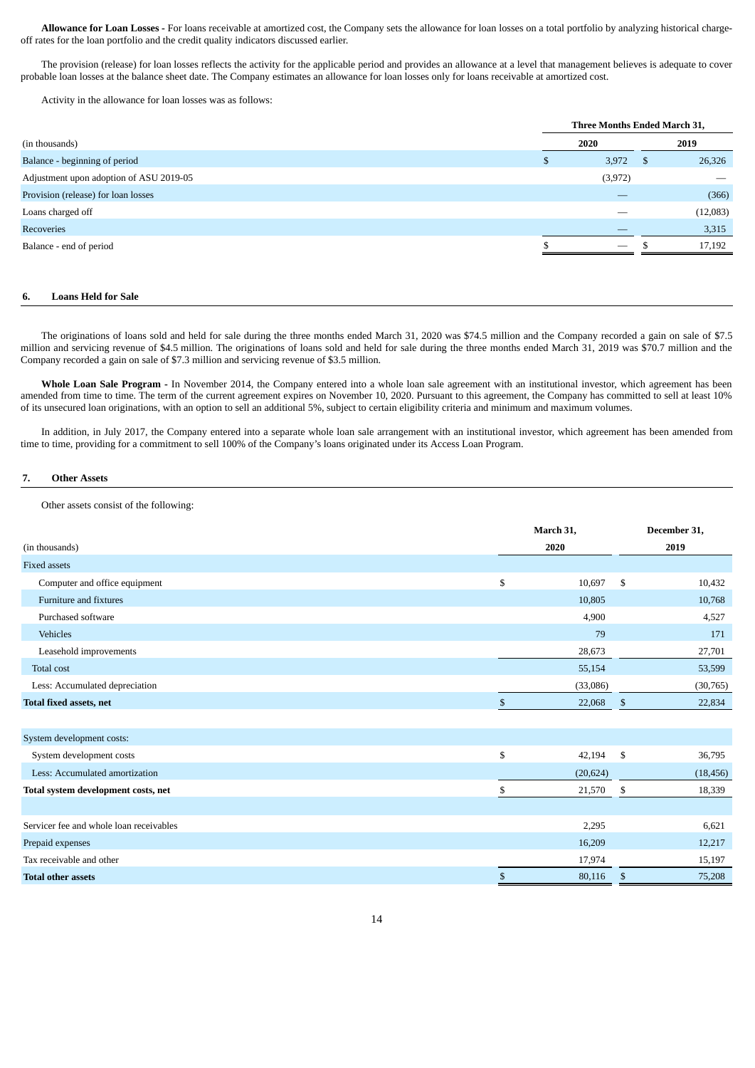**Allowance for Loan Losses** - For loans receivable at amortized cost, the Company sets the allowance for loan losses on a total portfolio by analyzing historical charge-off rates for the loan portfolio and the credit quality indicators discussed earlier.

The provision (release) for loan losses reflects the activity for the applicable period and provides an allowance at a level that management believes is adequate to cover probable loan losses at the balance sheet date. The Company estimates an allowance for loan losses only for loans receivable at amortized cost.

Activity in the allowance for loan losses was as follows:

| | Three Months Ended March 31, | |
|---|---|---|
| (in thousands) | 2020 | 2019 |
| Balance - beginning of period | $ 3,972 | $ 26,326 |
| Adjustment upon adoption of ASU 2019-05 | (3,972) | — |
| Provision (release) for loan losses | — | (366) |
| Loans charged off | — | (12,083) |
| Recoveries | — | 3,315 |
| Balance - end of period | $ — | $ 17,192 |

## 6. Loans Held for Sale

The originations of loans sold and held for sale during the three months ended March 31, 2020 was $74.5 million and the Company recorded a gain on sale of $7.5 million and servicing revenue of $4.5 million. The originations of loans sold and held for sale during the three months ended March 31, 2019 was $70.7 million and the Company recorded a gain on sale of $7.3 million and servicing revenue of $3.5 million.

**Whole Loan Sale Program** - In November 2014, the Company entered into a whole loan sale agreement with an institutional investor, which agreement has been amended from time to time. The term of the current agreement expires on November 10, 2020. Pursuant to this agreement, the Company has committed to sell at least 10% of its unsecured loan originations, with an option to sell an additional 5%, subject to certain eligibility criteria and minimum and maximum volumes.

In addition, in July 2017, the Company entered into a separate whole loan sale arrangement with an institutional investor, which agreement has been amended from time to time, providing for a commitment to sell 100% of the Company's loans originated under its Access Loan Program.

## 7. Other Assets

Other assets consist of the following:

| | March 31, | December 31, |
|---|---|---|
| (in thousands) | 2020 | 2019 |
| Fixed assets | | |
| Computer and office equipment | $ 10,697 | $ 10,432 |
| Furniture and fixtures | 10,805 | 10,768 |
| Purchased software | 4,900 | 4,527 |
| Vehicles | 79 | 171 |
| Leasehold improvements | 28,673 | 27,701 |
| Total cost | 55,154 | 53,599 |
| Less: Accumulated depreciation | (33,086) | (30,765) |
| **Total fixed assets, net** | $ 22,068 | $ 22,834 |
| | | |
| System development costs: | | |
| System development costs | $ 42,194 | $ 36,795 |
| Less: Accumulated amortization | (20,624) | (18,456) |
| **Total system development costs, net** | $ 21,570 | $ 18,339 |
| | | |
| Servicer fee and whole loan receivables | 2,295 | 6,621 |
| Prepaid expenses | 16,209 | 12,217 |
| Tax receivable and other | 17,974 | 15,197 |
| **Total other assets** | $ 80,116 | $ 75,208 |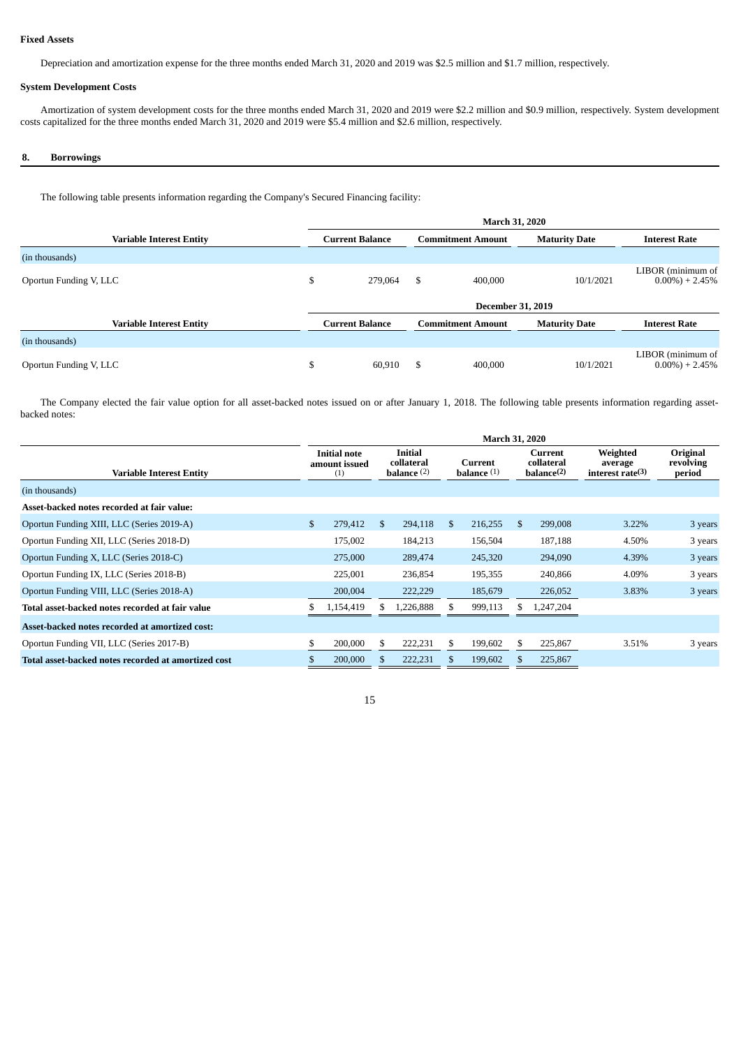**Fixed Assets**

Depreciation and amortization expense for the three months ended March 31, 2020 and 2019 was \$2.5 million and \$1.7 million, respectively.

**System Development Costs**

Amortization of system development costs for the three months ended March 31, 2020 and 2019 were \$2.2 million and \$0.9 million, respectively. System development costs capitalized for the three months ended March 31, 2020 and 2019 were \$5.4 million and \$2.6 million, respectively.

## 8. Borrowings

The following table presents information regarding the Company's Secured Financing facility:

| | March 31, 2020 | | | |
|---|---|---|---|---|
| **Variable Interest Entity** | **Current Balance** | **Commitment Amount** | **Maturity Date** | **Interest Rate** |
| (in thousands) | | | | |
| Oportun Funding V, LLC | \$ 279,064 | \$ 400,000 | 10/1/2021 | LIBOR (minimum of 0.00%) + 2.45% |

| | December 31, 2019 | | | |
|---|---|---|---|---|
| **Variable Interest Entity** | **Current Balance** | **Commitment Amount** | **Maturity Date** | **Interest Rate** |
| (in thousands) | | | | |
| Oportun Funding V, LLC | \$ 60,910 | \$ 400,000 | 10/1/2021 | LIBOR (minimum of 0.00%) + 2.45% |

The Company elected the fair value option for all asset-backed notes issued on or after January 1, 2018. The following table presents information regarding asset-backed notes:

| | March 31, 2020 | | | | | |
|---|---|---|---|---|---|---|
| **Variable Interest Entity** | **Initial note amount issued (1)** | **Initial collateral balance (2)** | **Current balance (1)** | **Current collateral balance(2)** | **Weighted average interest rate(3)** | **Original revolving period** |
| (in thousands) | | | | | | |
| **Asset-backed notes recorded at fair value:** | | | | | | |
| Oportun Funding XIII, LLC (Series 2019-A) | \$ 279,412 | \$ 294,118 | \$ 216,255 | \$ 299,008 | 3.22% | 3 years |
| Oportun Funding XII, LLC (Series 2018-D) | 175,002 | 184,213 | 156,504 | 187,188 | 4.50% | 3 years |
| Oportun Funding X, LLC (Series 2018-C) | 275,000 | 289,474 | 245,320 | 294,090 | 4.39% | 3 years |
| Oportun Funding IX, LLC (Series 2018-B) | 225,001 | 236,854 | 195,355 | 240,866 | 4.09% | 3 years |
| Oportun Funding VIII, LLC (Series 2018-A) | 200,004 | 222,229 | 185,679 | 226,052 | 3.83% | 3 years |
| **Total asset-backed notes recorded at fair value** | \$ 1,154,419 | \$ 1,226,888 | \$ 999,113 | \$ 1,247,204 | | |
| **Asset-backed notes recorded at amortized cost:** | | | | | | |
| Oportun Funding VII, LLC (Series 2017-B) | \$ 200,000 | \$ 222,231 | \$ 199,602 | \$ 225,867 | 3.51% | 3 years |
| **Total asset-backed notes recorded at amortized cost** | \$ 200,000 | \$ 222,231 | \$ 199,602 | \$ 225,867 | | |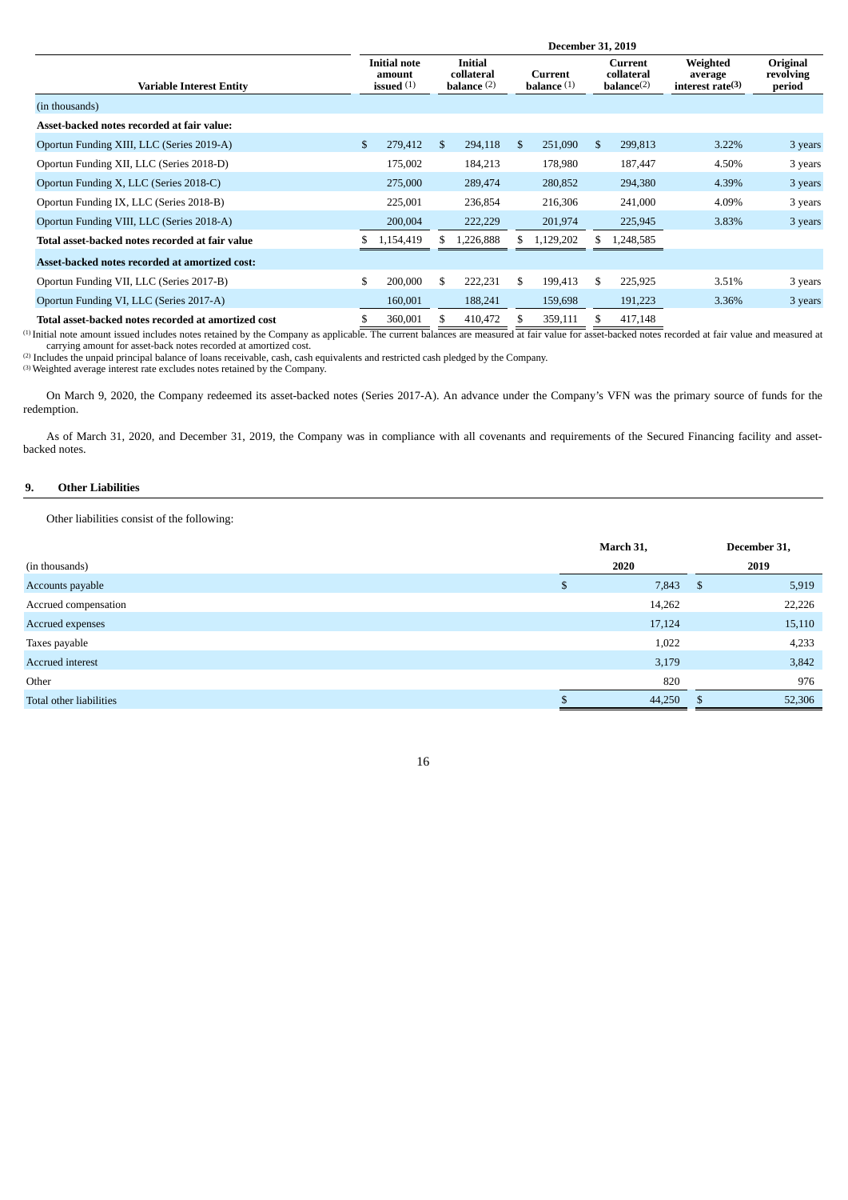| | December 31, 2019 | | | | | |
|---|---|---|---|---|---|---|
| Variable Interest Entity | Initial note amount issued (1) | Initial collateral balance (2) | Current balance (1) | Current collateral balance(2) | Weighted average interest rate(3) | Original revolving period |
| (in thousands) | | | | | | |
| **Asset-backed notes recorded at fair value:** | | | | | | |
| Oportun Funding XIII, LLC (Series 2019-A) | $ 279,412 | $ 294,118 | $ 251,090 | $ 299,813 | 3.22% | 3 years |
| Oportun Funding XII, LLC (Series 2018-D) | 175,002 | 184,213 | 178,980 | 187,447 | 4.50% | 3 years |
| Oportun Funding X, LLC (Series 2018-C) | 275,000 | 289,474 | 280,852 | 294,380 | 4.39% | 3 years |
| Oportun Funding IX, LLC (Series 2018-B) | 225,001 | 236,854 | 216,306 | 241,000 | 4.09% | 3 years |
| Oportun Funding VIII, LLC (Series 2018-A) | 200,004 | 222,229 | 201,974 | 225,945 | 3.83% | 3 years |
| **Total asset-backed notes recorded at fair value** | $ 1,154,419 | $ 1,226,888 | $ 1,129,202 | $ 1,248,585 | | |
| **Asset-backed notes recorded at amortized cost:** | | | | | | |
| Oportun Funding VII, LLC (Series 2017-B) | $ 200,000 | $ 222,231 | $ 199,413 | $ 225,925 | 3.51% | 3 years |
| Oportun Funding VI, LLC (Series 2017-A) | 160,001 | 188,241 | 159,698 | 191,223 | 3.36% | 3 years |
| **Total asset-backed notes recorded at amortized cost** | $ 360,001 | $ 410,472 | $ 359,111 | $ 417,148 | | |

(1) Initial note amount issued includes notes retained by the Company as applicable. The current balances are measured at fair value for asset-backed notes recorded at fair value and measured at carrying amount for asset-back notes recorded at amortized cost.
(2) Includes the unpaid principal balance of loans receivable, cash, cash equivalents and restricted cash pledged by the Company.
(3) Weighted average interest rate excludes notes retained by the Company.

On March 9, 2020, the Company redeemed its asset-backed notes (Series 2017-A). An advance under the Company's VFN was the primary source of funds for the redemption.

As of March 31, 2020, and December 31, 2019, the Company was in compliance with all covenants and requirements of the Secured Financing facility and asset-backed notes.

## 9. Other Liabilities

Other liabilities consist of the following:

| | March 31, | December 31, |
|---|---|---|
| (in thousands) | 2020 | 2019 |
| Accounts payable | $ 7,843 | $ 5,919 |
| Accrued compensation | 14,262 | 22,226 |
| Accrued expenses | 17,124 | 15,110 |
| Taxes payable | 1,022 | 4,233 |
| Accrued interest | 3,179 | 3,842 |
| Other | 820 | 976 |
| Total other liabilities | $ 44,250 | $ 52,306 |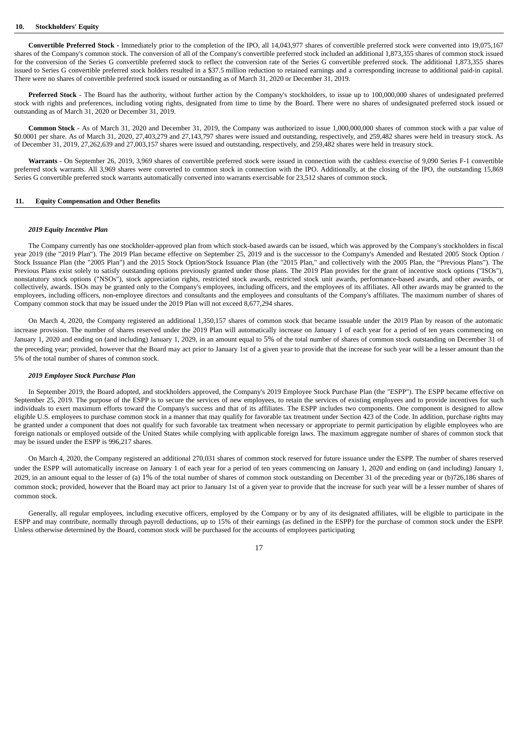## 10. Stockholders' Equity

**Convertible Preferred Stock -** Immediately prior to the completion of the IPO, all 14,043,977 shares of convertible preferred stock were converted into 19,075,167 shares of the Company's common stock. The conversion of all of the Company's convertible preferred stock included an additional 1,873,355 shares of common stock issued for the conversion of the Series G convertible preferred stock to reflect the conversion rate of the Series G convertible preferred stock. The additional 1,873,355 shares issued to Series G convertible preferred stock holders resulted in a $37.5 million reduction to retained earnings and a corresponding increase to additional paid-in capital. There were no shares of convertible preferred stock issued or outstanding as of March 31, 2020 or December 31, 2019.

**Preferred Stock** - The Board has the authority, without further action by the Company's stockholders, to issue up to 100,000,000 shares of undesignated preferred stock with rights and preferences, including voting rights, designated from time to time by the Board. There were no shares of undesignated preferred stock issued or outstanding as of March 31, 2020 or December 31, 2019.

**Common Stock** - As of March 31, 2020 and December 31, 2019, the Company was authorized to issue 1,000,000,000 shares of common stock with a par value of $0.0001 per share. As of March 31, 2020, 27,403,279 and 27,143,797 shares were issued and outstanding, respectively, and 259,482 shares were held in treasury stock. As of December 31, 2019, 27,262,639 and 27,003,157 shares were issued and outstanding, respectively, and 259,482 shares were held in treasury stock.

**Warrants** - On September 26, 2019, 3,969 shares of convertible preferred stock were issued in connection with the cashless exercise of 9,090 Series F-1 convertible preferred stock warrants. All 3,969 shares were converted to common stock in connection with the IPO. Additionally, at the closing of the IPO, the outstanding 15,869 Series G convertible preferred stock warrants automatically converted into warrants exercisable for 23,512 shares of common stock.

## 11. Equity Compensation and Other Benefits

***2019 Equity Incentive Plan***

The Company currently has one stockholder-approved plan from which stock-based awards can be issued, which was approved by the Company's stockholders in fiscal year 2019 (the "2019 Plan"). The 2019 Plan became effective on September 25, 2019 and is the successor to the Company's Amended and Restated 2005 Stock Option / Stock Issuance Plan (the "2005 Plan") and the 2015 Stock Option/Stock Issuance Plan (the "2015 Plan," and collectively with the 2005 Plan, the "Previous Plans"). The Previous Plans exist solely to satisfy outstanding options previously granted under those plans. The 2019 Plan provides for the grant of incentive stock options ("ISOs"), nonstatutory stock options ("NSOs"), stock appreciation rights, restricted stock awards, restricted stock unit awards, performance-based awards, and other awards, or collectively, awards. ISOs may be granted only to the Company's employees, including officers, and the employees of its affiliates. All other awards may be granted to the employees, including officers, non-employee directors and consultants and the employees and consultants of the Company's affiliates. The maximum number of shares of Company common stock that may be issued under the 2019 Plan will not exceed 8,677,294 shares.

On March 4, 2020, the Company registered an additional 1,350,157 shares of common stock that became issuable under the 2019 Plan by reason of the automatic increase provision. The number of shares reserved under the 2019 Plan will automatically increase on January 1 of each year for a period of ten years commencing on January 1, 2020 and ending on (and including) January 1, 2029, in an amount equal to 5% of the total number of shares of common stock outstanding on December 31 of the preceding year; provided, however that the Board may act prior to January 1st of a given year to provide that the increase for such year will be a lesser amount than the 5% of the total number of shares of common stock.

***2019 Employee Stock Purchase Plan***

In September 2019, the Board adopted, and stockholders approved, the Company's 2019 Employee Stock Purchase Plan (the "ESPP"). The ESPP became effective on September 25, 2019. The purpose of the ESPP is to secure the services of new employees, to retain the services of existing employees and to provide incentives for such individuals to exert maximum efforts toward the Company's success and that of its affiliates. The ESPP includes two components. One component is designed to allow eligible U.S. employees to purchase common stock in a manner that may qualify for favorable tax treatment under Section 423 of the Code. In addition, purchase rights may be granted under a component that does not qualify for such favorable tax treatment when necessary or appropriate to permit participation by eligible employees who are foreign nationals or employed outside of the United States while complying with applicable foreign laws. The maximum aggregate number of shares of common stock that may be issued under the ESPP is 996,217 shares.

On March 4, 2020, the Company registered an additional 270,031 shares of common stock reserved for future issuance under the ESPP. The number of shares reserved under the ESPP will automatically increase on January 1 of each year for a period of ten years commencing on January 1, 2020 and ending on (and including) January 1, 2029, in an amount equal to the lesser of (a) 1% of the total number of shares of common stock outstanding on December 31 of the preceding year or (b)726,186 shares of common stock; provided, however that the Board may act prior to January 1st of a given year to provide that the increase for such year will be a lesser number of shares of common stock.

Generally, all regular employees, including executive officers, employed by the Company or by any of its designated affiliates, will be eligible to participate in the ESPP and may contribute, normally through payroll deductions, up to 15% of their earnings (as defined in the ESPP) for the purchase of common stock under the ESPP. Unless otherwise determined by the Board, common stock will be purchased for the accounts of employees participating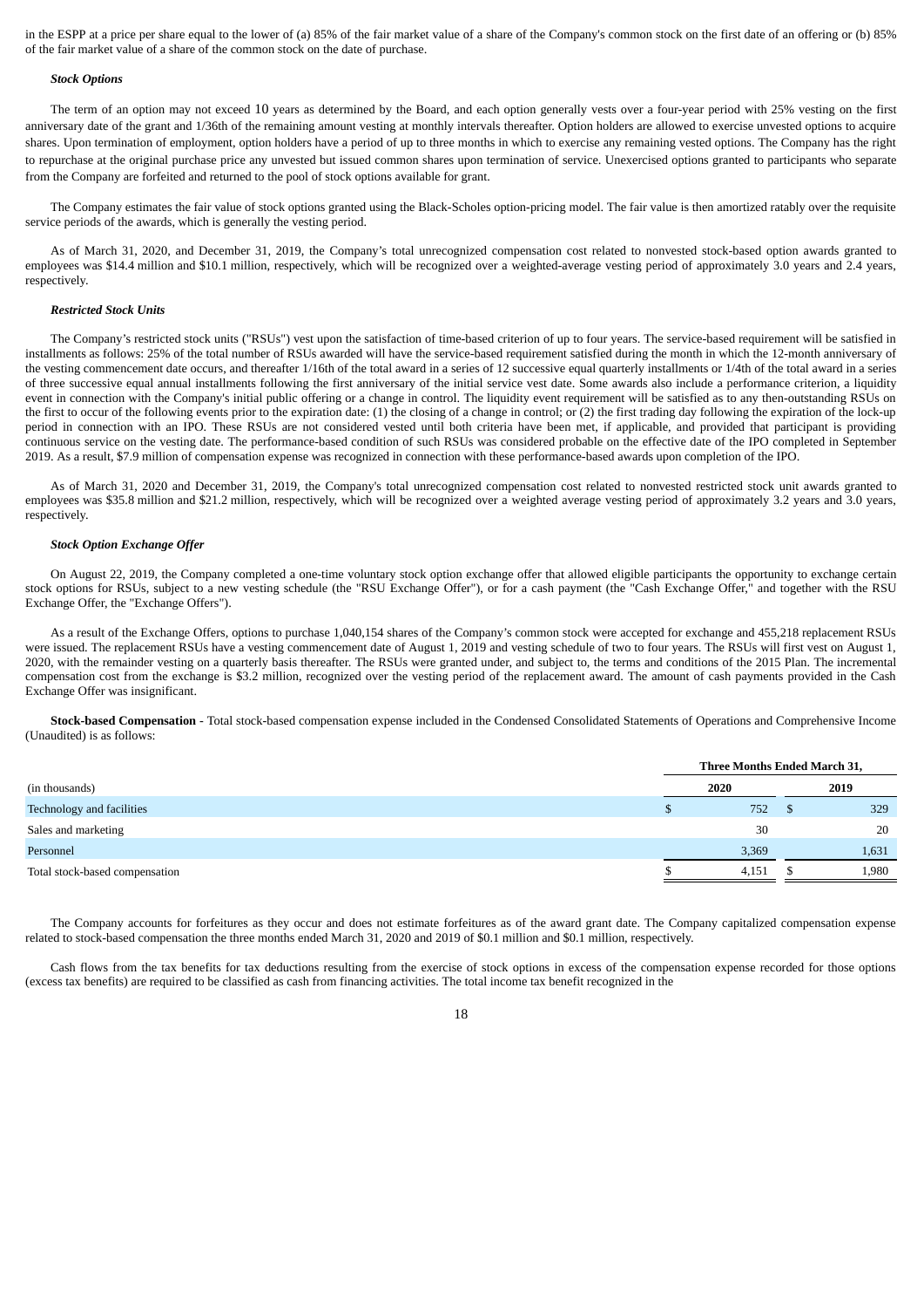in the ESPP at a price per share equal to the lower of (a) 85% of the fair market value of a share of the Company's common stock on the first date of an offering or (b) 85% of the fair market value of a share of the common stock on the date of purchase.

***Stock Options***

The term of an option may not exceed 10 years as determined by the Board, and each option generally vests over a four-year period with 25% vesting on the first anniversary date of the grant and 1/36th of the remaining amount vesting at monthly intervals thereafter. Option holders are allowed to exercise unvested options to acquire shares. Upon termination of employment, option holders have a period of up to three months in which to exercise any remaining vested options. The Company has the right to repurchase at the original purchase price any unvested but issued common shares upon termination of service. Unexercised options granted to participants who separate from the Company are forfeited and returned to the pool of stock options available for grant.

The Company estimates the fair value of stock options granted using the Black-Scholes option-pricing model. The fair value is then amortized ratably over the requisite service periods of the awards, which is generally the vesting period.

As of March 31, 2020, and December 31, 2019, the Company's total unrecognized compensation cost related to nonvested stock-based option awards granted to employees was $14.4 million and $10.1 million, respectively, which will be recognized over a weighted-average vesting period of approximately 3.0 years and 2.4 years, respectively.

***Restricted Stock Units***

The Company's restricted stock units ("RSUs") vest upon the satisfaction of time-based criterion of up to four years. The service-based requirement will be satisfied in installments as follows: 25% of the total number of RSUs awarded will have the service-based requirement satisfied during the month in which the 12-month anniversary of the vesting commencement date occurs, and thereafter 1/16th of the total award in a series of 12 successive equal quarterly installments or 1/4th of the total award in a series of three successive equal annual installments following the first anniversary of the initial service vest date. Some awards also include a performance criterion, a liquidity event in connection with the Company's initial public offering or a change in control. The liquidity event requirement will be satisfied as to any then-outstanding RSUs on the first to occur of the following events prior to the expiration date: (1) the closing of a change in control; or (2) the first trading day following the expiration of the lock-up period in connection with an IPO. These RSUs are not considered vested until both criteria have been met, if applicable, and provided that participant is providing continuous service on the vesting date. The performance-based condition of such RSUs was considered probable on the effective date of the IPO completed in September 2019. As a result, $7.9 million of compensation expense was recognized in connection with these performance-based awards upon completion of the IPO.

As of March 31, 2020 and December 31, 2019, the Company's total unrecognized compensation cost related to nonvested restricted stock unit awards granted to employees was $35.8 million and $21.2 million, respectively, which will be recognized over a weighted average vesting period of approximately 3.2 years and 3.0 years, respectively.

***Stock Option Exchange Offer***

On August 22, 2019, the Company completed a one-time voluntary stock option exchange offer that allowed eligible participants the opportunity to exchange certain stock options for RSUs, subject to a new vesting schedule (the "RSU Exchange Offer"), or for a cash payment (the "Cash Exchange Offer," and together with the RSU Exchange Offer, the "Exchange Offers").

As a result of the Exchange Offers, options to purchase 1,040,154 shares of the Company's common stock were accepted for exchange and 455,218 replacement RSUs were issued. The replacement RSUs have a vesting commencement date of August 1, 2019 and vesting schedule of two to four years. The RSUs will first vest on August 1, 2020, with the remainder vesting on a quarterly basis thereafter. The RSUs were granted under, and subject to, the terms and conditions of the 2015 Plan. The incremental compensation cost from the exchange is $3.2 million, recognized over the vesting period of the replacement award. The amount of cash payments provided in the Cash Exchange Offer was insignificant.

**Stock-based Compensation** - Total stock-based compensation expense included in the Condensed Consolidated Statements of Operations and Comprehensive Income (Unaudited) is as follows:

| | Three Months Ended March 31, | |
|---|---|---|
| (in thousands) | 2020 | 2019 |
| Technology and facilities | $ 752 | $ 329 |
| Sales and marketing | 30 | 20 |
| Personnel | 3,369 | 1,631 |
| Total stock-based compensation | $ 4,151 | $ 1,980 |

The Company accounts for forfeitures as they occur and does not estimate forfeitures as of the award grant date. The Company capitalized compensation expense related to stock-based compensation the three months ended March 31, 2020 and 2019 of $0.1 million and $0.1 million, respectively.

Cash flows from the tax benefits for tax deductions resulting from the exercise of stock options in excess of the compensation expense recorded for those options (excess tax benefits) are required to be classified as cash from financing activities. The total income tax benefit recognized in the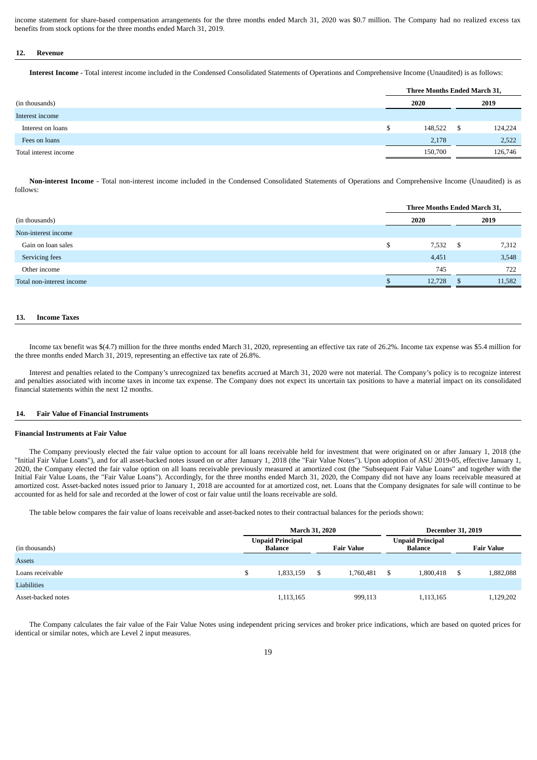income statement for share-based compensation arrangements for the three months ended March 31, 2020 was $0.7 million. The Company had no realized excess tax benefits from stock options for the three months ended March 31, 2019.

## 12. Revenue

**Interest Income** - Total interest income included in the Condensed Consolidated Statements of Operations and Comprehensive Income (Unaudited) is as follows:

| | Three Months Ended March 31, | |
|---|---|---|
| (in thousands) | 2020 | 2019 |
| Interest income | | |
| Interest on loans | $ 148,522 | $ 124,224 |
| Fees on loans | 2,178 | 2,522 |
| Total interest income | 150,700 | 126,746 |

**Non-interest Income** - Total non-interest income included in the Condensed Consolidated Statements of Operations and Comprehensive Income (Unaudited) is as follows:

| | Three Months Ended March 31, | |
|---|---|---|
| (in thousands) | 2020 | 2019 |
| Non-interest income | | |
| Gain on loan sales | $ 7,532 | $ 7,312 |
| Servicing fees | 4,451 | 3,548 |
| Other income | 745 | 722 |
| Total non-interest income | $ 12,728 | $ 11,582 |

## 13. Income Taxes

Income tax benefit was $(4.7) million for the three months ended March 31, 2020, representing an effective tax rate of 26.2%. Income tax expense was $5.4 million for the three months ended March 31, 2019, representing an effective tax rate of 26.8%.

Interest and penalties related to the Company's unrecognized tax benefits accrued at March 31, 2020 were not material. The Company's policy is to recognize interest and penalties associated with income taxes in income tax expense. The Company does not expect its uncertain tax positions to have a material impact on its consolidated financial statements within the next 12 months.

## 14. Fair Value of Financial Instruments

### Financial Instruments at Fair Value

The Company previously elected the fair value option to account for all loans receivable held for investment that were originated on or after January 1, 2018 (the "Initial Fair Value Loans"), and for all asset-backed notes issued on or after January 1, 2018 (the "Fair Value Notes"). Upon adoption of ASU 2019-05, effective January 1, 2020, the Company elected the fair value option on all loans receivable previously measured at amortized cost (the "Subsequent Fair Value Loans" and together with the Initial Fair Value Loans, the "Fair Value Loans"). Accordingly, for the three months ended March 31, 2020, the Company did not have any loans receivable measured at amortized cost. Asset-backed notes issued prior to January 1, 2018 are accounted for at amortized cost, net. Loans that the Company designates for sale will continue to be accounted for as held for sale and recorded at the lower of cost or fair value until the loans receivable are sold.

The table below compares the fair value of loans receivable and asset-backed notes to their contractual balances for the periods shown:

| | March 31, 2020 | | December 31, 2019 | |
|---|---|---|---|---|
| (in thousands) | Unpaid Principal Balance | Fair Value | Unpaid Principal Balance | Fair Value |
| Assets | | | | |
| Loans receivable | $ 1,833,159 | $ 1,760,481 | $ 1,800,418 | $ 1,882,088 |
| Liabilities | | | | |
| Asset-backed notes | 1,113,165 | 999,113 | 1,113,165 | 1,129,202 |

The Company calculates the fair value of the Fair Value Notes using independent pricing services and broker price indications, which are based on quoted prices for identical or similar notes, which are Level 2 input measures.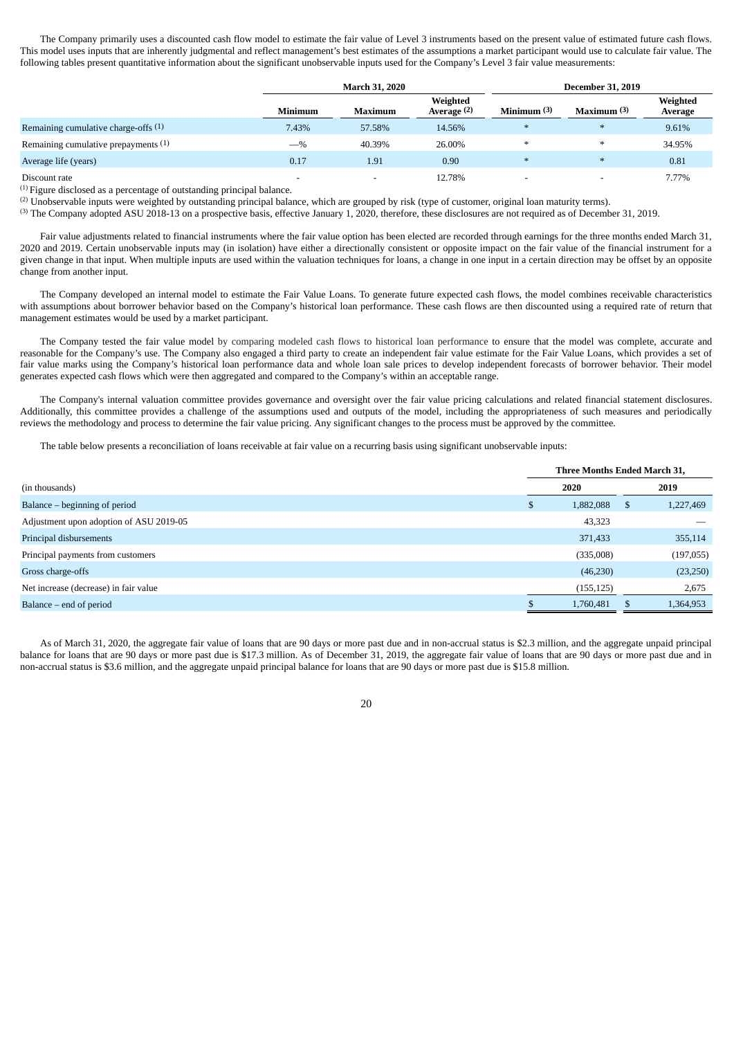The Company primarily uses a discounted cash flow model to estimate the fair value of Level 3 instruments based on the present value of estimated future cash flows. This model uses inputs that are inherently judgmental and reflect management's best estimates of the assumptions a market participant would use to calculate fair value. The following tables present quantitative information about the significant unobservable inputs used for the Company's Level 3 fair value measurements:

| | March 31, 2020 | | | December 31, 2019 | | |
|---|---|---|---|---|---|---|
| | Minimum | Maximum | Weighted Average (2) | Minimum (3) | Maximum (3) | Weighted Average |
| Remaining cumulative charge-offs (1) | 7.43% | 57.58% | 14.56% | * | * | 9.61% |
| Remaining cumulative prepayments (1) | —% | 40.39% | 26.00% | * | * | 34.95% |
| Average life (years) | 0.17 | 1.91 | 0.90 | * | * | 0.81 |
| Discount rate | - | - | 12.78% | - | - | 7.77% |

(1) Figure disclosed as a percentage of outstanding principal balance.
(2) Unobservable inputs were weighted by outstanding principal balance, which are grouped by risk (type of customer, original loan maturity terms).
(3) The Company adopted ASU 2018-13 on a prospective basis, effective January 1, 2020, therefore, these disclosures are not required as of December 31, 2019.

Fair value adjustments related to financial instruments where the fair value option has been elected are recorded through earnings for the three months ended March 31, 2020 and 2019. Certain unobservable inputs may (in isolation) have either a directionally consistent or opposite impact on the fair value of the financial instrument for a given change in that input. When multiple inputs are used within the valuation techniques for loans, a change in one input in a certain direction may be offset by an opposite change from another input.

The Company developed an internal model to estimate the Fair Value Loans. To generate future expected cash flows, the model combines receivable characteristics with assumptions about borrower behavior based on the Company's historical loan performance. These cash flows are then discounted using a required rate of return that management estimates would be used by a market participant.

The Company tested the fair value model by comparing modeled cash flows to historical loan performance to ensure that the model was complete, accurate and reasonable for the Company's use. The Company also engaged a third party to create an independent fair value estimate for the Fair Value Loans, which provides a set of fair value marks using the Company's historical loan performance data and whole loan sale prices to develop independent forecasts of borrower behavior. Their model generates expected cash flows which were then aggregated and compared to the Company's within an acceptable range.

The Company's internal valuation committee provides governance and oversight over the fair value pricing calculations and related financial statement disclosures. Additionally, this committee provides a challenge of the assumptions used and outputs of the model, including the appropriateness of such measures and periodically reviews the methodology and process to determine the fair value pricing. Any significant changes to the process must be approved by the committee.

The table below presents a reconciliation of loans receivable at fair value on a recurring basis using significant unobservable inputs:

| | Three Months Ended March 31, | |
|---|---|---|
| (in thousands) | 2020 | 2019 |
| Balance – beginning of period | $ 1,882,088 | $ 1,227,469 |
| Adjustment upon adoption of ASU 2019-05 | 43,323 | — |
| Principal disbursements | 371,433 | 355,114 |
| Principal payments from customers | (335,008) | (197,055) |
| Gross charge-offs | (46,230) | (23,250) |
| Net increase (decrease) in fair value | (155,125) | 2,675 |
| Balance – end of period | $ 1,760,481 | $ 1,364,953 |

As of March 31, 2020, the aggregate fair value of loans that are 90 days or more past due and in non-accrual status is $2.3 million, and the aggregate unpaid principal balance for loans that are 90 days or more past due is $17.3 million. As of December 31, 2019, the aggregate fair value of loans that are 90 days or more past due and in non-accrual status is $3.6 million, and the aggregate unpaid principal balance for loans that are 90 days or more past due is $15.8 million.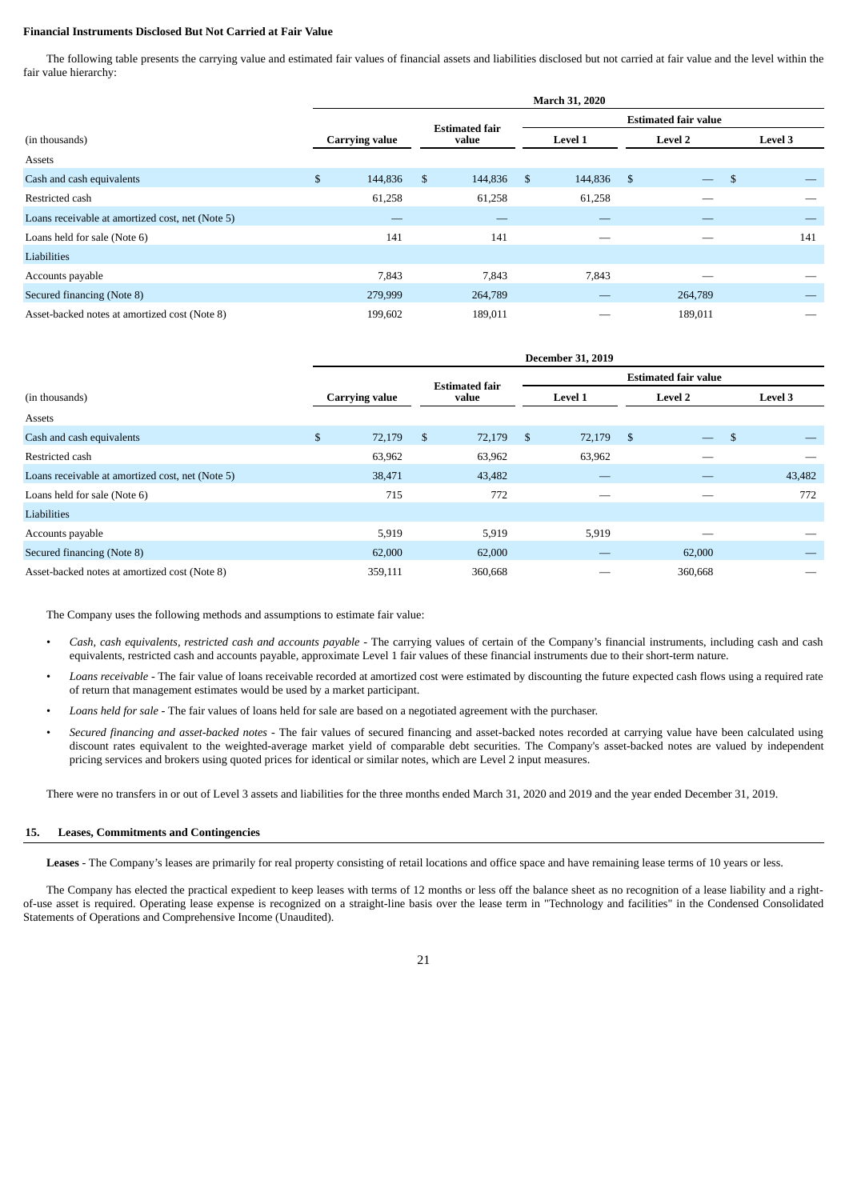**Financial Instruments Disclosed But Not Carried at Fair Value**

The following table presents the carrying value and estimated fair values of financial assets and liabilities disclosed but not carried at fair value and the level within the fair value hierarchy:

| | March 31, 2020 | | | | |
|---|---|---|---|---|---|
| | | | Estimated fair value | | |
| (in thousands) | Carrying value | Estimated fair value | Level 1 | Level 2 | Level 3 |
| Assets | | | | | |
| Cash and cash equivalents | $ 144,836 | $ 144,836 | $ 144,836 | $ — | $ — |
| Restricted cash | 61,258 | 61,258 | 61,258 | — | — |
| Loans receivable at amortized cost, net (Note 5) | — | — | — | — | — |
| Loans held for sale (Note 6) | 141 | 141 | — | — | 141 |
| Liabilities | | | | | |
| Accounts payable | 7,843 | 7,843 | 7,843 | — | — |
| Secured financing (Note 8) | 279,999 | 264,789 | — | 264,789 | — |
| Asset-backed notes at amortized cost (Note 8) | 199,602 | 189,011 | — | 189,011 | — |

| | December 31, 2019 | | | | |
|---|---|---|---|---|---|
| | | | Estimated fair value | | |
| (in thousands) | Carrying value | Estimated fair value | Level 1 | Level 2 | Level 3 |
| Assets | | | | | |
| Cash and cash equivalents | $ 72,179 | $ 72,179 | $ 72,179 | $ — | $ — |
| Restricted cash | 63,962 | 63,962 | 63,962 | — | — |
| Loans receivable at amortized cost, net (Note 5) | 38,471 | 43,482 | — | — | 43,482 |
| Loans held for sale (Note 6) | 715 | 772 | — | — | 772 |
| Liabilities | | | | | |
| Accounts payable | 5,919 | 5,919 | 5,919 | — | — |
| Secured financing (Note 8) | 62,000 | 62,000 | — | 62,000 | — |
| Asset-backed notes at amortized cost (Note 8) | 359,111 | 360,668 | — | 360,668 | — |

The Company uses the following methods and assumptions to estimate fair value:

- *Cash, cash equivalents, restricted cash and accounts payable* - The carrying values of certain of the Company's financial instruments, including cash and cash equivalents, restricted cash and accounts payable, approximate Level 1 fair values of these financial instruments due to their short-term nature.
- *Loans receivable* - The fair value of loans receivable recorded at amortized cost were estimated by discounting the future expected cash flows using a required rate of return that management estimates would be used by a market participant.
- *Loans held for sale* - The fair values of loans held for sale are based on a negotiated agreement with the purchaser.
- *Secured financing and asset-backed notes* - The fair values of secured financing and asset-backed notes recorded at carrying value have been calculated using discount rates equivalent to the weighted-average market yield of comparable debt securities. The Company's asset-backed notes are valued by independent pricing services and brokers using quoted prices for identical or similar notes, which are Level 2 input measures.

There were no transfers in or out of Level 3 assets and liabilities for the three months ended March 31, 2020 and 2019 and the year ended December 31, 2019.

## 15. Leases, Commitments and Contingencies

**Leases** - The Company's leases are primarily for real property consisting of retail locations and office space and have remaining lease terms of 10 years or less.

The Company has elected the practical expedient to keep leases with terms of 12 months or less off the balance sheet as no recognition of a lease liability and a right-of-use asset is required. Operating lease expense is recognized on a straight-line basis over the lease term in "Technology and facilities" in the Condensed Consolidated Statements of Operations and Comprehensive Income (Unaudited).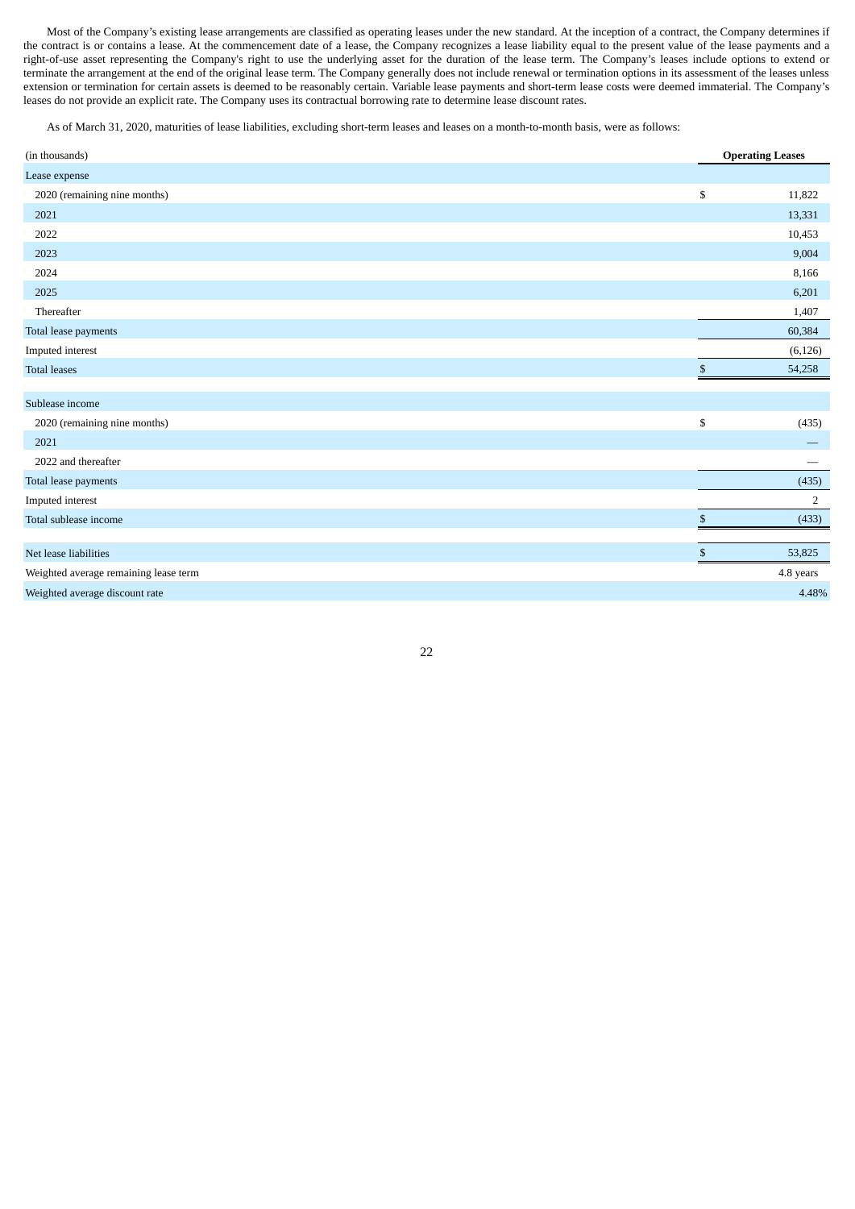Most of the Company's existing lease arrangements are classified as operating leases under the new standard. At the inception of a contract, the Company determines if the contract is or contains a lease. At the commencement date of a lease, the Company recognizes a lease liability equal to the present value of the lease payments and a right-of-use asset representing the Company's right to use the underlying asset for the duration of the lease term. The Company's leases include options to extend or terminate the arrangement at the end of the original lease term. The Company generally does not include renewal or termination options in its assessment of the leases unless extension or termination for certain assets is deemed to be reasonably certain. Variable lease payments and short-term lease costs were deemed immaterial. The Company's leases do not provide an explicit rate. The Company uses its contractual borrowing rate to determine lease discount rates.

As of March 31, 2020, maturities of lease liabilities, excluding short-term leases and leases on a month-to-month basis, were as follows:

| (in thousands) | Operating Leases |
|---|---|
| Lease expense | |
| 2020 (remaining nine months) | $ 11,822 |
| 2021 | 13,331 |
| 2022 | 10,453 |
| 2023 | 9,004 |
| 2024 | 8,166 |
| 2025 | 6,201 |
| Thereafter | 1,407 |
| Total lease payments | 60,384 |
| Imputed interest | (6,126) |
| Total leases | $ 54,258 |
| | |
| Sublease income | |
| 2020 (remaining nine months) | $ (435) |
| 2021 | — |
| 2022 and thereafter | — |
| Total lease payments | (435) |
| Imputed interest | 2 |
| Total sublease income | $ (433) |
| | |
| Net lease liabilities | $ 53,825 |
| Weighted average remaining lease term | 4.8 years |
| Weighted average discount rate | 4.48% |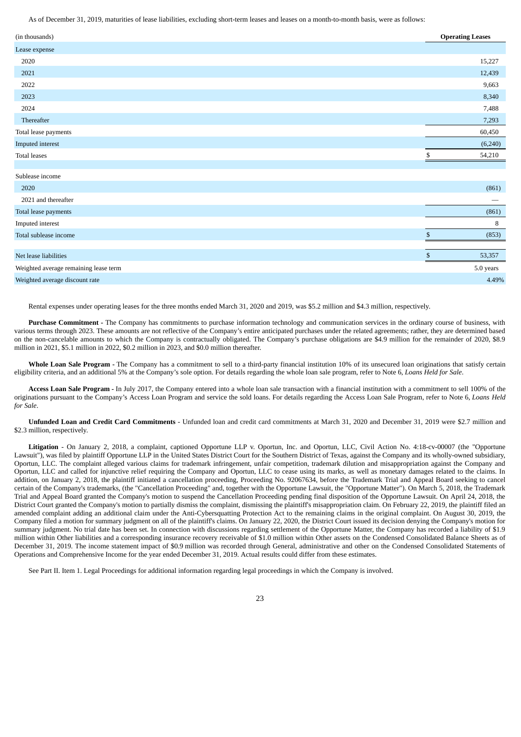As of December 31, 2019, maturities of lease liabilities, excluding short-term leases and leases on a month-to-month basis, were as follows:

| (in thousands) | Operating Leases |
|---|---|
| Lease expense | |
| 2020 | 15,227 |
| 2021 | 12,439 |
| 2022 | 9,663 |
| 2023 | 8,340 |
| 2024 | 7,488 |
| Thereafter | 7,293 |
| Total lease payments | 60,450 |
| Imputed interest | (6,240) |
| Total leases | $ 54,210 |
| | |
| Sublease income | |
| 2020 | (861) |
| 2021 and thereafter | — |
| Total lease payments | (861) |
| Imputed interest | 8 |
| Total sublease income | $ (853) |
| | |
| Net lease liabilities | $ 53,357 |
| Weighted average remaining lease term | 5.0 years |
| Weighted average discount rate | 4.49% |

Rental expenses under operating leases for the three months ended March 31, 2020 and 2019, was $5.2 million and $4.3 million, respectively.

**Purchase Commitment** - The Company has commitments to purchase information technology and communication services in the ordinary course of business, with various terms through 2023. These amounts are not reflective of the Company's entire anticipated purchases under the related agreements; rather, they are determined based on the non-cancelable amounts to which the Company is contractually obligated. The Company's purchase obligations are $4.9 million for the remainder of 2020, $8.9 million in 2021, $5.1 million in 2022, $0.2 million in 2023, and $0.0 million thereafter.

**Whole Loan Sale Program -** The Company has a commitment to sell to a third-party financial institution 10% of its unsecured loan originations that satisfy certain eligibility criteria, and an additional 5% at the Company's sole option. For details regarding the whole loan sale program, refer to Note 6, *Loans Held for Sale*.

**Access Loan Sale Program -** In July 2017, the Company entered into a whole loan sale transaction with a financial institution with a commitment to sell 100% of the originations pursuant to the Company's Access Loan Program and service the sold loans. For details regarding the Access Loan Sale Program, refer to Note 6, *Loans Held for Sale*.

**Unfunded Loan and Credit Card Commitments** - Unfunded loan and credit card commitments at March 31, 2020 and December 31, 2019 were $2.7 million and $2.3 million, respectively.

**Litigation** - On January 2, 2018, a complaint, captioned Opportune LLP v. Oportun, Inc. and Oportun, LLC, Civil Action No. 4:18-cv-00007 (the "Opportune Lawsuit"), was filed by plaintiff Opportune LLP in the United States District Court for the Southern District of Texas, against the Company and its wholly-owned subsidiary, Oportun, LLC. The complaint alleged various claims for trademark infringement, unfair competition, trademark dilution and misappropriation against the Company and Oportun, LLC and called for injunctive relief requiring the Company and Oportun, LLC to cease using its marks, as well as monetary damages related to the claims. In addition, on January 2, 2018, the plaintiff initiated a cancellation proceeding, Proceeding No. 92067634, before the Trademark Trial and Appeal Board seeking to cancel certain of the Company's trademarks, (the "Cancellation Proceeding" and, together with the Opportune Lawsuit, the "Opportune Matter"). On March 5, 2018, the Trademark Trial and Appeal Board granted the Company's motion to suspend the Cancellation Proceeding pending final disposition of the Opportune Lawsuit. On April 24, 2018, the District Court granted the Company's motion to partially dismiss the complaint, dismissing the plaintiff's misappropriation claim. On February 22, 2019, the plaintiff filed an amended complaint adding an additional claim under the Anti-Cybersquatting Protection Act to the remaining claims in the original complaint. On August 30, 2019, the Company filed a motion for summary judgment on all of the plaintiff's claims. On January 22, 2020, the District Court issued its decision denying the Company's motion for summary judgment. No trial date has been set. In connection with discussions regarding settlement of the Opportune Matter, the Company has recorded a liability of $1.9 million within Other liabilities and a corresponding insurance recovery receivable of $1.0 million within Other assets on the Condensed Consolidated Balance Sheets as of December 31, 2019. The income statement impact of $0.9 million was recorded through General, administrative and other on the Condensed Consolidated Statements of Operations and Comprehensive Income for the year ended December 31, 2019. Actual results could differ from these estimates.

See Part II. Item 1. Legal Proceedings for additional information regarding legal proceedings in which the Company is involved.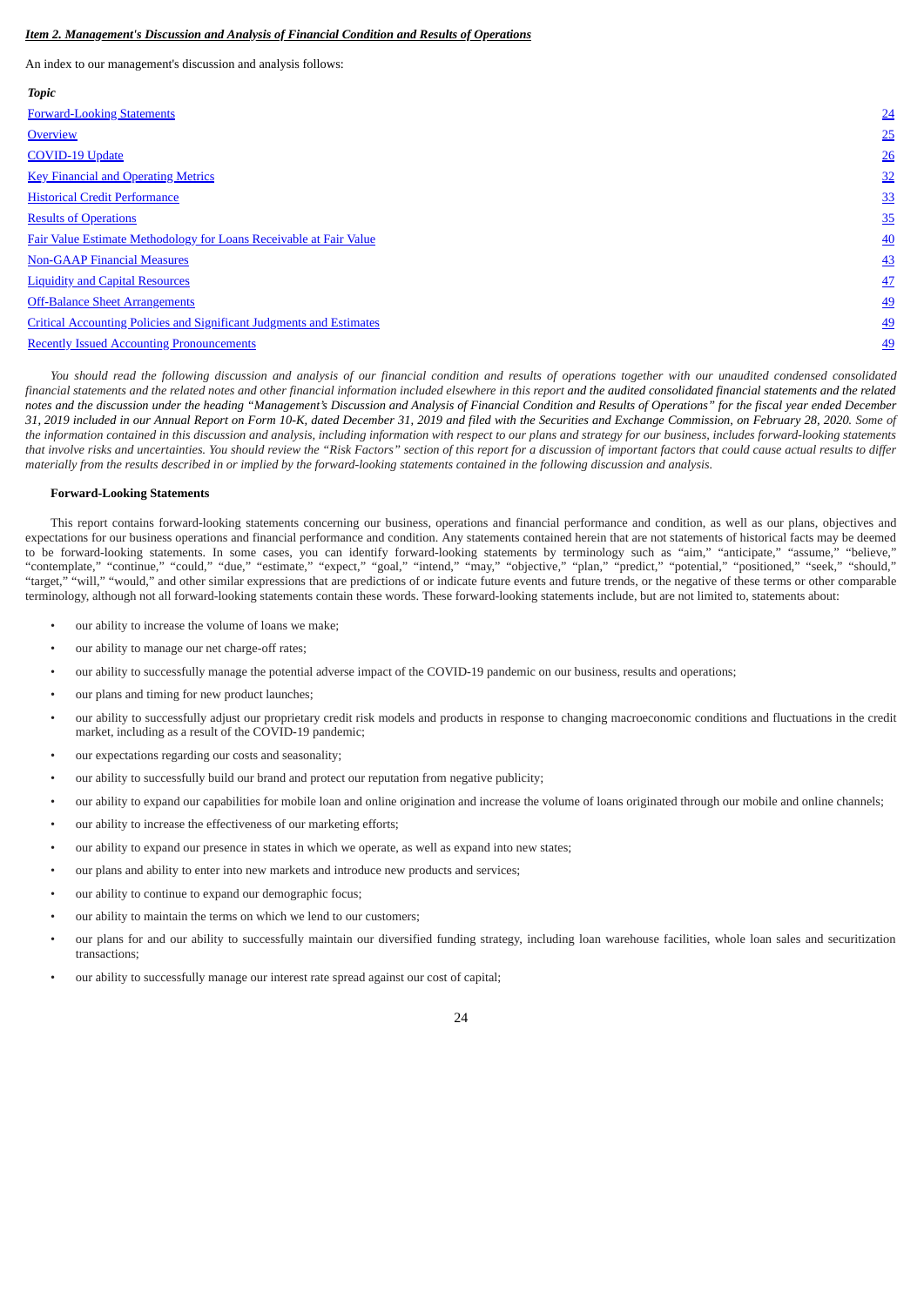***Item 2. Management's Discussion and Analysis of Financial Condition and Results of Operations***

An index to our management's discussion and analysis follows:

| *Topic* | |
|---|---|
| Forward-Looking Statements | 24 |
| Overview | 25 |
| COVID-19 Update | 26 |
| Key Financial and Operating Metrics | 32 |
| Historical Credit Performance | 33 |
| Results of Operations | 35 |
| Fair Value Estimate Methodology for Loans Receivable at Fair Value | 40 |
| Non-GAAP Financial Measures | 43 |
| Liquidity and Capital Resources | 47 |
| Off-Balance Sheet Arrangements | 49 |
| Critical Accounting Policies and Significant Judgments and Estimates | 49 |
| Recently Issued Accounting Pronouncements | 49 |

*You should read the following discussion and analysis of our financial condition and results of operations together with our unaudited condensed consolidated financial statements and the related notes and other financial information included elsewhere in this report and the audited consolidated financial statements and the related notes and the discussion under the heading "Management's Discussion and Analysis of Financial Condition and Results of Operations" for the fiscal year ended December 31, 2019 included in our Annual Report on Form 10-K, dated December 31, 2019 and filed with the Securities and Exchange Commission, on February 28, 2020. Some of the information contained in this discussion and analysis, including information with respect to our plans and strategy for our business, includes forward-looking statements that involve risks and uncertainties. You should review the "Risk Factors" section of this report for a discussion of important factors that could cause actual results to differ materially from the results described in or implied by the forward-looking statements contained in the following discussion and analysis.*

**Forward-Looking Statements**

This report contains forward-looking statements concerning our business, operations and financial performance and condition, as well as our plans, objectives and expectations for our business operations and financial performance and condition. Any statements contained herein that are not statements of historical facts may be deemed to be forward-looking statements. In some cases, you can identify forward-looking statements by terminology such as "aim," "anticipate," "assume," "believe," "contemplate," "continue," "could," "due," "estimate," "expect," "goal," "intend," "may," "objective," "plan," "predict," "potential," "positioned," "seek," "should," "target," "will," "would," and other similar expressions that are predictions of or indicate future events and future trends, or the negative of these terms or other comparable terminology, although not all forward-looking statements contain these words. These forward-looking statements include, but are not limited to, statements about:

- our ability to increase the volume of loans we make;
- our ability to manage our net charge-off rates;
- our ability to successfully manage the potential adverse impact of the COVID-19 pandemic on our business, results and operations;
- our plans and timing for new product launches;
- our ability to successfully adjust our proprietary credit risk models and products in response to changing macroeconomic conditions and fluctuations in the credit market, including as a result of the COVID-19 pandemic;
- our expectations regarding our costs and seasonality;
- our ability to successfully build our brand and protect our reputation from negative publicity;
- our ability to expand our capabilities for mobile loan and online origination and increase the volume of loans originated through our mobile and online channels;
- our ability to increase the effectiveness of our marketing efforts;
- our ability to expand our presence in states in which we operate, as well as expand into new states;
- our plans and ability to enter into new markets and introduce new products and services;
- our ability to continue to expand our demographic focus;
- our ability to maintain the terms on which we lend to our customers;
- our plans for and our ability to successfully maintain our diversified funding strategy, including loan warehouse facilities, whole loan sales and securitization transactions;
- our ability to successfully manage our interest rate spread against our cost of capital;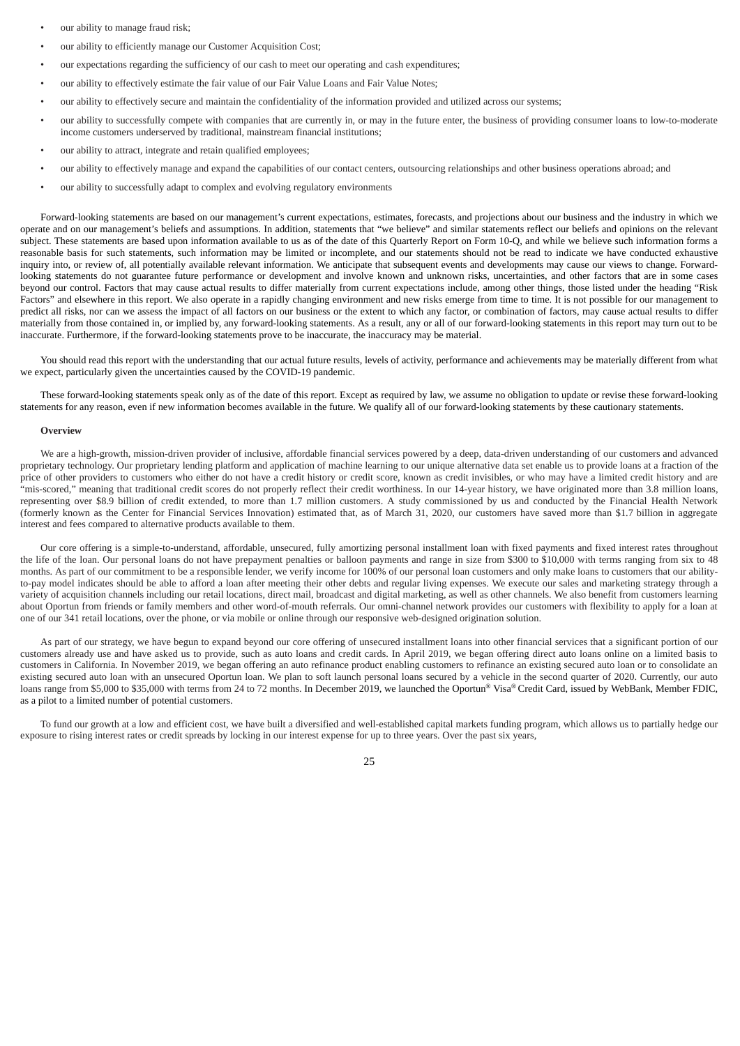- our ability to manage fraud risk;
- our ability to efficiently manage our Customer Acquisition Cost;
- our expectations regarding the sufficiency of our cash to meet our operating and cash expenditures;
- our ability to effectively estimate the fair value of our Fair Value Loans and Fair Value Notes;
- our ability to effectively secure and maintain the confidentiality of the information provided and utilized across our systems;
- our ability to successfully compete with companies that are currently in, or may in the future enter, the business of providing consumer loans to low-to-moderate income customers underserved by traditional, mainstream financial institutions;
- our ability to attract, integrate and retain qualified employees;
- our ability to effectively manage and expand the capabilities of our contact centers, outsourcing relationships and other business operations abroad; and
- our ability to successfully adapt to complex and evolving regulatory environments

Forward-looking statements are based on our management's current expectations, estimates, forecasts, and projections about our business and the industry in which we operate and on our management's beliefs and assumptions. In addition, statements that "we believe" and similar statements reflect our beliefs and opinions on the relevant subject. These statements are based upon information available to us as of the date of this Quarterly Report on Form 10-Q, and while we believe such information forms a reasonable basis for such statements, such information may be limited or incomplete, and our statements should not be read to indicate we have conducted exhaustive inquiry into, or review of, all potentially available relevant information. We anticipate that subsequent events and developments may cause our views to change. Forward-looking statements do not guarantee future performance or development and involve known and unknown risks, uncertainties, and other factors that are in some cases beyond our control. Factors that may cause actual results to differ materially from current expectations include, among other things, those listed under the heading "Risk Factors" and elsewhere in this report. We also operate in a rapidly changing environment and new risks emerge from time to time. It is not possible for our management to predict all risks, nor can we assess the impact of all factors on our business or the extent to which any factor, or combination of factors, may cause actual results to differ materially from those contained in, or implied by, any forward-looking statements. As a result, any or all of our forward-looking statements in this report may turn out to be inaccurate. Furthermore, if the forward-looking statements prove to be inaccurate, the inaccuracy may be material.

You should read this report with the understanding that our actual future results, levels of activity, performance and achievements may be materially different from what we expect, particularly given the uncertainties caused by the COVID-19 pandemic.

These forward-looking statements speak only as of the date of this report. Except as required by law, we assume no obligation to update or revise these forward-looking statements for any reason, even if new information becomes available in the future. We qualify all of our forward-looking statements by these cautionary statements.

**Overview**

We are a high-growth, mission-driven provider of inclusive, affordable financial services powered by a deep, data-driven understanding of our customers and advanced proprietary technology. Our proprietary lending platform and application of machine learning to our unique alternative data set enable us to provide loans at a fraction of the price of other providers to customers who either do not have a credit history or credit score, known as credit invisibles, or who may have a limited credit history and are "mis-scored," meaning that traditional credit scores do not properly reflect their credit worthiness. In our 14-year history, we have originated more than 3.8 million loans, representing over $8.9 billion of credit extended, to more than 1.7 million customers. A study commissioned by us and conducted by the Financial Health Network (formerly known as the Center for Financial Services Innovation) estimated that, as of March 31, 2020, our customers have saved more than $1.7 billion in aggregate interest and fees compared to alternative products available to them.

Our core offering is a simple-to-understand, affordable, unsecured, fully amortizing personal installment loan with fixed payments and fixed interest rates throughout the life of the loan. Our personal loans do not have prepayment penalties or balloon payments and range in size from $300 to $10,000 with terms ranging from six to 48 months. As part of our commitment to be a responsible lender, we verify income for 100% of our personal loan customers and only make loans to customers that our ability-to-pay model indicates should be able to afford a loan after meeting their other debts and regular living expenses. We execute our sales and marketing strategy through a variety of acquisition channels including our retail locations, direct mail, broadcast and digital marketing, as well as other channels. We also benefit from customers learning about Oportun from friends or family members and other word-of-mouth referrals. Our omni-channel network provides our customers with flexibility to apply for a loan at one of our 341 retail locations, over the phone, or via mobile or online through our responsive web-designed origination solution.

As part of our strategy, we have begun to expand beyond our core offering of unsecured installment loans into other financial services that a significant portion of our customers already use and have asked us to provide, such as auto loans and credit cards. In April 2019, we began offering direct auto loans online on a limited basis to customers in California. In November 2019, we began offering an auto refinance product enabling customers to refinance an existing secured auto loan or to consolidate an existing secured auto loan with an unsecured Oportun loan. We plan to soft launch personal loans secured by a vehicle in the second quarter of 2020. Currently, our auto loans range from $5,000 to $35,000 with terms from 24 to 72 months. In December 2019, we launched the Oportun® Visa® Credit Card, issued by WebBank, Member FDIC, as a pilot to a limited number of potential customers.

To fund our growth at a low and efficient cost, we have built a diversified and well-established capital markets funding program, which allows us to partially hedge our exposure to rising interest rates or credit spreads by locking in our interest expense for up to three years. Over the past six years,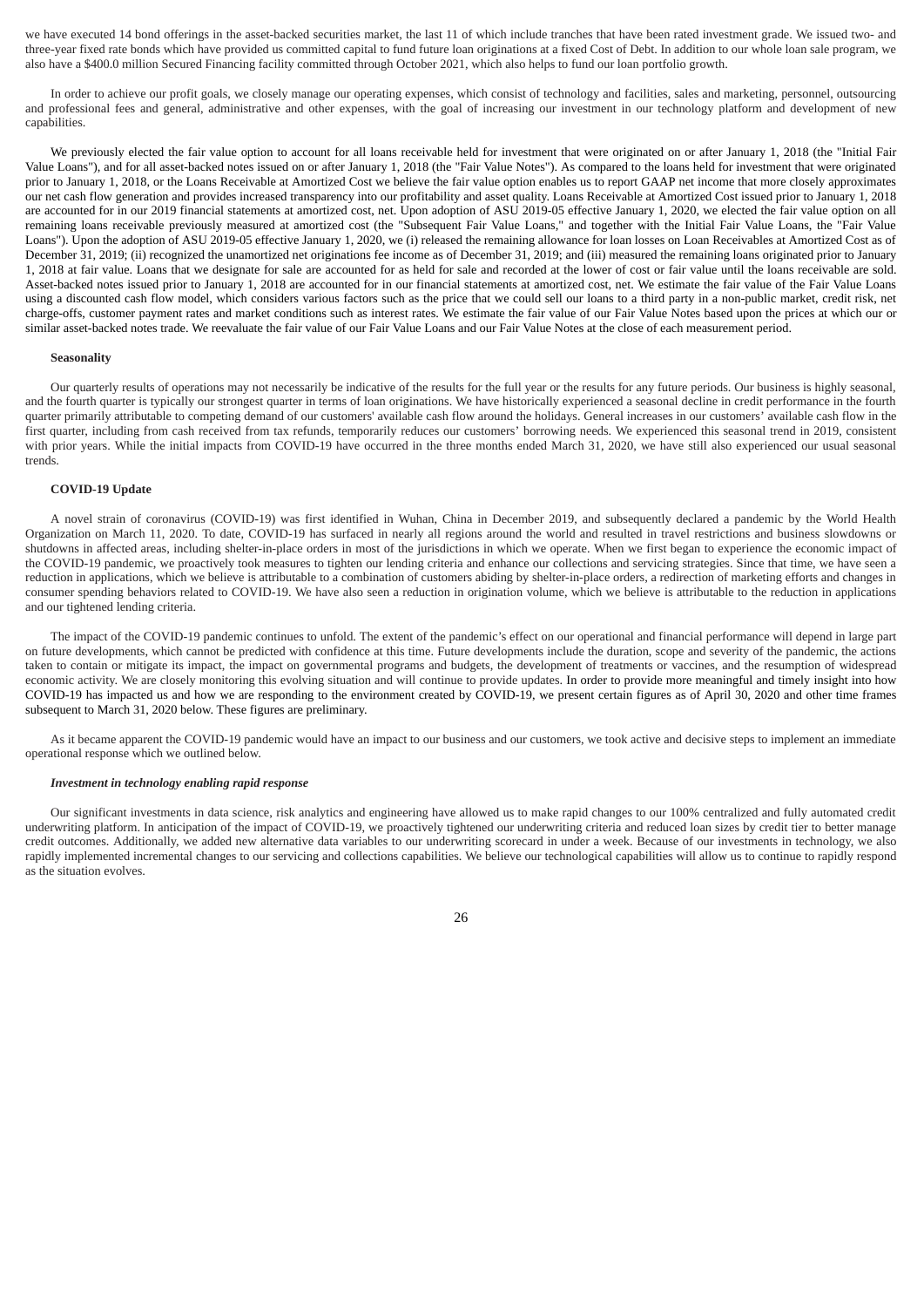we have executed 14 bond offerings in the asset-backed securities market, the last 11 of which include tranches that have been rated investment grade. We issued two- and three-year fixed rate bonds which have provided us committed capital to fund future loan originations at a fixed Cost of Debt. In addition to our whole loan sale program, we also have a $400.0 million Secured Financing facility committed through October 2021, which also helps to fund our loan portfolio growth.

In order to achieve our profit goals, we closely manage our operating expenses, which consist of technology and facilities, sales and marketing, personnel, outsourcing and professional fees and general, administrative and other expenses, with the goal of increasing our investment in our technology platform and development of new capabilities.

We previously elected the fair value option to account for all loans receivable held for investment that were originated on or after January 1, 2018 (the "Initial Fair Value Loans"), and for all asset-backed notes issued on or after January 1, 2018 (the "Fair Value Notes"). As compared to the loans held for investment that were originated prior to January 1, 2018, or the Loans Receivable at Amortized Cost we believe the fair value option enables us to report GAAP net income that more closely approximates our net cash flow generation and provides increased transparency into our profitability and asset quality. Loans Receivable at Amortized Cost issued prior to January 1, 2018 are accounted for in our 2019 financial statements at amortized cost, net. Upon adoption of ASU 2019-05 effective January 1, 2020, we elected the fair value option on all remaining loans receivable previously measured at amortized cost (the "Subsequent Fair Value Loans," and together with the Initial Fair Value Loans, the "Fair Value Loans"). Upon the adoption of ASU 2019-05 effective January 1, 2020, we (i) released the remaining allowance for loan losses on Loan Receivables at Amortized Cost as of December 31, 2019; (ii) recognized the unamortized net originations fee income as of December 31, 2019; and (iii) measured the remaining loans originated prior to January 1, 2018 at fair value. Loans that we designate for sale are accounted for as held for sale and recorded at the lower of cost or fair value until the loans receivable are sold. Asset-backed notes issued prior to January 1, 2018 are accounted for in our financial statements at amortized cost, net. We estimate the fair value of the Fair Value Loans using a discounted cash flow model, which considers various factors such as the price that we could sell our loans to a third party in a non-public market, credit risk, net charge-offs, customer payment rates and market conditions such as interest rates. We estimate the fair value of our Fair Value Notes based upon the prices at which our or similar asset-backed notes trade. We reevaluate the fair value of our Fair Value Loans and our Fair Value Notes at the close of each measurement period.

#### Seasonality

Our quarterly results of operations may not necessarily be indicative of the results for the full year or the results for any future periods. Our business is highly seasonal, and the fourth quarter is typically our strongest quarter in terms of loan originations. We have historically experienced a seasonal decline in credit performance in the fourth quarter primarily attributable to competing demand of our customers' available cash flow around the holidays. General increases in our customers' available cash flow in the first quarter, including from cash received from tax refunds, temporarily reduces our customers' borrowing needs. We experienced this seasonal trend in 2019, consistent with prior years. While the initial impacts from COVID-19 have occurred in the three months ended March 31, 2020, we have still also experienced our usual seasonal trends.

#### COVID-19 Update

A novel strain of coronavirus (COVID-19) was first identified in Wuhan, China in December 2019, and subsequently declared a pandemic by the World Health Organization on March 11, 2020. To date, COVID-19 has surfaced in nearly all regions around the world and resulted in travel restrictions and business slowdowns or shutdowns in affected areas, including shelter-in-place orders in most of the jurisdictions in which we operate. When we first began to experience the economic impact of the COVID-19 pandemic, we proactively took measures to tighten our lending criteria and enhance our collections and servicing strategies. Since that time, we have seen a reduction in applications, which we believe is attributable to a combination of customers abiding by shelter-in-place orders, a redirection of marketing efforts and changes in consumer spending behaviors related to COVID-19. We have also seen a reduction in origination volume, which we believe is attributable to the reduction in applications and our tightened lending criteria.

The impact of the COVID-19 pandemic continues to unfold. The extent of the pandemic's effect on our operational and financial performance will depend in large part on future developments, which cannot be predicted with confidence at this time. Future developments include the duration, scope and severity of the pandemic, the actions taken to contain or mitigate its impact, the impact on governmental programs and budgets, the development of treatments or vaccines, and the resumption of widespread economic activity. We are closely monitoring this evolving situation and will continue to provide updates. In order to provide more meaningful and timely insight into how COVID-19 has impacted us and how we are responding to the environment created by COVID-19, we present certain figures as of April 30, 2020 and other time frames subsequent to March 31, 2020 below. These figures are preliminary.

As it became apparent the COVID-19 pandemic would have an impact to our business and our customers, we took active and decisive steps to implement an immediate operational response which we outlined below.

##### *Investment in technology enabling rapid response*

Our significant investments in data science, risk analytics and engineering have allowed us to make rapid changes to our 100% centralized and fully automated credit underwriting platform. In anticipation of the impact of COVID-19, we proactively tightened our underwriting criteria and reduced loan sizes by credit tier to better manage credit outcomes. Additionally, we added new alternative data variables to our underwriting scorecard in under a week. Because of our investments in technology, we also rapidly implemented incremental changes to our servicing and collections capabilities. We believe our technological capabilities will allow us to continue to rapidly respond as the situation evolves.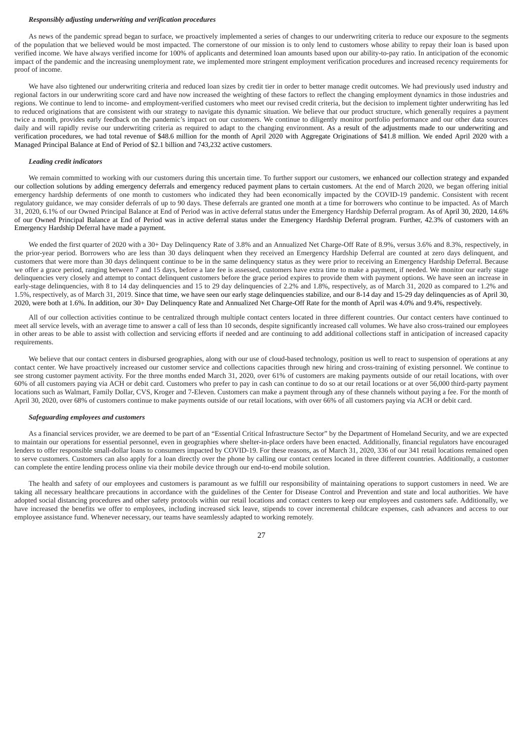*Responsibly adjusting underwriting and verification procedures*

As news of the pandemic spread began to surface, we proactively implemented a series of changes to our underwriting criteria to reduce our exposure to the segments of the population that we believed would be most impacted. The cornerstone of our mission is to only lend to customers whose ability to repay their loan is based upon verified income. We have always verified income for 100% of applicants and determined loan amounts based upon our ability-to-pay ratio. In anticipation of the economic impact of the pandemic and the increasing unemployment rate, we implemented more stringent employment verification procedures and increased recency requirements for proof of income.

We have also tightened our underwriting criteria and reduced loan sizes by credit tier in order to better manage credit outcomes. We had previously used industry and regional factors in our underwriting score card and have now increased the weighting of these factors to reflect the changing employment dynamics in those industries and regions. We continue to lend to income- and employment-verified customers who meet our revised credit criteria, but the decision to implement tighter underwriting has led to reduced originations that are consistent with our strategy to navigate this dynamic situation. We believe that our product structure, which generally requires a payment twice a month, provides early feedback on the pandemic's impact on our customers. We continue to diligently monitor portfolio performance and our other data sources daily and will rapidly revise our underwriting criteria as required to adapt to the changing environment. As a result of the adjustments made to our underwriting and verification procedures, we had total revenue of $48.6 million for the month of April 2020 with Aggregate Originations of $41.8 million. We ended April 2020 with a Managed Principal Balance at End of Period of $2.1 billion and 743,232 active customers.

*Leading credit indicators*

We remain committed to working with our customers during this uncertain time. To further support our customers, we enhanced our collection strategy and expanded our collection solutions by adding emergency deferrals and emergency reduced payment plans to certain customers. At the end of March 2020, we began offering initial emergency hardship deferments of one month to customers who indicated they had been economically impacted by the COVID-19 pandemic. Consistent with recent regulatory guidance, we may consider deferrals of up to 90 days. These deferrals are granted one month at a time for borrowers who continue to be impacted. As of March 31, 2020, 6.1% of our Owned Principal Balance at End of Period was in active deferral status under the Emergency Hardship Deferral program. As of April 30, 2020, 14.6% of our Owned Principal Balance at End of Period was in active deferral status under the Emergency Hardship Deferral program. Further, 42.3% of customers with an Emergency Hardship Deferral have made a payment.

We ended the first quarter of 2020 with a 30+ Day Delinquency Rate of 3.8% and an Annualized Net Charge-Off Rate of 8.9%, versus 3.6% and 8.3%, respectively, in the prior-year period. Borrowers who are less than 30 days delinquent when they received an Emergency Hardship Deferral are counted at zero days delinquent, and customers that were more than 30 days delinquent continue to be in the same delinquency status as they were prior to receiving an Emergency Hardship Deferral. Because we offer a grace period, ranging between 7 and 15 days, before a late fee is assessed, customers have extra time to make a payment, if needed. We monitor our early stage delinquencies very closely and attempt to contact delinquent customers before the grace period expires to provide them with payment options. We have seen an increase in early-stage delinquencies, with 8 to 14 day delinquencies and 15 to 29 day delinquencies of 2.2% and 1.8%, respectively, as of March 31, 2020 as compared to 1.2% and 1.5%, respectively, as of March 31, 2019. Since that time, we have seen our early stage delinquencies stabilize, and our 8-14 day and 15-29 day delinquencies as of April 30, 2020, were both at 1.6%. In addition, our 30+ Day Delinquency Rate and Annualized Net Charge-Off Rate for the month of April was 4.0% and 9.4%, respectively.

All of our collection activities continue to be centralized through multiple contact centers located in three different countries. Our contact centers have continued to meet all service levels, with an average time to answer a call of less than 10 seconds, despite significantly increased call volumes. We have also cross-trained our employees in other areas to be able to assist with collection and servicing efforts if needed and are continuing to add additional collections staff in anticipation of increased capacity requirements.

We believe that our contact centers in disbursed geographies, along with our use of cloud-based technology, position us well to react to suspension of operations at any contact center. We have proactively increased our customer service and collections capacities through new hiring and cross-training of existing personnel. We continue to see strong customer payment activity. For the three months ended March 31, 2020, over 61% of customers are making payments outside of our retail locations, with over 60% of all customers paying via ACH or debit card. Customers who prefer to pay in cash can continue to do so at our retail locations or at over 56,000 third-party payment locations such as Walmart, Family Dollar, CVS, Kroger and 7-Eleven. Customers can make a payment through any of these channels without paying a fee. For the month of April 30, 2020, over 68% of customers continue to make payments outside of our retail locations, with over 66% of all customers paying via ACH or debit card.

*Safeguarding employees and customers*

As a financial services provider, we are deemed to be part of an "Essential Critical Infrastructure Sector" by the Department of Homeland Security, and we are expected to maintain our operations for essential personnel, even in geographies where shelter-in-place orders have been enacted. Additionally, financial regulators have encouraged lenders to offer responsible small-dollar loans to consumers impacted by COVID-19. For these reasons, as of March 31, 2020, 336 of our 341 retail locations remained open to serve customers. Customers can also apply for a loan directly over the phone by calling our contact centers located in three different countries. Additionally, a customer can complete the entire lending process online via their mobile device through our end-to-end mobile solution.

The health and safety of our employees and customers is paramount as we fulfill our responsibility of maintaining operations to support customers in need. We are taking all necessary healthcare precautions in accordance with the guidelines of the Center for Disease Control and Prevention and state and local authorities. We have adopted social distancing procedures and other safety protocols within our retail locations and contact centers to keep our employees and customers safe. Additionally, we have increased the benefits we offer to employees, including increased sick leave, stipends to cover incremental childcare expenses, cash advances and access to our employee assistance fund. Whenever necessary, our teams have seamlessly adapted to working remotely.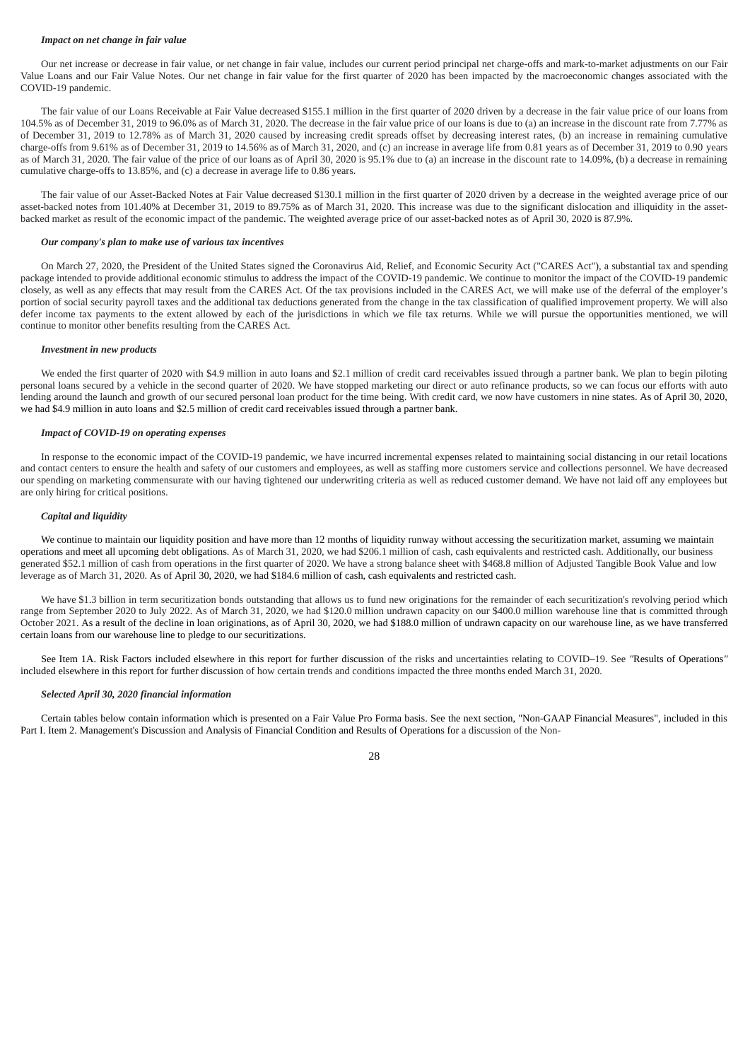*Impact on net change in fair value*

Our net increase or decrease in fair value, or net change in fair value, includes our current period principal net charge-offs and mark-to-market adjustments on our Fair Value Loans and our Fair Value Notes. Our net change in fair value for the first quarter of 2020 has been impacted by the macroeconomic changes associated with the COVID-19 pandemic.

The fair value of our Loans Receivable at Fair Value decreased $155.1 million in the first quarter of 2020 driven by a decrease in the fair value price of our loans from 104.5% as of December 31, 2019 to 96.0% as of March 31, 2020. The decrease in the fair value price of our loans is due to (a) an increase in the discount rate from 7.77% as of December 31, 2019 to 12.78% as of March 31, 2020 caused by increasing credit spreads offset by decreasing interest rates, (b) an increase in remaining cumulative charge-offs from 9.61% as of December 31, 2019 to 14.56% as of March 31, 2020, and (c) an increase in average life from 0.81 years as of December 31, 2019 to 0.90 years as of March 31, 2020. The fair value of the price of our loans as of April 30, 2020 is 95.1% due to (a) an increase in the discount rate to 14.09%, (b) a decrease in remaining cumulative charge-offs to 13.85%, and (c) a decrease in average life to 0.86 years.

The fair value of our Asset-Backed Notes at Fair Value decreased $130.1 million in the first quarter of 2020 driven by a decrease in the weighted average price of our asset-backed notes from 101.40% at December 31, 2019 to 89.75% as of March 31, 2020. This increase was due to the significant dislocation and illiquidity in the asset-backed market as result of the economic impact of the pandemic. The weighted average price of our asset-backed notes as of April 30, 2020 is 87.9%.

*Our company's plan to make use of various tax incentives*

On March 27, 2020, the President of the United States signed the Coronavirus Aid, Relief, and Economic Security Act ("CARES Act"), a substantial tax and spending package intended to provide additional economic stimulus to address the impact of the COVID-19 pandemic. We continue to monitor the impact of the COVID-19 pandemic closely, as well as any effects that may result from the CARES Act. Of the tax provisions included in the CARES Act, we will make use of the deferral of the employer's portion of social security payroll taxes and the additional tax deductions generated from the change in the tax classification of qualified improvement property. We will also defer income tax payments to the extent allowed by each of the jurisdictions in which we file tax returns. While we will pursue the opportunities mentioned, we will continue to monitor other benefits resulting from the CARES Act.

*Investment in new products*

We ended the first quarter of 2020 with $4.9 million in auto loans and $2.1 million of credit card receivables issued through a partner bank. We plan to begin piloting personal loans secured by a vehicle in the second quarter of 2020. We have stopped marketing our direct or auto refinance products, so we can focus our efforts with auto lending around the launch and growth of our secured personal loan product for the time being. With credit card, we now have customers in nine states. As of April 30, 2020, we had $4.9 million in auto loans and $2.5 million of credit card receivables issued through a partner bank.

*Impact of COVID-19 on operating expenses*

In response to the economic impact of the COVID-19 pandemic, we have incurred incremental expenses related to maintaining social distancing in our retail locations and contact centers to ensure the health and safety of our customers and employees, as well as staffing more customers service and collections personnel. We have decreased our spending on marketing commensurate with our having tightened our underwriting criteria as well as reduced customer demand. We have not laid off any employees but are only hiring for critical positions.

*Capital and liquidity*

We continue to maintain our liquidity position and have more than 12 months of liquidity runway without accessing the securitization market, assuming we maintain operations and meet all upcoming debt obligations. As of March 31, 2020, we had $206.1 million of cash, cash equivalents and restricted cash. Additionally, our business generated $52.1 million of cash from operations in the first quarter of 2020. We have a strong balance sheet with $468.8 million of Adjusted Tangible Book Value and low leverage as of March 31, 2020. As of April 30, 2020, we had $184.6 million of cash, cash equivalents and restricted cash.

We have $1.3 billion in term securitization bonds outstanding that allows us to fund new originations for the remainder of each securitization's revolving period which range from September 2020 to July 2022. As of March 31, 2020, we had $120.0 million undrawn capacity on our $400.0 million warehouse line that is committed through October 2021. As a result of the decline in loan originations, as of April 30, 2020, we had $188.0 million of undrawn capacity on our warehouse line, as we have transferred certain loans from our warehouse line to pledge to our securitizations.

See Item 1A. Risk Factors included elsewhere in this report for further discussion of the risks and uncertainties relating to COVID–19. See "Results of Operations" included elsewhere in this report for further discussion of how certain trends and conditions impacted the three months ended March 31, 2020.

*Selected April 30, 2020 financial information*

Certain tables below contain information which is presented on a Fair Value Pro Forma basis. See the next section, "Non-GAAP Financial Measures", included in this Part I. Item 2. Management's Discussion and Analysis of Financial Condition and Results of Operations for a discussion of the Non-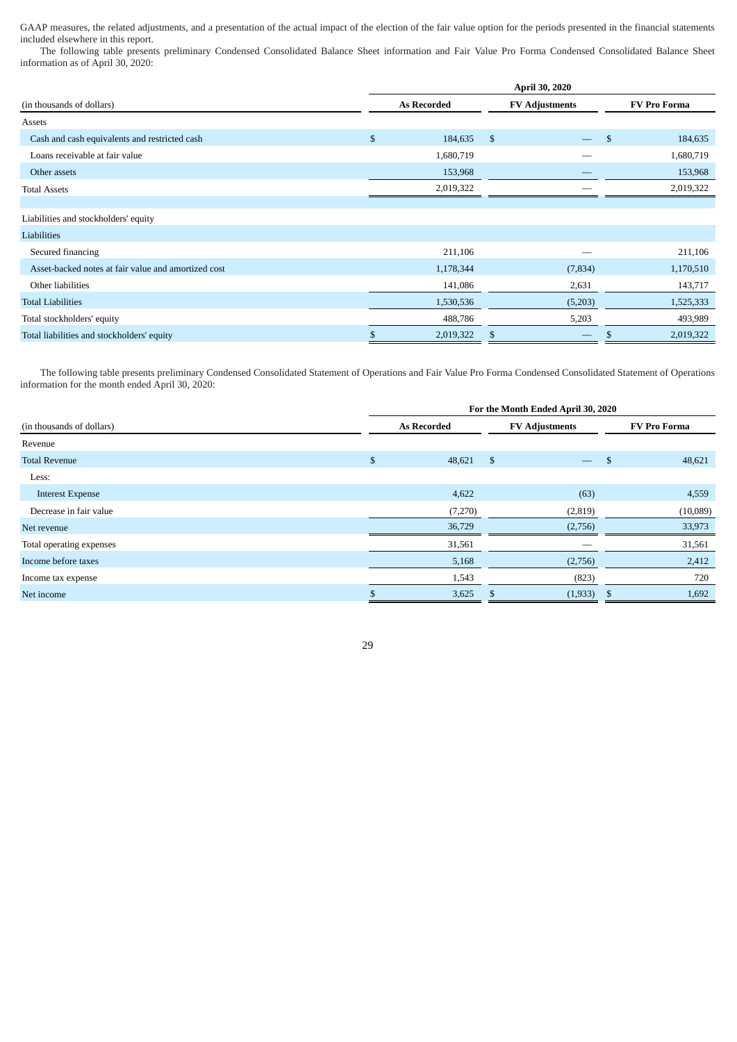GAAP measures, the related adjustments, and a presentation of the actual impact of the election of the fair value option for the periods presented in the financial statements included elsewhere in this report.

The following table presents preliminary Condensed Consolidated Balance Sheet information and Fair Value Pro Forma Condensed Consolidated Balance Sheet information as of April 30, 2020:

| | April 30, 2020 | | |
|---|---|---|---|
| (in thousands of dollars) | As Recorded | FV Adjustments | FV Pro Forma |
| Assets | | | |
| Cash and cash equivalents and restricted cash | $ 184,635 | $ — | $ 184,635 |
| Loans receivable at fair value | 1,680,719 | — | 1,680,719 |
| Other assets | 153,968 | — | 153,968 |
| Total Assets | 2,019,322 | — | 2,019,322 |
| | | | |
| Liabilities and stockholders' equity | | | |
| Liabilities | | | |
| Secured financing | 211,106 | — | 211,106 |
| Asset-backed notes at fair value and amortized cost | 1,178,344 | (7,834) | 1,170,510 |
| Other liabilities | 141,086 | 2,631 | 143,717 |
| Total Liabilities | 1,530,536 | (5,203) | 1,525,333 |
| Total stockholders' equity | 488,786 | 5,203 | 493,989 |
| Total liabilities and stockholders' equity | $ 2,019,322 | $ — | $ 2,019,322 |

The following table presents preliminary Condensed Consolidated Statement of Operations and Fair Value Pro Forma Condensed Consolidated Statement of Operations information for the month ended April 30, 2020:

| | For the Month Ended April 30, 2020 | | |
|---|---|---|---|
| (in thousands of dollars) | As Recorded | FV Adjustments | FV Pro Forma |
| Revenue | | | |
| Total Revenue | $ 48,621 | $ — | $ 48,621 |
| Less: | | | |
| Interest Expense | 4,622 | (63) | 4,559 |
| Decrease in fair value | (7,270) | (2,819) | (10,089) |
| Net revenue | 36,729 | (2,756) | 33,973 |
| Total operating expenses | 31,561 | — | 31,561 |
| Income before taxes | 5,168 | (2,756) | 2,412 |
| Income tax expense | 1,543 | (823) | 720 |
| Net income | $ 3,625 | $ (1,933) | $ 1,692 |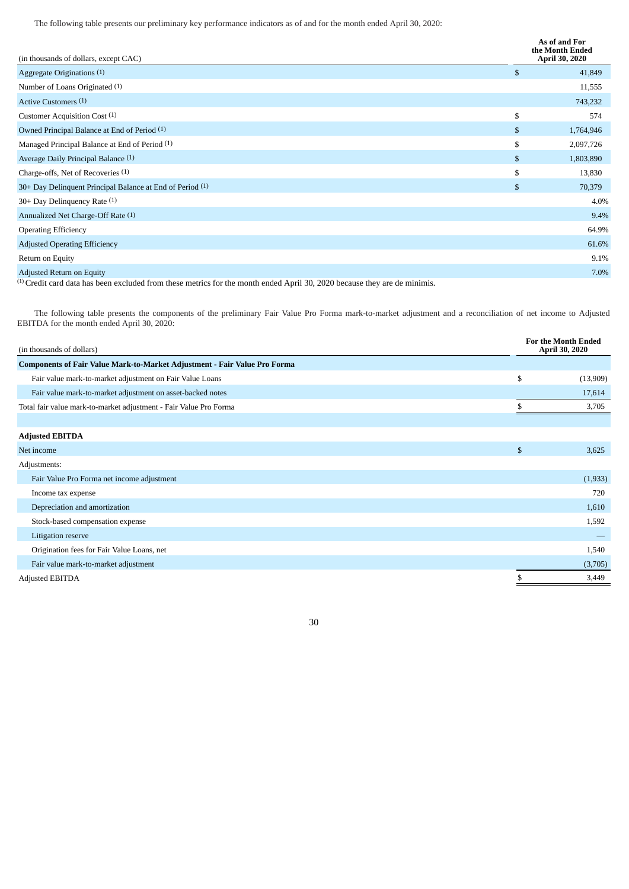The following table presents our preliminary key performance indicators as of and for the month ended April 30, 2020:

| (in thousands of dollars, except CAC) | | As of and For the Month Ended April 30, 2020 |
|---|---|---|
| Aggregate Originations [(1)] | $ | 41,849 |
| Number of Loans Originated [(1)] | | 11,555 |
| Active Customers [(1)] | | 743,232 |
| Customer Acquisition Cost [(1)] | $ | 574 |
| Owned Principal Balance at End of Period [(1)] | $ | 1,764,946 |
| Managed Principal Balance at End of Period [(1)] | $ | 2,097,726 |
| Average Daily Principal Balance [(1)] | $ | 1,803,890 |
| Charge-offs, Net of Recoveries [(1)] | $ | 13,830 |
| 30+ Day Delinquent Principal Balance at End of Period [(1)] | $ | 70,379 |
| 30+ Day Delinquency Rate [(1)] | | 4.0% |
| Annualized Net Charge-Off Rate [(1)] | | 9.4% |
| Operating Efficiency | | 64.9% |
| Adjusted Operating Efficiency | | 61.6% |
| Return on Equity | | 9.1% |
| Adjusted Return on Equity | | 7.0% |

[(1)] Credit card data has been excluded from these metrics for the month ended April 30, 2020 because they are de minimis.

The following table presents the components of the preliminary Fair Value Pro Forma mark-to-market adjustment and a reconciliation of net income to Adjusted EBITDA for the month ended April 30, 2020:

| (in thousands of dollars) | | For the Month Ended April 30, 2020 |
|---|---|---|
| **Components of Fair Value Mark-to-Market Adjustment - Fair Value Pro Forma** | | |
| Fair value mark-to-market adjustment on Fair Value Loans | $ | (13,909) |
| Fair value mark-to-market adjustment on asset-backed notes | | 17,614 |
| Total fair value mark-to-market adjustment - Fair Value Pro Forma | $ | 3,705 |
| | | |
| **Adjusted EBITDA** | | |
| Net income | $ | 3,625 |
| Adjustments: | | |
| Fair Value Pro Forma net income adjustment | | (1,933) |
| Income tax expense | | 720 |
| Depreciation and amortization | | 1,610 |
| Stock-based compensation expense | | 1,592 |
| Litigation reserve | | — |
| Origination fees for Fair Value Loans, net | | 1,540 |
| Fair value mark-to-market adjustment | | (3,705) |
| Adjusted EBITDA | $ | 3,449 |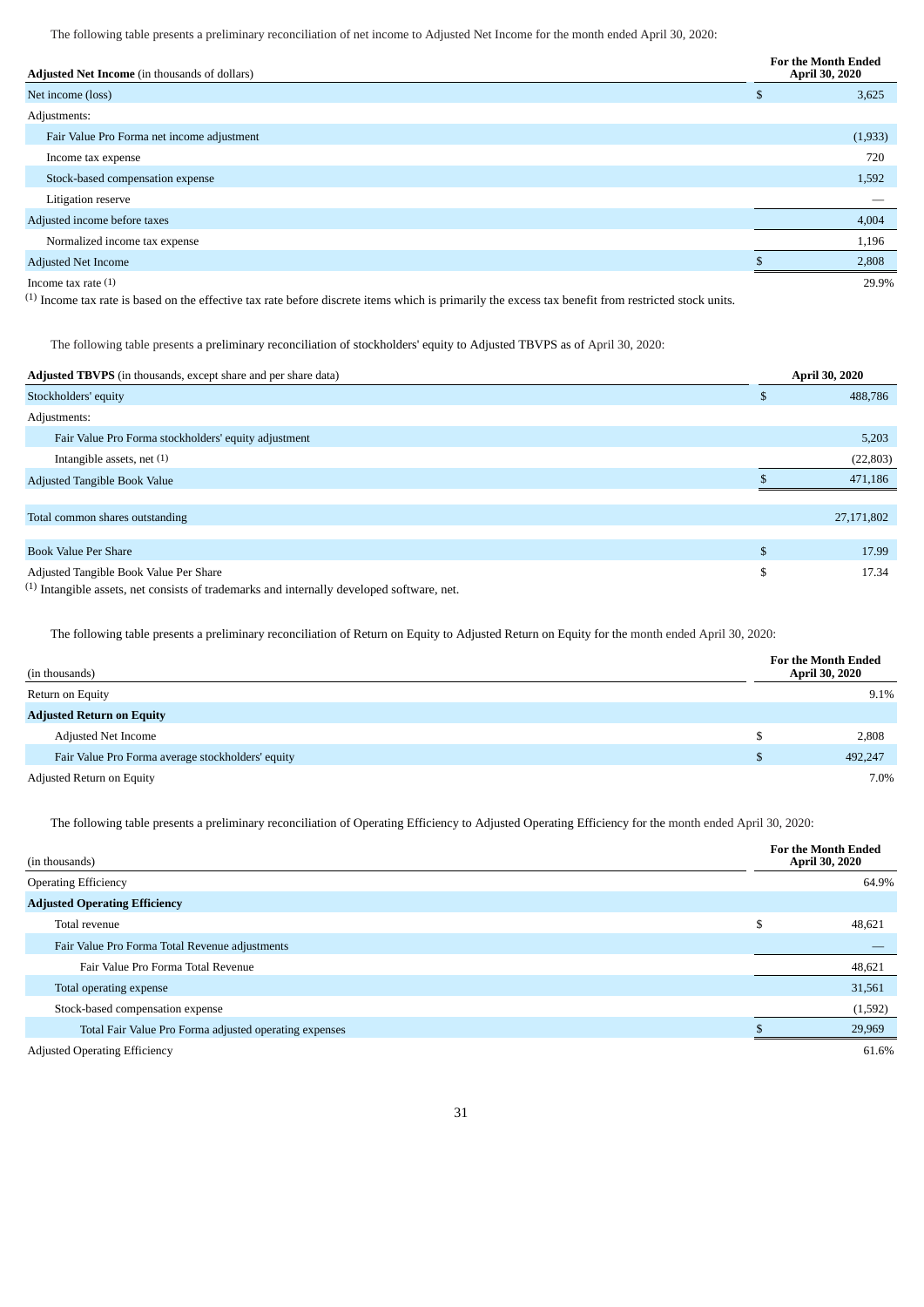The following table presents a preliminary reconciliation of net income to Adjusted Net Income for the month ended April 30, 2020:

| **Adjusted Net Income** (in thousands of dollars) | For the Month Ended April 30, 2020 |
|---|---|
| Net income (loss) | $ 3,625 |
| Adjustments: | |
| Fair Value Pro Forma net income adjustment | (1,933) |
| Income tax expense | 720 |
| Stock-based compensation expense | 1,592 |
| Litigation reserve | — |
| Adjusted income before taxes | 4,004 |
| Normalized income tax expense | 1,196 |
| Adjusted Net Income | $ 2,808 |
| Income tax rate [(1)] | 29.9% |

[(1)] Income tax rate is based on the effective tax rate before discrete items which is primarily the excess tax benefit from restricted stock units.

The following table presents a preliminary reconciliation of stockholders' equity to Adjusted TBVPS as of April 30, 2020:

| **Adjusted TBVPS** (in thousands, except share and per share data) | April 30, 2020 |
|---|---|
| Stockholders' equity | $ 488,786 |
| Adjustments: | |
| Fair Value Pro Forma stockholders' equity adjustment | 5,203 |
| Intangible assets, net [(1)] | (22,803) |
| Adjusted Tangible Book Value | $ 471,186 |
| | |
| Total common shares outstanding | 27,171,802 |
| | |
| Book Value Per Share | $ 17.99 |
| Adjusted Tangible Book Value Per Share | $ 17.34 |

[(1)] Intangible assets, net consists of trademarks and internally developed software, net.

The following table presents a preliminary reconciliation of Return on Equity to Adjusted Return on Equity for the month ended April 30, 2020:

| (in thousands) | For the Month Ended April 30, 2020 |
|---|---|
| Return on Equity | 9.1% |
| **Adjusted Return on Equity** | |
| Adjusted Net Income | $ 2,808 |
| Fair Value Pro Forma average stockholders' equity | $ 492,247 |
| Adjusted Return on Equity | 7.0% |

The following table presents a preliminary reconciliation of Operating Efficiency to Adjusted Operating Efficiency for the month ended April 30, 2020:

| (in thousands) | For the Month Ended April 30, 2020 |
|---|---|
| Operating Efficiency | 64.9% |
| **Adjusted Operating Efficiency** | |
| Total revenue | $ 48,621 |
| Fair Value Pro Forma Total Revenue adjustments | — |
| Fair Value Pro Forma Total Revenue | 48,621 |
| Total operating expense | 31,561 |
| Stock-based compensation expense | (1,592) |
| Total Fair Value Pro Forma adjusted operating expenses | $ 29,969 |
| Adjusted Operating Efficiency | 61.6% |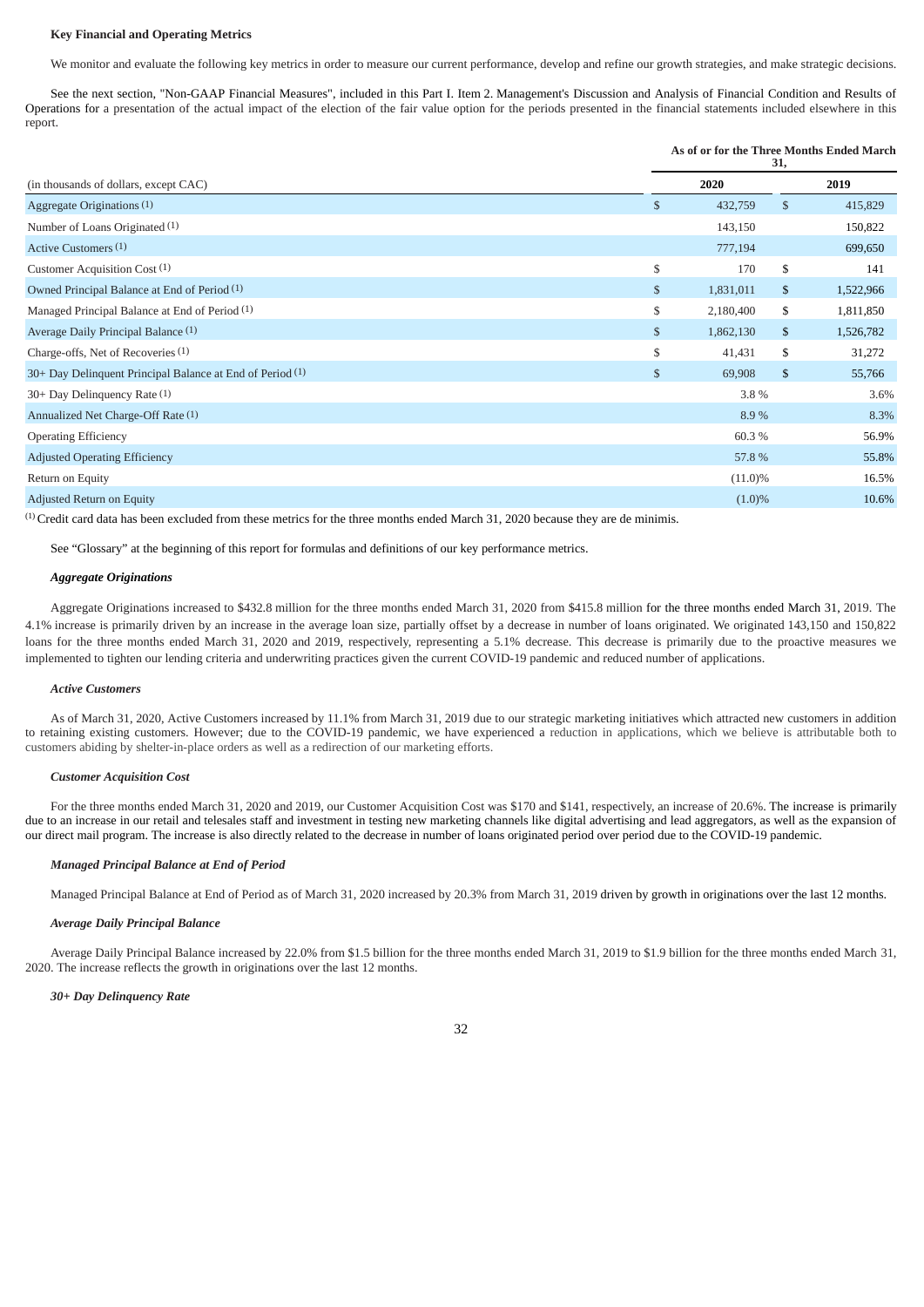**Key Financial and Operating Metrics**

We monitor and evaluate the following key metrics in order to measure our current performance, develop and refine our growth strategies, and make strategic decisions.

See the next section, "Non-GAAP Financial Measures", included in this Part I. Item 2. Management's Discussion and Analysis of Financial Condition and Results of Operations for a presentation of the actual impact of the election of the fair value option for the periods presented in the financial statements included elsewhere in this report.

| (in thousands of dollars, except CAC) | As of or for the Three Months Ended March 31, 2020 | 2019 |
|---|---|---|
| Aggregate Originations [1] | $ 432,759 | $ 415,829 |
| Number of Loans Originated [1] | 143,150 | 150,822 |
| Active Customers [1] | 777,194 | 699,650 |
| Customer Acquisition Cost [1] | $ 170 | $ 141 |
| Owned Principal Balance at End of Period [1] | $ 1,831,011 | $ 1,522,966 |
| Managed Principal Balance at End of Period [1] | $ 2,180,400 | $ 1,811,850 |
| Average Daily Principal Balance [1] | $ 1,862,130 | $ 1,526,782 |
| Charge-offs, Net of Recoveries [1] | $ 41,431 | $ 31,272 |
| 30+ Day Delinquent Principal Balance at End of Period [1] | $ 69,908 | $ 55,766 |
| 30+ Day Delinquency Rate [1] | 3.8 % | 3.6% |
| Annualized Net Charge-Off Rate [1] | 8.9 % | 8.3% |
| Operating Efficiency | 60.3 % | 56.9% |
| Adjusted Operating Efficiency | 57.8 % | 55.8% |
| Return on Equity | (11.0)% | 16.5% |
| Adjusted Return on Equity | (1.0)% | 10.6% |

[1] Credit card data has been excluded from these metrics for the three months ended March 31, 2020 because they are de minimis.

See "Glossary" at the beginning of this report for formulas and definitions of our key performance metrics.

***Aggregate Originations***

Aggregate Originations increased to $432.8 million for the three months ended March 31, 2020 from $415.8 million for the three months ended March 31, 2019. The 4.1% increase is primarily driven by an increase in the average loan size, partially offset by a decrease in number of loans originated. We originated 143,150 and 150,822 loans for the three months ended March 31, 2020 and 2019, respectively, representing a 5.1% decrease. This decrease is primarily due to the proactive measures we implemented to tighten our lending criteria and underwriting practices given the current COVID-19 pandemic and reduced number of applications.

***Active Customers***

As of March 31, 2020, Active Customers increased by 11.1% from March 31, 2019 due to our strategic marketing initiatives which attracted new customers in addition to retaining existing customers. However; due to the COVID-19 pandemic, we have experienced a reduction in applications, which we believe is attributable both to customers abiding by shelter-in-place orders as well as a redirection of our marketing efforts.

***Customer Acquisition Cost***

For the three months ended March 31, 2020 and 2019, our Customer Acquisition Cost was $170 and $141, respectively, an increase of 20.6%. The increase is primarily due to an increase in our retail and telesales staff and investment in testing new marketing channels like digital advertising and lead aggregators, as well as the expansion of our direct mail program. The increase is also directly related to the decrease in number of loans originated period over period due to the COVID-19 pandemic.

***Managed Principal Balance at End of Period***

Managed Principal Balance at End of Period as of March 31, 2020 increased by 20.3% from March 31, 2019 driven by growth in originations over the last 12 months.

***Average Daily Principal Balance***

Average Daily Principal Balance increased by 22.0% from $1.5 billion for the three months ended March 31, 2019 to $1.9 billion for the three months ended March 31, 2020. The increase reflects the growth in originations over the last 12 months.

***30+ Day Delinquency Rate***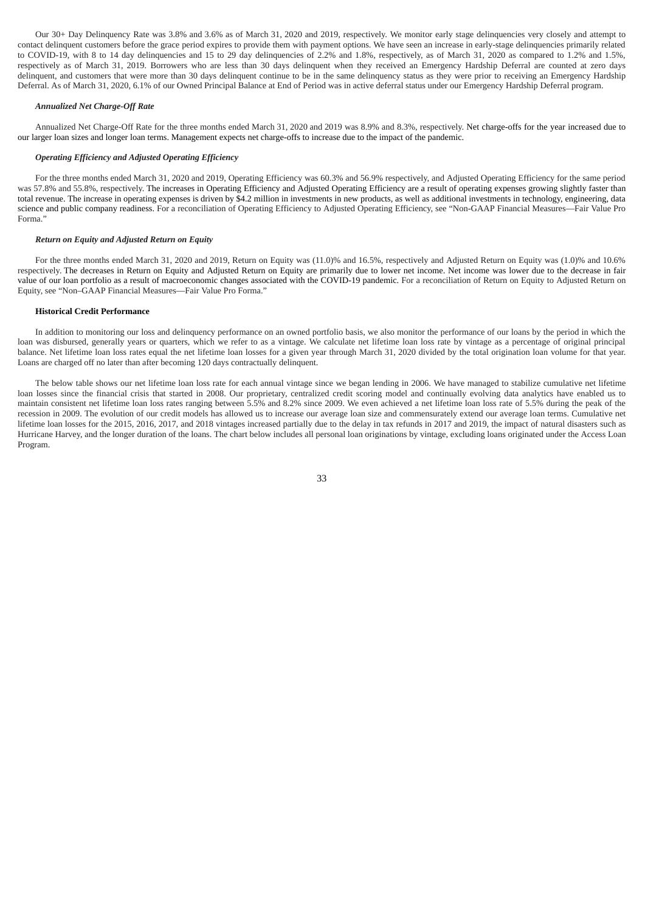Our 30+ Day Delinquency Rate was 3.8% and 3.6% as of March 31, 2020 and 2019, respectively. We monitor early stage delinquencies very closely and attempt to contact delinquent customers before the grace period expires to provide them with payment options. We have seen an increase in early-stage delinquencies primarily related to COVID-19, with 8 to 14 day delinquencies and 15 to 29 day delinquencies of 2.2% and 1.8%, respectively, as of March 31, 2020 as compared to 1.2% and 1.5%, respectively as of March 31, 2019. Borrowers who are less than 30 days delinquent when they received an Emergency Hardship Deferral are counted at zero days delinquent, and customers that were more than 30 days delinquent continue to be in the same delinquency status as they were prior to receiving an Emergency Hardship Deferral. As of March 31, 2020, 6.1% of our Owned Principal Balance at End of Period was in active deferral status under our Emergency Hardship Deferral program.

***Annualized Net Charge-Off Rate***

Annualized Net Charge-Off Rate for the three months ended March 31, 2020 and 2019 was 8.9% and 8.3%, respectively. Net charge-offs for the year increased due to our larger loan sizes and longer loan terms. Management expects net charge-offs to increase due to the impact of the pandemic.

***Operating Efficiency and Adjusted Operating Efficiency***

For the three months ended March 31, 2020 and 2019, Operating Efficiency was 60.3% and 56.9% respectively, and Adjusted Operating Efficiency for the same period was 57.8% and 55.8%, respectively. The increases in Operating Efficiency and Adjusted Operating Efficiency are a result of operating expenses growing slightly faster than total revenue. The increase in operating expenses is driven by $4.2 million in investments in new products, as well as additional investments in technology, engineering, data science and public company readiness. For a reconciliation of Operating Efficiency to Adjusted Operating Efficiency, see "Non-GAAP Financial Measures—Fair Value Pro Forma."

***Return on Equity and Adjusted Return on Equity***

For the three months ended March 31, 2020 and 2019, Return on Equity was (11.0)% and 16.5%, respectively and Adjusted Return on Equity was (1.0)% and 10.6% respectively. The decreases in Return on Equity and Adjusted Return on Equity are primarily due to lower net income. Net income was lower due to the decrease in fair value of our loan portfolio as a result of macroeconomic changes associated with the COVID-19 pandemic. For a reconciliation of Return on Equity to Adjusted Return on Equity, see "Non–GAAP Financial Measures—Fair Value Pro Forma."

**Historical Credit Performance**

In addition to monitoring our loss and delinquency performance on an owned portfolio basis, we also monitor the performance of our loans by the period in which the loan was disbursed, generally years or quarters, which we refer to as a vintage. We calculate net lifetime loan loss rate by vintage as a percentage of original principal balance. Net lifetime loan loss rates equal the net lifetime loan losses for a given year through March 31, 2020 divided by the total origination loan volume for that year. Loans are charged off no later than after becoming 120 days contractually delinquent.

The below table shows our net lifetime loan loss rate for each annual vintage since we began lending in 2006. We have managed to stabilize cumulative net lifetime loan losses since the financial crisis that started in 2008. Our proprietary, centralized credit scoring model and continually evolving data analytics have enabled us to maintain consistent net lifetime loan loss rates ranging between 5.5% and 8.2% since 2009. We even achieved a net lifetime loan loss rate of 5.5% during the peak of the recession in 2009. The evolution of our credit models has allowed us to increase our average loan size and commensurately extend our average loan terms. Cumulative net lifetime loan losses for the 2015, 2016, 2017, and 2018 vintages increased partially due to the delay in tax refunds in 2017 and 2019, the impact of natural disasters such as Hurricane Harvey, and the longer duration of the loans. The chart below includes all personal loan originations by vintage, excluding loans originated under the Access Loan Program.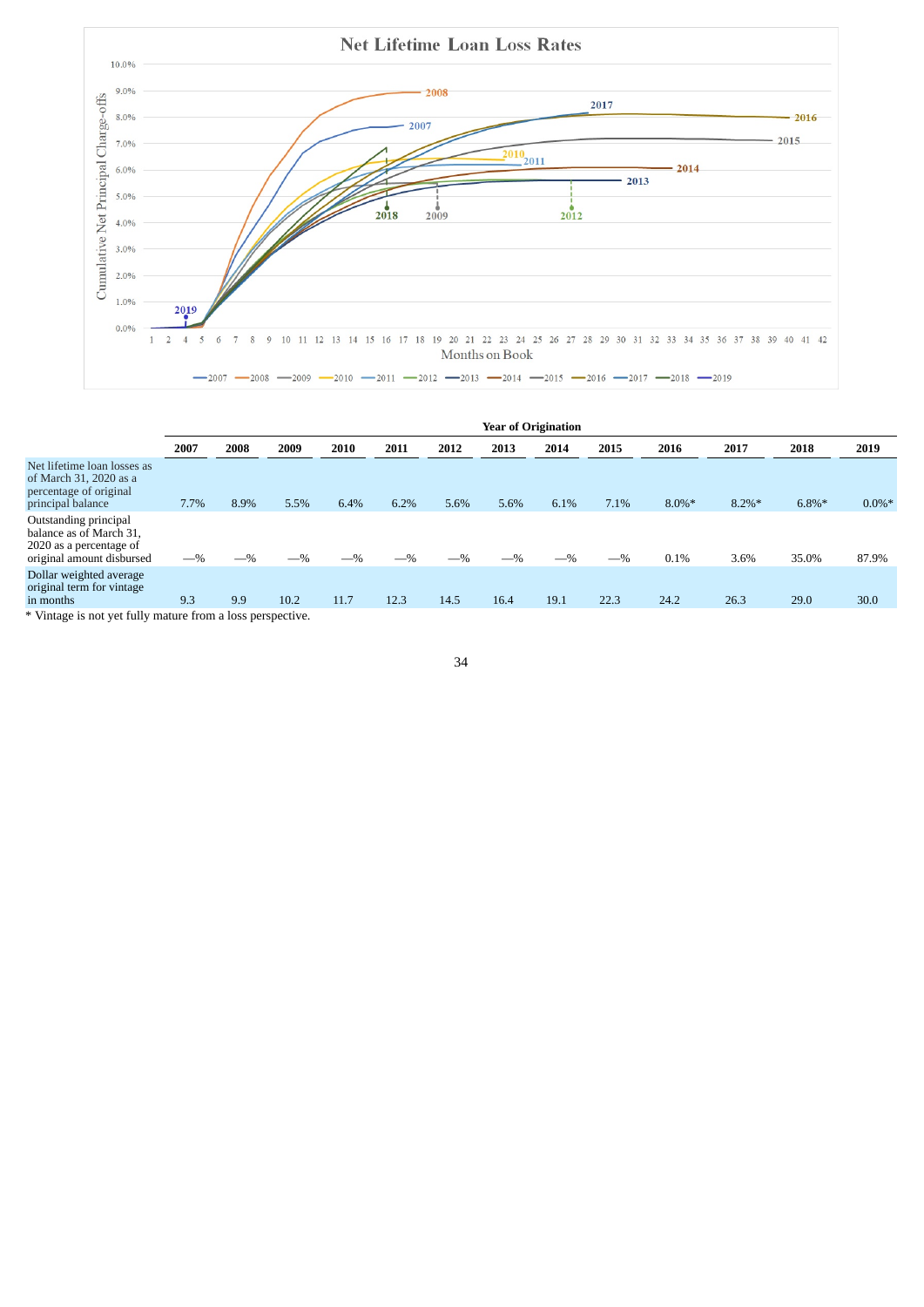## Net Lifetime Loan Loss Rates

| | Year of Origination | | | | | | | | | | | | |
|---|---|---|---|---|---|---|---|---|---|---|---|---|---|
| | 2007 | 2008 | 2009 | 2010 | 2011 | 2012 | 2013 | 2014 | 2015 | 2016 | 2017 | 2018 | 2019 |
| Net lifetime loan losses as of March 31, 2020 as a percentage of original principal balance | 7.7% | 8.9% | 5.5% | 6.4% | 6.2% | 5.6% | 5.6% | 6.1% | 7.1% | 8.0%* | 8.2%* | 6.8%* | 0.0%* |
| Outstanding principal balance as of March 31, 2020 as a percentage of original amount disbursed | —% | —% | —% | —% | —% | —% | —% | —% | —% | 0.1% | 3.6% | 35.0% | 87.9% |
| Dollar weighted average original term for vintage in months | 9.3 | 9.9 | 10.2 | 11.7 | 12.3 | 14.5 | 16.4 | 19.1 | 22.3 | 24.2 | 26.3 | 29.0 | 30.0 |

* Vintage is not yet fully mature from a loss perspective.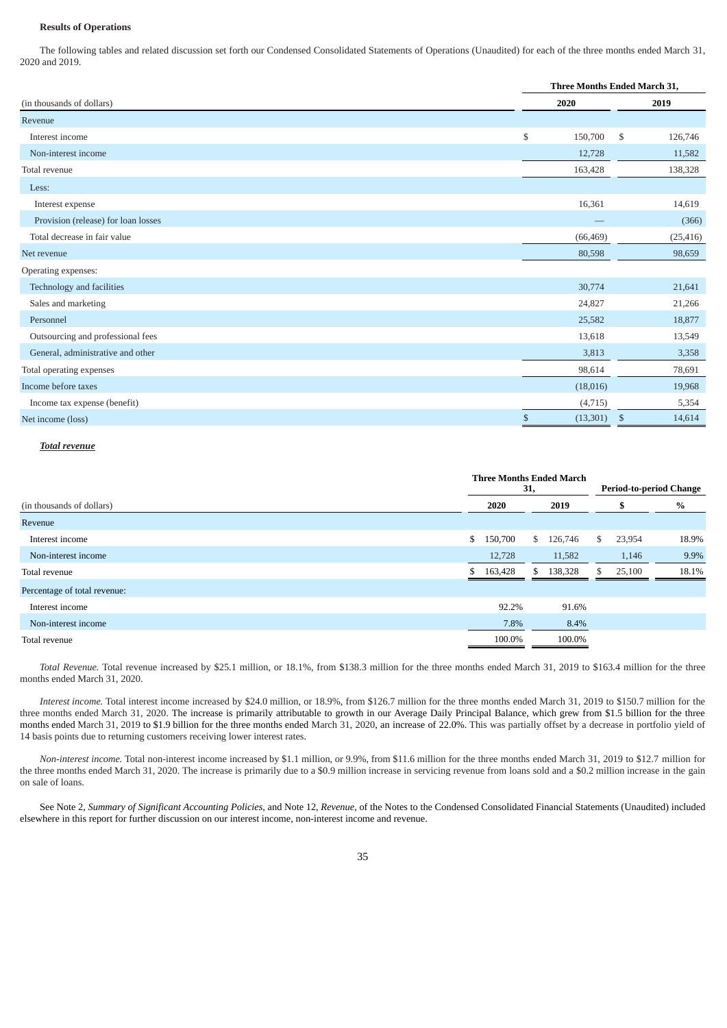**Results of Operations**

The following tables and related discussion set forth our Condensed Consolidated Statements of Operations (Unaudited) for each of the three months ended March 31, 2020 and 2019.

| | Three Months Ended March 31, | |
|---|---|---|
| (in thousands of dollars) | 2020 | 2019 |
| Revenue | | |
| Interest income | $ 150,700 | $ 126,746 |
| Non-interest income | 12,728 | 11,582 |
| Total revenue | 163,428 | 138,328 |
| Less: | | |
| Interest expense | 16,361 | 14,619 |
| Provision (release) for loan losses | — | (366) |
| Total decrease in fair value | (66,469) | (25,416) |
| Net revenue | 80,598 | 98,659 |
| Operating expenses: | | |
| Technology and facilities | 30,774 | 21,641 |
| Sales and marketing | 24,827 | 21,266 |
| Personnel | 25,582 | 18,877 |
| Outsourcing and professional fees | 13,618 | 13,549 |
| General, administrative and other | 3,813 | 3,358 |
| Total operating expenses | 98,614 | 78,691 |
| Income before taxes | (18,016) | 19,968 |
| Income tax expense (benefit) | (4,715) | 5,354 |
| Net income (loss) | $ (13,301) | $ 14,614 |

***Total revenue***

| | Three Months Ended March 31, | | Period-to-period Change | |
|---|---|---|---|---|
| (in thousands of dollars) | 2020 | 2019 | $ | % |
| Revenue | | | | |
| Interest income | $ 150,700 | $ 126,746 | $ 23,954 | 18.9% |
| Non-interest income | 12,728 | 11,582 | 1,146 | 9.9% |
| Total revenue | $ 163,428 | $ 138,328 | $ 25,100 | 18.1% |
| Percentage of total revenue: | | | | |
| Interest income | 92.2% | 91.6% | | |
| Non-interest income | 7.8% | 8.4% | | |
| Total revenue | 100.0% | 100.0% | | |

*Total Revenue.* Total revenue increased by $25.1 million, or 18.1%, from $138.3 million for the three months ended March 31, 2019 to $163.4 million for the three months ended March 31, 2020.

*Interest income.* Total interest income increased by $24.0 million, or 18.9%, from $126.7 million for the three months ended March 31, 2019 to $150.7 million for the three months ended March 31, 2020. The increase is primarily attributable to growth in our Average Daily Principal Balance, which grew from $1.5 billion for the three months ended March 31, 2019 to $1.9 billion for the three months ended March 31, 2020, an increase of 22.0%. This was partially offset by a decrease in portfolio yield of 14 basis points due to returning customers receiving lower interest rates.

*Non-interest income.* Total non-interest income increased by $1.1 million, or 9.9%, from $11.6 million for the three months ended March 31, 2019 to $12.7 million for the three months ended March 31, 2020. The increase is primarily due to a $0.9 million increase in servicing revenue from loans sold and a $0.2 million increase in the gain on sale of loans.

See Note 2, *Summary of Significant Accounting Policies*, and Note 12, *Revenue*, of the Notes to the Condensed Consolidated Financial Statements (Unaudited) included elsewhere in this report for further discussion on our interest income, non-interest income and revenue.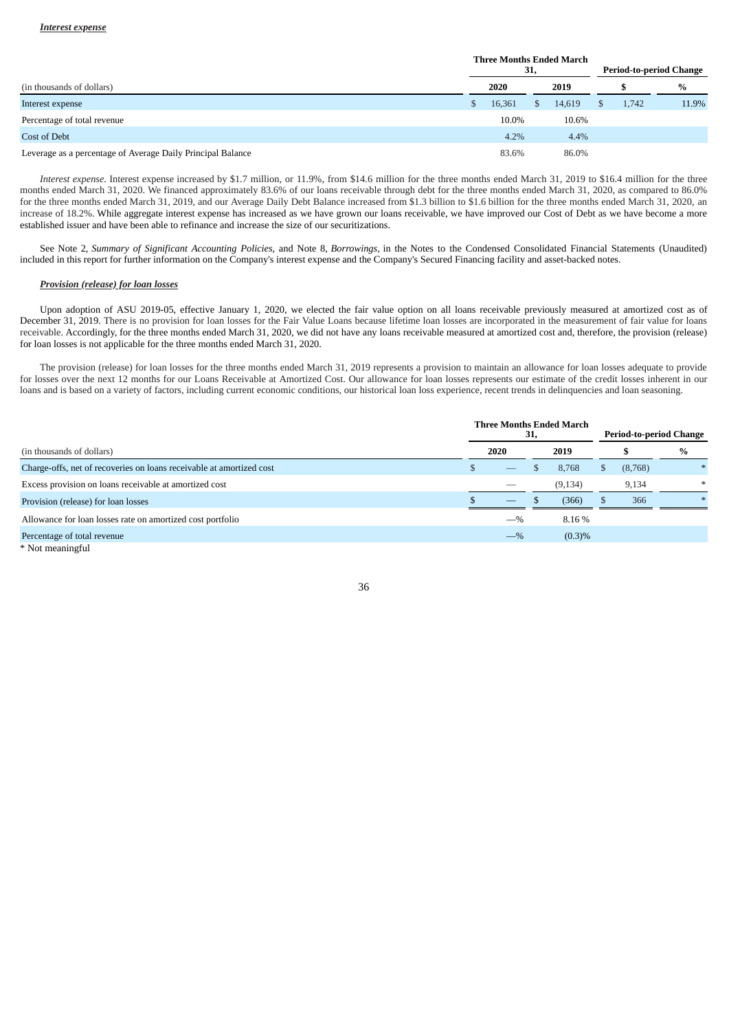***Interest expense***

| | Three Months Ended March 31, | | Period-to-period Change | |
|---|---|---|---|---|
| (in thousands of dollars) | 2020 | 2019 | $ | % |
| Interest expense | $ 16,361 | $ 14,619 | $ 1,742 | 11.9% |
| Percentage of total revenue | 10.0% | 10.6% | | |
| Cost of Debt | 4.2% | 4.4% | | |
| Leverage as a percentage of Average Daily Principal Balance | 83.6% | 86.0% | | |

*Interest expense.* Interest expense increased by $1.7 million, or 11.9%, from $14.6 million for the three months ended March 31, 2019 to $16.4 million for the three months ended March 31, 2020. We financed approximately 83.6% of our loans receivable through debt for the three months ended March 31, 2020, as compared to 86.0% for the three months ended March 31, 2019, and our Average Daily Debt Balance increased from $1.3 billion to $1.6 billion for the three months ended March 31, 2020, an increase of 18.2%. While aggregate interest expense has increased as we have grown our loans receivable, we have improved our Cost of Debt as we have become a more established issuer and have been able to refinance and increase the size of our securitizations.

See Note 2, *Summary of Significant Accounting Policies*, and Note 8, *Borrowings*, in the Notes to the Condensed Consolidated Financial Statements (Unaudited) included in this report for further information on the Company's interest expense and the Company's Secured Financing facility and asset-backed notes.

***Provision (release) for loan losses***

Upon adoption of ASU 2019-05, effective January 1, 2020, we elected the fair value option on all loans receivable previously measured at amortized cost as of December 31, 2019. There is no provision for loan losses for the Fair Value Loans because lifetime loan losses are incorporated in the measurement of fair value for loans receivable. Accordingly, for the three months ended March 31, 2020, we did not have any loans receivable measured at amortized cost and, therefore, the provision (release) for loan losses is not applicable for the three months ended March 31, 2020.

The provision (release) for loan losses for the three months ended March 31, 2019 represents a provision to maintain an allowance for loan losses adequate to provide for losses over the next 12 months for our Loans Receivable at Amortized Cost. Our allowance for loan losses represents our estimate of the credit losses inherent in our loans and is based on a variety of factors, including current economic conditions, our historical loan loss experience, recent trends in delinquencies and loan seasoning.

| | Three Months Ended March 31, | | Period-to-period Change | |
|---|---|---|---|---|
| (in thousands of dollars) | 2020 | 2019 | $ | % |
| Charge-offs, net of recoveries on loans receivable at amortized cost | $ — | $ 8,768 | $ (8,768) | * |
| Excess provision on loans receivable at amortized cost | — | (9,134) | 9,134 | * |
| Provision (release) for loan losses | $ — | $ (366) | $ 366 | * |
| Allowance for loan losses rate on amortized cost portfolio | —% | 8.16 % | | |
| Percentage of total revenue | —% | (0.3)% | | |

\* Not meaningful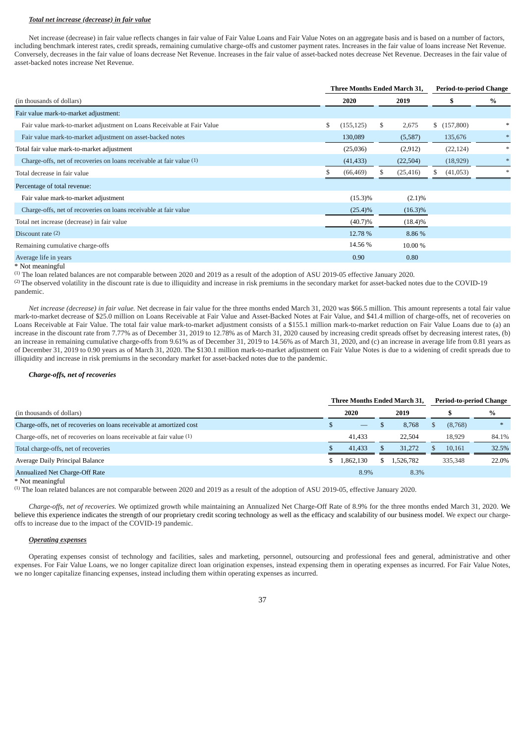***Total net increase (decrease) in fair value***

Net increase (decrease) in fair value reflects changes in fair value of Fair Value Loans and Fair Value Notes on an aggregate basis and is based on a number of factors, including benchmark interest rates, credit spreads, remaining cumulative charge-offs and customer payment rates. Increases in the fair value of loans increase Net Revenue. Conversely, decreases in the fair value of loans decrease Net Revenue. Increases in the fair value of asset-backed notes decrease Net Revenue. Decreases in the fair value of asset-backed notes increase Net Revenue.

| | Three Months Ended March 31, | | Period-to-period Change | |
|---|---|---|---|---|
| (in thousands of dollars) | 2020 | 2019 | $ | % |
| Fair value mark-to-market adjustment: | | | | |
| Fair value mark-to-market adjustment on Loans Receivable at Fair Value | $ (155,125) | $ 2,675 | $ (157,800) | * |
| Fair value mark-to-market adjustment on asset-backed notes | 130,089 | (5,587) | 135,676 | * |
| Total fair value mark-to-market adjustment | (25,036) | (2,912) | (22,124) | * |
| Charge-offs, net of recoveries on loans receivable at fair value (1) | (41,433) | (22,504) | (18,929) | * |
| Total decrease in fair value | $ (66,469) | $ (25,416) | $ (41,053) | * |
| Percentage of total revenue: | | | | |
| Fair value mark-to-market adjustment | (15.3)% | (2.1)% | | |
| Charge-offs, net of recoveries on loans receivable at fair value | (25.4)% | (16.3)% | | |
| Total net increase (decrease) in fair value | (40.7)% | (18.4)% | | |
| Discount rate (2) | 12.78 % | 8.86 % | | |
| Remaining cumulative charge-offs | 14.56 % | 10.00 % | | |
| Average life in years | 0.90 | 0.80 | | |

\* Not meaningful

(1) The loan related balances are not comparable between 2020 and 2019 as a result of the adoption of ASU 2019-05 effective January 2020.

(2) The observed volatility in the discount rate is due to illiquidity and increase in risk premiums in the secondary market for asset-backed notes due to the COVID-19 pandemic.

*Net increase (decrease) in fair value.* Net decrease in fair value for the three months ended March 31, 2020 was $66.5 million. This amount represents a total fair value mark-to-market decrease of $25.0 million on Loans Receivable at Fair Value and Asset-Backed Notes at Fair Value, and $41.4 million of charge-offs, net of recoveries on Loans Receivable at Fair Value. The total fair value mark-to-market adjustment consists of a $155.1 million mark-to-market reduction on Fair Value Loans due to (a) an increase in the discount rate from 7.77% as of December 31, 2019 to 12.78% as of March 31, 2020 caused by increasing credit spreads offset by decreasing interest rates, (b) an increase in remaining cumulative charge-offs from 9.61% as of December 31, 2019 to 14.56% as of March 31, 2020, and (c) an increase in average life from 0.81 years as of December 31, 2019 to 0.90 years as of March 31, 2020. The $130.1 million mark-to-market adjustment on Fair Value Notes is due to a widening of credit spreads due to illiquidity and increase in risk premiums in the secondary market for asset-backed notes due to the pandemic.

***Charge-offs, net of recoveries***

| | Three Months Ended March 31, | | Period-to-period Change | |
|---|---|---|---|---|
| (in thousands of dollars) | 2020 | 2019 | $ | % |
| Charge-offs, net of recoveries on loans receivable at amortized cost | $ — | $ 8,768 | $ (8,768) | * |
| Charge-offs, net of recoveries on loans receivable at fair value (1) | 41,433 | 22,504 | 18,929 | 84.1% |
| Total charge-offs, net of recoveries | $ 41,433 | $ 31,272 | $ 10,161 | 32.5% |
| Average Daily Principal Balance | $ 1,862,130 | $ 1,526,782 | 335,348 | 22.0% |
| Annualized Net Charge-Off Rate | 8.9% | 8.3% | | |

\* Not meaningful

(1) The loan related balances are not comparable between 2020 and 2019 as a result of the adoption of ASU 2019-05, effective January 2020.

*Charge-offs, net of recoveries.* We optimized growth while maintaining an Annualized Net Charge-Off Rate of 8.9% for the three months ended March 31, 2020. We believe this experience indicates the strength of our proprietary credit scoring technology as well as the efficacy and scalability of our business model. We expect our charge-offs to increase due to the impact of the COVID-19 pandemic.

***Operating expenses***

Operating expenses consist of technology and facilities, sales and marketing, personnel, outsourcing and professional fees and general, administrative and other expenses. For Fair Value Loans, we no longer capitalize direct loan origination expenses, instead expensing them in operating expenses as incurred. For Fair Value Notes, we no longer capitalize financing expenses, instead including them within operating expenses as incurred.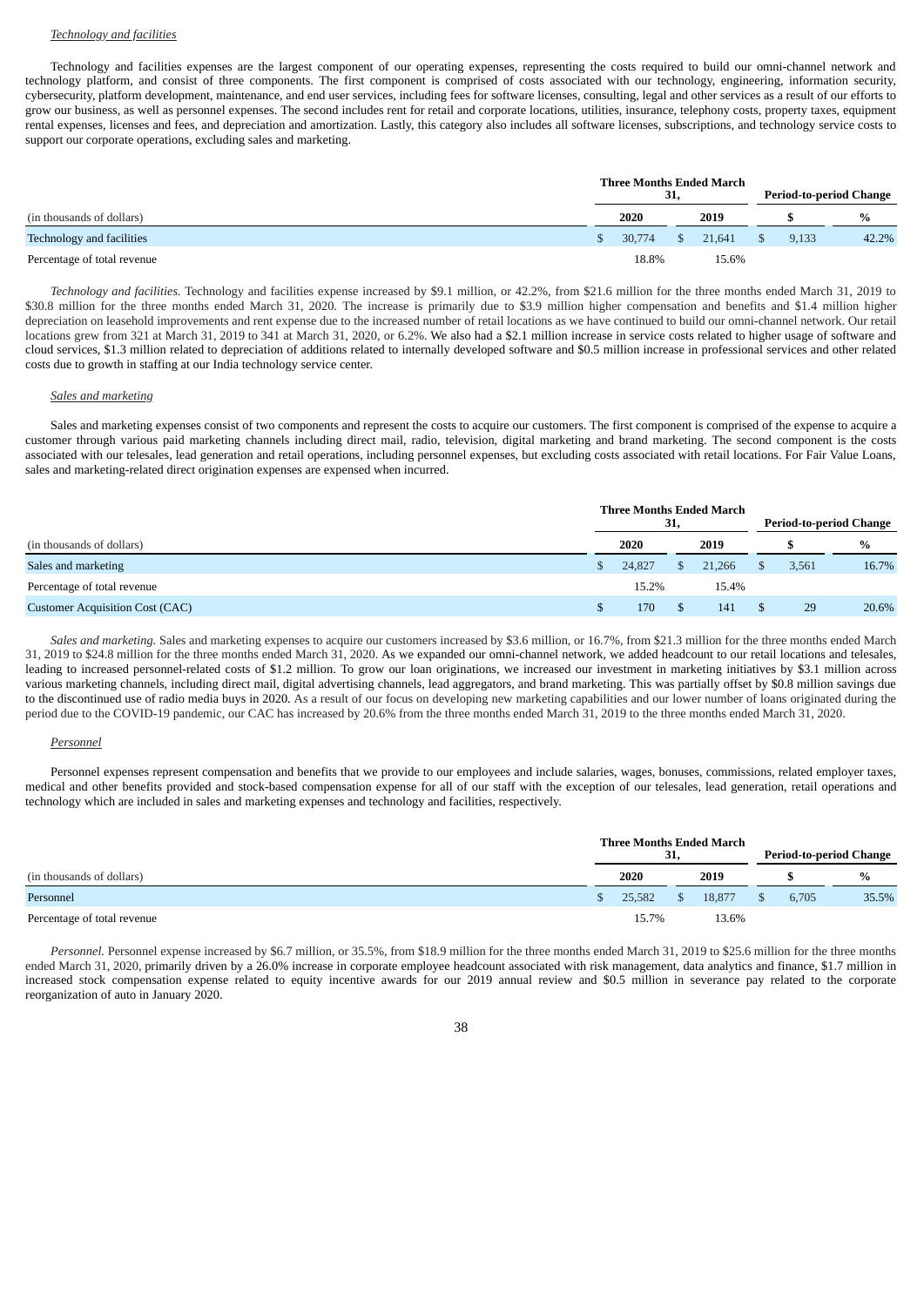*Technology and facilities*

Technology and facilities expenses are the largest component of our operating expenses, representing the costs required to build our omni-channel network and technology platform, and consist of three components. The first component is comprised of costs associated with our technology, engineering, information security, cybersecurity, platform development, maintenance, and end user services, including fees for software licenses, consulting, legal and other services as a result of our efforts to grow our business, as well as personnel expenses. The second includes rent for retail and corporate locations, utilities, insurance, telephony costs, property taxes, equipment rental expenses, licenses and fees, and depreciation and amortization. Lastly, this category also includes all software licenses, subscriptions, and technology service costs to support our corporate operations, excluding sales and marketing.

| | Three Months Ended March 31, | | Period-to-period Change | |
|---|---|---|---|---|
| (in thousands of dollars) | 2020 | 2019 | $ | % |
| Technology and facilities | $ 30,774 | $ 21,641 | $ 9,133 | 42.2% |
| Percentage of total revenue | 18.8% | 15.6% | | |

*Technology and facilities*. Technology and facilities expense increased by $9.1 million, or 42.2%, from $21.6 million for the three months ended March 31, 2019 to $30.8 million for the three months ended March 31, 2020. The increase is primarily due to $3.9 million higher compensation and benefits and $1.4 million higher depreciation on leasehold improvements and rent expense due to the increased number of retail locations as we have continued to build our omni-channel network. Our retail locations grew from 321 at March 31, 2019 to 341 at March 31, 2020, or 6.2%. We also had a $2.1 million increase in service costs related to higher usage of software and cloud services, $1.3 million related to depreciation of additions related to internally developed software and $0.5 million increase in professional services and other related costs due to growth in staffing at our India technology service center.

*Sales and marketing*

Sales and marketing expenses consist of two components and represent the costs to acquire our customers. The first component is comprised of the expense to acquire a customer through various paid marketing channels including direct mail, radio, television, digital marketing and brand marketing. The second component is the costs associated with our telesales, lead generation and retail operations, including personnel expenses, but excluding costs associated with retail locations. For Fair Value Loans, sales and marketing-related direct origination expenses are expensed when incurred.

| | Three Months Ended March 31, | | Period-to-period Change | |
|---|---|---|---|---|
| (in thousands of dollars) | 2020 | 2019 | $ | % |
| Sales and marketing | $ 24,827 | $ 21,266 | $ 3,561 | 16.7% |
| Percentage of total revenue | 15.2% | 15.4% | | |
| Customer Acquisition Cost (CAC) | $ 170 | $ 141 | $ 29 | 20.6% |

*Sales and marketing.* Sales and marketing expenses to acquire our customers increased by $3.6 million, or 16.7%, from $21.3 million for the three months ended March 31, 2019 to $24.8 million for the three months ended March 31, 2020. As we expanded our omni-channel network, we added headcount to our retail locations and telesales, leading to increased personnel-related costs of $1.2 million. To grow our loan originations, we increased our investment in marketing initiatives by $3.1 million across various marketing channels, including direct mail, digital advertising channels, lead aggregators, and brand marketing. This was partially offset by $0.8 million savings due to the discontinued use of radio media buys in 2020. As a result of our focus on developing new marketing capabilities and our lower number of loans originated during the period due to the COVID-19 pandemic, our CAC has increased by 20.6% from the three months ended March 31, 2019 to the three months ended March 31, 2020.

*Personnel*

Personnel expenses represent compensation and benefits that we provide to our employees and include salaries, wages, bonuses, commissions, related employer taxes, medical and other benefits provided and stock-based compensation expense for all of our staff with the exception of our telesales, lead generation, retail operations and technology which are included in sales and marketing expenses and technology and facilities, respectively.

| | Three Months Ended March 31, | | Period-to-period Change | |
|---|---|---|---|---|
| (in thousands of dollars) | 2020 | 2019 | $ | % |
| Personnel | $ 25,582 | $ 18,877 | $ 6,705 | 35.5% |
| Percentage of total revenue | 15.7% | 13.6% | | |

*Personnel.* Personnel expense increased by $6.7 million, or 35.5%, from $18.9 million for the three months ended March 31, 2019 to $25.6 million for the three months ended March 31, 2020, primarily driven by a 26.0% increase in corporate employee headcount associated with risk management, data analytics and finance, $1.7 million in increased stock compensation expense related to equity incentive awards for our 2019 annual review and $0.5 million in severance pay related to the corporate reorganization of auto in January 2020.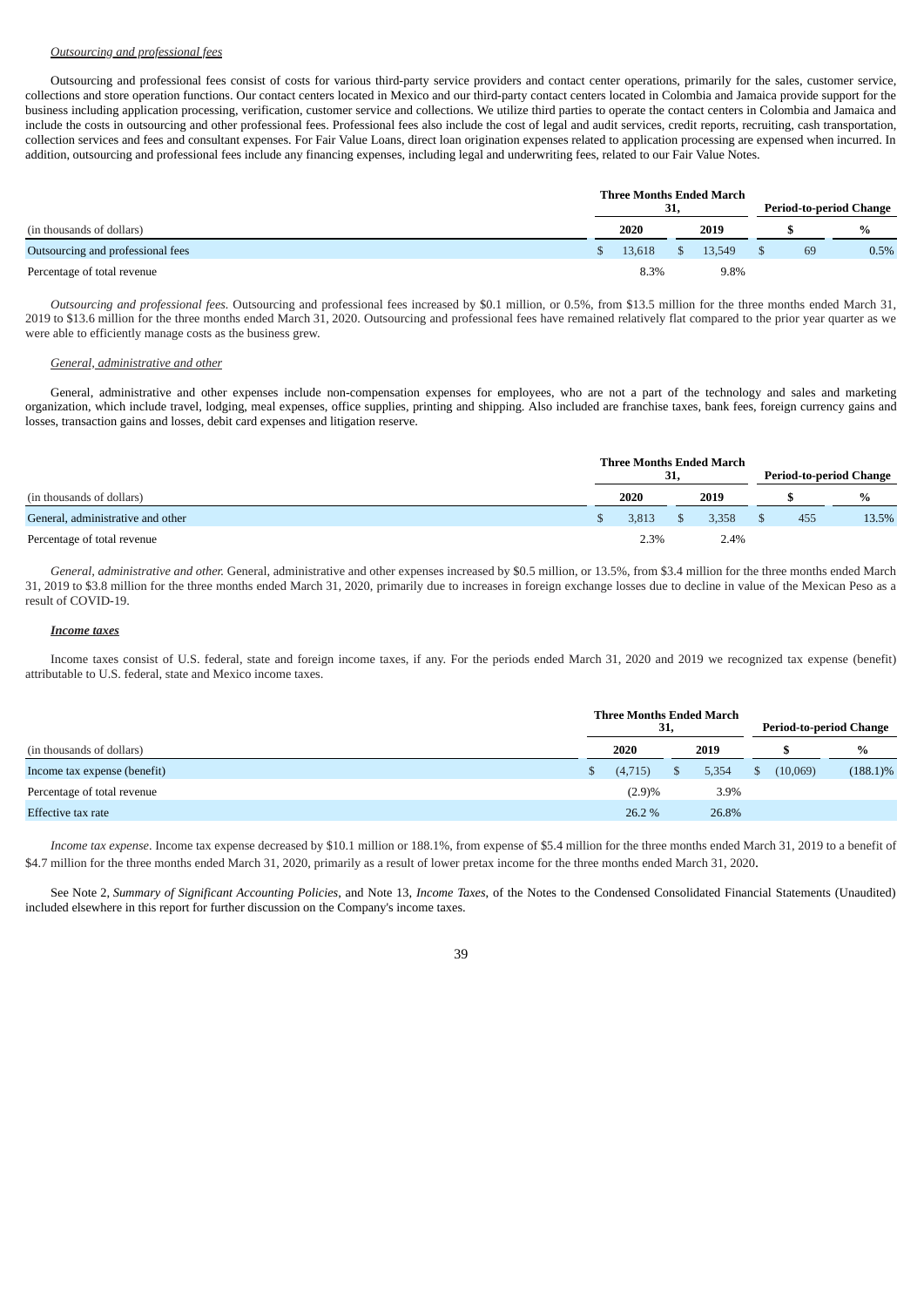*Outsourcing and professional fees*

Outsourcing and professional fees consist of costs for various third-party service providers and contact center operations, primarily for the sales, customer service, collections and store operation functions. Our contact centers located in Mexico and our third-party contact centers located in Colombia and Jamaica provide support for the business including application processing, verification, customer service and collections. We utilize third parties to operate the contact centers in Colombia and Jamaica and include the costs in outsourcing and other professional fees. Professional fees also include the cost of legal and audit services, credit reports, recruiting, cash transportation, collection services and fees and consultant expenses. For Fair Value Loans, direct loan origination expenses related to application processing are expensed when incurred. In addition, outsourcing and professional fees include any financing expenses, including legal and underwriting fees, related to our Fair Value Notes.

| | Three Months Ended March 31, | | Period-to-period Change | |
|---|---|---|---|---|
| (in thousands of dollars) | 2020 | 2019 | $ | % |
| Outsourcing and professional fees | $ 13,618 | $ 13,549 | $ 69 | 0.5% |
| Percentage of total revenue | 8.3% | 9.8% | | |

*Outsourcing and professional fees.* Outsourcing and professional fees increased by $0.1 million, or 0.5%, from $13.5 million for the three months ended March 31, 2019 to $13.6 million for the three months ended March 31, 2020. Outsourcing and professional fees have remained relatively flat compared to the prior year quarter as we were able to efficiently manage costs as the business grew.

*General, administrative and other*

General, administrative and other expenses include non-compensation expenses for employees, who are not a part of the technology and sales and marketing organization, which include travel, lodging, meal expenses, office supplies, printing and shipping. Also included are franchise taxes, bank fees, foreign currency gains and losses, transaction gains and losses, debit card expenses and litigation reserve.

| | Three Months Ended March 31, | | Period-to-period Change | |
|---|---|---|---|---|
| (in thousands of dollars) | 2020 | 2019 | $ | % |
| General, administrative and other | $ 3,813 | $ 3,358 | $ 455 | 13.5% |
| Percentage of total revenue | 2.3% | 2.4% | | |

*General, administrative and other.* General, administrative and other expenses increased by $0.5 million, or 13.5%, from $3.4 million for the three months ended March 31, 2019 to $3.8 million for the three months ended March 31, 2020, primarily due to increases in foreign exchange losses due to decline in value of the Mexican Peso as a result of COVID-19.

***Income taxes***

Income taxes consist of U.S. federal, state and foreign income taxes, if any. For the periods ended March 31, 2020 and 2019 we recognized tax expense (benefit) attributable to U.S. federal, state and Mexico income taxes.

| | Three Months Ended March 31, | | Period-to-period Change | |
|---|---|---|---|---|
| (in thousands of dollars) | 2020 | 2019 | $ | % |
| Income tax expense (benefit) | $ (4,715) | $ 5,354 | $ (10,069) | (188.1)% |
| Percentage of total revenue | (2.9)% | 3.9% | | |
| Effective tax rate | 26.2 % | 26.8% | | |

*Income tax expense*. Income tax expense decreased by $10.1 million or 188.1%, from expense of $5.4 million for the three months ended March 31, 2019 to a benefit of $4.7 million for the three months ended March 31, 2020, primarily as a result of lower pretax income for the three months ended March 31, 2020.

See Note 2, *Summary of Significant Accounting Policies*, and Note 13, *Income Taxes*, of the Notes to the Condensed Consolidated Financial Statements (Unaudited) included elsewhere in this report for further discussion on the Company's income taxes.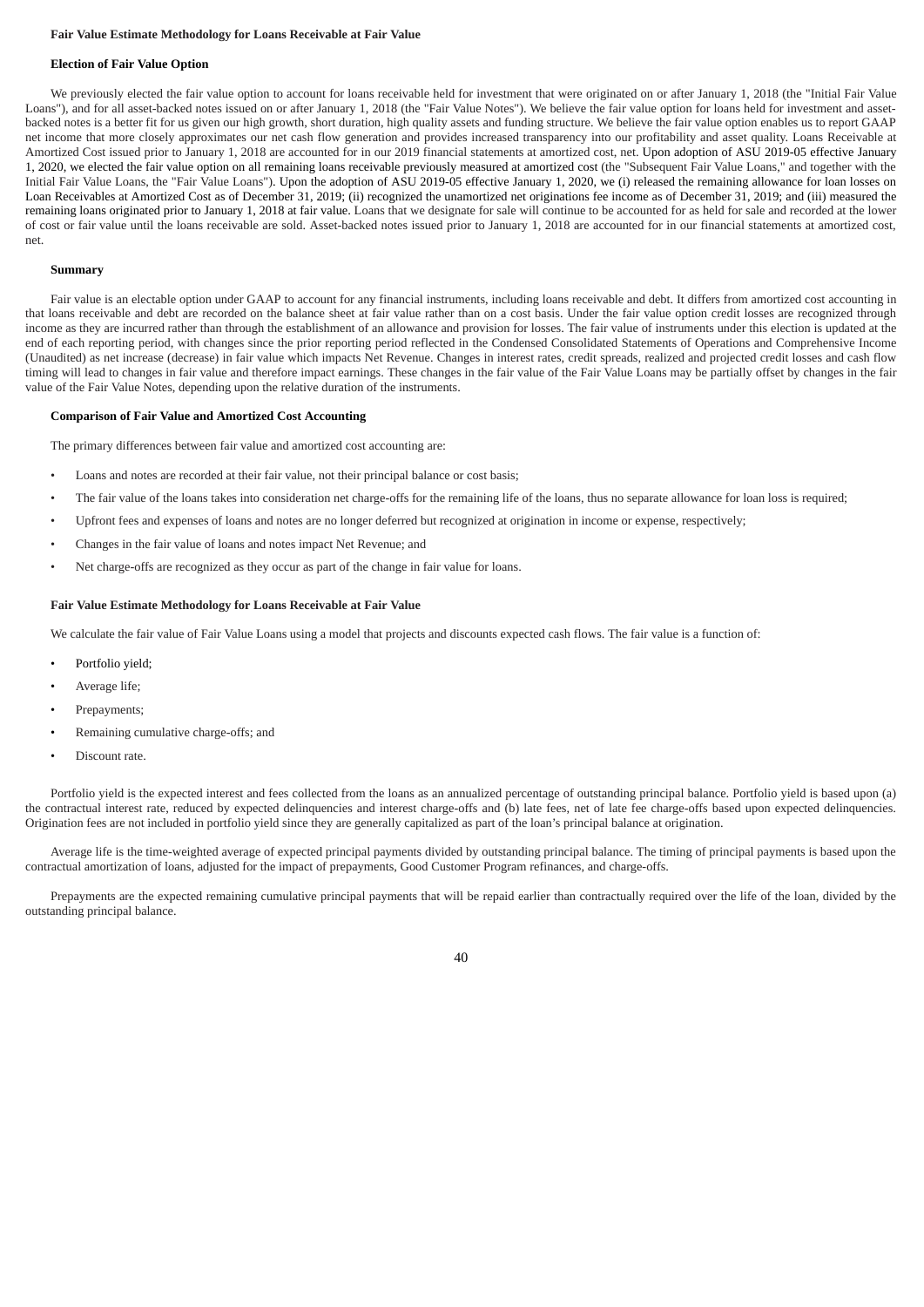**Fair Value Estimate Methodology for Loans Receivable at Fair Value**

**Election of Fair Value Option**

We previously elected the fair value option to account for loans receivable held for investment that were originated on or after January 1, 2018 (the "Initial Fair Value Loans"), and for all asset-backed notes issued on or after January 1, 2018 (the "Fair Value Notes"). We believe the fair value option for loans held for investment and asset-backed notes is a better fit for us given our high growth, short duration, high quality assets and funding structure. We believe the fair value option enables us to report GAAP net income that more closely approximates our net cash flow generation and provides increased transparency into our profitability and asset quality. Loans Receivable at Amortized Cost issued prior to January 1, 2018 are accounted for in our 2019 financial statements at amortized cost, net. Upon adoption of ASU 2019-05 effective January 1, 2020, we elected the fair value option on all remaining loans receivable previously measured at amortized cost (the "Subsequent Fair Value Loans," and together with the Initial Fair Value Loans, the "Fair Value Loans"). Upon the adoption of ASU 2019-05 effective January 1, 2020, we (i) released the remaining allowance for loan losses on Loan Receivables at Amortized Cost as of December 31, 2019; (ii) recognized the unamortized net originations fee income as of December 31, 2019; and (iii) measured the remaining loans originated prior to January 1, 2018 at fair value. Loans that we designate for sale will continue to be accounted for as held for sale and recorded at the lower of cost or fair value until the loans receivable are sold. Asset-backed notes issued prior to January 1, 2018 are accounted for in our financial statements at amortized cost, net.

**Summary**

Fair value is an electable option under GAAP to account for any financial instruments, including loans receivable and debt. It differs from amortized cost accounting in that loans receivable and debt are recorded on the balance sheet at fair value rather than on a cost basis. Under the fair value option credit losses are recognized through income as they are incurred rather than through the establishment of an allowance and provision for losses. The fair value of instruments under this election is updated at the end of each reporting period, with changes since the prior reporting period reflected in the Condensed Consolidated Statements of Operations and Comprehensive Income (Unaudited) as net increase (decrease) in fair value which impacts Net Revenue. Changes in interest rates, credit spreads, realized and projected credit losses and cash flow timing will lead to changes in fair value and therefore impact earnings. These changes in the fair value of the Fair Value Loans may be partially offset by changes in the fair value of the Fair Value Notes, depending upon the relative duration of the instruments.

**Comparison of Fair Value and Amortized Cost Accounting**

The primary differences between fair value and amortized cost accounting are:

- Loans and notes are recorded at their fair value, not their principal balance or cost basis;
- The fair value of the loans takes into consideration net charge-offs for the remaining life of the loans, thus no separate allowance for loan loss is required;
- Upfront fees and expenses of loans and notes are no longer deferred but recognized at origination in income or expense, respectively;
- Changes in the fair value of loans and notes impact Net Revenue; and
- Net charge-offs are recognized as they occur as part of the change in fair value for loans.

**Fair Value Estimate Methodology for Loans Receivable at Fair Value**

We calculate the fair value of Fair Value Loans using a model that projects and discounts expected cash flows. The fair value is a function of:

- Portfolio yield;
- Average life;
- Prepayments;
- Remaining cumulative charge-offs; and
- Discount rate.

Portfolio yield is the expected interest and fees collected from the loans as an annualized percentage of outstanding principal balance. Portfolio yield is based upon (a) the contractual interest rate, reduced by expected delinquencies and interest charge-offs and (b) late fees, net of late fee charge-offs based upon expected delinquencies. Origination fees are not included in portfolio yield since they are generally capitalized as part of the loan's principal balance at origination.

Average life is the time-weighted average of expected principal payments divided by outstanding principal balance. The timing of principal payments is based upon the contractual amortization of loans, adjusted for the impact of prepayments, Good Customer Program refinances, and charge-offs.

Prepayments are the expected remaining cumulative principal payments that will be repaid earlier than contractually required over the life of the loan, divided by the outstanding principal balance.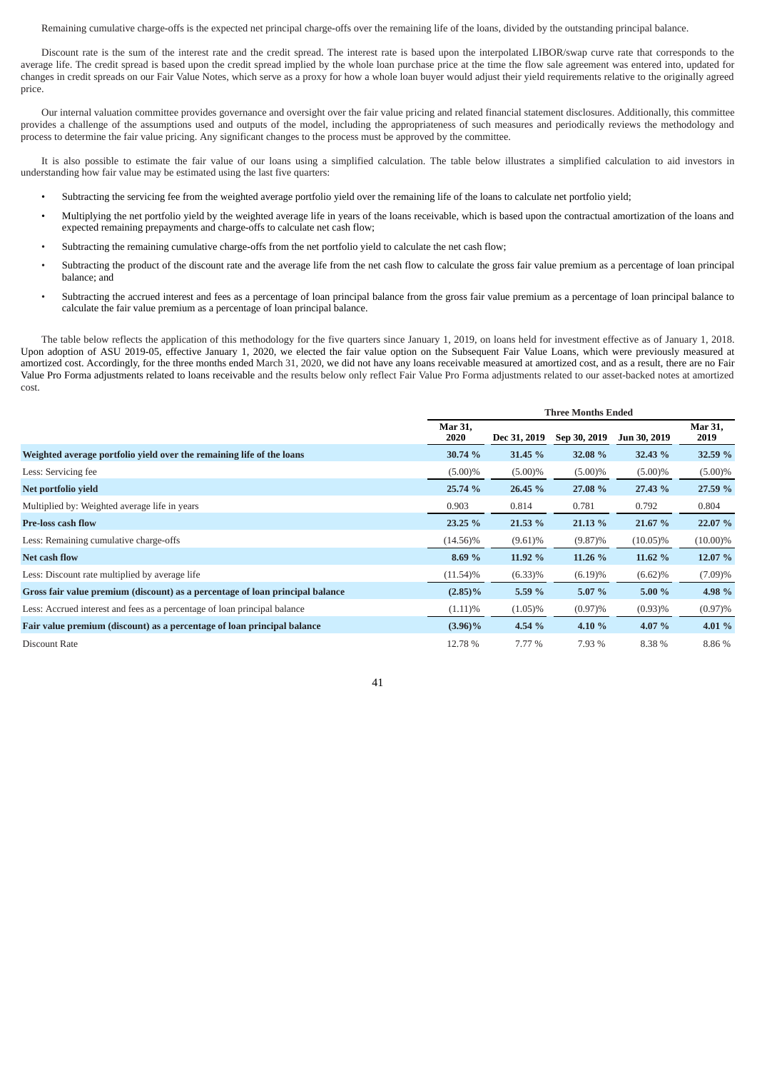Remaining cumulative charge-offs is the expected net principal charge-offs over the remaining life of the loans, divided by the outstanding principal balance.

Discount rate is the sum of the interest rate and the credit spread. The interest rate is based upon the interpolated LIBOR/swap curve rate that corresponds to the average life. The credit spread is based upon the credit spread implied by the whole loan purchase price at the time the flow sale agreement was entered into, updated for changes in credit spreads on our Fair Value Notes, which serve as a proxy for how a whole loan buyer would adjust their yield requirements relative to the originally agreed price.

Our internal valuation committee provides governance and oversight over the fair value pricing and related financial statement disclosures. Additionally, this committee provides a challenge of the assumptions used and outputs of the model, including the appropriateness of such measures and periodically reviews the methodology and process to determine the fair value pricing. Any significant changes to the process must be approved by the committee.

It is also possible to estimate the fair value of our loans using a simplified calculation. The table below illustrates a simplified calculation to aid investors in understanding how fair value may be estimated using the last five quarters:

- Subtracting the servicing fee from the weighted average portfolio yield over the remaining life of the loans to calculate net portfolio yield;
- Multiplying the net portfolio yield by the weighted average life in years of the loans receivable, which is based upon the contractual amortization of the loans and expected remaining prepayments and charge-offs to calculate net cash flow;
- Subtracting the remaining cumulative charge-offs from the net portfolio yield to calculate the net cash flow;
- Subtracting the product of the discount rate and the average life from the net cash flow to calculate the gross fair value premium as a percentage of loan principal balance; and
- Subtracting the accrued interest and fees as a percentage of loan principal balance from the gross fair value premium as a percentage of loan principal balance to calculate the fair value premium as a percentage of loan principal balance.

The table below reflects the application of this methodology for the five quarters since January 1, 2019, on loans held for investment effective as of January 1, 2018. Upon adoption of ASU 2019-05, effective January 1, 2020, we elected the fair value option on the Subsequent Fair Value Loans, which were previously measured at amortized cost. Accordingly, for the three months ended March 31, 2020, we did not have any loans receivable measured at amortized cost, and as a result, there are no Fair Value Pro Forma adjustments related to loans receivable and the results below only reflect Fair Value Pro Forma adjustments related to our asset-backed notes at amortized cost.

| | Three Months Ended | | | | |
|---|---|---|---|---|---|
| | Mar 31, 2020 | Dec 31, 2019 | Sep 30, 2019 | Jun 30, 2019 | Mar 31, 2019 |
| **Weighted average portfolio yield over the remaining life of the loans** | **30.74 %** | **31.45 %** | **32.08 %** | **32.43 %** | **32.59 %** |
| Less: Servicing fee | (5.00)% | (5.00)% | (5.00)% | (5.00)% | (5.00)% |
| **Net portfolio yield** | **25.74 %** | **26.45 %** | **27.08 %** | **27.43 %** | **27.59 %** |
| Multiplied by: Weighted average life in years | 0.903 | 0.814 | 0.781 | 0.792 | 0.804 |
| **Pre-loss cash flow** | **23.25 %** | **21.53 %** | **21.13 %** | **21.67 %** | **22.07 %** |
| Less: Remaining cumulative charge-offs | (14.56)% | (9.61)% | (9.87)% | (10.05)% | (10.00)% |
| **Net cash flow** | **8.69 %** | **11.92 %** | **11.26 %** | **11.62 %** | **12.07 %** |
| Less: Discount rate multiplied by average life | (11.54)% | (6.33)% | (6.19)% | (6.62)% | (7.09)% |
| **Gross fair value premium (discount) as a percentage of loan principal balance** | **(2.85)%** | **5.59 %** | **5.07 %** | **5.00 %** | **4.98 %** |
| Less: Accrued interest and fees as a percentage of loan principal balance | (1.11)% | (1.05)% | (0.97)% | (0.93)% | (0.97)% |
| **Fair value premium (discount) as a percentage of loan principal balance** | **(3.96)%** | **4.54 %** | **4.10 %** | **4.07 %** | **4.01 %** |
| Discount Rate | 12.78 % | 7.77 % | 7.93 % | 8.38 % | 8.86 % |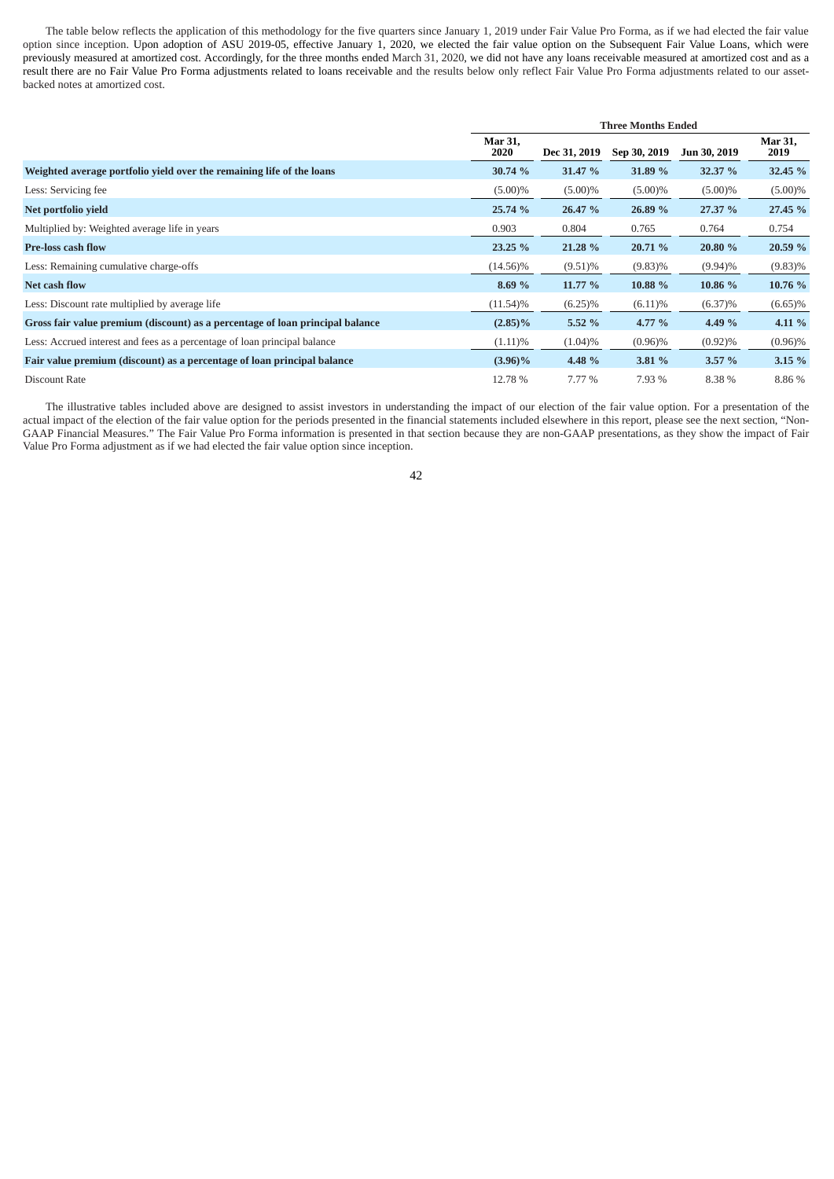The table below reflects the application of this methodology for the five quarters since January 1, 2019 under Fair Value Pro Forma, as if we had elected the fair value option since inception. Upon adoption of ASU 2019-05, effective January 1, 2020, we elected the fair value option on the Subsequent Fair Value Loans, which were previously measured at amortized cost. Accordingly, for the three months ended March 31, 2020, we did not have any loans receivable measured at amortized cost and as a result there are no Fair Value Pro Forma adjustments related to loans receivable and the results below only reflect Fair Value Pro Forma adjustments related to our asset-backed notes at amortized cost.

| | Three Months Ended | | | | |
|---|---|---|---|---|---|
| | Mar 31, 2020 | Dec 31, 2019 | Sep 30, 2019 | Jun 30, 2019 | Mar 31, 2019 |
| **Weighted average portfolio yield over the remaining life of the loans** | **30.74 %** | **31.47 %** | **31.89 %** | **32.37 %** | **32.45 %** |
| Less: Servicing fee | (5.00)% | (5.00)% | (5.00)% | (5.00)% | (5.00)% |
| **Net portfolio yield** | **25.74 %** | **26.47 %** | **26.89 %** | **27.37 %** | **27.45 %** |
| Multiplied by: Weighted average life in years | 0.903 | 0.804 | 0.765 | 0.764 | 0.754 |
| **Pre-loss cash flow** | **23.25 %** | **21.28 %** | **20.71 %** | **20.80 %** | **20.59 %** |
| Less: Remaining cumulative charge-offs | (14.56)% | (9.51)% | (9.83)% | (9.94)% | (9.83)% |
| **Net cash flow** | **8.69 %** | **11.77 %** | **10.88 %** | **10.86 %** | **10.76 %** |
| Less: Discount rate multiplied by average life | (11.54)% | (6.25)% | (6.11)% | (6.37)% | (6.65)% |
| **Gross fair value premium (discount) as a percentage of loan principal balance** | **(2.85)%** | **5.52 %** | **4.77 %** | **4.49 %** | **4.11 %** |
| Less: Accrued interest and fees as a percentage of loan principal balance | (1.11)% | (1.04)% | (0.96)% | (0.92)% | (0.96)% |
| **Fair value premium (discount) as a percentage of loan principal balance** | **(3.96)%** | **4.48 %** | **3.81 %** | **3.57 %** | **3.15 %** |
| Discount Rate | 12.78 % | 7.77 % | 7.93 % | 8.38 % | 8.86 % |

The illustrative tables included above are designed to assist investors in understanding the impact of our election of the fair value option. For a presentation of the actual impact of the election of the fair value option for the periods presented in the financial statements included elsewhere in this report, please see the next section, "Non-GAAP Financial Measures." The Fair Value Pro Forma information is presented in that section because they are non-GAAP presentations, as they show the impact of Fair Value Pro Forma adjustment as if we had elected the fair value option since inception.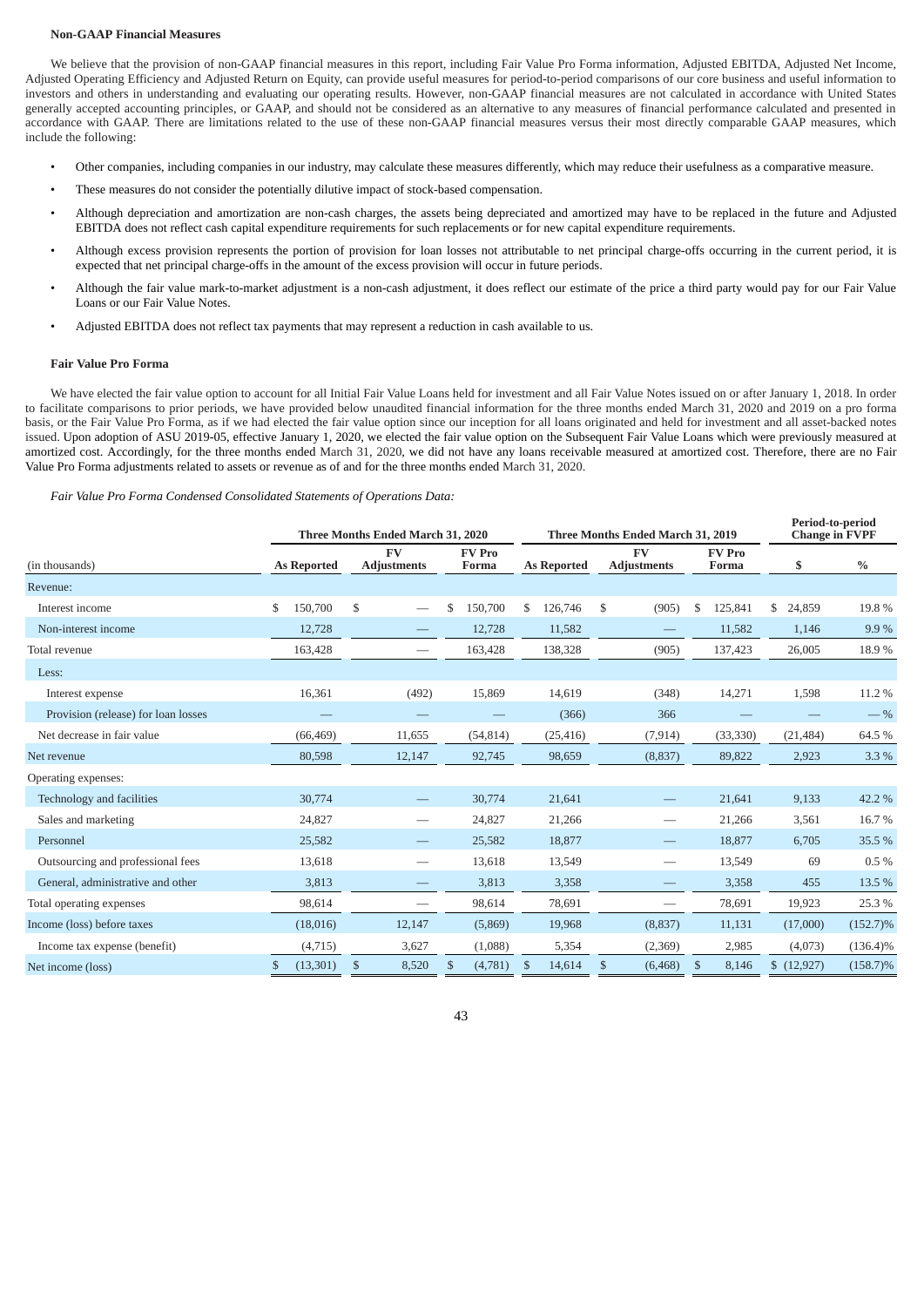**Non-GAAP Financial Measures**

We believe that the provision of non-GAAP financial measures in this report, including Fair Value Pro Forma information, Adjusted EBITDA, Adjusted Net Income, Adjusted Operating Efficiency and Adjusted Return on Equity, can provide useful measures for period-to-period comparisons of our core business and useful information to investors and others in understanding and evaluating our operating results. However, non-GAAP financial measures are not calculated in accordance with United States generally accepted accounting principles, or GAAP, and should not be considered as an alternative to any measures of financial performance calculated and presented in accordance with GAAP. There are limitations related to the use of these non-GAAP financial measures versus their most directly comparable GAAP measures, which include the following:

- Other companies, including companies in our industry, may calculate these measures differently, which may reduce their usefulness as a comparative measure.
- These measures do not consider the potentially dilutive impact of stock-based compensation.
- Although depreciation and amortization are non-cash charges, the assets being depreciated and amortized may have to be replaced in the future and Adjusted EBITDA does not reflect cash capital expenditure requirements for such replacements or for new capital expenditure requirements.
- Although excess provision represents the portion of provision for loan losses not attributable to net principal charge-offs occurring in the current period, it is expected that net principal charge-offs in the amount of the excess provision will occur in future periods.
- Although the fair value mark-to-market adjustment is a non-cash adjustment, it does reflect our estimate of the price a third party would pay for our Fair Value Loans or our Fair Value Notes.
- Adjusted EBITDA does not reflect tax payments that may represent a reduction in cash available to us.

**Fair Value Pro Forma**

We have elected the fair value option to account for all Initial Fair Value Loans held for investment and all Fair Value Notes issued on or after January 1, 2018. In order to facilitate comparisons to prior periods, we have provided below unaudited financial information for the three months ended March 31, 2020 and 2019 on a pro forma basis, or the Fair Value Pro Forma, as if we had elected the fair value option since our inception for all loans originated and held for investment and all asset-backed notes issued. Upon adoption of ASU 2019-05, effective January 1, 2020, we elected the fair value option on the Subsequent Fair Value Loans which were previously measured at amortized cost. Accordingly, for the three months ended March 31, 2020, we did not have any loans receivable measured at amortized cost. Therefore, there are no Fair Value Pro Forma adjustments related to assets or revenue as of and for the three months ended March 31, 2020.

*Fair Value Pro Forma Condensed Consolidated Statements of Operations Data:*

| | Three Months Ended March 31, 2020 | | | Three Months Ended March 31, 2019 | | | Period-to-period Change in FVPF | |
|---|---|---|---|---|---|---|---|---|
| (in thousands) | As Reported | FV Adjustments | FV Pro Forma | As Reported | FV Adjustments | FV Pro Forma | $ | % |
| Revenue: | | | | | | | | |
| Interest income | $ 150,700 | $ — | $ 150,700 | $ 126,746 | $ (905) | $ 125,841 | $ 24,859 | 19.8 % |
| Non-interest income | 12,728 | — | 12,728 | 11,582 | — | 11,582 | 1,146 | 9.9 % |
| Total revenue | 163,428 | — | 163,428 | 138,328 | (905) | 137,423 | 26,005 | 18.9 % |
| Less: | | | | | | | | |
| Interest expense | 16,361 | (492) | 15,869 | 14,619 | (348) | 14,271 | 1,598 | 11.2 % |
| Provision (release) for loan losses | — | — | — | (366) | 366 | — | — | — % |
| Net decrease in fair value | (66,469) | 11,655 | (54,814) | (25,416) | (7,914) | (33,330) | (21,484) | 64.5 % |
| Net revenue | 80,598 | 12,147 | 92,745 | 98,659 | (8,837) | 89,822 | 2,923 | 3.3 % |
| Operating expenses: | | | | | | | | |
| Technology and facilities | 30,774 | — | 30,774 | 21,641 | — | 21,641 | 9,133 | 42.2 % |
| Sales and marketing | 24,827 | — | 24,827 | 21,266 | — | 21,266 | 3,561 | 16.7 % |
| Personnel | 25,582 | — | 25,582 | 18,877 | — | 18,877 | 6,705 | 35.5 % |
| Outsourcing and professional fees | 13,618 | — | 13,618 | 13,549 | — | 13,549 | 69 | 0.5 % |
| General, administrative and other | 3,813 | — | 3,813 | 3,358 | — | 3,358 | 455 | 13.5 % |
| Total operating expenses | 98,614 | — | 98,614 | 78,691 | — | 78,691 | 19,923 | 25.3 % |
| Income (loss) before taxes | (18,016) | 12,147 | (5,869) | 19,968 | (8,837) | 11,131 | (17,000) | (152.7)% |
| Income tax expense (benefit) | (4,715) | 3,627 | (1,088) | 5,354 | (2,369) | 2,985 | (4,073) | (136.4)% |
| Net income (loss) | $ (13,301) | $ 8,520 | $ (4,781) | $ 14,614 | $ (6,468) | $ 8,146 | $ (12,927) | (158.7)% |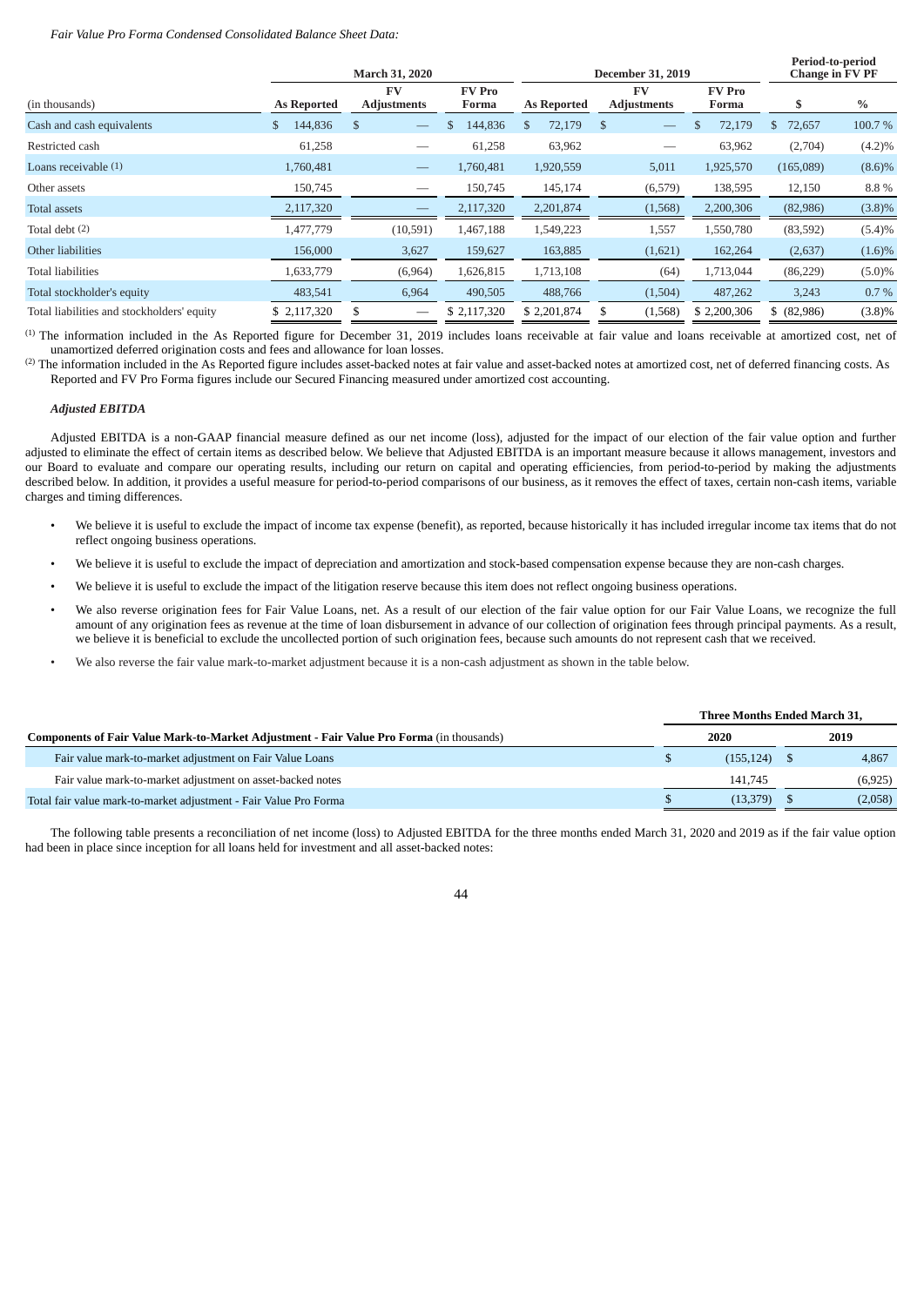*Fair Value Pro Forma Condensed Consolidated Balance Sheet Data:*

| (in thousands) | March 31, 2020 | | | December 31, 2019 | | | Period-to-period Change in FV PF | |
|---|---|---|---|---|---|---|---|---|
| | As Reported | FV Adjustments | FV Pro Forma | As Reported | FV Adjustments | FV Pro Forma | $ | % |
| Cash and cash equivalents | $ 144,836 | $ — | $ 144,836 | $ 72,179 | $ — | $ 72,179 | $ 72,657 | 100.7 % |
| Restricted cash | 61,258 | — | 61,258 | 63,962 | — | 63,962 | (2,704) | (4.2)% |
| Loans receivable (1) | 1,760,481 | — | 1,760,481 | 1,920,559 | 5,011 | 1,925,570 | (165,089) | (8.6)% |
| Other assets | 150,745 | — | 150,745 | 145,174 | (6,579) | 138,595 | 12,150 | 8.8 % |
| Total assets | 2,117,320 | — | 2,117,320 | 2,201,874 | (1,568) | 2,200,306 | (82,986) | (3.8)% |
| Total debt (2) | 1,477,779 | (10,591) | 1,467,188 | 1,549,223 | 1,557 | 1,550,780 | (83,592) | (5.4)% |
| Other liabilities | 156,000 | 3,627 | 159,627 | 163,885 | (1,621) | 162,264 | (2,637) | (1.6)% |
| Total liabilities | 1,633,779 | (6,964) | 1,626,815 | 1,713,108 | (64) | 1,713,044 | (86,229) | (5.0)% |
| Total stockholder's equity | 483,541 | 6,964 | 490,505 | 488,766 | (1,504) | 487,262 | 3,243 | 0.7 % |
| Total liabilities and stockholders' equity | $ 2,117,320 | $ — | $ 2,117,320 | $ 2,201,874 | $ (1,568) | $ 2,200,306 | $ (82,986) | (3.8)% |

(1) The information included in the As Reported figure for December 31, 2019 includes loans receivable at fair value and loans receivable at amortized cost, net of unamortized deferred origination costs and fees and allowance for loan losses.

(2) The information included in the As Reported figure includes asset-backed notes at fair value and asset-backed notes at amortized cost, net of deferred financing costs. As Reported and FV Pro Forma figures include our Secured Financing measured under amortized cost accounting.

***Adjusted EBITDA***

Adjusted EBITDA is a non-GAAP financial measure defined as our net income (loss), adjusted for the impact of our election of the fair value option and further adjusted to eliminate the effect of certain items as described below. We believe that Adjusted EBITDA is an important measure because it allows management, investors and our Board to evaluate and compare our operating results, including our return on capital and operating efficiencies, from period-to-period by making the adjustments described below. In addition, it provides a useful measure for period-to-period comparisons of our business, as it removes the effect of taxes, certain non-cash items, variable charges and timing differences.

- We believe it is useful to exclude the impact of income tax expense (benefit), as reported, because historically it has included irregular income tax items that do not reflect ongoing business operations.
- We believe it is useful to exclude the impact of depreciation and amortization and stock-based compensation expense because they are non-cash charges.
- We believe it is useful to exclude the impact of the litigation reserve because this item does not reflect ongoing business operations.
- We also reverse origination fees for Fair Value Loans, net. As a result of our election of the fair value option for our Fair Value Loans, we recognize the full amount of any origination fees as revenue at the time of loan disbursement in advance of our collection of origination fees through principal payments. As a result, we believe it is beneficial to exclude the uncollected portion of such origination fees, because such amounts do not represent cash that we received.
- We also reverse the fair value mark-to-market adjustment because it is a non-cash adjustment as shown in the table below.

| **Components of Fair Value Mark-to-Market Adjustment - Fair Value Pro Forma** (in thousands) | Three Months Ended March 31, | |
|---|---|---|
| | 2020 | 2019 |
| Fair value mark-to-market adjustment on Fair Value Loans | $ (155,124) | $ 4,867 |
| Fair value mark-to-market adjustment on asset-backed notes | 141,745 | (6,925) |
| Total fair value mark-to-market adjustment - Fair Value Pro Forma | $ (13,379) | $ (2,058) |

The following table presents a reconciliation of net income (loss) to Adjusted EBITDA for the three months ended March 31, 2020 and 2019 as if the fair value option had been in place since inception for all loans held for investment and all asset-backed notes: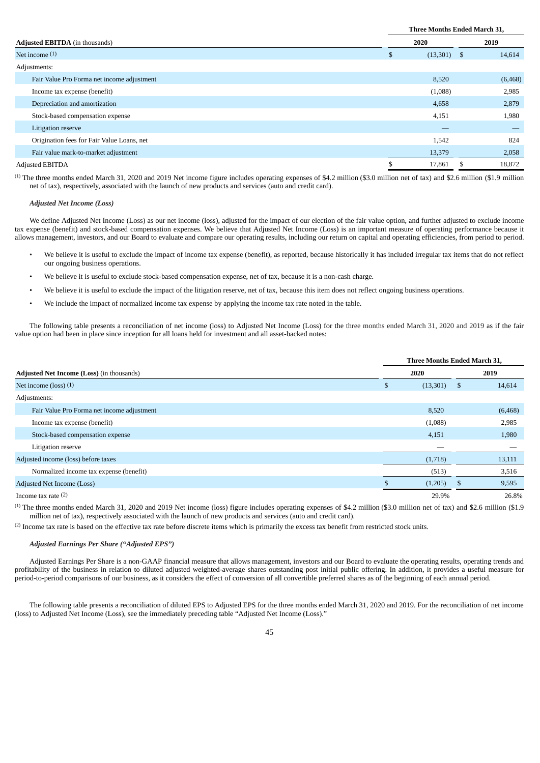| **Adjusted EBITDA** (in thousands) | Three Months Ended March 31, 2020 | 2019 |
|---|---|---|
| Net income [(1)] | $ (13,301) | $ 14,614 |
| Adjustments: | | |
| Fair Value Pro Forma net income adjustment | 8,520 | (6,468) |
| Income tax expense (benefit) | (1,088) | 2,985 |
| Depreciation and amortization | 4,658 | 2,879 |
| Stock-based compensation expense | 4,151 | 1,980 |
| Litigation reserve | — | — |
| Origination fees for Fair Value Loans, net | 1,542 | 824 |
| Fair value mark-to-market adjustment | 13,379 | 2,058 |
| Adjusted EBITDA | $ 17,861 | $ 18,872 |

[(1)] The three months ended March 31, 2020 and 2019 Net income figure includes operating expenses of $4.2 million ($3.0 million net of tax) and $2.6 million ($1.9 million net of tax), respectively, associated with the launch of new products and services (auto and credit card).

### *Adjusted Net Income (Loss)*

We define Adjusted Net Income (Loss) as our net income (loss), adjusted for the impact of our election of the fair value option, and further adjusted to exclude income tax expense (benefit) and stock-based compensation expenses. We believe that Adjusted Net Income (Loss) is an important measure of operating performance because it allows management, investors, and our Board to evaluate and compare our operating results, including our return on capital and operating efficiencies, from period to period.

- We believe it is useful to exclude the impact of income tax expense (benefit), as reported, because historically it has included irregular tax items that do not reflect our ongoing business operations.
- We believe it is useful to exclude stock-based compensation expense, net of tax, because it is a non-cash charge.
- We believe it is useful to exclude the impact of the litigation reserve, net of tax, because this item does not reflect ongoing business operations.
- We include the impact of normalized income tax expense by applying the income tax rate noted in the table.

The following table presents a reconciliation of net income (loss) to Adjusted Net Income (Loss) for the three months ended March 31, 2020 and 2019 as if the fair value option had been in place since inception for all loans held for investment and all asset-backed notes:

| **Adjusted Net Income (Loss)** (in thousands) | Three Months Ended March 31, 2020 | 2019 |
|---|---|---|
| Net income (loss) [(1)] | $ (13,301) | $ 14,614 |
| Adjustments: | | |
| Fair Value Pro Forma net income adjustment | 8,520 | (6,468) |
| Income tax expense (benefit) | (1,088) | 2,985 |
| Stock-based compensation expense | 4,151 | 1,980 |
| Litigation reserve | — | — |
| Adjusted income (loss) before taxes | (1,718) | 13,111 |
| Normalized income tax expense (benefit) | (513) | 3,516 |
| Adjusted Net Income (Loss) | $ (1,205) | $ 9,595 |
| Income tax rate [(2)] | 29.9% | 26.8% |

[(1)] The three months ended March 31, 2020 and 2019 Net income (loss) figure includes operating expenses of $4.2 million ($3.0 million net of tax) and $2.6 million ($1.9 million net of tax), respectively associated with the launch of new products and services (auto and credit card).

[(2)] Income tax rate is based on the effective tax rate before discrete items which is primarily the excess tax benefit from restricted stock units.

### *Adjusted Earnings Per Share ("Adjusted EPS")*

Adjusted Earnings Per Share is a non-GAAP financial measure that allows management, investors and our Board to evaluate the operating results, operating trends and profitability of the business in relation to diluted adjusted weighted-average shares outstanding post initial public offering. In addition, it provides a useful measure for period-to-period comparisons of our business, as it considers the effect of conversion of all convertible preferred shares as of the beginning of each annual period.

The following table presents a reconciliation of diluted EPS to Adjusted EPS for the three months ended March 31, 2020 and 2019. For the reconciliation of net income (loss) to Adjusted Net Income (Loss), see the immediately preceding table "Adjusted Net Income (Loss)."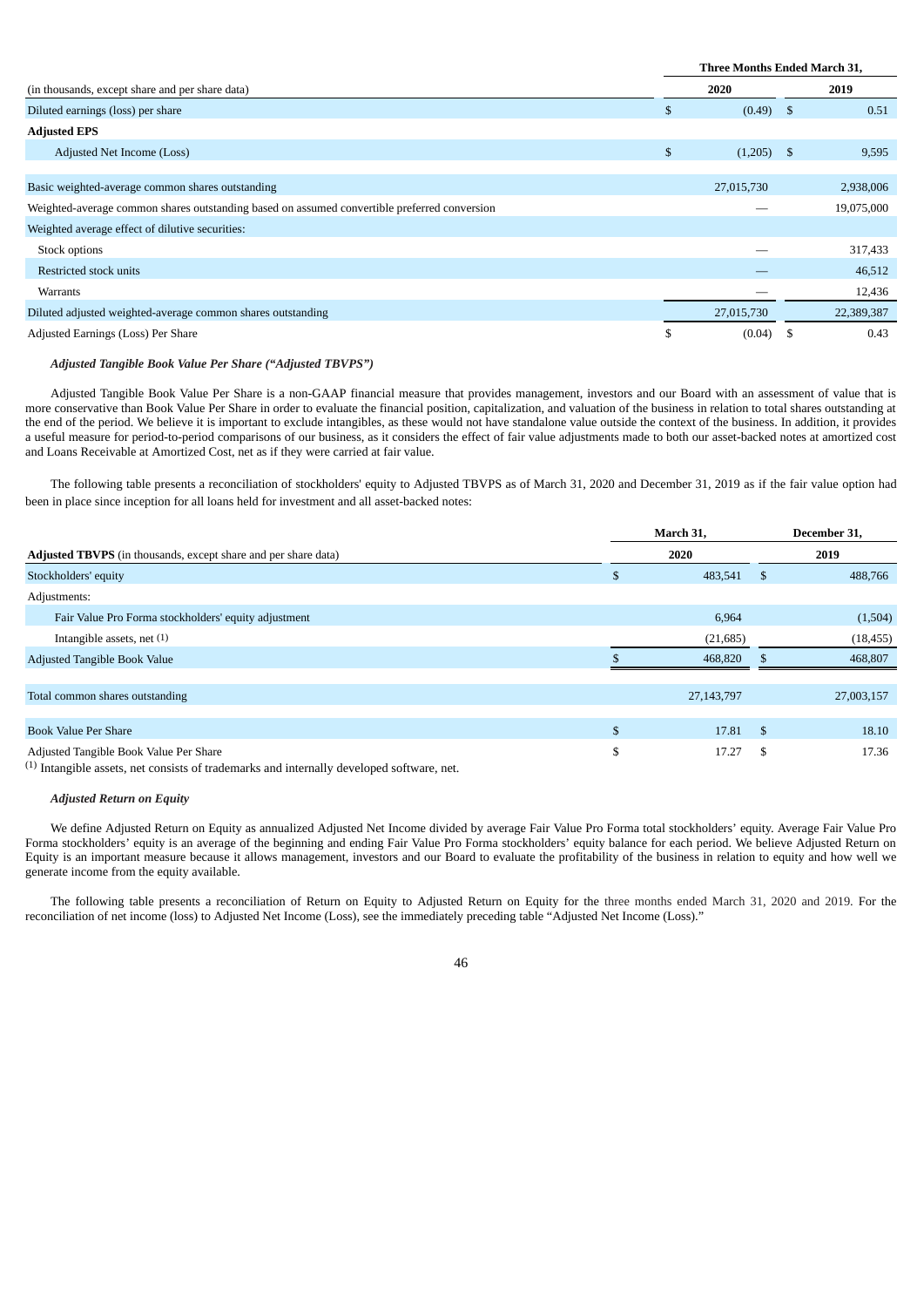| (in thousands, except share and per share data) | Three Months Ended March 31, | |
|---|---|---|
| | 2020 | 2019 |
| Diluted earnings (loss) per share | $ (0.49) | $ 0.51 |
| **Adjusted EPS** | | |
| Adjusted Net Income (Loss) | $ (1,205) | $ 9,595 |
| | | |
| Basic weighted-average common shares outstanding | 27,015,730 | 2,938,006 |
| Weighted-average common shares outstanding based on assumed convertible preferred conversion | — | 19,075,000 |
| Weighted average effect of dilutive securities: | | |
| Stock options | — | 317,433 |
| Restricted stock units | — | 46,512 |
| Warrants | — | 12,436 |
| Diluted adjusted weighted-average common shares outstanding | 27,015,730 | 22,389,387 |
| Adjusted Earnings (Loss) Per Share | $ (0.04) | $ 0.43 |

***Adjusted Tangible Book Value Per Share ("Adjusted TBVPS")***

Adjusted Tangible Book Value Per Share is a non-GAAP financial measure that provides management, investors and our Board with an assessment of value that is more conservative than Book Value Per Share in order to evaluate the financial position, capitalization, and valuation of the business in relation to total shares outstanding at the end of the period. We believe it is important to exclude intangibles, as these would not have standalone value outside the context of the business. In addition, it provides a useful measure for period-to-period comparisons of our business, as it considers the effect of fair value adjustments made to both our asset-backed notes at amortized cost and Loans Receivable at Amortized Cost, net as if they were carried at fair value.

The following table presents a reconciliation of stockholders' equity to Adjusted TBVPS as of March 31, 2020 and December 31, 2019 as if the fair value option had been in place since inception for all loans held for investment and all asset-backed notes:

| **Adjusted TBVPS** (in thousands, except share and per share data) | March 31, 2020 | December 31, 2019 |
|---|---|---|
| Stockholders' equity | $ 483,541 | $ 488,766 |
| Adjustments: | | |
| Fair Value Pro Forma stockholders' equity adjustment | 6,964 | (1,504) |
| Intangible assets, net [1] | (21,685) | (18,455) |
| Adjusted Tangible Book Value | $ 468,820 | $ 468,807 |
| | | |
| Total common shares outstanding | 27,143,797 | 27,003,157 |
| | | |
| Book Value Per Share | $ 17.81 | $ 18.10 |
| Adjusted Tangible Book Value Per Share | $ 17.27 | $ 17.36 |

[1] Intangible assets, net consists of trademarks and internally developed software, net.

***Adjusted Return on Equity***

We define Adjusted Return on Equity as annualized Adjusted Net Income divided by average Fair Value Pro Forma total stockholders' equity. Average Fair Value Pro Forma stockholders' equity is an average of the beginning and ending Fair Value Pro Forma stockholders' equity balance for each period. We believe Adjusted Return on Equity is an important measure because it allows management, investors and our Board to evaluate the profitability of the business in relation to equity and how well we generate income from the equity available.

The following table presents a reconciliation of Return on Equity to Adjusted Return on Equity for the three months ended March 31, 2020 and 2019. For the reconciliation of net income (loss) to Adjusted Net Income (Loss), see the immediately preceding table "Adjusted Net Income (Loss)."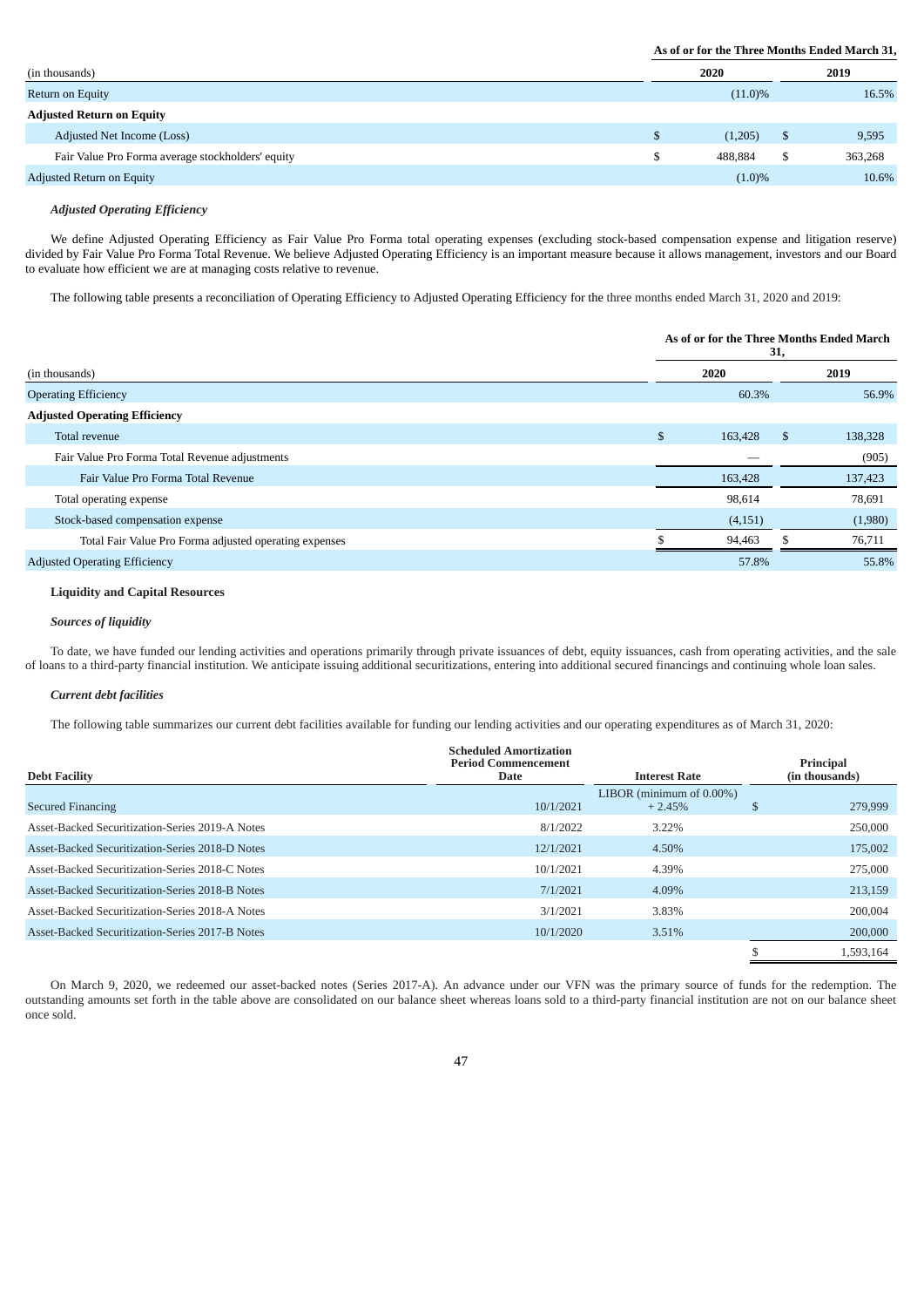| (in thousands) | As of or for the Three Months Ended March 31, | |
|---|---|---|
| | 2020 | 2019 |
| Return on Equity | (11.0)% | 16.5% |
| **Adjusted Return on Equity** | | |
| Adjusted Net Income (Loss) | $ (1,205) | $ 9,595 |
| Fair Value Pro Forma average stockholders' equity | $ 488,884 | $ 363,268 |
| Adjusted Return on Equity | (1.0)% | 10.6% |

### *Adjusted Operating Efficiency*

We define Adjusted Operating Efficiency as Fair Value Pro Forma total operating expenses (excluding stock-based compensation expense and litigation reserve) divided by Fair Value Pro Forma Total Revenue. We believe Adjusted Operating Efficiency is an important measure because it allows management, investors and our Board to evaluate how efficient we are at managing costs relative to revenue.

The following table presents a reconciliation of Operating Efficiency to Adjusted Operating Efficiency for the three months ended March 31, 2020 and 2019:

| (in thousands) | As of or for the Three Months Ended March 31, | |
|---|---|---|
| | 2020 | 2019 |
| Operating Efficiency | 60.3% | 56.9% |
| **Adjusted Operating Efficiency** | | |
| Total revenue | $ 163,428 | $ 138,328 |
| Fair Value Pro Forma Total Revenue adjustments | — | (905) |
| Fair Value Pro Forma Total Revenue | 163,428 | 137,423 |
| Total operating expense | 98,614 | 78,691 |
| Stock-based compensation expense | (4,151) | (1,980) |
| Total Fair Value Pro Forma adjusted operating expenses | $ 94,463 | $ 76,711 |
| Adjusted Operating Efficiency | 57.8% | 55.8% |

### Liquidity and Capital Resources

#### *Sources of liquidity*

To date, we have funded our lending activities and operations primarily through private issuances of debt, equity issuances, cash from operating activities, and the sale of loans to a third-party financial institution. We anticipate issuing additional securitizations, entering into additional secured financings and continuing whole loan sales.

#### *Current debt facilities*

The following table summarizes our current debt facilities available for funding our lending activities and our operating expenditures as of March 31, 2020:

| Debt Facility | Scheduled Amortization Period Commencement Date | Interest Rate | Principal (in thousands) |
|---|---|---|---|
| Secured Financing | 10/1/2021 | LIBOR (minimum of 0.00%) + 2.45% | $ 279,999 |
| Asset-Backed Securitization-Series 2019-A Notes | 8/1/2022 | 3.22% | 250,000 |
| Asset-Backed Securitization-Series 2018-D Notes | 12/1/2021 | 4.50% | 175,002 |
| Asset-Backed Securitization-Series 2018-C Notes | 10/1/2021 | 4.39% | 275,000 |
| Asset-Backed Securitization-Series 2018-B Notes | 7/1/2021 | 4.09% | 213,159 |
| Asset-Backed Securitization-Series 2018-A Notes | 3/1/2021 | 3.83% | 200,004 |
| Asset-Backed Securitization-Series 2017-B Notes | 10/1/2020 | 3.51% | 200,000 |
| | | | $ 1,593,164 |

On March 9, 2020, we redeemed our asset-backed notes (Series 2017-A). An advance under our VFN was the primary source of funds for the redemption. The outstanding amounts set forth in the table above are consolidated on our balance sheet whereas loans sold to a third-party financial institution are not on our balance sheet once sold.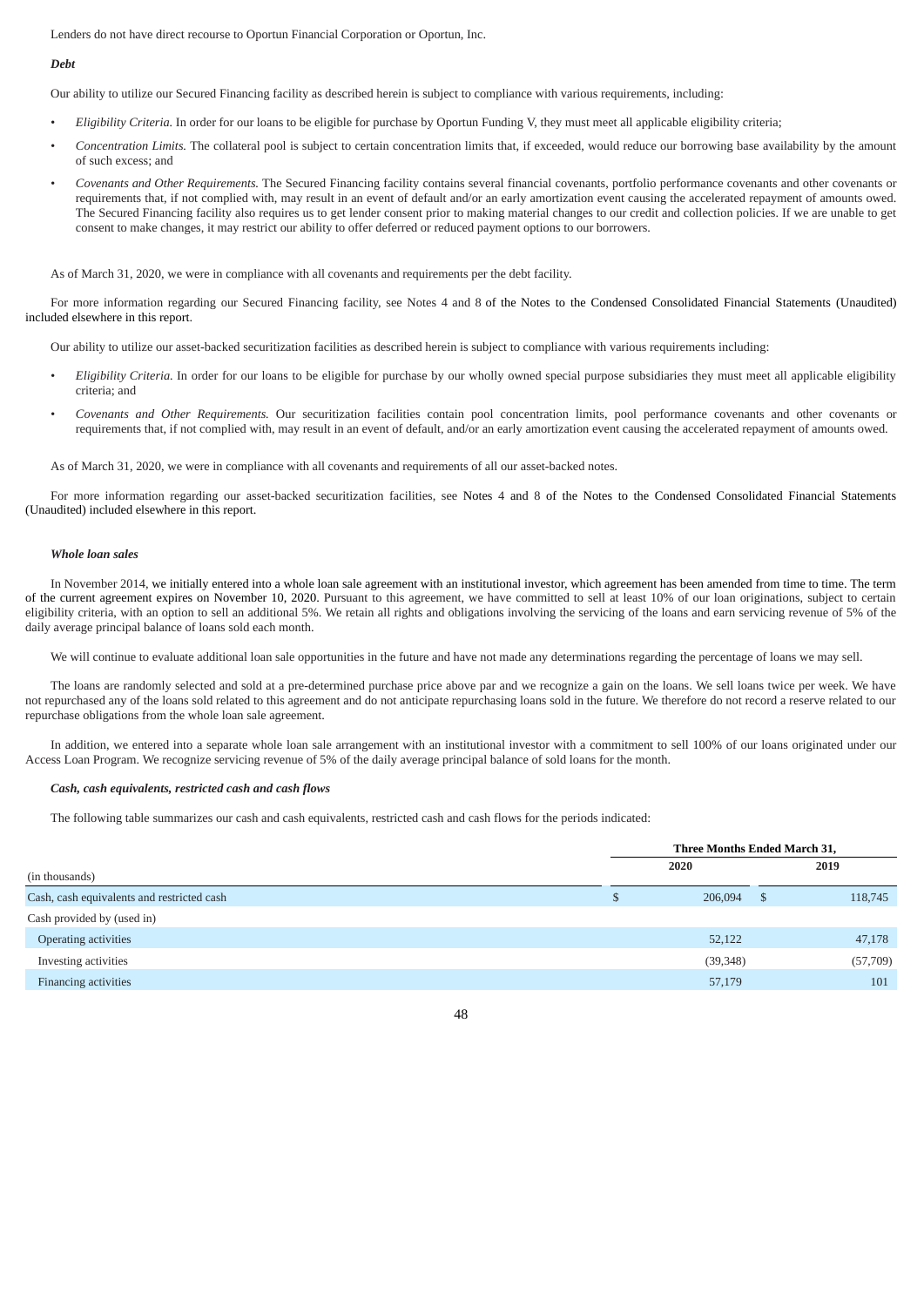Lenders do not have direct recourse to Oportun Financial Corporation or Oportun, Inc.

***Debt***

Our ability to utilize our Secured Financing facility as described herein is subject to compliance with various requirements, including:

- *Eligibility Criteria.* In order for our loans to be eligible for purchase by Oportun Funding V, they must meet all applicable eligibility criteria;
- *Concentration Limits.* The collateral pool is subject to certain concentration limits that, if exceeded, would reduce our borrowing base availability by the amount of such excess; and
- *Covenants and Other Requirements.* The Secured Financing facility contains several financial covenants, portfolio performance covenants and other covenants or requirements that, if not complied with, may result in an event of default and/or an early amortization event causing the accelerated repayment of amounts owed. The Secured Financing facility also requires us to get lender consent prior to making material changes to our credit and collection policies. If we are unable to get consent to make changes, it may restrict our ability to offer deferred or reduced payment options to our borrowers.

As of March 31, 2020, we were in compliance with all covenants and requirements per the debt facility.

For more information regarding our Secured Financing facility, see Notes 4 and 8 of the Notes to the Condensed Consolidated Financial Statements (Unaudited) included elsewhere in this report.

Our ability to utilize our asset-backed securitization facilities as described herein is subject to compliance with various requirements including:

- *Eligibility Criteria.* In order for our loans to be eligible for purchase by our wholly owned special purpose subsidiaries they must meet all applicable eligibility criteria; and
- *Covenants and Other Requirements.* Our securitization facilities contain pool concentration limits, pool performance covenants and other covenants or requirements that, if not complied with, may result in an event of default, and/or an early amortization event causing the accelerated repayment of amounts owed.

As of March 31, 2020, we were in compliance with all covenants and requirements of all our asset-backed notes.

For more information regarding our asset-backed securitization facilities, see Notes 4 and 8 of the Notes to the Condensed Consolidated Financial Statements (Unaudited) included elsewhere in this report.

***Whole loan sales***

In November 2014, we initially entered into a whole loan sale agreement with an institutional investor, which agreement has been amended from time to time. The term of the current agreement expires on November 10, 2020. Pursuant to this agreement, we have committed to sell at least 10% of our loan originations, subject to certain eligibility criteria, with an option to sell an additional 5%. We retain all rights and obligations involving the servicing of the loans and earn servicing revenue of 5% of the daily average principal balance of loans sold each month.

We will continue to evaluate additional loan sale opportunities in the future and have not made any determinations regarding the percentage of loans we may sell.

The loans are randomly selected and sold at a pre-determined purchase price above par and we recognize a gain on the loans. We sell loans twice per week. We have not repurchased any of the loans sold related to this agreement and do not anticipate repurchasing loans sold in the future. We therefore do not record a reserve related to our repurchase obligations from the whole loan sale agreement.

In addition, we entered into a separate whole loan sale arrangement with an institutional investor with a commitment to sell 100% of our loans originated under our Access Loan Program. We recognize servicing revenue of 5% of the daily average principal balance of sold loans for the month.

***Cash, cash equivalents, restricted cash and cash flows***

The following table summarizes our cash and cash equivalents, restricted cash and cash flows for the periods indicated:

| | Three Months Ended March 31, | |
|---|---|---|
| (in thousands) | 2020 | 2019 |
| Cash, cash equivalents and restricted cash | $ 206,094 | $ 118,745 |
| Cash provided by (used in) | | |
| Operating activities | 52,122 | 47,178 |
| Investing activities | (39,348) | (57,709) |
| Financing activities | 57,179 | 101 |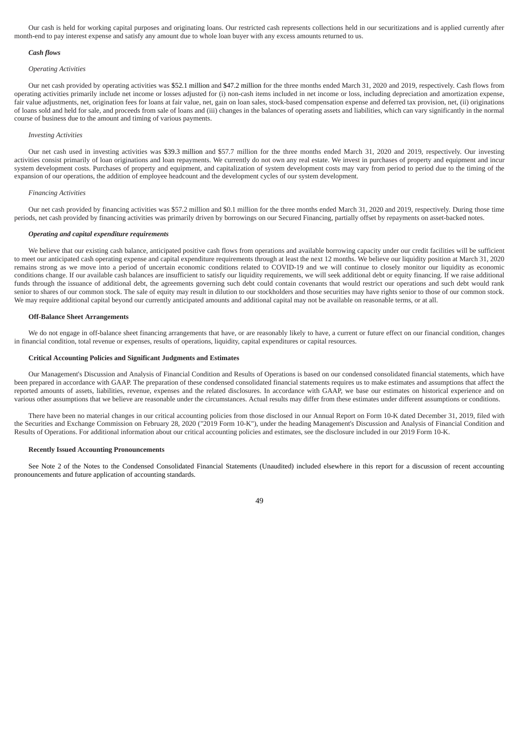Our cash is held for working capital purposes and originating loans. Our restricted cash represents collections held in our securitizations and is applied currently after month-end to pay interest expense and satisfy any amount due to whole loan buyer with any excess amounts returned to us.

***Cash flows***

*Operating Activities*

Our net cash provided by operating activities was $52.1 million and $47.2 million for the three months ended March 31, 2020 and 2019, respectively. Cash flows from operating activities primarily include net income or losses adjusted for (i) non-cash items included in net income or loss, including depreciation and amortization expense, fair value adjustments, net, origination fees for loans at fair value, net, gain on loan sales, stock-based compensation expense and deferred tax provision, net, (ii) originations of loans sold and held for sale, and proceeds from sale of loans and (iii) changes in the balances of operating assets and liabilities, which can vary significantly in the normal course of business due to the amount and timing of various payments.

*Investing Activities*

Our net cash used in investing activities was $39.3 million and $57.7 million for the three months ended March 31, 2020 and 2019, respectively. Our investing activities consist primarily of loan originations and loan repayments. We currently do not own any real estate. We invest in purchases of property and equipment and incur system development costs. Purchases of property and equipment, and capitalization of system development costs may vary from period to period due to the timing of the expansion of our operations, the addition of employee headcount and the development cycles of our system development.

*Financing Activities*

Our net cash provided by financing activities was $57.2 million and $0.1 million for the three months ended March 31, 2020 and 2019, respectively. During those time periods, net cash provided by financing activities was primarily driven by borrowings on our Secured Financing, partially offset by repayments on asset-backed notes.

***Operating and capital expenditure requirements***

We believe that our existing cash balance, anticipated positive cash flows from operations and available borrowing capacity under our credit facilities will be sufficient to meet our anticipated cash operating expense and capital expenditure requirements through at least the next 12 months. We believe our liquidity position at March 31, 2020 remains strong as we move into a period of uncertain economic conditions related to COVID-19 and we will continue to closely monitor our liquidity as economic conditions change. If our available cash balances are insufficient to satisfy our liquidity requirements, we will seek additional debt or equity financing. If we raise additional funds through the issuance of additional debt, the agreements governing such debt could contain covenants that would restrict our operations and such debt would rank senior to shares of our common stock. The sale of equity may result in dilution to our stockholders and those securities may have rights senior to those of our common stock. We may require additional capital beyond our currently anticipated amounts and additional capital may not be available on reasonable terms, or at all.

**Off-Balance Sheet Arrangements**

We do not engage in off-balance sheet financing arrangements that have, or are reasonably likely to have, a current or future effect on our financial condition, changes in financial condition, total revenue or expenses, results of operations, liquidity, capital expenditures or capital resources.

**Critical Accounting Policies and Significant Judgments and Estimates**

Our Management's Discussion and Analysis of Financial Condition and Results of Operations is based on our condensed consolidated financial statements, which have been prepared in accordance with GAAP. The preparation of these condensed consolidated financial statements requires us to make estimates and assumptions that affect the reported amounts of assets, liabilities, revenue, expenses and the related disclosures. In accordance with GAAP, we base our estimates on historical experience and on various other assumptions that we believe are reasonable under the circumstances. Actual results may differ from these estimates under different assumptions or conditions.

There have been no material changes in our critical accounting policies from those disclosed in our Annual Report on Form 10-K dated December 31, 2019, filed with the Securities and Exchange Commission on February 28, 2020 ("2019 Form 10-K"), under the heading Management's Discussion and Analysis of Financial Condition and Results of Operations. For additional information about our critical accounting policies and estimates, see the disclosure included in our 2019 Form 10-K.

**Recently Issued Accounting Pronouncements**

See Note 2 of the Notes to the Condensed Consolidated Financial Statements (Unaudited) included elsewhere in this report for a discussion of recent accounting pronouncements and future application of accounting standards.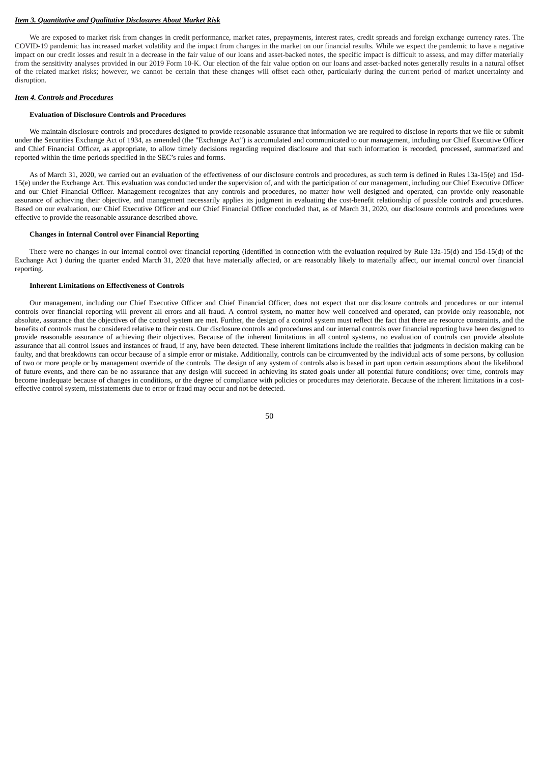## *Item 3. Quantitative and Qualitative Disclosures About Market Risk*

We are exposed to market risk from changes in credit performance, market rates, prepayments, interest rates, credit spreads and foreign exchange currency rates. The COVID-19 pandemic has increased market volatility and the impact from changes in the market on our financial results. While we expect the pandemic to have a negative impact on our credit losses and result in a decrease in the fair value of our loans and asset-backed notes, the specific impact is difficult to assess, and may differ materially from the sensitivity analyses provided in our 2019 Form 10-K. Our election of the fair value option on our loans and asset-backed notes generally results in a natural offset of the related market risks; however, we cannot be certain that these changes will offset each other, particularly during the current period of market uncertainty and disruption.

## *Item 4. Controls and Procedures*

### Evaluation of Disclosure Controls and Procedures

We maintain disclosure controls and procedures designed to provide reasonable assurance that information we are required to disclose in reports that we file or submit under the Securities Exchange Act of 1934, as amended (the "Exchange Act") is accumulated and communicated to our management, including our Chief Executive Officer and Chief Financial Officer, as appropriate, to allow timely decisions regarding required disclosure and that such information is recorded, processed, summarized and reported within the time periods specified in the SEC's rules and forms.

As of March 31, 2020, we carried out an evaluation of the effectiveness of our disclosure controls and procedures, as such term is defined in Rules 13a-15(e) and 15d-15(e) under the Exchange Act. This evaluation was conducted under the supervision of, and with the participation of our management, including our Chief Executive Officer and our Chief Financial Officer. Management recognizes that any controls and procedures, no matter how well designed and operated, can provide only reasonable assurance of achieving their objective, and management necessarily applies its judgment in evaluating the cost-benefit relationship of possible controls and procedures. Based on our evaluation, our Chief Executive Officer and our Chief Financial Officer concluded that, as of March 31, 2020, our disclosure controls and procedures were effective to provide the reasonable assurance described above.

### Changes in Internal Control over Financial Reporting

There were no changes in our internal control over financial reporting (identified in connection with the evaluation required by Rule 13a-15(d) and 15d-15(d) of the Exchange Act ) during the quarter ended March 31, 2020 that have materially affected, or are reasonably likely to materially affect, our internal control over financial reporting.

### Inherent Limitations on Effectiveness of Controls

Our management, including our Chief Executive Officer and Chief Financial Officer, does not expect that our disclosure controls and procedures or our internal controls over financial reporting will prevent all errors and all fraud. A control system, no matter how well conceived and operated, can provide only reasonable, not absolute, assurance that the objectives of the control system are met. Further, the design of a control system must reflect the fact that there are resource constraints, and the benefits of controls must be considered relative to their costs. Our disclosure controls and procedures and our internal controls over financial reporting have been designed to provide reasonable assurance of achieving their objectives. Because of the inherent limitations in all control systems, no evaluation of controls can provide absolute assurance that all control issues and instances of fraud, if any, have been detected. These inherent limitations include the realities that judgments in decision making can be faulty, and that breakdowns can occur because of a simple error or mistake. Additionally, controls can be circumvented by the individual acts of some persons, by collusion of two or more people or by management override of the controls. The design of any system of controls also is based in part upon certain assumptions about the likelihood of future events, and there can be no assurance that any design will succeed in achieving its stated goals under all potential future conditions; over time, controls may become inadequate because of changes in conditions, or the degree of compliance with policies or procedures may deteriorate. Because of the inherent limitations in a cost-effective control system, misstatements due to error or fraud may occur and not be detected.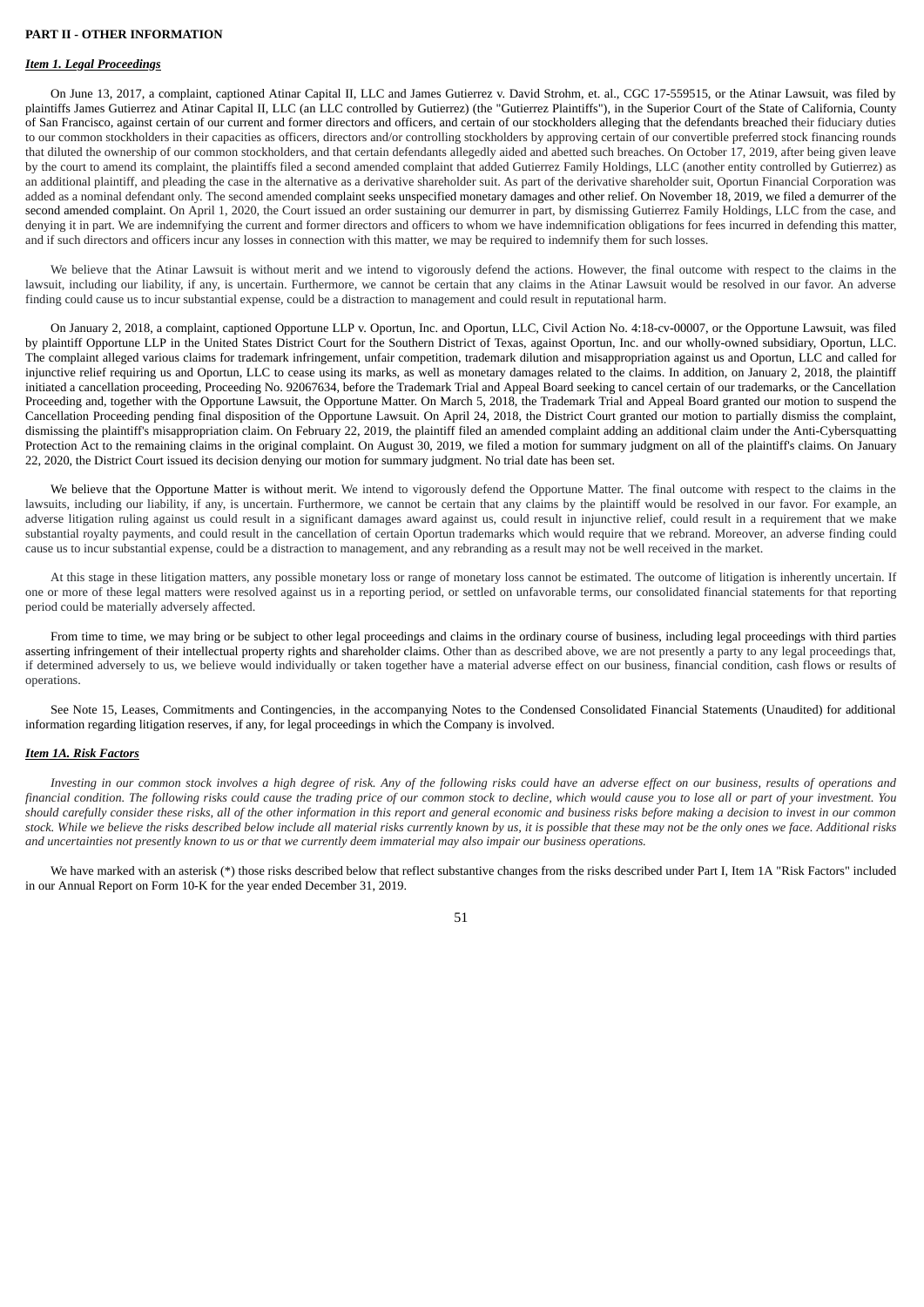**PART II - OTHER INFORMATION**

***Item 1. Legal Proceedings***

On June 13, 2017, a complaint, captioned Atinar Capital II, LLC and James Gutierrez v. David Strohm, et. al., CGC 17-559515, or the Atinar Lawsuit, was filed by plaintiffs James Gutierrez and Atinar Capital II, LLC (an LLC controlled by Gutierrez) (the "Gutierrez Plaintiffs"), in the Superior Court of the State of California, County of San Francisco, against certain of our current and former directors and officers, and certain of our stockholders alleging that the defendants breached their fiduciary duties to our common stockholders in their capacities as officers, directors and/or controlling stockholders by approving certain of our convertible preferred stock financing rounds that diluted the ownership of our common stockholders, and that certain defendants allegedly aided and abetted such breaches. On October 17, 2019, after being given leave by the court to amend its complaint, the plaintiffs filed a second amended complaint that added Gutierrez Family Holdings, LLC (another entity controlled by Gutierrez) as an additional plaintiff, and pleading the case in the alternative as a derivative shareholder suit. As part of the derivative shareholder suit, Oportun Financial Corporation was added as a nominal defendant only. The second amended complaint seeks unspecified monetary damages and other relief. On November 18, 2019, we filed a demurrer of the second amended complaint. On April 1, 2020, the Court issued an order sustaining our demurrer in part, by dismissing Gutierrez Family Holdings, LLC from the case, and denying it in part. We are indemnifying the current and former directors and officers to whom we have indemnification obligations for fees incurred in defending this matter, and if such directors and officers incur any losses in connection with this matter, we may be required to indemnify them for such losses.

We believe that the Atinar Lawsuit is without merit and we intend to vigorously defend the actions. However, the final outcome with respect to the claims in the lawsuit, including our liability, if any, is uncertain. Furthermore, we cannot be certain that any claims in the Atinar Lawsuit would be resolved in our favor. An adverse finding could cause us to incur substantial expense, could be a distraction to management and could result in reputational harm.

On January 2, 2018, a complaint, captioned Opportune LLP v. Oportun, Inc. and Oportun, LLC, Civil Action No. 4:18-cv-00007, or the Opportune Lawsuit, was filed by plaintiff Opportune LLP in the United States District Court for the Southern District of Texas, against Oportun, Inc. and our wholly-owned subsidiary, Oportun, LLC. The complaint alleged various claims for trademark infringement, unfair competition, trademark dilution and misappropriation against us and Oportun, LLC and called for injunctive relief requiring us and Oportun, LLC to cease using its marks, as well as monetary damages related to the claims. In addition, on January 2, 2018, the plaintiff initiated a cancellation proceeding, Proceeding No. 92067634, before the Trademark Trial and Appeal Board seeking to cancel certain of our trademarks, or the Cancellation Proceeding and, together with the Opportune Lawsuit, the Opportune Matter. On March 5, 2018, the Trademark Trial and Appeal Board granted our motion to suspend the Cancellation Proceeding pending final disposition of the Opportune Lawsuit. On April 24, 2018, the District Court granted our motion to partially dismiss the complaint, dismissing the plaintiff's misappropriation claim. On February 22, 2019, the plaintiff filed an amended complaint adding an additional claim under the Anti-Cybersquatting Protection Act to the remaining claims in the original complaint. On August 30, 2019, we filed a motion for summary judgment on all of the plaintiff's claims. On January 22, 2020, the District Court issued its decision denying our motion for summary judgment. No trial date has been set.

We believe that the Opportune Matter is without merit. We intend to vigorously defend the Opportune Matter. The final outcome with respect to the claims in the lawsuits, including our liability, if any, is uncertain. Furthermore, we cannot be certain that any claims by the plaintiff would be resolved in our favor. For example, an adverse litigation ruling against us could result in a significant damages award against us, could result in injunctive relief, could result in a requirement that we make substantial royalty payments, and could result in the cancellation of certain Oportun trademarks which would require that we rebrand. Moreover, an adverse finding could cause us to incur substantial expense, could be a distraction to management, and any rebranding as a result may not be well received in the market.

At this stage in these litigation matters, any possible monetary loss or range of monetary loss cannot be estimated. The outcome of litigation is inherently uncertain. If one or more of these legal matters were resolved against us in a reporting period, or settled on unfavorable terms, our consolidated financial statements for that reporting period could be materially adversely affected.

From time to time, we may bring or be subject to other legal proceedings and claims in the ordinary course of business, including legal proceedings with third parties asserting infringement of their intellectual property rights and shareholder claims. Other than as described above, we are not presently a party to any legal proceedings that, if determined adversely to us, we believe would individually or taken together have a material adverse effect on our business, financial condition, cash flows or results of operations.

See Note 15, Leases, Commitments and Contingencies, in the accompanying Notes to the Condensed Consolidated Financial Statements (Unaudited) for additional information regarding litigation reserves, if any, for legal proceedings in which the Company is involved.

***Item 1A. Risk Factors***

*Investing in our common stock involves a high degree of risk. Any of the following risks could have an adverse effect on our business, results of operations and financial condition. The following risks could cause the trading price of our common stock to decline, which would cause you to lose all or part of your investment. You should carefully consider these risks, all of the other information in this report and general economic and business risks before making a decision to invest in our common stock. While we believe the risks described below include all material risks currently known by us, it is possible that these may not be the only ones we face. Additional risks and uncertainties not presently known to us or that we currently deem immaterial may also impair our business operations.*

We have marked with an asterisk (*) those risks described below that reflect substantive changes from the risks described under Part I, Item 1A "Risk Factors" included in our Annual Report on Form 10-K for the year ended December 31, 2019.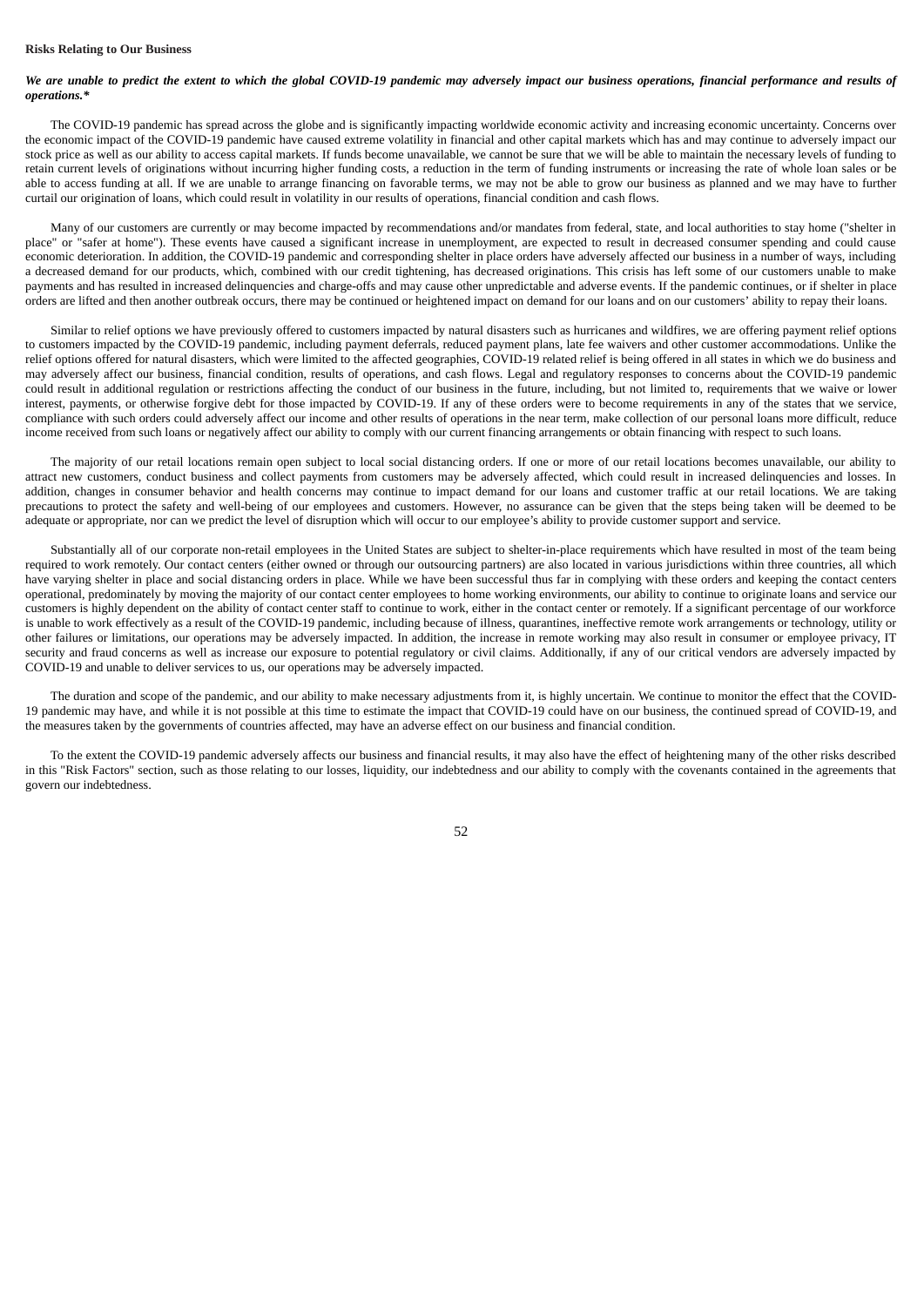**Risks Relating to Our Business**

***We are unable to predict the extent to which the global COVID-19 pandemic may adversely impact our business operations, financial performance and results of operations.****

The COVID-19 pandemic has spread across the globe and is significantly impacting worldwide economic activity and increasing economic uncertainty. Concerns over the economic impact of the COVID-19 pandemic have caused extreme volatility in financial and other capital markets which has and may continue to adversely impact our stock price as well as our ability to access capital markets. If funds become unavailable, we cannot be sure that we will be able to maintain the necessary levels of funding to retain current levels of originations without incurring higher funding costs, a reduction in the term of funding instruments or increasing the rate of whole loan sales or be able to access funding at all. If we are unable to arrange financing on favorable terms, we may not be able to grow our business as planned and we may have to further curtail our origination of loans, which could result in volatility in our results of operations, financial condition and cash flows.

Many of our customers are currently or may become impacted by recommendations and/or mandates from federal, state, and local authorities to stay home ("shelter in place" or "safer at home"). These events have caused a significant increase in unemployment, are expected to result in decreased consumer spending and could cause economic deterioration. In addition, the COVID-19 pandemic and corresponding shelter in place orders have adversely affected our business in a number of ways, including a decreased demand for our products, which, combined with our credit tightening, has decreased originations. This crisis has left some of our customers unable to make payments and has resulted in increased delinquencies and charge-offs and may cause other unpredictable and adverse events. If the pandemic continues, or if shelter in place orders are lifted and then another outbreak occurs, there may be continued or heightened impact on demand for our loans and on our customers' ability to repay their loans.

Similar to relief options we have previously offered to customers impacted by natural disasters such as hurricanes and wildfires, we are offering payment relief options to customers impacted by the COVID-19 pandemic, including payment deferrals, reduced payment plans, late fee waivers and other customer accommodations. Unlike the relief options offered for natural disasters, which were limited to the affected geographies, COVID-19 related relief is being offered in all states in which we do business and may adversely affect our business, financial condition, results of operations, and cash flows. Legal and regulatory responses to concerns about the COVID-19 pandemic could result in additional regulation or restrictions affecting the conduct of our business in the future, including, but not limited to, requirements that we waive or lower interest, payments, or otherwise forgive debt for those impacted by COVID-19. If any of these orders were to become requirements in any of the states that we service, compliance with such orders could adversely affect our income and other results of operations in the near term, make collection of our personal loans more difficult, reduce income received from such loans or negatively affect our ability to comply with our current financing arrangements or obtain financing with respect to such loans.

The majority of our retail locations remain open subject to local social distancing orders. If one or more of our retail locations becomes unavailable, our ability to attract new customers, conduct business and collect payments from customers may be adversely affected, which could result in increased delinquencies and losses. In addition, changes in consumer behavior and health concerns may continue to impact demand for our loans and customer traffic at our retail locations. We are taking precautions to protect the safety and well-being of our employees and customers. However, no assurance can be given that the steps being taken will be deemed to be adequate or appropriate, nor can we predict the level of disruption which will occur to our employee's ability to provide customer support and service.

Substantially all of our corporate non-retail employees in the United States are subject to shelter-in-place requirements which have resulted in most of the team being required to work remotely. Our contact centers (either owned or through our outsourcing partners) are also located in various jurisdictions within three countries, all which have varying shelter in place and social distancing orders in place. While we have been successful thus far in complying with these orders and keeping the contact centers operational, predominately by moving the majority of our contact center employees to home working environments, our ability to continue to originate loans and service our customers is highly dependent on the ability of contact center staff to continue to work, either in the contact center or remotely. If a significant percentage of our workforce is unable to work effectively as a result of the COVID-19 pandemic, including because of illness, quarantines, ineffective remote work arrangements or technology, utility or other failures or limitations, our operations may be adversely impacted. In addition, the increase in remote working may also result in consumer or employee privacy, IT security and fraud concerns as well as increase our exposure to potential regulatory or civil claims. Additionally, if any of our critical vendors are adversely impacted by COVID-19 and unable to deliver services to us, our operations may be adversely impacted.

The duration and scope of the pandemic, and our ability to make necessary adjustments from it, is highly uncertain. We continue to monitor the effect that the COVID-19 pandemic may have, and while it is not possible at this time to estimate the impact that COVID-19 could have on our business, the continued spread of COVID-19, and the measures taken by the governments of countries affected, may have an adverse effect on our business and financial condition.

To the extent the COVID-19 pandemic adversely affects our business and financial results, it may also have the effect of heightening many of the other risks described in this "Risk Factors" section, such as those relating to our losses, liquidity, our indebtedness and our ability to comply with the covenants contained in the agreements that govern our indebtedness.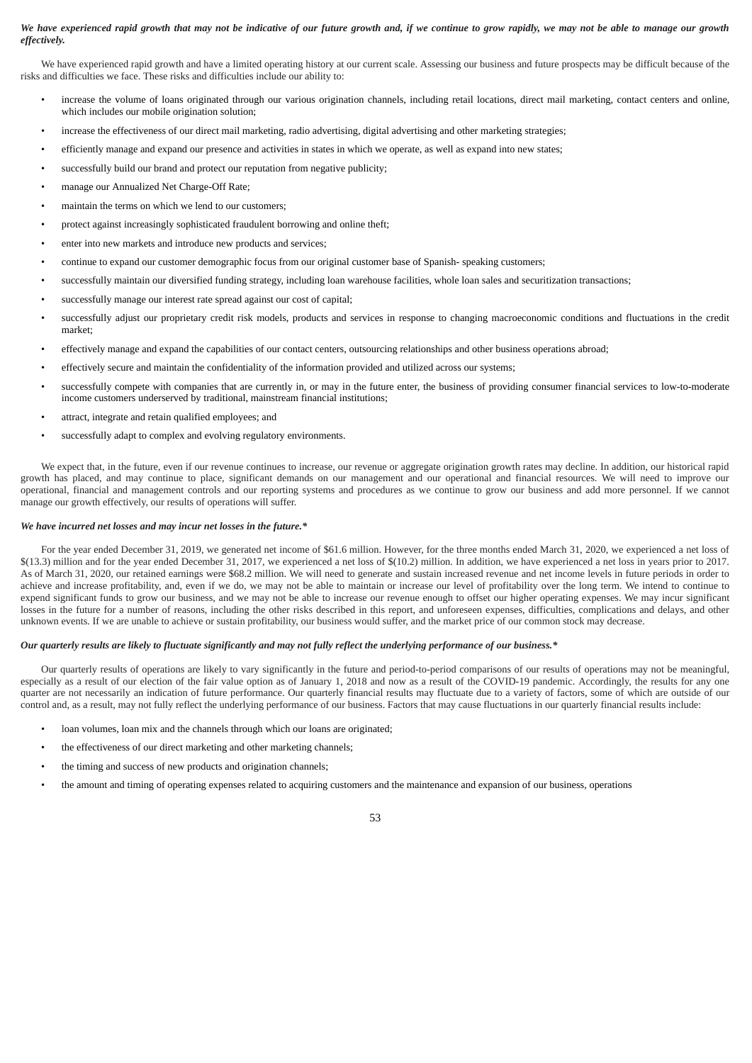***We have experienced rapid growth that may not be indicative of our future growth and, if we continue to grow rapidly, we may not be able to manage our growth effectively.***

We have experienced rapid growth and have a limited operating history at our current scale. Assessing our business and future prospects may be difficult because of the risks and difficulties we face. These risks and difficulties include our ability to:

- increase the volume of loans originated through our various origination channels, including retail locations, direct mail marketing, contact centers and online, which includes our mobile origination solution;
- increase the effectiveness of our direct mail marketing, radio advertising, digital advertising and other marketing strategies;
- efficiently manage and expand our presence and activities in states in which we operate, as well as expand into new states;
- successfully build our brand and protect our reputation from negative publicity;
- manage our Annualized Net Charge-Off Rate;
- maintain the terms on which we lend to our customers;
- protect against increasingly sophisticated fraudulent borrowing and online theft;
- enter into new markets and introduce new products and services;
- continue to expand our customer demographic focus from our original customer base of Spanish- speaking customers;
- successfully maintain our diversified funding strategy, including loan warehouse facilities, whole loan sales and securitization transactions;
- successfully manage our interest rate spread against our cost of capital;
- successfully adjust our proprietary credit risk models, products and services in response to changing macroeconomic conditions and fluctuations in the credit market;
- effectively manage and expand the capabilities of our contact centers, outsourcing relationships and other business operations abroad;
- effectively secure and maintain the confidentiality of the information provided and utilized across our systems;
- successfully compete with companies that are currently in, or may in the future enter, the business of providing consumer financial services to low-to-moderate income customers underserved by traditional, mainstream financial institutions;
- attract, integrate and retain qualified employees; and
- successfully adapt to complex and evolving regulatory environments.

We expect that, in the future, even if our revenue continues to increase, our revenue or aggregate origination growth rates may decline. In addition, our historical rapid growth has placed, and may continue to place, significant demands on our management and our operational and financial resources. We will need to improve our operational, financial and management controls and our reporting systems and procedures as we continue to grow our business and add more personnel. If we cannot manage our growth effectively, our results of operations will suffer.

***We have incurred net losses and may incur net losses in the future.****

For the year ended December 31, 2019, we generated net income of $61.6 million. However, for the three months ended March 31, 2020, we experienced a net loss of $(13.3) million and for the year ended December 31, 2017, we experienced a net loss of $(10.2) million. In addition, we have experienced a net loss in years prior to 2017. As of March 31, 2020, our retained earnings were $68.2 million. We will need to generate and sustain increased revenue and net income levels in future periods in order to achieve and increase profitability, and, even if we do, we may not be able to maintain or increase our level of profitability over the long term. We intend to continue to expend significant funds to grow our business, and we may not be able to increase our revenue enough to offset our higher operating expenses. We may incur significant losses in the future for a number of reasons, including the other risks described in this report, and unforeseen expenses, difficulties, complications and delays, and other unknown events. If we are unable to achieve or sustain profitability, our business would suffer, and the market price of our common stock may decrease.

***Our quarterly results are likely to fluctuate significantly and may not fully reflect the underlying performance of our business.****

Our quarterly results of operations are likely to vary significantly in the future and period-to-period comparisons of our results of operations may not be meaningful, especially as a result of our election of the fair value option as of January 1, 2018 and now as a result of the COVID-19 pandemic. Accordingly, the results for any one quarter are not necessarily an indication of future performance. Our quarterly financial results may fluctuate due to a variety of factors, some of which are outside of our control and, as a result, may not fully reflect the underlying performance of our business. Factors that may cause fluctuations in our quarterly financial results include:

- loan volumes, loan mix and the channels through which our loans are originated;
- the effectiveness of our direct marketing and other marketing channels;
- the timing and success of new products and origination channels;
- the amount and timing of operating expenses related to acquiring customers and the maintenance and expansion of our business, operations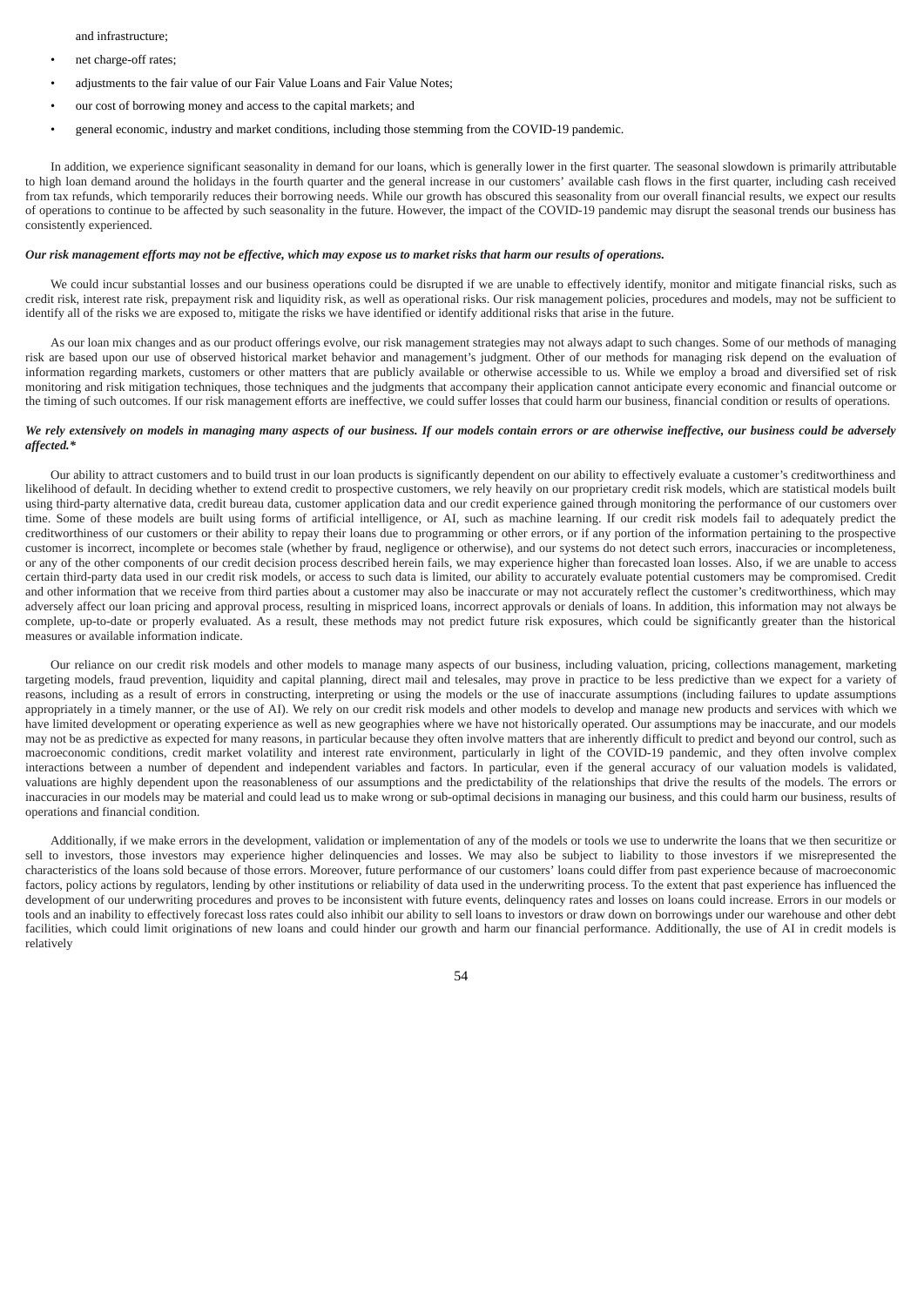and infrastructure;

- net charge-off rates;
- adjustments to the fair value of our Fair Value Loans and Fair Value Notes;
- our cost of borrowing money and access to the capital markets; and
- general economic, industry and market conditions, including those stemming from the COVID-19 pandemic.

In addition, we experience significant seasonality in demand for our loans, which is generally lower in the first quarter. The seasonal slowdown is primarily attributable to high loan demand around the holidays in the fourth quarter and the general increase in our customers' available cash flows in the first quarter, including cash received from tax refunds, which temporarily reduces their borrowing needs. While our growth has obscured this seasonality from our overall financial results, we expect our results of operations to continue to be affected by such seasonality in the future. However, the impact of the COVID-19 pandemic may disrupt the seasonal trends our business has consistently experienced.

***Our risk management efforts may not be effective, which may expose us to market risks that harm our results of operations.***

We could incur substantial losses and our business operations could be disrupted if we are unable to effectively identify, monitor and mitigate financial risks, such as credit risk, interest rate risk, prepayment risk and liquidity risk, as well as operational risks. Our risk management policies, procedures and models, may not be sufficient to identify all of the risks we are exposed to, mitigate the risks we have identified or identify additional risks that arise in the future.

As our loan mix changes and as our product offerings evolve, our risk management strategies may not always adapt to such changes. Some of our methods of managing risk are based upon our use of observed historical market behavior and management's judgment. Other of our methods for managing risk depend on the evaluation of information regarding markets, customers or other matters that are publicly available or otherwise accessible to us. While we employ a broad and diversified set of risk monitoring and risk mitigation techniques, those techniques and the judgments that accompany their application cannot anticipate every economic and financial outcome or the timing of such outcomes. If our risk management efforts are ineffective, we could suffer losses that could harm our business, financial condition or results of operations.

***We rely extensively on models in managing many aspects of our business. If our models contain errors or are otherwise ineffective, our business could be adversely affected.****

Our ability to attract customers and to build trust in our loan products is significantly dependent on our ability to effectively evaluate a customer's creditworthiness and likelihood of default. In deciding whether to extend credit to prospective customers, we rely heavily on our proprietary credit risk models, which are statistical models built using third-party alternative data, credit bureau data, customer application data and our credit experience gained through monitoring the performance of our customers over time. Some of these models are built using forms of artificial intelligence, or AI, such as machine learning. If our credit risk models fail to adequately predict the creditworthiness of our customers or their ability to repay their loans due to programming or other errors, or if any portion of the information pertaining to the prospective customer is incorrect, incomplete or becomes stale (whether by fraud, negligence or otherwise), and our systems do not detect such errors, inaccuracies or incompleteness, or any of the other components of our credit decision process described herein fails, we may experience higher than forecasted loan losses. Also, if we are unable to access certain third-party data used in our credit risk models, or access to such data is limited, our ability to accurately evaluate potential customers may be compromised. Credit and other information that we receive from third parties about a customer may also be inaccurate or may not accurately reflect the customer's creditworthiness, which may adversely affect our loan pricing and approval process, resulting in mispriced loans, incorrect approvals or denials of loans. In addition, this information may not always be complete, up-to-date or properly evaluated. As a result, these methods may not predict future risk exposures, which could be significantly greater than the historical measures or available information indicate.

Our reliance on our credit risk models and other models to manage many aspects of our business, including valuation, pricing, collections management, marketing targeting models, fraud prevention, liquidity and capital planning, direct mail and telesales, may prove in practice to be less predictive than we expect for a variety of reasons, including as a result of errors in constructing, interpreting or using the models or the use of inaccurate assumptions (including failures to update assumptions appropriately in a timely manner, or the use of AI). We rely on our credit risk models and other models to develop and manage new products and services with which we have limited development or operating experience as well as new geographies where we have not historically operated. Our assumptions may be inaccurate, and our models may not be as predictive as expected for many reasons, in particular because they often involve matters that are inherently difficult to predict and beyond our control, such as macroeconomic conditions, credit market volatility and interest rate environment, particularly in light of the COVID-19 pandemic, and they often involve complex interactions between a number of dependent and independent variables and factors. In particular, even if the general accuracy of our valuation models is validated, valuations are highly dependent upon the reasonableness of our assumptions and the predictability of the relationships that drive the results of the models. The errors or inaccuracies in our models may be material and could lead us to make wrong or sub-optimal decisions in managing our business, and this could harm our business, results of operations and financial condition.

Additionally, if we make errors in the development, validation or implementation of any of the models or tools we use to underwrite the loans that we then securitize or sell to investors, those investors may experience higher delinquencies and losses. We may also be subject to liability to those investors if we misrepresented the characteristics of the loans sold because of those errors. Moreover, future performance of our customers' loans could differ from past experience because of macroeconomic factors, policy actions by regulators, lending by other institutions or reliability of data used in the underwriting process. To the extent that past experience has influenced the development of our underwriting procedures and proves to be inconsistent with future events, delinquency rates and losses on loans could increase. Errors in our models or tools and an inability to effectively forecast loss rates could also inhibit our ability to sell loans to investors or draw down on borrowings under our warehouse and other debt facilities, which could limit originations of new loans and could hinder our growth and harm our financial performance. Additionally, the use of AI in credit models is relatively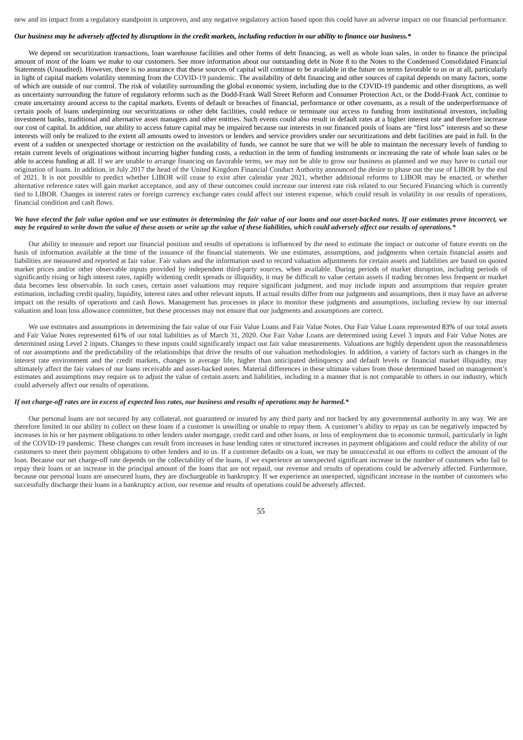new and its impact from a regulatory standpoint is unproven, and any negative regulatory action based upon this could have an adverse impact on our financial performance.

***Our business may be adversely affected by disruptions in the credit markets, including reduction in our ability to finance our business.****

We depend on securitization transactions, loan warehouse facilities and other forms of debt financing, as well as whole loan sales, in order to finance the principal amount of most of the loans we make to our customers. See more information about our outstanding debt in Note 8 to the Notes to the Condensed Consolidated Financial Statements (Unaudited). However, there is no assurance that these sources of capital will continue to be available in the future on terms favorable to us or at all, particularly in light of capital markets volatility stemming from the COVID-19 pandemic. The availability of debt financing and other sources of capital depends on many factors, some of which are outside of our control. The risk of volatility surrounding the global economic system, including due to the COVID-19 pandemic and other disruptions, as well as uncertainty surrounding the future of regulatory reforms such as the Dodd-Frank Wall Street Reform and Consumer Protection Act, or the Dodd-Frank Act, continue to create uncertainty around access to the capital markets. Events of default or breaches of financial, performance or other covenants, as a result of the underperformance of certain pools of loans underpinning our securitizations or other debt facilities, could reduce or terminate our access to funding from institutional investors, including investment banks, traditional and alternative asset managers and other entities. Such events could also result in default rates at a higher interest rate and therefore increase our cost of capital. In addition, our ability to access future capital may be impaired because our interests in our financed pools of loans are "first loss" interests and so these interests will only be realized to the extent all amounts owed to investors or lenders and service providers under our securitizations and debt facilities are paid in full. In the event of a sudden or unexpected shortage or restriction on the availability of funds, we cannot be sure that we will be able to maintain the necessary levels of funding to retain current levels of originations without incurring higher funding costs, a reduction in the term of funding instruments or increasing the rate of whole loan sales or be able to access funding at all. If we are unable to arrange financing on favorable terms, we may not be able to grow our business as planned and we may have to curtail our origination of loans. In addition, in July 2017 the head of the United Kingdom Financial Conduct Authority announced the desire to phase out the use of LIBOR by the end of 2021. It is not possible to predict whether LIBOR will cease to exist after calendar year 2021, whether additional reforms to LIBOR may be enacted, or whether alternative reference rates will gain market acceptance, and any of these outcomes could increase our interest rate risk related to our Secured Financing which is currently tied to LIBOR. Changes in interest rates or foreign currency exchange rates could affect our interest expense, which could result in volatility in our results of operations, financial condition and cash flows.

***We have elected the fair value option and we use estimates in determining the fair value of our loans and our asset-backed notes. If our estimates prove incorrect, we may be required to write down the value of these assets or write up the value of these liabilities, which could adversely affect our results of operations.****

Our ability to measure and report our financial position and results of operations is influenced by the need to estimate the impact or outcome of future events on the basis of information available at the time of the issuance of the financial statements. We use estimates, assumptions, and judgments when certain financial assets and liabilities are measured and reported at fair value. Fair values and the information used to record valuation adjustments for certain assets and liabilities are based on quoted market prices and/or other observable inputs provided by independent third-party sources, when available. During periods of market disruption, including periods of significantly rising or high interest rates, rapidly widening credit spreads or illiquidity, it may be difficult to value certain assets if trading becomes less frequent or market data becomes less observable. In such cases, certain asset valuations may require significant judgment, and may include inputs and assumptions that require greater estimation, including credit quality, liquidity, interest rates and other relevant inputs. If actual results differ from our judgments and assumptions, then it may have an adverse impact on the results of operations and cash flows. Management has processes in place to monitor these judgments and assumptions, including review by our internal valuation and loan loss allowance committee, but these processes may not ensure that our judgments and assumptions are correct.

We use estimates and assumptions in determining the fair value of our Fair Value Loans and Fair Value Notes. Our Fair Value Loans represented 83% of our total assets and Fair Value Notes represented 61% of our total liabilities as of March 31, 2020. Our Fair Value Loans are determined using Level 3 inputs and Fair Value Notes are determined using Level 2 inputs. Changes to these inputs could significantly impact our fair value measurements. Valuations are highly dependent upon the reasonableness of our assumptions and the predictability of the relationships that drive the results of our valuation methodologies. In addition, a variety of factors such as changes in the interest rate environment and the credit markets, changes in average life, higher than anticipated delinquency and default levels or financial market illiquidity, may ultimately affect the fair values of our loans receivable and asset-backed notes. Material differences in these ultimate values from those determined based on management's estimates and assumptions may require us to adjust the value of certain assets and liabilities, including in a manner that is not comparable to others in our industry, which could adversely affect our results of operations.

***If net charge-off rates are in excess of expected loss rates, our business and results of operations may be harmed.****

Our personal loans are not secured by any collateral, not guaranteed or insured by any third party and not backed by any governmental authority in any way. We are therefore limited in our ability to collect on these loans if a customer is unwilling or unable to repay them. A customer's ability to repay us can be negatively impacted by increases in his or her payment obligations to other lenders under mortgage, credit card and other loans, or loss of employment due to economic turmoil, particularly in light of the COVID-19 pandemic. These changes can result from increases in base lending rates or structured increases in payment obligations and could reduce the ability of our customers to meet their payment obligations to other lenders and to us. If a customer defaults on a loan, we may be unsuccessful in our efforts to collect the amount of the loan. Because our net charge-off rate depends on the collectability of the loans, if we experience an unexpected significant increase in the number of customers who fail to repay their loans or an increase in the principal amount of the loans that are not repaid, our revenue and results of operations could be adversely affected. Furthermore, because our personal loans are unsecured loans, they are dischargeable in bankruptcy. If we experience an unexpected, significant increase in the number of customers who successfully discharge their loans in a bankruptcy action, our revenue and results of operations could be adversely affected.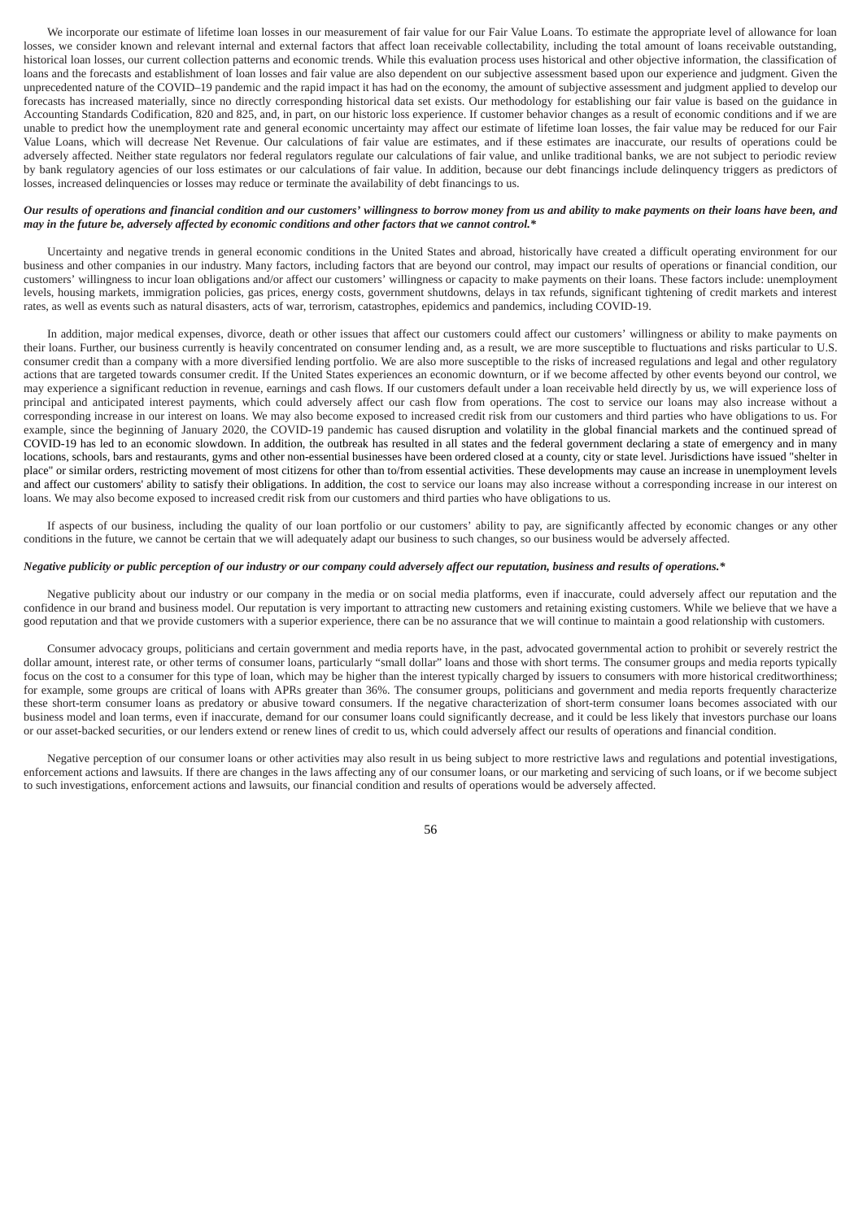We incorporate our estimate of lifetime loan losses in our measurement of fair value for our Fair Value Loans. To estimate the appropriate level of allowance for loan losses, we consider known and relevant internal and external factors that affect loan receivable collectability, including the total amount of loans receivable outstanding, historical loan losses, our current collection patterns and economic trends. While this evaluation process uses historical and other objective information, the classification of loans and the forecasts and establishment of loan losses and fair value are also dependent on our subjective assessment based upon our experience and judgment. Given the unprecedented nature of the COVID–19 pandemic and the rapid impact it has had on the economy, the amount of subjective assessment and judgment applied to develop our forecasts has increased materially, since no directly corresponding historical data set exists. Our methodology for establishing our fair value is based on the guidance in Accounting Standards Codification, 820 and 825, and, in part, on our historic loss experience. If customer behavior changes as a result of economic conditions and if we are unable to predict how the unemployment rate and general economic uncertainty may affect our estimate of lifetime loan losses, the fair value may be reduced for our Fair Value Loans, which will decrease Net Revenue. Our calculations of fair value are estimates, and if these estimates are inaccurate, our results of operations could be adversely affected. Neither state regulators nor federal regulators regulate our calculations of fair value, and unlike traditional banks, we are not subject to periodic review by bank regulatory agencies of our loss estimates or our calculations of fair value. In addition, because our debt financings include delinquency triggers as predictors of losses, increased delinquencies or losses may reduce or terminate the availability of debt financings to us.

***Our results of operations and financial condition and our customers' willingness to borrow money from us and ability to make payments on their loans have been, and may in the future be, adversely affected by economic conditions and other factors that we cannot control.****

Uncertainty and negative trends in general economic conditions in the United States and abroad, historically have created a difficult operating environment for our business and other companies in our industry. Many factors, including factors that are beyond our control, may impact our results of operations or financial condition, our customers' willingness to incur loan obligations and/or affect our customers' willingness or capacity to make payments on their loans. These factors include: unemployment levels, housing markets, immigration policies, gas prices, energy costs, government shutdowns, delays in tax refunds, significant tightening of credit markets and interest rates, as well as events such as natural disasters, acts of war, terrorism, catastrophes, epidemics and pandemics, including COVID-19.

In addition, major medical expenses, divorce, death or other issues that affect our customers could affect our customers' willingness or ability to make payments on their loans. Further, our business currently is heavily concentrated on consumer lending and, as a result, we are more susceptible to fluctuations and risks particular to U.S. consumer credit than a company with a more diversified lending portfolio. We are also more susceptible to the risks of increased regulations and legal and other regulatory actions that are targeted towards consumer credit. If the United States experiences an economic downturn, or if we become affected by other events beyond our control, we may experience a significant reduction in revenue, earnings and cash flows. If our customers default under a loan receivable held directly by us, we will experience loss of principal and anticipated interest payments, which could adversely affect our cash flow from operations. The cost to service our loans may also increase without a corresponding increase in our interest on loans. We may also become exposed to increased credit risk from our customers and third parties who have obligations to us. For example, since the beginning of January 2020, the COVID-19 pandemic has caused disruption and volatility in the global financial markets and the continued spread of COVID-19 has led to an economic slowdown. In addition, the outbreak has resulted in all states and the federal government declaring a state of emergency and in many locations, schools, bars and restaurants, gyms and other non-essential businesses have been ordered closed at a county, city or state level. Jurisdictions have issued "shelter in place" or similar orders, restricting movement of most citizens for other than to/from essential activities. These developments may cause an increase in unemployment levels and affect our customers' ability to satisfy their obligations. In addition, the cost to service our loans may also increase without a corresponding increase in our interest on loans. We may also become exposed to increased credit risk from our customers and third parties who have obligations to us.

If aspects of our business, including the quality of our loan portfolio or our customers' ability to pay, are significantly affected by economic changes or any other conditions in the future, we cannot be certain that we will adequately adapt our business to such changes, so our business would be adversely affected.

***Negative publicity or public perception of our industry or our company could adversely affect our reputation, business and results of operations.****

Negative publicity about our industry or our company in the media or on social media platforms, even if inaccurate, could adversely affect our reputation and the confidence in our brand and business model. Our reputation is very important to attracting new customers and retaining existing customers. While we believe that we have a good reputation and that we provide customers with a superior experience, there can be no assurance that we will continue to maintain a good relationship with customers.

Consumer advocacy groups, politicians and certain government and media reports have, in the past, advocated governmental action to prohibit or severely restrict the dollar amount, interest rate, or other terms of consumer loans, particularly "small dollar" loans and those with short terms. The consumer groups and media reports typically focus on the cost to a consumer for this type of loan, which may be higher than the interest typically charged by issuers to consumers with more historical creditworthiness; for example, some groups are critical of loans with APRs greater than 36%. The consumer groups, politicians and government and media reports frequently characterize these short-term consumer loans as predatory or abusive toward consumers. If the negative characterization of short-term consumer loans becomes associated with our business model and loan terms, even if inaccurate, demand for our consumer loans could significantly decrease, and it could be less likely that investors purchase our loans or our asset-backed securities, or our lenders extend or renew lines of credit to us, which could adversely affect our results of operations and financial condition.

Negative perception of our consumer loans or other activities may also result in us being subject to more restrictive laws and regulations and potential investigations, enforcement actions and lawsuits. If there are changes in the laws affecting any of our consumer loans, or our marketing and servicing of such loans, or if we become subject to such investigations, enforcement actions and lawsuits, our financial condition and results of operations would be adversely affected.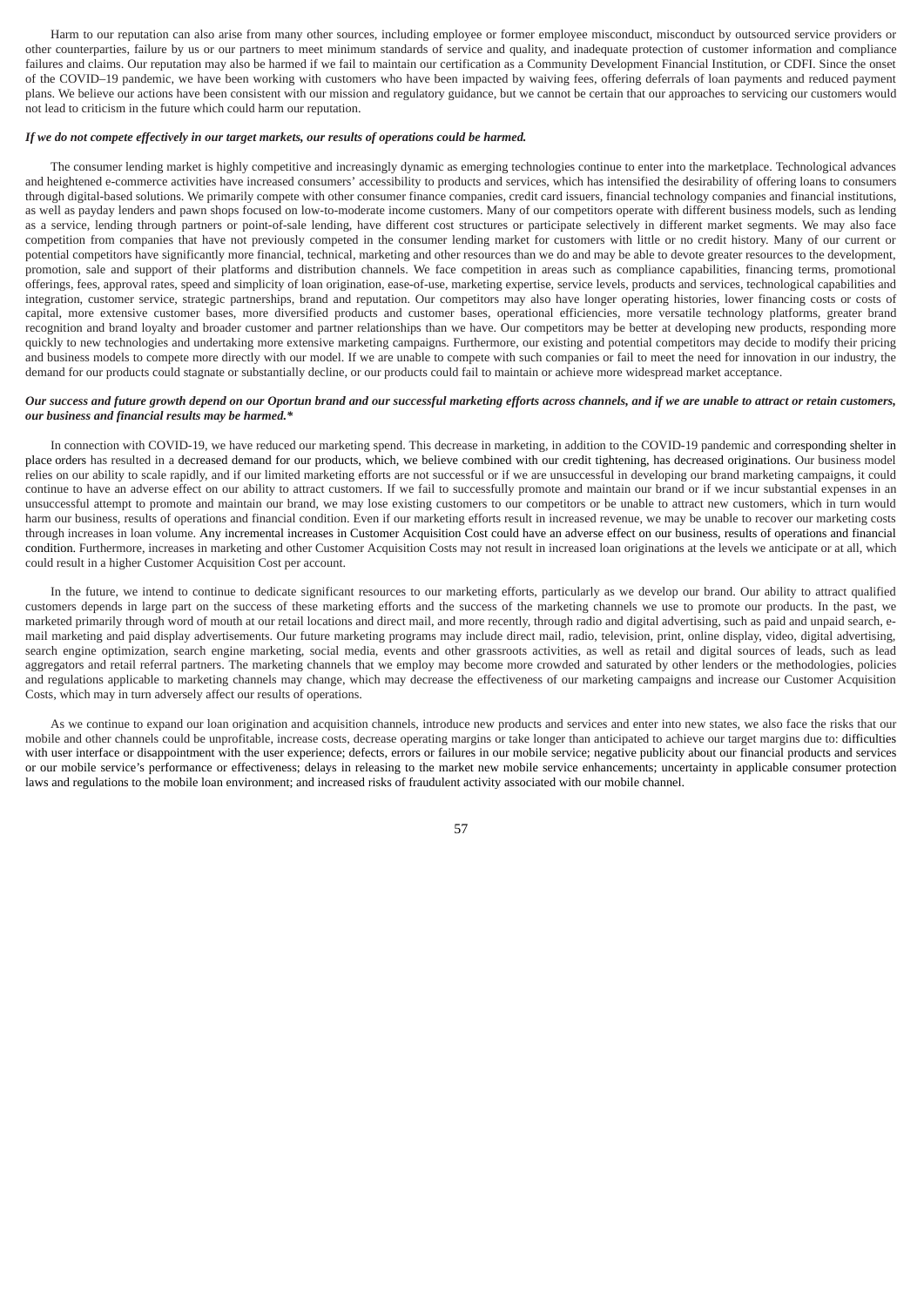Harm to our reputation can also arise from many other sources, including employee or former employee misconduct, misconduct by outsourced service providers or other counterparties, failure by us or our partners to meet minimum standards of service and quality, and inadequate protection of customer information and compliance failures and claims. Our reputation may also be harmed if we fail to maintain our certification as a Community Development Financial Institution, or CDFI. Since the onset of the COVID–19 pandemic, we have been working with customers who have been impacted by waiving fees, offering deferrals of loan payments and reduced payment plans. We believe our actions have been consistent with our mission and regulatory guidance, but we cannot be certain that our approaches to servicing our customers would not lead to criticism in the future which could harm our reputation.

***If we do not compete effectively in our target markets, our results of operations could be harmed.***

The consumer lending market is highly competitive and increasingly dynamic as emerging technologies continue to enter into the marketplace. Technological advances and heightened e-commerce activities have increased consumers' accessibility to products and services, which has intensified the desirability of offering loans to consumers through digital-based solutions. We primarily compete with other consumer finance companies, credit card issuers, financial technology companies and financial institutions, as well as payday lenders and pawn shops focused on low-to-moderate income customers. Many of our competitors operate with different business models, such as lending as a service, lending through partners or point-of-sale lending, have different cost structures or participate selectively in different market segments. We may also face competition from companies that have not previously competed in the consumer lending market for customers with little or no credit history. Many of our current or potential competitors have significantly more financial, technical, marketing and other resources than we do and may be able to devote greater resources to the development, promotion, sale and support of their platforms and distribution channels. We face competition in areas such as compliance capabilities, financing terms, promotional offerings, fees, approval rates, speed and simplicity of loan origination, ease-of-use, marketing expertise, service levels, products and services, technological capabilities and integration, customer service, strategic partnerships, brand and reputation. Our competitors may also have longer operating histories, lower financing costs or costs of capital, more extensive customer bases, more diversified products and customer bases, operational efficiencies, more versatile technology platforms, greater brand recognition and brand loyalty and broader customer and partner relationships than we have. Our competitors may be better at developing new products, responding more quickly to new technologies and undertaking more extensive marketing campaigns. Furthermore, our existing and potential competitors may decide to modify their pricing and business models to compete more directly with our model. If we are unable to compete with such companies or fail to meet the need for innovation in our industry, the demand for our products could stagnate or substantially decline, or our products could fail to maintain or achieve more widespread market acceptance.

***Our success and future growth depend on our Oportun brand and our successful marketing efforts across channels, and if we are unable to attract or retain customers, our business and financial results may be harmed.****

In connection with COVID-19, we have reduced our marketing spend. This decrease in marketing, in addition to the COVID-19 pandemic and corresponding shelter in place orders has resulted in a decreased demand for our products, which, we believe combined with our credit tightening, has decreased originations. Our business model relies on our ability to scale rapidly, and if our limited marketing efforts are not successful or if we are unsuccessful in developing our brand marketing campaigns, it could continue to have an adverse effect on our ability to attract customers. If we fail to successfully promote and maintain our brand or if we incur substantial expenses in an unsuccessful attempt to promote and maintain our brand, we may lose existing customers to our competitors or be unable to attract new customers, which in turn would harm our business, results of operations and financial condition. Even if our marketing efforts result in increased revenue, we may be unable to recover our marketing costs through increases in loan volume. Any incremental increases in Customer Acquisition Cost could have an adverse effect on our business, results of operations and financial condition. Furthermore, increases in marketing and other Customer Acquisition Costs may not result in increased loan originations at the levels we anticipate or at all, which could result in a higher Customer Acquisition Cost per account.

In the future, we intend to continue to dedicate significant resources to our marketing efforts, particularly as we develop our brand. Our ability to attract qualified customers depends in large part on the success of these marketing efforts and the success of the marketing channels we use to promote our products. In the past, we marketed primarily through word of mouth at our retail locations and direct mail, and more recently, through radio and digital advertising, such as paid and unpaid search, e-mail marketing and paid display advertisements. Our future marketing programs may include direct mail, radio, television, print, online display, video, digital advertising, search engine optimization, search engine marketing, social media, events and other grassroots activities, as well as retail and digital sources of leads, such as lead aggregators and retail referral partners. The marketing channels that we employ may become more crowded and saturated by other lenders or the methodologies, policies and regulations applicable to marketing channels may change, which may decrease the effectiveness of our marketing campaigns and increase our Customer Acquisition Costs, which may in turn adversely affect our results of operations.

As we continue to expand our loan origination and acquisition channels, introduce new products and services and enter into new states, we also face the risks that our mobile and other channels could be unprofitable, increase costs, decrease operating margins or take longer than anticipated to achieve our target margins due to: difficulties with user interface or disappointment with the user experience; defects, errors or failures in our mobile service; negative publicity about our financial products and services or our mobile service's performance or effectiveness; delays in releasing to the market new mobile service enhancements; uncertainty in applicable consumer protection laws and regulations to the mobile loan environment; and increased risks of fraudulent activity associated with our mobile channel.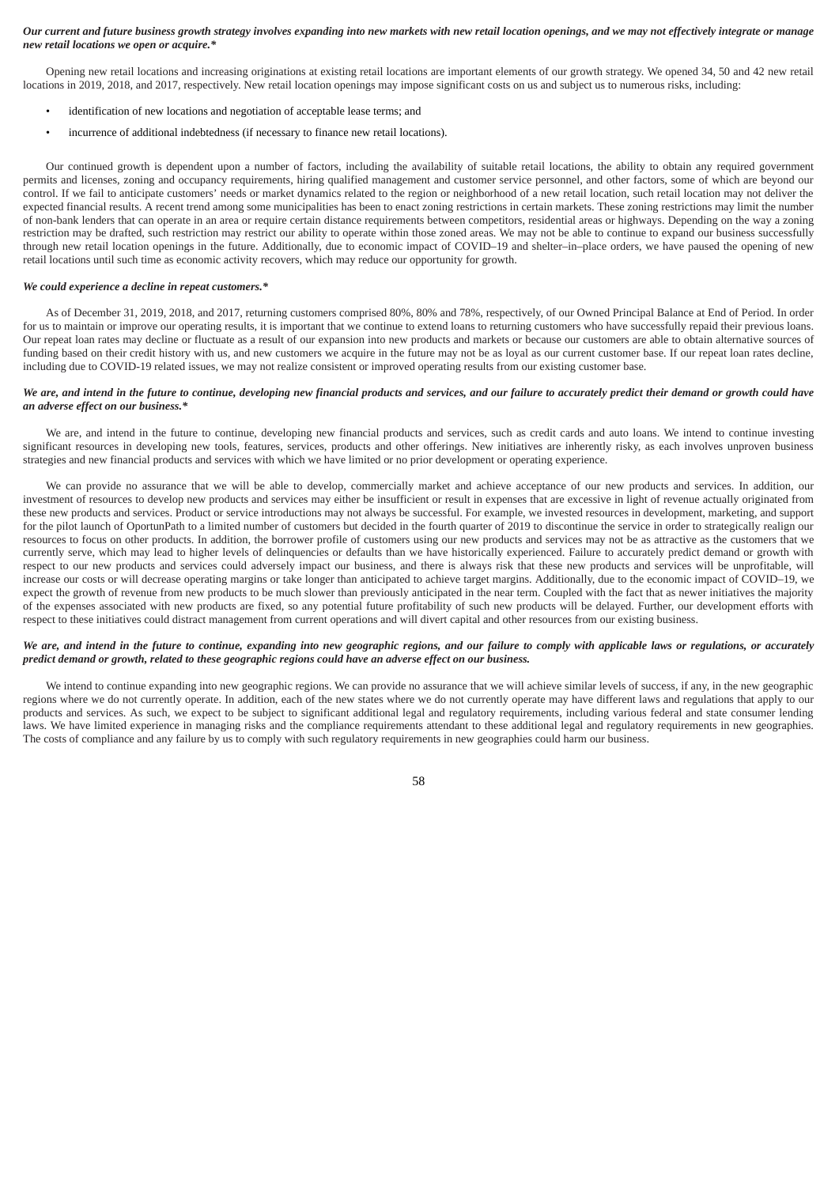***Our current and future business growth strategy involves expanding into new markets with new retail location openings, and we may not effectively integrate or manage new retail locations we open or acquire.****

Opening new retail locations and increasing originations at existing retail locations are important elements of our growth strategy. We opened 34, 50 and 42 new retail locations in 2019, 2018, and 2017, respectively. New retail location openings may impose significant costs on us and subject us to numerous risks, including:

- identification of new locations and negotiation of acceptable lease terms; and
- incurrence of additional indebtedness (if necessary to finance new retail locations).

Our continued growth is dependent upon a number of factors, including the availability of suitable retail locations, the ability to obtain any required government permits and licenses, zoning and occupancy requirements, hiring qualified management and customer service personnel, and other factors, some of which are beyond our control. If we fail to anticipate customers' needs or market dynamics related to the region or neighborhood of a new retail location, such retail location may not deliver the expected financial results. A recent trend among some municipalities has been to enact zoning restrictions in certain markets. These zoning restrictions may limit the number of non-bank lenders that can operate in an area or require certain distance requirements between competitors, residential areas or highways. Depending on the way a zoning restriction may be drafted, such restriction may restrict our ability to operate within those zoned areas. We may not be able to continue to expand our business successfully through new retail location openings in the future. Additionally, due to economic impact of COVID–19 and shelter–in–place orders, we have paused the opening of new retail locations until such time as economic activity recovers, which may reduce our opportunity for growth.

***We could experience a decline in repeat customers.****

As of December 31, 2019, 2018, and 2017, returning customers comprised 80%, 80% and 78%, respectively, of our Owned Principal Balance at End of Period. In order for us to maintain or improve our operating results, it is important that we continue to extend loans to returning customers who have successfully repaid their previous loans. Our repeat loan rates may decline or fluctuate as a result of our expansion into new products and markets or because our customers are able to obtain alternative sources of funding based on their credit history with us, and new customers we acquire in the future may not be as loyal as our current customer base. If our repeat loan rates decline, including due to COVID-19 related issues, we may not realize consistent or improved operating results from our existing customer base.

***We are, and intend in the future to continue, developing new financial products and services, and our failure to accurately predict their demand or growth could have an adverse effect on our business.****

We are, and intend in the future to continue, developing new financial products and services, such as credit cards and auto loans. We intend to continue investing significant resources in developing new tools, features, services, products and other offerings. New initiatives are inherently risky, as each involves unproven business strategies and new financial products and services with which we have limited or no prior development or operating experience.

We can provide no assurance that we will be able to develop, commercially market and achieve acceptance of our new products and services. In addition, our investment of resources to develop new products and services may either be insufficient or result in expenses that are excessive in light of revenue actually originated from these new products and services. Product or service introductions may not always be successful. For example, we invested resources in development, marketing, and support for the pilot launch of OportunPath to a limited number of customers but decided in the fourth quarter of 2019 to discontinue the service in order to strategically realign our resources to focus on other products. In addition, the borrower profile of customers using our new products and services may not be as attractive as the customers that we currently serve, which may lead to higher levels of delinquencies or defaults than we have historically experienced. Failure to accurately predict demand or growth with respect to our new products and services could adversely impact our business, and there is always risk that these new products and services will be unprofitable, will increase our costs or will decrease operating margins or take longer than anticipated to achieve target margins. Additionally, due to the economic impact of COVID–19, we expect the growth of revenue from new products to be much slower than previously anticipated in the near term. Coupled with the fact that as newer initiatives the majority of the expenses associated with new products are fixed, so any potential future profitability of such new products will be delayed. Further, our development efforts with respect to these initiatives could distract management from current operations and will divert capital and other resources from our existing business.

***We are, and intend in the future to continue, expanding into new geographic regions, and our failure to comply with applicable laws or regulations, or accurately predict demand or growth, related to these geographic regions could have an adverse effect on our business.***

We intend to continue expanding into new geographic regions. We can provide no assurance that we will achieve similar levels of success, if any, in the new geographic regions where we do not currently operate. In addition, each of the new states where we do not currently operate may have different laws and regulations that apply to our products and services. As such, we expect to be subject to significant additional legal and regulatory requirements, including various federal and state consumer lending laws. We have limited experience in managing risks and the compliance requirements attendant to these additional legal and regulatory requirements in new geographies. The costs of compliance and any failure by us to comply with such regulatory requirements in new geographies could harm our business.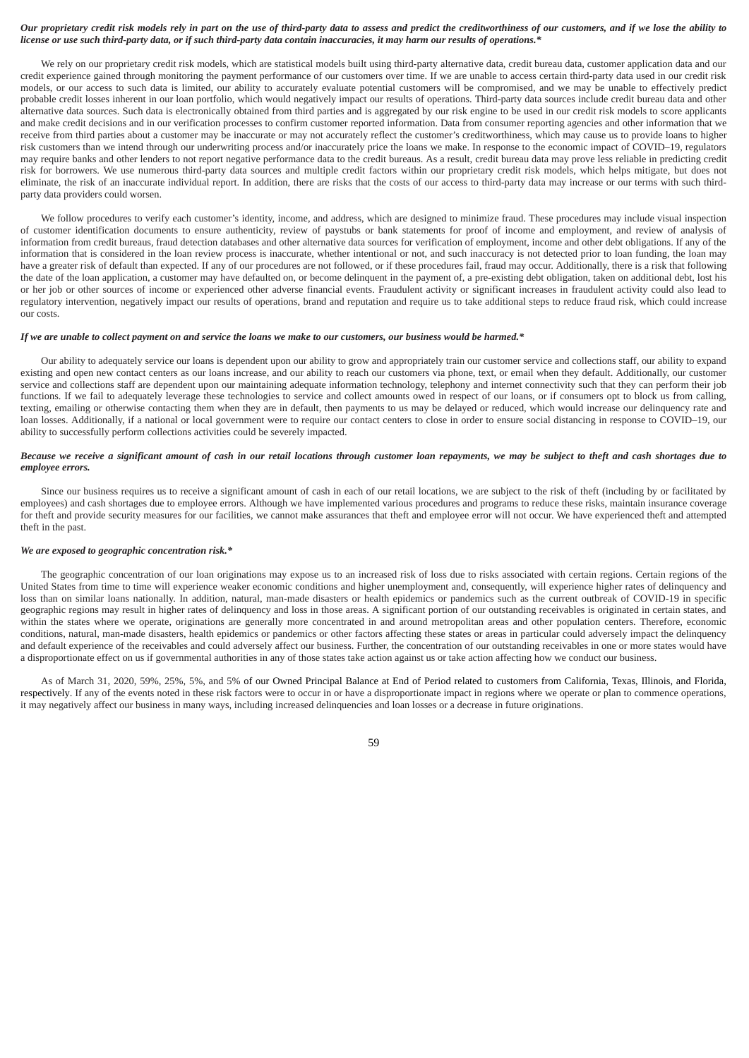***Our proprietary credit risk models rely in part on the use of third-party data to assess and predict the creditworthiness of our customers, and if we lose the ability to license or use such third-party data, or if such third-party data contain inaccuracies, it may harm our results of operations.****

We rely on our proprietary credit risk models, which are statistical models built using third-party alternative data, credit bureau data, customer application data and our credit experience gained through monitoring the payment performance of our customers over time. If we are unable to access certain third-party data used in our credit risk models, or our access to such data is limited, our ability to accurately evaluate potential customers will be compromised, and we may be unable to effectively predict probable credit losses inherent in our loan portfolio, which would negatively impact our results of operations. Third-party data sources include credit bureau data and other alternative data sources. Such data is electronically obtained from third parties and is aggregated by our risk engine to be used in our credit risk models to score applicants and make credit decisions and in our verification processes to confirm customer reported information. Data from consumer reporting agencies and other information that we receive from third parties about a customer may be inaccurate or may not accurately reflect the customer's creditworthiness, which may cause us to provide loans to higher risk customers than we intend through our underwriting process and/or inaccurately price the loans we make. In response to the economic impact of COVID–19, regulators may require banks and other lenders to not report negative performance data to the credit bureaus. As a result, credit bureau data may prove less reliable in predicting credit risk for borrowers. We use numerous third-party data sources and multiple credit factors within our proprietary credit risk models, which helps mitigate, but does not eliminate, the risk of an inaccurate individual report. In addition, there are risks that the costs of our access to third-party data may increase or our terms with such third-party data providers could worsen.

We follow procedures to verify each customer's identity, income, and address, which are designed to minimize fraud. These procedures may include visual inspection of customer identification documents to ensure authenticity, review of paystubs or bank statements for proof of income and employment, and review of analysis of information from credit bureaus, fraud detection databases and other alternative data sources for verification of employment, income and other debt obligations. If any of the information that is considered in the loan review process is inaccurate, whether intentional or not, and such inaccuracy is not detected prior to loan funding, the loan may have a greater risk of default than expected. If any of our procedures are not followed, or if these procedures fail, fraud may occur. Additionally, there is a risk that following the date of the loan application, a customer may have defaulted on, or become delinquent in the payment of, a pre-existing debt obligation, taken on additional debt, lost his or her job or other sources of income or experienced other adverse financial events. Fraudulent activity or significant increases in fraudulent activity could also lead to regulatory intervention, negatively impact our results of operations, brand and reputation and require us to take additional steps to reduce fraud risk, which could increase our costs.

***If we are unable to collect payment on and service the loans we make to our customers, our business would be harmed.****

Our ability to adequately service our loans is dependent upon our ability to grow and appropriately train our customer service and collections staff, our ability to expand existing and open new contact centers as our loans increase, and our ability to reach our customers via phone, text, or email when they default. Additionally, our customer service and collections staff are dependent upon our maintaining adequate information technology, telephony and internet connectivity such that they can perform their job functions. If we fail to adequately leverage these technologies to service and collect amounts owed in respect of our loans, or if consumers opt to block us from calling, texting, emailing or otherwise contacting them when they are in default, then payments to us may be delayed or reduced, which would increase our delinquency rate and loan losses. Additionally, if a national or local government were to require our contact centers to close in order to ensure social distancing in response to COVID–19, our ability to successfully perform collections activities could be severely impacted.

***Because we receive a significant amount of cash in our retail locations through customer loan repayments, we may be subject to theft and cash shortages due to employee errors.***

Since our business requires us to receive a significant amount of cash in each of our retail locations, we are subject to the risk of theft (including by or facilitated by employees) and cash shortages due to employee errors. Although we have implemented various procedures and programs to reduce these risks, maintain insurance coverage for theft and provide security measures for our facilities, we cannot make assurances that theft and employee error will not occur. We have experienced theft and attempted theft in the past.

***We are exposed to geographic concentration risk.****

The geographic concentration of our loan originations may expose us to an increased risk of loss due to risks associated with certain regions. Certain regions of the United States from time to time will experience weaker economic conditions and higher unemployment and, consequently, will experience higher rates of delinquency and loss than on similar loans nationally. In addition, natural, man-made disasters or health epidemics or pandemics such as the current outbreak of COVID-19 in specific geographic regions may result in higher rates of delinquency and loss in those areas. A significant portion of our outstanding receivables is originated in certain states, and within the states where we operate, originations are generally more concentrated in and around metropolitan areas and other population centers. Therefore, economic conditions, natural, man-made disasters, health epidemics or pandemics or other factors affecting these states or areas in particular could adversely impact the delinquency and default experience of the receivables and could adversely affect our business. Further, the concentration of our outstanding receivables in one or more states would have a disproportionate effect on us if governmental authorities in any of those states take action against us or take action affecting how we conduct our business.

As of March 31, 2020, 59%, 25%, 5%, and 5% of our Owned Principal Balance at End of Period related to customers from California, Texas, Illinois, and Florida, respectively. If any of the events noted in these risk factors were to occur in or have a disproportionate impact in regions where we operate or plan to commence operations, it may negatively affect our business in many ways, including increased delinquencies and loan losses or a decrease in future originations.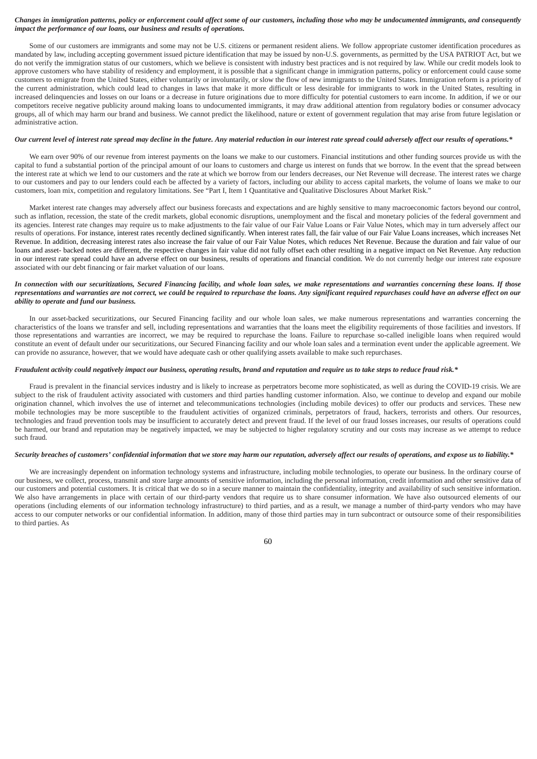***Changes in immigration patterns, policy or enforcement could affect some of our customers, including those who may be undocumented immigrants, and consequently impact the performance of our loans, our business and results of operations.***

Some of our customers are immigrants and some may not be U.S. citizens or permanent resident aliens. We follow appropriate customer identification procedures as mandated by law, including accepting government issued picture identification that may be issued by non-U.S. governments, as permitted by the USA PATRIOT Act, but we do not verify the immigration status of our customers, which we believe is consistent with industry best practices and is not required by law. While our credit models look to approve customers who have stability of residency and employment, it is possible that a significant change in immigration patterns, policy or enforcement could cause some customers to emigrate from the United States, either voluntarily or involuntarily, or slow the flow of new immigrants to the United States. Immigration reform is a priority of the current administration, which could lead to changes in laws that make it more difficult or less desirable for immigrants to work in the United States, resulting in increased delinquencies and losses on our loans or a decrease in future originations due to more difficulty for potential customers to earn income. In addition, if we or our competitors receive negative publicity around making loans to undocumented immigrants, it may draw additional attention from regulatory bodies or consumer advocacy groups, all of which may harm our brand and business. We cannot predict the likelihood, nature or extent of government regulation that may arise from future legislation or administrative action.

***Our current level of interest rate spread may decline in the future. Any material reduction in our interest rate spread could adversely affect our results of operations.****

We earn over 90% of our revenue from interest payments on the loans we make to our customers. Financial institutions and other funding sources provide us with the capital to fund a substantial portion of the principal amount of our loans to customers and charge us interest on funds that we borrow. In the event that the spread between the interest rate at which we lend to our customers and the rate at which we borrow from our lenders decreases, our Net Revenue will decrease. The interest rates we charge to our customers and pay to our lenders could each be affected by a variety of factors, including our ability to access capital markets, the volume of loans we make to our customers, loan mix, competition and regulatory limitations. See "Part I, Item 1 Quantitative and Qualitative Disclosures About Market Risk."

Market interest rate changes may adversely affect our business forecasts and expectations and are highly sensitive to many macroeconomic factors beyond our control, such as inflation, recession, the state of the credit markets, global economic disruptions, unemployment and the fiscal and monetary policies of the federal government and its agencies. Interest rate changes may require us to make adjustments to the fair value of our Fair Value Loans or Fair Value Notes, which may in turn adversely affect our results of operations. For instance, interest rates recently declined significantly. When interest rates fall, the fair value of our Fair Value Loans increases, which increases Net Revenue. In addition, decreasing interest rates also increase the fair value of our Fair Value Notes, which reduces Net Revenue. Because the duration and fair value of our loans and asset- backed notes are different, the respective changes in fair value did not fully offset each other resulting in a negative impact on Net Revenue. Any reduction in our interest rate spread could have an adverse effect on our business, results of operations and financial condition. We do not currently hedge our interest rate exposure associated with our debt financing or fair market valuation of our loans.

***In connection with our securitizations, Secured Financing facility, and whole loan sales, we make representations and warranties concerning these loans. If those representations and warranties are not correct, we could be required to repurchase the loans. Any significant required repurchases could have an adverse effect on our ability to operate and fund our business.***

In our asset-backed securitizations, our Secured Financing facility and our whole loan sales, we make numerous representations and warranties concerning the characteristics of the loans we transfer and sell, including representations and warranties that the loans meet the eligibility requirements of those facilities and investors. If those representations and warranties are incorrect, we may be required to repurchase the loans. Failure to repurchase so-called ineligible loans when required would constitute an event of default under our securitizations, our Secured Financing facility and our whole loan sales and a termination event under the applicable agreement. We can provide no assurance, however, that we would have adequate cash or other qualifying assets available to make such repurchases.

***Fraudulent activity could negatively impact our business, operating results, brand and reputation and require us to take steps to reduce fraud risk.****

Fraud is prevalent in the financial services industry and is likely to increase as perpetrators become more sophisticated, as well as during the COVID-19 crisis. We are subject to the risk of fraudulent activity associated with customers and third parties handling customer information. Also, we continue to develop and expand our mobile origination channel, which involves the use of internet and telecommunications technologies (including mobile devices) to offer our products and services. These new mobile technologies may be more susceptible to the fraudulent activities of organized criminals, perpetrators of fraud, hackers, terrorists and others. Our resources, technologies and fraud prevention tools may be insufficient to accurately detect and prevent fraud. If the level of our fraud losses increases, our results of operations could be harmed, our brand and reputation may be negatively impacted, we may be subjected to higher regulatory scrutiny and our costs may increase as we attempt to reduce such fraud.

***Security breaches of customers' confidential information that we store may harm our reputation, adversely affect our results of operations, and expose us to liability.****

We are increasingly dependent on information technology systems and infrastructure, including mobile technologies, to operate our business. In the ordinary course of our business, we collect, process, transmit and store large amounts of sensitive information, including the personal information, credit information and other sensitive data of our customers and potential customers. It is critical that we do so in a secure manner to maintain the confidentiality, integrity and availability of such sensitive information. We also have arrangements in place with certain of our third-party vendors that require us to share consumer information. We have also outsourced elements of our operations (including elements of our information technology infrastructure) to third parties, and as a result, we manage a number of third-party vendors who may have access to our computer networks or our confidential information. In addition, many of those third parties may in turn subcontract or outsource some of their responsibilities to third parties. As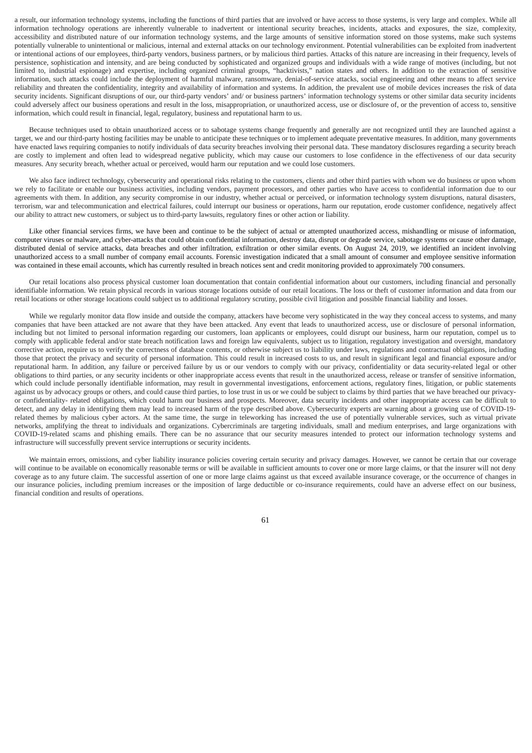a result, our information technology systems, including the functions of third parties that are involved or have access to those systems, is very large and complex. While all information technology operations are inherently vulnerable to inadvertent or intentional security breaches, incidents, attacks and exposures, the size, complexity, accessibility and distributed nature of our information technology systems, and the large amounts of sensitive information stored on those systems, make such systems potentially vulnerable to unintentional or malicious, internal and external attacks on our technology environment. Potential vulnerabilities can be exploited from inadvertent or intentional actions of our employees, third-party vendors, business partners, or by malicious third parties. Attacks of this nature are increasing in their frequency, levels of persistence, sophistication and intensity, and are being conducted by sophisticated and organized groups and individuals with a wide range of motives (including, but not limited to, industrial espionage) and expertise, including organized criminal groups, "hacktivists," nation states and others. In addition to the extraction of sensitive information, such attacks could include the deployment of harmful malware, ransomware, denial-of-service attacks, social engineering and other means to affect service reliability and threaten the confidentiality, integrity and availability of information and systems. In addition, the prevalent use of mobile devices increases the risk of data security incidents. Significant disruptions of our, our third-party vendors' and/ or business partners' information technology systems or other similar data security incidents could adversely affect our business operations and result in the loss, misappropriation, or unauthorized access, use or disclosure of, or the prevention of access to, sensitive information, which could result in financial, legal, regulatory, business and reputational harm to us.

Because techniques used to obtain unauthorized access or to sabotage systems change frequently and generally are not recognized until they are launched against a target, we and our third-party hosting facilities may be unable to anticipate these techniques or to implement adequate preventative measures. In addition, many governments have enacted laws requiring companies to notify individuals of data security breaches involving their personal data. These mandatory disclosures regarding a security breach are costly to implement and often lead to widespread negative publicity, which may cause our customers to lose confidence in the effectiveness of our data security measures. Any security breach, whether actual or perceived, would harm our reputation and we could lose customers.

We also face indirect technology, cybersecurity and operational risks relating to the customers, clients and other third parties with whom we do business or upon whom we rely to facilitate or enable our business activities, including vendors, payment processors, and other parties who have access to confidential information due to our agreements with them. In addition, any security compromise in our industry, whether actual or perceived, or information technology system disruptions, natural disasters, terrorism, war and telecommunication and electrical failures, could interrupt our business or operations, harm our reputation, erode customer confidence, negatively affect our ability to attract new customers, or subject us to third-party lawsuits, regulatory fines or other action or liability.

Like other financial services firms, we have been and continue to be the subject of actual or attempted unauthorized access, mishandling or misuse of information, computer viruses or malware, and cyber-attacks that could obtain confidential information, destroy data, disrupt or degrade service, sabotage systems or cause other damage, distributed denial of service attacks, data breaches and other infiltration, exfiltration or other similar events. On August 24, 2019, we identified an incident involving unauthorized access to a small number of company email accounts. Forensic investigation indicated that a small amount of consumer and employee sensitive information was contained in these email accounts, which has currently resulted in breach notices sent and credit monitoring provided to approximately 700 consumers.

Our retail locations also process physical customer loan documentation that contain confidential information about our customers, including financial and personally identifiable information. We retain physical records in various storage locations outside of our retail locations. The loss or theft of customer information and data from our retail locations or other storage locations could subject us to additional regulatory scrutiny, possible civil litigation and possible financial liability and losses.

While we regularly monitor data flow inside and outside the company, attackers have become very sophisticated in the way they conceal access to systems, and many companies that have been attacked are not aware that they have been attacked. Any event that leads to unauthorized access, use or disclosure of personal information, including but not limited to personal information regarding our customers, loan applicants or employees, could disrupt our business, harm our reputation, compel us to comply with applicable federal and/or state breach notification laws and foreign law equivalents, subject us to litigation, regulatory investigation and oversight, mandatory corrective action, require us to verify the correctness of database contents, or otherwise subject us to liability under laws, regulations and contractual obligations, including those that protect the privacy and security of personal information. This could result in increased costs to us, and result in significant legal and financial exposure and/or reputational harm. In addition, any failure or perceived failure by us or our vendors to comply with our privacy, confidentiality or data security-related legal or other obligations to third parties, or any security incidents or other inappropriate access events that result in the unauthorized access, release or transfer of sensitive information, which could include personally identifiable information, may result in governmental investigations, enforcement actions, regulatory fines, litigation, or public statements against us by advocacy groups or others, and could cause third parties, to lose trust in us or we could be subject to claims by third parties that we have breached our privacy- or confidentiality- related obligations, which could harm our business and prospects. Moreover, data security incidents and other inappropriate access can be difficult to detect, and any delay in identifying them may lead to increased harm of the type described above. Cybersecurity experts are warning about a growing use of COVID-19-related themes by malicious cyber actors. At the same time, the surge in teleworking has increased the use of potentially vulnerable services, such as virtual private networks, amplifying the threat to individuals and organizations. Cybercriminals are targeting individuals, small and medium enterprises, and large organizations with COVID-19-related scams and phishing emails. There can be no assurance that our security measures intended to protect our information technology systems and infrastructure will successfully prevent service interruptions or security incidents.

We maintain errors, omissions, and cyber liability insurance policies covering certain security and privacy damages. However, we cannot be certain that our coverage will continue to be available on economically reasonable terms or will be available in sufficient amounts to cover one or more large claims, or that the insurer will not deny coverage as to any future claim. The successful assertion of one or more large claims against us that exceed available insurance coverage, or the occurrence of changes in our insurance policies, including premium increases or the imposition of large deductible or co-insurance requirements, could have an adverse effect on our business, financial condition and results of operations.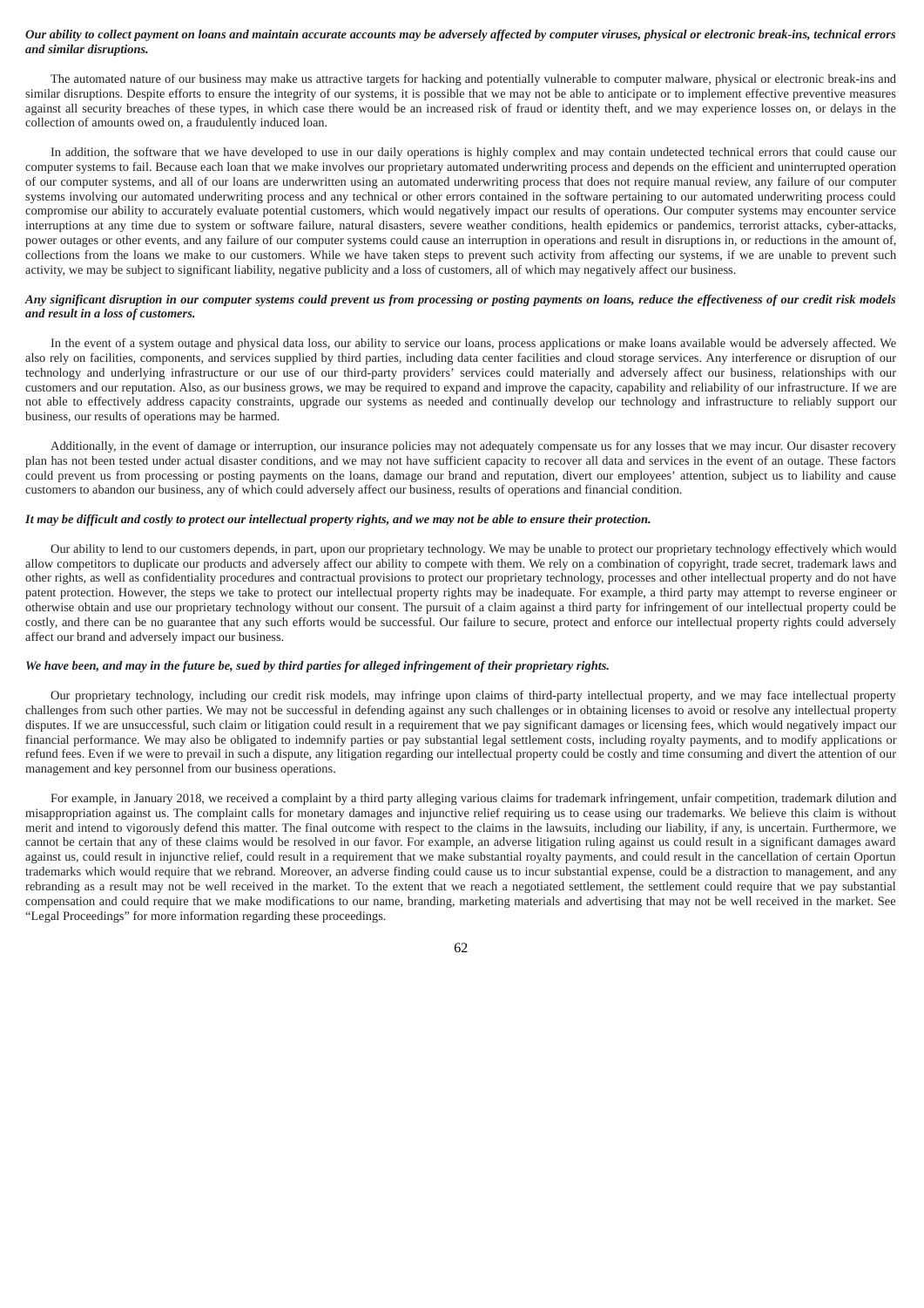***Our ability to collect payment on loans and maintain accurate accounts may be adversely affected by computer viruses, physical or electronic break-ins, technical errors and similar disruptions.***

The automated nature of our business may make us attractive targets for hacking and potentially vulnerable to computer malware, physical or electronic break-ins and similar disruptions. Despite efforts to ensure the integrity of our systems, it is possible that we may not be able to anticipate or to implement effective preventive measures against all security breaches of these types, in which case there would be an increased risk of fraud or identity theft, and we may experience losses on, or delays in the collection of amounts owed on, a fraudulently induced loan.

In addition, the software that we have developed to use in our daily operations is highly complex and may contain undetected technical errors that could cause our computer systems to fail. Because each loan that we make involves our proprietary automated underwriting process and depends on the efficient and uninterrupted operation of our computer systems, and all of our loans are underwritten using an automated underwriting process that does not require manual review, any failure of our computer systems involving our automated underwriting process and any technical or other errors contained in the software pertaining to our automated underwriting process could compromise our ability to accurately evaluate potential customers, which would negatively impact our results of operations. Our computer systems may encounter service interruptions at any time due to system or software failure, natural disasters, severe weather conditions, health epidemics or pandemics, terrorist attacks, cyber-attacks, power outages or other events, and any failure of our computer systems could cause an interruption in operations and result in disruptions in, or reductions in the amount of, collections from the loans we make to our customers. While we have taken steps to prevent such activity from affecting our systems, if we are unable to prevent such activity, we may be subject to significant liability, negative publicity and a loss of customers, all of which may negatively affect our business.

***Any significant disruption in our computer systems could prevent us from processing or posting payments on loans, reduce the effectiveness of our credit risk models and result in a loss of customers.***

In the event of a system outage and physical data loss, our ability to service our loans, process applications or make loans available would be adversely affected. We also rely on facilities, components, and services supplied by third parties, including data center facilities and cloud storage services. Any interference or disruption of our technology and underlying infrastructure or our use of our third-party providers' services could materially and adversely affect our business, relationships with our customers and our reputation. Also, as our business grows, we may be required to expand and improve the capacity, capability and reliability of our infrastructure. If we are not able to effectively address capacity constraints, upgrade our systems as needed and continually develop our technology and infrastructure to reliably support our business, our results of operations may be harmed.

Additionally, in the event of damage or interruption, our insurance policies may not adequately compensate us for any losses that we may incur. Our disaster recovery plan has not been tested under actual disaster conditions, and we may not have sufficient capacity to recover all data and services in the event of an outage. These factors could prevent us from processing or posting payments on the loans, damage our brand and reputation, divert our employees' attention, subject us to liability and cause customers to abandon our business, any of which could adversely affect our business, results of operations and financial condition.

***It may be difficult and costly to protect our intellectual property rights, and we may not be able to ensure their protection.***

Our ability to lend to our customers depends, in part, upon our proprietary technology. We may be unable to protect our proprietary technology effectively which would allow competitors to duplicate our products and adversely affect our ability to compete with them. We rely on a combination of copyright, trade secret, trademark laws and other rights, as well as confidentiality procedures and contractual provisions to protect our proprietary technology, processes and other intellectual property and do not have patent protection. However, the steps we take to protect our intellectual property rights may be inadequate. For example, a third party may attempt to reverse engineer or otherwise obtain and use our proprietary technology without our consent. The pursuit of a claim against a third party for infringement of our intellectual property could be costly, and there can be no guarantee that any such efforts would be successful. Our failure to secure, protect and enforce our intellectual property rights could adversely affect our brand and adversely impact our business.

***We have been, and may in the future be, sued by third parties for alleged infringement of their proprietary rights.***

Our proprietary technology, including our credit risk models, may infringe upon claims of third-party intellectual property, and we may face intellectual property challenges from such other parties. We may not be successful in defending against any such challenges or in obtaining licenses to avoid or resolve any intellectual property disputes. If we are unsuccessful, such claim or litigation could result in a requirement that we pay significant damages or licensing fees, which would negatively impact our financial performance. We may also be obligated to indemnify parties or pay substantial legal settlement costs, including royalty payments, and to modify applications or refund fees. Even if we were to prevail in such a dispute, any litigation regarding our intellectual property could be costly and time consuming and divert the attention of our management and key personnel from our business operations.

For example, in January 2018, we received a complaint by a third party alleging various claims for trademark infringement, unfair competition, trademark dilution and misappropriation against us. The complaint calls for monetary damages and injunctive relief requiring us to cease using our trademarks. We believe this claim is without merit and intend to vigorously defend this matter. The final outcome with respect to the claims in the lawsuits, including our liability, if any, is uncertain. Furthermore, we cannot be certain that any of these claims would be resolved in our favor. For example, an adverse litigation ruling against us could result in a significant damages award against us, could result in injunctive relief, could result in a requirement that we make substantial royalty payments, and could result in the cancellation of certain Oportun trademarks which would require that we rebrand. Moreover, an adverse finding could cause us to incur substantial expense, could be a distraction to management, and any rebranding as a result may not be well received in the market. To the extent that we reach a negotiated settlement, the settlement could require that we pay substantial compensation and could require that we make modifications to our name, branding, marketing materials and advertising that may not be well received in the market. See "Legal Proceedings" for more information regarding these proceedings.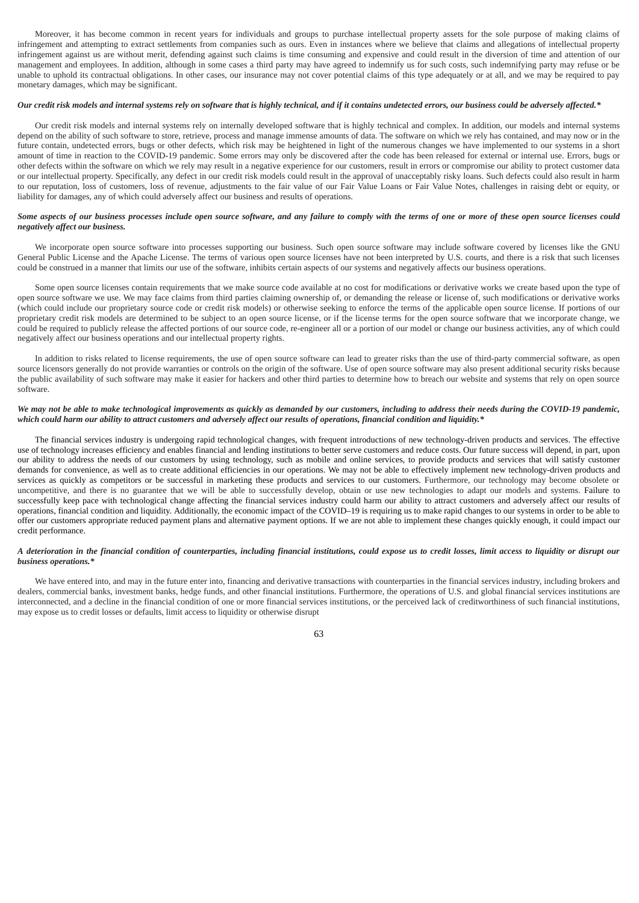Moreover, it has become common in recent years for individuals and groups to purchase intellectual property assets for the sole purpose of making claims of infringement and attempting to extract settlements from companies such as ours. Even in instances where we believe that claims and allegations of intellectual property infringement against us are without merit, defending against such claims is time consuming and expensive and could result in the diversion of time and attention of our management and employees. In addition, although in some cases a third party may have agreed to indemnify us for such costs, such indemnifying party may refuse or be unable to uphold its contractual obligations. In other cases, our insurance may not cover potential claims of this type adequately or at all, and we may be required to pay monetary damages, which may be significant.

***Our credit risk models and internal systems rely on software that is highly technical, and if it contains undetected errors, our business could be adversely affected.****

Our credit risk models and internal systems rely on internally developed software that is highly technical and complex. In addition, our models and internal systems depend on the ability of such software to store, retrieve, process and manage immense amounts of data. The software on which we rely has contained, and may now or in the future contain, undetected errors, bugs or other defects, which risk may be heightened in light of the numerous changes we have implemented to our systems in a short amount of time in reaction to the COVID-19 pandemic. Some errors may only be discovered after the code has been released for external or internal use. Errors, bugs or other defects within the software on which we rely may result in a negative experience for our customers, result in errors or compromise our ability to protect customer data or our intellectual property. Specifically, any defect in our credit risk models could result in the approval of unacceptably risky loans. Such defects could also result in harm to our reputation, loss of customers, loss of revenue, adjustments to the fair value of our Fair Value Loans or Fair Value Notes, challenges in raising debt or equity, or liability for damages, any of which could adversely affect our business and results of operations.

***Some aspects of our business processes include open source software, and any failure to comply with the terms of one or more of these open source licenses could negatively affect our business.***

We incorporate open source software into processes supporting our business. Such open source software may include software covered by licenses like the GNU General Public License and the Apache License. The terms of various open source licenses have not been interpreted by U.S. courts, and there is a risk that such licenses could be construed in a manner that limits our use of the software, inhibits certain aspects of our systems and negatively affects our business operations.

Some open source licenses contain requirements that we make source code available at no cost for modifications or derivative works we create based upon the type of open source software we use. We may face claims from third parties claiming ownership of, or demanding the release or license of, such modifications or derivative works (which could include our proprietary source code or credit risk models) or otherwise seeking to enforce the terms of the applicable open source license. If portions of our proprietary credit risk models are determined to be subject to an open source license, or if the license terms for the open source software that we incorporate change, we could be required to publicly release the affected portions of our source code, re-engineer all or a portion of our model or change our business activities, any of which could negatively affect our business operations and our intellectual property rights.

In addition to risks related to license requirements, the use of open source software can lead to greater risks than the use of third-party commercial software, as open source licensors generally do not provide warranties or controls on the origin of the software. Use of open source software may also present additional security risks because the public availability of such software may make it easier for hackers and other third parties to determine how to breach our website and systems that rely on open source software.

***We may not be able to make technological improvements as quickly as demanded by our customers, including to address their needs during the COVID-19 pandemic, which could harm our ability to attract customers and adversely affect our results of operations, financial condition and liquidity.****

The financial services industry is undergoing rapid technological changes, with frequent introductions of new technology-driven products and services. The effective use of technology increases efficiency and enables financial and lending institutions to better serve customers and reduce costs. Our future success will depend, in part, upon our ability to address the needs of our customers by using technology, such as mobile and online services, to provide products and services that will satisfy customer demands for convenience, as well as to create additional efficiencies in our operations. We may not be able to effectively implement new technology-driven products and services as quickly as competitors or be successful in marketing these products and services to our customers. Furthermore, our technology may become obsolete or uncompetitive, and there is no guarantee that we will be able to successfully develop, obtain or use new technologies to adapt our models and systems. Failure to successfully keep pace with technological change affecting the financial services industry could harm our ability to attract customers and adversely affect our results of operations, financial condition and liquidity. Additionally, the economic impact of the COVID–19 is requiring us to make rapid changes to our systems in order to be able to offer our customers appropriate reduced payment plans and alternative payment options. If we are not able to implement these changes quickly enough, it could impact our credit performance.

***A deterioration in the financial condition of counterparties, including financial institutions, could expose us to credit losses, limit access to liquidity or disrupt our business operations.****

We have entered into, and may in the future enter into, financing and derivative transactions with counterparties in the financial services industry, including brokers and dealers, commercial banks, investment banks, hedge funds, and other financial institutions. Furthermore, the operations of U.S. and global financial services institutions are interconnected, and a decline in the financial condition of one or more financial services institutions, or the perceived lack of creditworthiness of such financial institutions, may expose us to credit losses or defaults, limit access to liquidity or otherwise disrupt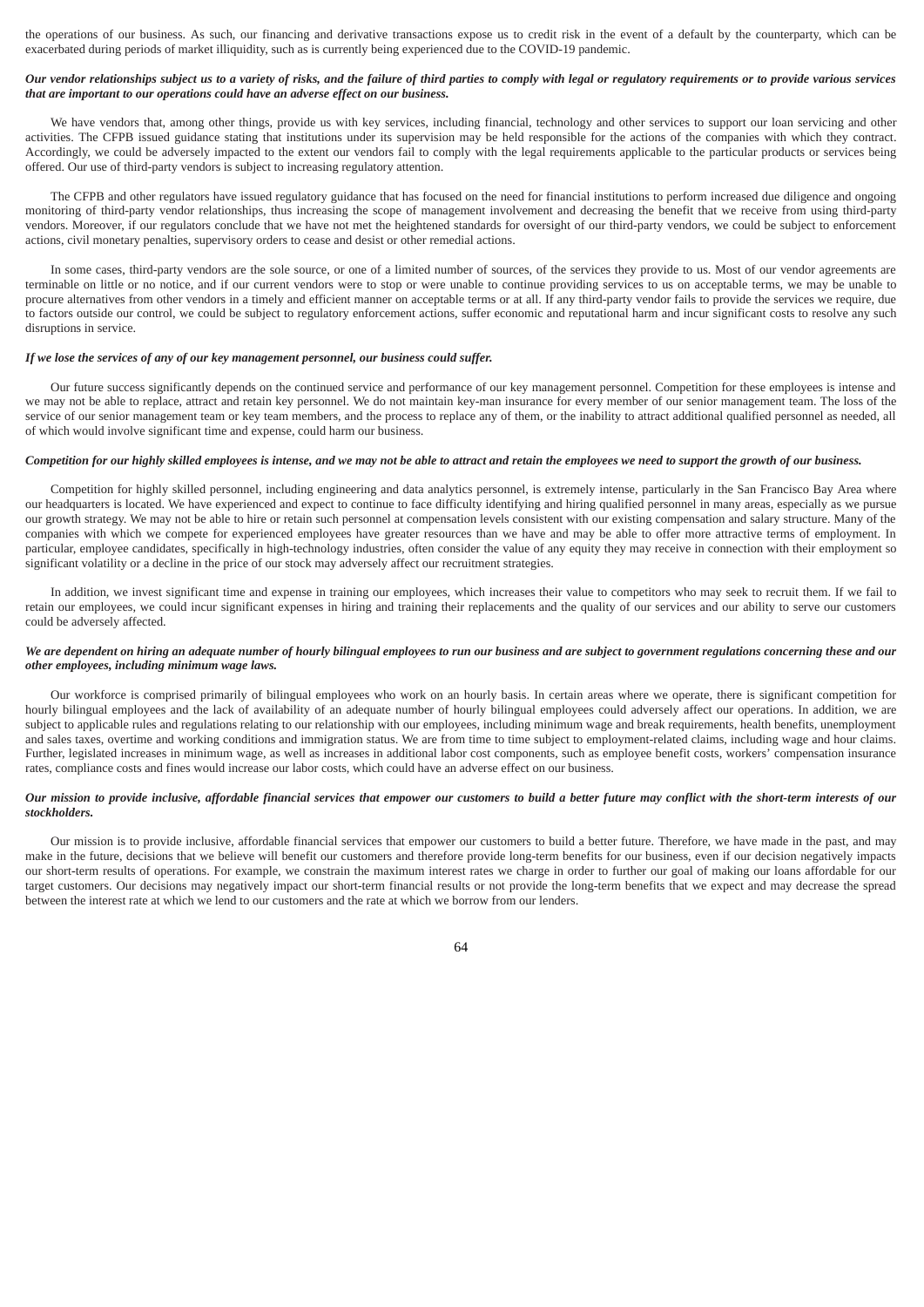the operations of our business. As such, our financing and derivative transactions expose us to credit risk in the event of a default by the counterparty, which can be exacerbated during periods of market illiquidity, such as is currently being experienced due to the COVID-19 pandemic.

***Our vendor relationships subject us to a variety of risks, and the failure of third parties to comply with legal or regulatory requirements or to provide various services that are important to our operations could have an adverse effect on our business.***

We have vendors that, among other things, provide us with key services, including financial, technology and other services to support our loan servicing and other activities. The CFPB issued guidance stating that institutions under its supervision may be held responsible for the actions of the companies with which they contract. Accordingly, we could be adversely impacted to the extent our vendors fail to comply with the legal requirements applicable to the particular products or services being offered. Our use of third-party vendors is subject to increasing regulatory attention.

The CFPB and other regulators have issued regulatory guidance that has focused on the need for financial institutions to perform increased due diligence and ongoing monitoring of third-party vendor relationships, thus increasing the scope of management involvement and decreasing the benefit that we receive from using third-party vendors. Moreover, if our regulators conclude that we have not met the heightened standards for oversight of our third-party vendors, we could be subject to enforcement actions, civil monetary penalties, supervisory orders to cease and desist or other remedial actions.

In some cases, third-party vendors are the sole source, or one of a limited number of sources, of the services they provide to us. Most of our vendor agreements are terminable on little or no notice, and if our current vendors were to stop or were unable to continue providing services to us on acceptable terms, we may be unable to procure alternatives from other vendors in a timely and efficient manner on acceptable terms or at all. If any third-party vendor fails to provide the services we require, due to factors outside our control, we could be subject to regulatory enforcement actions, suffer economic and reputational harm and incur significant costs to resolve any such disruptions in service.

***If we lose the services of any of our key management personnel, our business could suffer.***

Our future success significantly depends on the continued service and performance of our key management personnel. Competition for these employees is intense and we may not be able to replace, attract and retain key personnel. We do not maintain key-man insurance for every member of our senior management team. The loss of the service of our senior management team or key team members, and the process to replace any of them, or the inability to attract additional qualified personnel as needed, all of which would involve significant time and expense, could harm our business.

***Competition for our highly skilled employees is intense, and we may not be able to attract and retain the employees we need to support the growth of our business.***

Competition for highly skilled personnel, including engineering and data analytics personnel, is extremely intense, particularly in the San Francisco Bay Area where our headquarters is located. We have experienced and expect to continue to face difficulty identifying and hiring qualified personnel in many areas, especially as we pursue our growth strategy. We may not be able to hire or retain such personnel at compensation levels consistent with our existing compensation and salary structure. Many of the companies with which we compete for experienced employees have greater resources than we have and may be able to offer more attractive terms of employment. In particular, employee candidates, specifically in high-technology industries, often consider the value of any equity they may receive in connection with their employment so significant volatility or a decline in the price of our stock may adversely affect our recruitment strategies.

In addition, we invest significant time and expense in training our employees, which increases their value to competitors who may seek to recruit them. If we fail to retain our employees, we could incur significant expenses in hiring and training their replacements and the quality of our services and our ability to serve our customers could be adversely affected.

***We are dependent on hiring an adequate number of hourly bilingual employees to run our business and are subject to government regulations concerning these and our other employees, including minimum wage laws.***

Our workforce is comprised primarily of bilingual employees who work on an hourly basis. In certain areas where we operate, there is significant competition for hourly bilingual employees and the lack of availability of an adequate number of hourly bilingual employees could adversely affect our operations. In addition, we are subject to applicable rules and regulations relating to our relationship with our employees, including minimum wage and break requirements, health benefits, unemployment and sales taxes, overtime and working conditions and immigration status. We are from time to time subject to employment-related claims, including wage and hour claims. Further, legislated increases in minimum wage, as well as increases in additional labor cost components, such as employee benefit costs, workers' compensation insurance rates, compliance costs and fines would increase our labor costs, which could have an adverse effect on our business.

***Our mission to provide inclusive, affordable financial services that empower our customers to build a better future may conflict with the short-term interests of our stockholders.***

Our mission is to provide inclusive, affordable financial services that empower our customers to build a better future. Therefore, we have made in the past, and may make in the future, decisions that we believe will benefit our customers and therefore provide long-term benefits for our business, even if our decision negatively impacts our short-term results of operations. For example, we constrain the maximum interest rates we charge in order to further our goal of making our loans affordable for our target customers. Our decisions may negatively impact our short-term financial results or not provide the long-term benefits that we expect and may decrease the spread between the interest rate at which we lend to our customers and the rate at which we borrow from our lenders.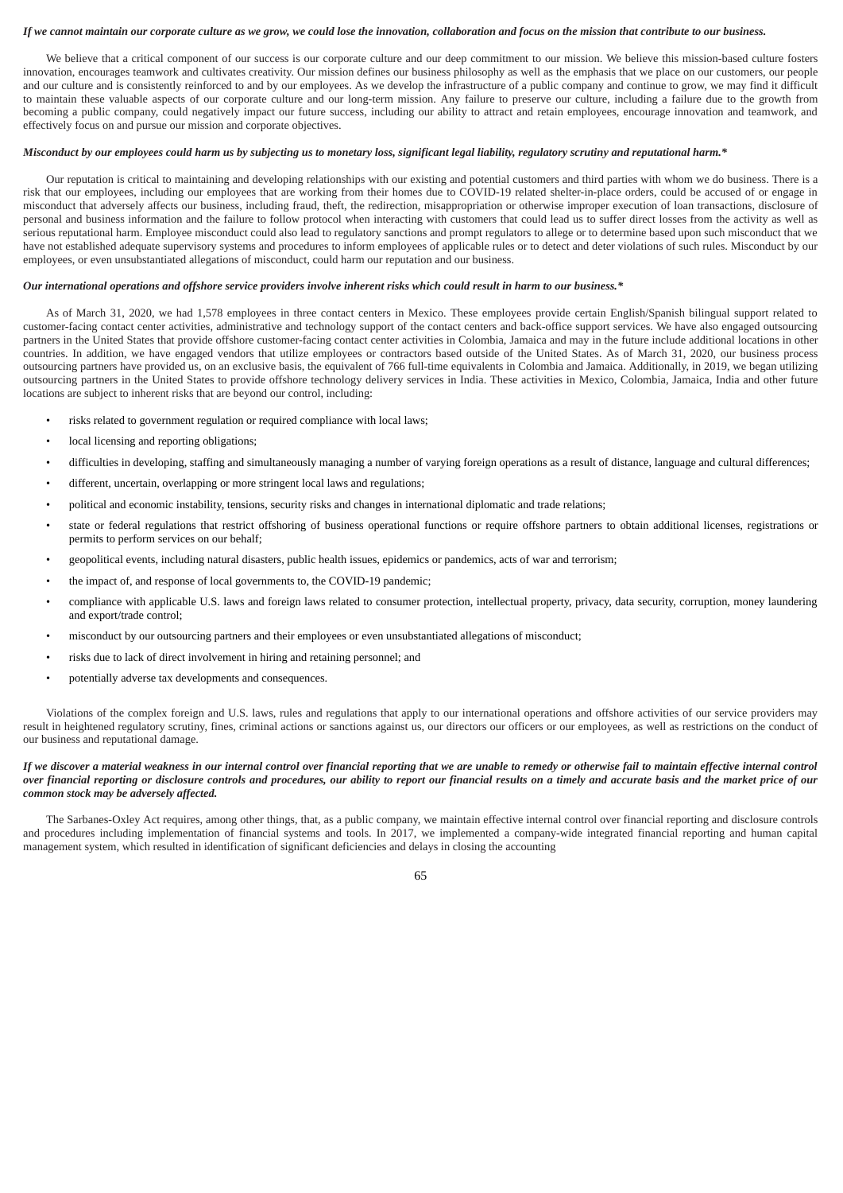***If we cannot maintain our corporate culture as we grow, we could lose the innovation, collaboration and focus on the mission that contribute to our business.***

We believe that a critical component of our success is our corporate culture and our deep commitment to our mission. We believe this mission-based culture fosters innovation, encourages teamwork and cultivates creativity. Our mission defines our business philosophy as well as the emphasis that we place on our customers, our people and our culture and is consistently reinforced to and by our employees. As we develop the infrastructure of a public company and continue to grow, we may find it difficult to maintain these valuable aspects of our corporate culture and our long-term mission. Any failure to preserve our culture, including a failure due to the growth from becoming a public company, could negatively impact our future success, including our ability to attract and retain employees, encourage innovation and teamwork, and effectively focus on and pursue our mission and corporate objectives.

***Misconduct by our employees could harm us by subjecting us to monetary loss, significant legal liability, regulatory scrutiny and reputational harm.****

Our reputation is critical to maintaining and developing relationships with our existing and potential customers and third parties with whom we do business. There is a risk that our employees, including our employees that are working from their homes due to COVID-19 related shelter-in-place orders, could be accused of or engage in misconduct that adversely affects our business, including fraud, theft, the redirection, misappropriation or otherwise improper execution of loan transactions, disclosure of personal and business information and the failure to follow protocol when interacting with customers that could lead us to suffer direct losses from the activity as well as serious reputational harm. Employee misconduct could also lead to regulatory sanctions and prompt regulators to allege or to determine based upon such misconduct that we have not established adequate supervisory systems and procedures to inform employees of applicable rules or to detect and deter violations of such rules. Misconduct by our employees, or even unsubstantiated allegations of misconduct, could harm our reputation and our business.

***Our international operations and offshore service providers involve inherent risks which could result in harm to our business.****

As of March 31, 2020, we had 1,578 employees in three contact centers in Mexico. These employees provide certain English/Spanish bilingual support related to customer-facing contact center activities, administrative and technology support of the contact centers and back-office support services. We have also engaged outsourcing partners in the United States that provide offshore customer-facing contact center activities in Colombia, Jamaica and may in the future include additional locations in other countries. In addition, we have engaged vendors that utilize employees or contractors based outside of the United States. As of March 31, 2020, our business process outsourcing partners have provided us, on an exclusive basis, the equivalent of 766 full-time equivalents in Colombia and Jamaica. Additionally, in 2019, we began utilizing outsourcing partners in the United States to provide offshore technology delivery services in India. These activities in Mexico, Colombia, Jamaica, India and other future locations are subject to inherent risks that are beyond our control, including:

- risks related to government regulation or required compliance with local laws;
- local licensing and reporting obligations;
- difficulties in developing, staffing and simultaneously managing a number of varying foreign operations as a result of distance, language and cultural differences;
- different, uncertain, overlapping or more stringent local laws and regulations;
- political and economic instability, tensions, security risks and changes in international diplomatic and trade relations;
- state or federal regulations that restrict offshoring of business operational functions or require offshore partners to obtain additional licenses, registrations or permits to perform services on our behalf;
- geopolitical events, including natural disasters, public health issues, epidemics or pandemics, acts of war and terrorism;
- the impact of, and response of local governments to, the COVID-19 pandemic;
- compliance with applicable U.S. laws and foreign laws related to consumer protection, intellectual property, privacy, data security, corruption, money laundering and export/trade control;
- misconduct by our outsourcing partners and their employees or even unsubstantiated allegations of misconduct;
- risks due to lack of direct involvement in hiring and retaining personnel; and
- potentially adverse tax developments and consequences.

Violations of the complex foreign and U.S. laws, rules and regulations that apply to our international operations and offshore activities of our service providers may result in heightened regulatory scrutiny, fines, criminal actions or sanctions against us, our directors our officers or our employees, as well as restrictions on the conduct of our business and reputational damage.

***If we discover a material weakness in our internal control over financial reporting that we are unable to remedy or otherwise fail to maintain effective internal control over financial reporting or disclosure controls and procedures, our ability to report our financial results on a timely and accurate basis and the market price of our common stock may be adversely affected.***

The Sarbanes-Oxley Act requires, among other things, that, as a public company, we maintain effective internal control over financial reporting and disclosure controls and procedures including implementation of financial systems and tools. In 2017, we implemented a company-wide integrated financial reporting and human capital management system, which resulted in identification of significant deficiencies and delays in closing the accounting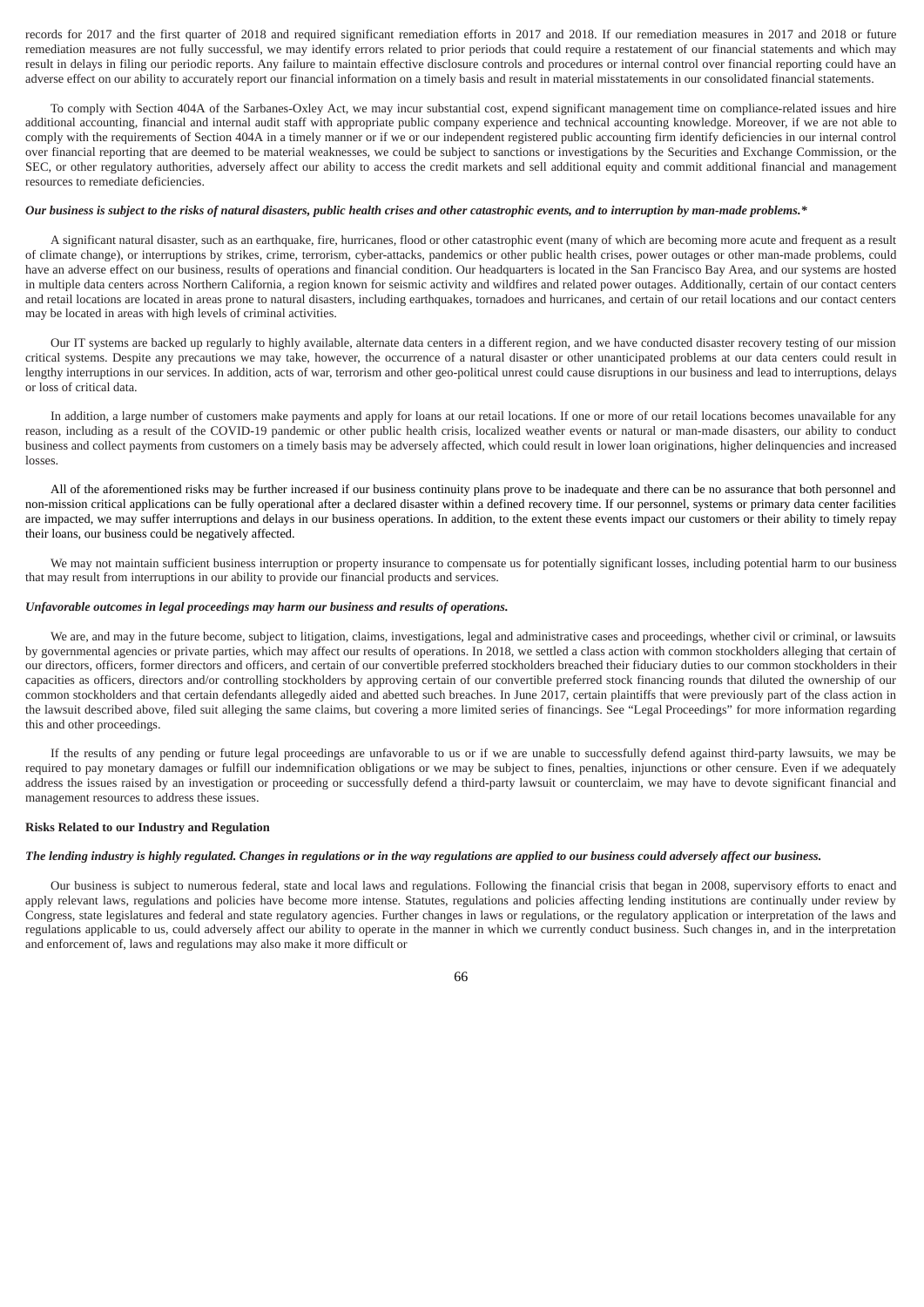records for 2017 and the first quarter of 2018 and required significant remediation efforts in 2017 and 2018. If our remediation measures in 2017 and 2018 or future remediation measures are not fully successful, we may identify errors related to prior periods that could require a restatement of our financial statements and which may result in delays in filing our periodic reports. Any failure to maintain effective disclosure controls and procedures or internal control over financial reporting could have an adverse effect on our ability to accurately report our financial information on a timely basis and result in material misstatements in our consolidated financial statements.

To comply with Section 404A of the Sarbanes-Oxley Act, we may incur substantial cost, expend significant management time on compliance-related issues and hire additional accounting, financial and internal audit staff with appropriate public company experience and technical accounting knowledge. Moreover, if we are not able to comply with the requirements of Section 404A in a timely manner or if we or our independent registered public accounting firm identify deficiencies in our internal control over financial reporting that are deemed to be material weaknesses, we could be subject to sanctions or investigations by the Securities and Exchange Commission, or the SEC, or other regulatory authorities, adversely affect our ability to access the credit markets and sell additional equity and commit additional financial and management resources to remediate deficiencies.

***Our business is subject to the risks of natural disasters, public health crises and other catastrophic events, and to interruption by man-made problems.****

A significant natural disaster, such as an earthquake, fire, hurricanes, flood or other catastrophic event (many of which are becoming more acute and frequent as a result of climate change), or interruptions by strikes, crime, terrorism, cyber-attacks, pandemics or other public health crises, power outages or other man-made problems, could have an adverse effect on our business, results of operations and financial condition. Our headquarters is located in the San Francisco Bay Area, and our systems are hosted in multiple data centers across Northern California, a region known for seismic activity and wildfires and related power outages. Additionally, certain of our contact centers and retail locations are located in areas prone to natural disasters, including earthquakes, tornadoes and hurricanes, and certain of our retail locations and our contact centers may be located in areas with high levels of criminal activities.

Our IT systems are backed up regularly to highly available, alternate data centers in a different region, and we have conducted disaster recovery testing of our mission critical systems. Despite any precautions we may take, however, the occurrence of a natural disaster or other unanticipated problems at our data centers could result in lengthy interruptions in our services. In addition, acts of war, terrorism and other geo-political unrest could cause disruptions in our business and lead to interruptions, delays or loss of critical data.

In addition, a large number of customers make payments and apply for loans at our retail locations. If one or more of our retail locations becomes unavailable for any reason, including as a result of the COVID-19 pandemic or other public health crisis, localized weather events or natural or man-made disasters, our ability to conduct business and collect payments from customers on a timely basis may be adversely affected, which could result in lower loan originations, higher delinquencies and increased losses.

All of the aforementioned risks may be further increased if our business continuity plans prove to be inadequate and there can be no assurance that both personnel and non-mission critical applications can be fully operational after a declared disaster within a defined recovery time. If our personnel, systems or primary data center facilities are impacted, we may suffer interruptions and delays in our business operations. In addition, to the extent these events impact our customers or their ability to timely repay their loans, our business could be negatively affected.

We may not maintain sufficient business interruption or property insurance to compensate us for potentially significant losses, including potential harm to our business that may result from interruptions in our ability to provide our financial products and services.

***Unfavorable outcomes in legal proceedings may harm our business and results of operations.***

We are, and may in the future become, subject to litigation, claims, investigations, legal and administrative cases and proceedings, whether civil or criminal, or lawsuits by governmental agencies or private parties, which may affect our results of operations. In 2018, we settled a class action with common stockholders alleging that certain of our directors, officers, former directors and officers, and certain of our convertible preferred stockholders breached their fiduciary duties to our common stockholders in their capacities as officers, directors and/or controlling stockholders by approving certain of our convertible preferred stock financing rounds that diluted the ownership of our common stockholders and that certain defendants allegedly aided and abetted such breaches. In June 2017, certain plaintiffs that were previously part of the class action in the lawsuit described above, filed suit alleging the same claims, but covering a more limited series of financings. See "Legal Proceedings" for more information regarding this and other proceedings.

If the results of any pending or future legal proceedings are unfavorable to us or if we are unable to successfully defend against third-party lawsuits, we may be required to pay monetary damages or fulfill our indemnification obligations or we may be subject to fines, penalties, injunctions or other censure. Even if we adequately address the issues raised by an investigation or proceeding or successfully defend a third-party lawsuit or counterclaim, we may have to devote significant financial and management resources to address these issues.

**Risks Related to our Industry and Regulation**

***The lending industry is highly regulated. Changes in regulations or in the way regulations are applied to our business could adversely affect our business.***

Our business is subject to numerous federal, state and local laws and regulations. Following the financial crisis that began in 2008, supervisory efforts to enact and apply relevant laws, regulations and policies have become more intense. Statutes, regulations and policies affecting lending institutions are continually under review by Congress, state legislatures and federal and state regulatory agencies. Further changes in laws or regulations, or the regulatory application or interpretation of the laws and regulations applicable to us, could adversely affect our ability to operate in the manner in which we currently conduct business. Such changes in, and in the interpretation and enforcement of, laws and regulations may also make it more difficult or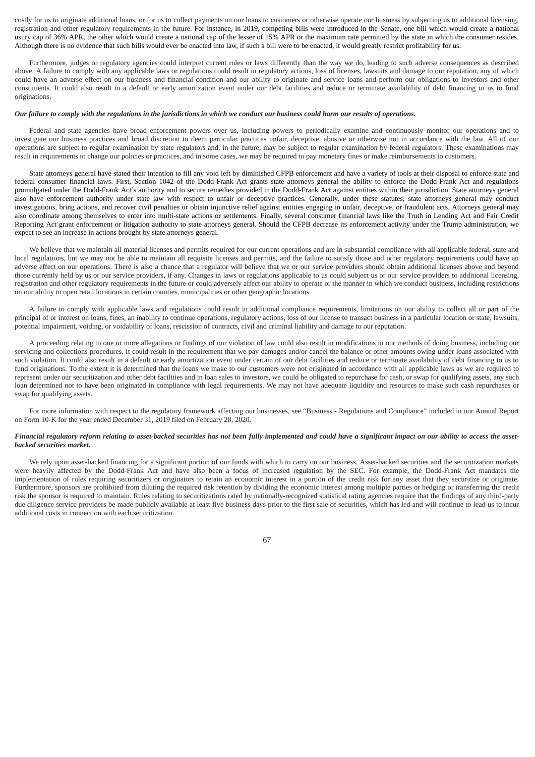costly for us to originate additional loans, or for us to collect payments on our loans to customers or otherwise operate our business by subjecting us to additional licensing, registration and other regulatory requirements in the future. For instance, in 2019, competing bills were introduced in the Senate, one bill which would create a national usury cap of 36% APR, the other which would create a national cap of the lesser of 15% APR or the maximum rate permitted by the state in which the consumer resides. Although there is no evidence that such bills would ever be enacted into law, if such a bill were to be enacted, it would greatly restrict profitability for us.

Furthermore, judges or regulatory agencies could interpret current rules or laws differently than the way we do, leading to such adverse consequences as described above. A failure to comply with any applicable laws or regulations could result in regulatory actions, loss of licenses, lawsuits and damage to our reputation, any of which could have an adverse effect on our business and financial condition and our ability to originate and service loans and perform our obligations to investors and other constituents. It could also result in a default or early amortization event under our debt facilities and reduce or terminate availability of debt financing to us to fund originations.

***Our failure to comply with the regulations in the jurisdictions in which we conduct our business could harm our results of operations.***

Federal and state agencies have broad enforcement powers over us, including powers to periodically examine and continuously monitor our operations and to investigate our business practices and broad discretion to deem particular practices unfair, deceptive, abusive or otherwise not in accordance with the law. All of our operations are subject to regular examination by state regulators and, in the future, may be subject to regular examination by federal regulators. These examinations may result in requirements to change our policies or practices, and in some cases, we may be required to pay monetary fines or make reimbursements to customers.

State attorneys general have stated their intention to fill any void left by diminished CFPB enforcement and have a variety of tools at their disposal to enforce state and federal consumer financial laws. First, Section 1042 of the Dodd-Frank Act grants state attorneys general the ability to enforce the Dodd-Frank Act and regulations promulgated under the Dodd-Frank Act's authority and to secure remedies provided in the Dodd-Frank Act against entities within their jurisdiction. State attorneys general also have enforcement authority under state law with respect to unfair or deceptive practices. Generally, under these statutes, state attorneys general may conduct investigations, bring actions, and recover civil penalties or obtain injunctive relief against entities engaging in unfair, deceptive, or fraudulent acts. Attorneys general may also coordinate among themselves to enter into multi-state actions or settlements. Finally, several consumer financial laws like the Truth in Lending Act and Fair Credit Reporting Act grant enforcement or litigation authority to state attorneys general. Should the CFPB decrease its enforcement activity under the Trump administration, we expect to see an increase in actions brought by state attorneys general.

We believe that we maintain all material licenses and permits required for our current operations and are in substantial compliance with all applicable federal, state and local regulations, but we may not be able to maintain all requisite licenses and permits, and the failure to satisfy those and other regulatory requirements could have an adverse effect on our operations. There is also a chance that a regulator will believe that we or our service providers should obtain additional licenses above and beyond those currently held by us or our service providers, if any. Changes in laws or regulations applicable to us could subject us or our service providers to additional licensing, registration and other regulatory requirements in the future or could adversely affect our ability to operate or the manner in which we conduct business, including restrictions on our ability to open retail locations in certain counties, municipalities or other geographic locations.

A failure to comply with applicable laws and regulations could result in additional compliance requirements, limitations on our ability to collect all or part of the principal of or interest on loans, fines, an inability to continue operations, regulatory actions, loss of our license to transact business in a particular location or state, lawsuits, potential impairment, voiding, or voidability of loans, rescission of contracts, civil and criminal liability and damage to our reputation.

A proceeding relating to one or more allegations or findings of our violation of law could also result in modifications in our methods of doing business, including our servicing and collections procedures. It could result in the requirement that we pay damages and/or cancel the balance or other amounts owing under loans associated with such violation. It could also result in a default or early amortization event under certain of our debt facilities and reduce or terminate availability of debt financing to us to fund originations. To the extent it is determined that the loans we make to our customers were not originated in accordance with all applicable laws as we are required to represent under our securitization and other debt facilities and in loan sales to investors, we could be obligated to repurchase for cash, or swap for qualifying assets, any such loan determined not to have been originated in compliance with legal requirements. We may not have adequate liquidity and resources to make such cash repurchases or swap for qualifying assets.

For more information with respect to the regulatory framework affecting our businesses, see "Business - Regulations and Compliance" included in our Annual Report on Form 10-K for the year ended December 31, 2019 filed on February 28, 2020.

***Financial regulatory reform relating to asset-backed securities has not been fully implemented and could have a significant impact on our ability to access the asset-backed securities market.***

We rely upon asset-backed financing for a significant portion of our funds with which to carry on our business. Asset-backed securities and the securitization markets were heavily affected by the Dodd-Frank Act and have also been a focus of increased regulation by the SEC. For example, the Dodd-Frank Act mandates the implementation of rules requiring securitizers or originators to retain an economic interest in a portion of the credit risk for any asset that they securitize or originate. Furthermore, sponsors are prohibited from diluting the required risk retention by dividing the economic interest among multiple parties or hedging or transferring the credit risk the sponsor is required to maintain. Rules relating to securitizations rated by nationally-recognized statistical rating agencies require that the findings of any third-party due diligence service providers be made publicly available at least five business days prior to the first sale of securities, which has led and will continue to lead us to incur additional costs in connection with each securitization.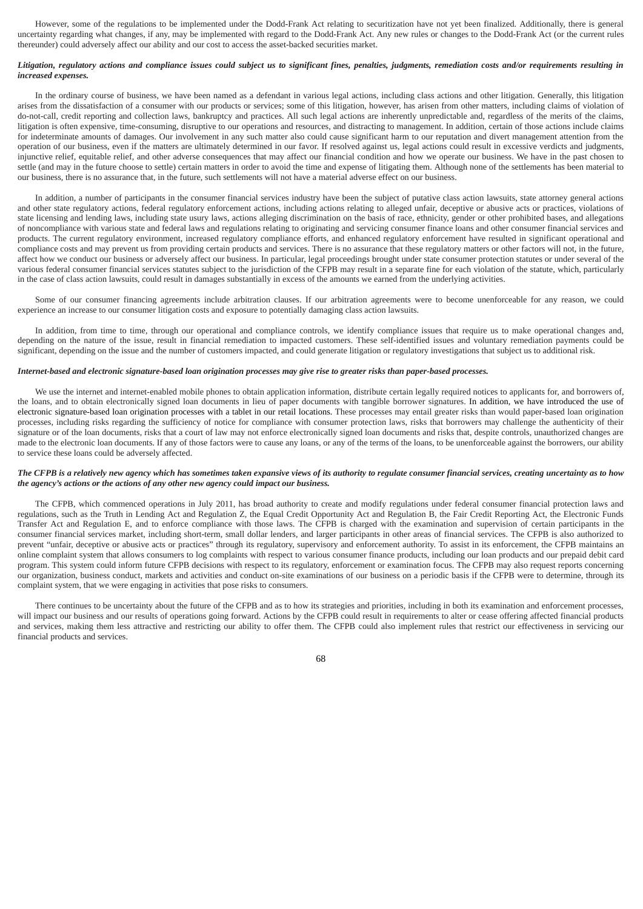However, some of the regulations to be implemented under the Dodd-Frank Act relating to securitization have not yet been finalized. Additionally, there is general uncertainty regarding what changes, if any, may be implemented with regard to the Dodd-Frank Act. Any new rules or changes to the Dodd-Frank Act (or the current rules thereunder) could adversely affect our ability and our cost to access the asset-backed securities market.

***Litigation, regulatory actions and compliance issues could subject us to significant fines, penalties, judgments, remediation costs and/or requirements resulting in increased expenses.***

In the ordinary course of business, we have been named as a defendant in various legal actions, including class actions and other litigation. Generally, this litigation arises from the dissatisfaction of a consumer with our products or services; some of this litigation, however, has arisen from other matters, including claims of violation of do-not-call, credit reporting and collection laws, bankruptcy and practices. All such legal actions are inherently unpredictable and, regardless of the merits of the claims, litigation is often expensive, time-consuming, disruptive to our operations and resources, and distracting to management. In addition, certain of those actions include claims for indeterminate amounts of damages. Our involvement in any such matter also could cause significant harm to our reputation and divert management attention from the operation of our business, even if the matters are ultimately determined in our favor. If resolved against us, legal actions could result in excessive verdicts and judgments, injunctive relief, equitable relief, and other adverse consequences that may affect our financial condition and how we operate our business. We have in the past chosen to settle (and may in the future choose to settle) certain matters in order to avoid the time and expense of litigating them. Although none of the settlements has been material to our business, there is no assurance that, in the future, such settlements will not have a material adverse effect on our business.

In addition, a number of participants in the consumer financial services industry have been the subject of putative class action lawsuits, state attorney general actions and other state regulatory actions, federal regulatory enforcement actions, including actions relating to alleged unfair, deceptive or abusive acts or practices, violations of state licensing and lending laws, including state usury laws, actions alleging discrimination on the basis of race, ethnicity, gender or other prohibited bases, and allegations of noncompliance with various state and federal laws and regulations relating to originating and servicing consumer finance loans and other consumer financial services and products. The current regulatory environment, increased regulatory compliance efforts, and enhanced regulatory enforcement have resulted in significant operational and compliance costs and may prevent us from providing certain products and services. There is no assurance that these regulatory matters or other factors will not, in the future, affect how we conduct our business or adversely affect our business. In particular, legal proceedings brought under state consumer protection statutes or under several of the various federal consumer financial services statutes subject to the jurisdiction of the CFPB may result in a separate fine for each violation of the statute, which, particularly in the case of class action lawsuits, could result in damages substantially in excess of the amounts we earned from the underlying activities.

Some of our consumer financing agreements include arbitration clauses. If our arbitration agreements were to become unenforceable for any reason, we could experience an increase to our consumer litigation costs and exposure to potentially damaging class action lawsuits.

In addition, from time to time, through our operational and compliance controls, we identify compliance issues that require us to make operational changes and, depending on the nature of the issue, result in financial remediation to impacted customers. These self-identified issues and voluntary remediation payments could be significant, depending on the issue and the number of customers impacted, and could generate litigation or regulatory investigations that subject us to additional risk.

***Internet-based and electronic signature-based loan origination processes may give rise to greater risks than paper-based processes.***

We use the internet and internet-enabled mobile phones to obtain application information, distribute certain legally required notices to applicants for, and borrowers of, the loans, and to obtain electronically signed loan documents in lieu of paper documents with tangible borrower signatures. In addition, we have introduced the use of electronic signature-based loan origination processes with a tablet in our retail locations. These processes may entail greater risks than would paper-based loan origination processes, including risks regarding the sufficiency of notice for compliance with consumer protection laws, risks that borrowers may challenge the authenticity of their signature or of the loan documents, risks that a court of law may not enforce electronically signed loan documents and risks that, despite controls, unauthorized changes are made to the electronic loan documents. If any of those factors were to cause any loans, or any of the terms of the loans, to be unenforceable against the borrowers, our ability to service these loans could be adversely affected.

***The CFPB is a relatively new agency which has sometimes taken expansive views of its authority to regulate consumer financial services, creating uncertainty as to how the agency's actions or the actions of any other new agency could impact our business.***

The CFPB, which commenced operations in July 2011, has broad authority to create and modify regulations under federal consumer financial protection laws and regulations, such as the Truth in Lending Act and Regulation Z, the Equal Credit Opportunity Act and Regulation B, the Fair Credit Reporting Act, the Electronic Funds Transfer Act and Regulation E, and to enforce compliance with those laws. The CFPB is charged with the examination and supervision of certain participants in the consumer financial services market, including short-term, small dollar lenders, and larger participants in other areas of financial services. The CFPB is also authorized to prevent "unfair, deceptive or abusive acts or practices" through its regulatory, supervisory and enforcement authority. To assist in its enforcement, the CFPB maintains an online complaint system that allows consumers to log complaints with respect to various consumer finance products, including our loan products and our prepaid debit card program. This system could inform future CFPB decisions with respect to its regulatory, enforcement or examination focus. The CFPB may also request reports concerning our organization, business conduct, markets and activities and conduct on-site examinations of our business on a periodic basis if the CFPB were to determine, through its complaint system, that we were engaging in activities that pose risks to consumers.

There continues to be uncertainty about the future of the CFPB and as to how its strategies and priorities, including in both its examination and enforcement processes, will impact our business and our results of operations going forward. Actions by the CFPB could result in requirements to alter or cease offering affected financial products and services, making them less attractive and restricting our ability to offer them. The CFPB could also implement rules that restrict our effectiveness in servicing our financial products and services.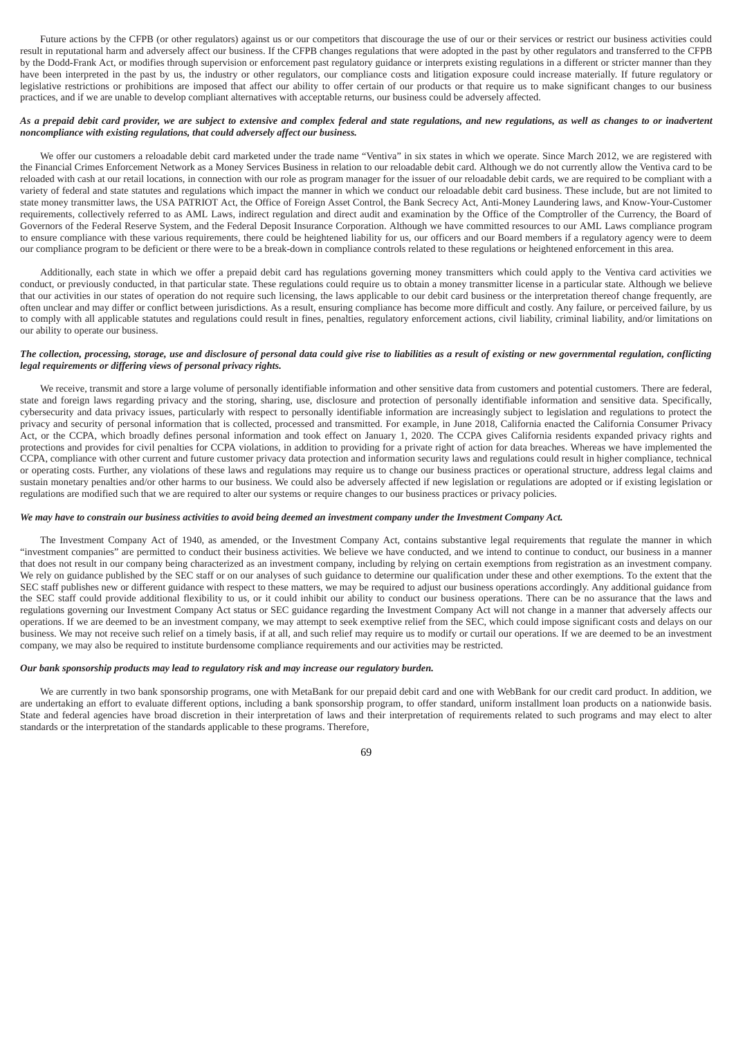Future actions by the CFPB (or other regulators) against us or our competitors that discourage the use of our or their services or restrict our business activities could result in reputational harm and adversely affect our business. If the CFPB changes regulations that were adopted in the past by other regulators and transferred to the CFPB by the Dodd-Frank Act, or modifies through supervision or enforcement past regulatory guidance or interprets existing regulations in a different or stricter manner than they have been interpreted in the past by us, the industry or other regulators, our compliance costs and litigation exposure could increase materially. If future regulatory or legislative restrictions or prohibitions are imposed that affect our ability to offer certain of our products or that require us to make significant changes to our business practices, and if we are unable to develop compliant alternatives with acceptable returns, our business could be adversely affected.

***As a prepaid debit card provider, we are subject to extensive and complex federal and state regulations, and new regulations, as well as changes to or inadvertent noncompliance with existing regulations, that could adversely affect our business.***

We offer our customers a reloadable debit card marketed under the trade name "Ventiva" in six states in which we operate. Since March 2012, we are registered with the Financial Crimes Enforcement Network as a Money Services Business in relation to our reloadable debit card. Although we do not currently allow the Ventiva card to be reloaded with cash at our retail locations, in connection with our role as program manager for the issuer of our reloadable debit cards, we are required to be compliant with a variety of federal and state statutes and regulations which impact the manner in which we conduct our reloadable debit card business. These include, but are not limited to state money transmitter laws, the USA PATRIOT Act, the Office of Foreign Asset Control, the Bank Secrecy Act, Anti-Money Laundering laws, and Know-Your-Customer requirements, collectively referred to as AML Laws, indirect regulation and direct audit and examination by the Office of the Comptroller of the Currency, the Board of Governors of the Federal Reserve System, and the Federal Deposit Insurance Corporation. Although we have committed resources to our AML Laws compliance program to ensure compliance with these various requirements, there could be heightened liability for us, our officers and our Board members if a regulatory agency were to deem our compliance program to be deficient or there were to be a break-down in compliance controls related to these regulations or heightened enforcement in this area.

Additionally, each state in which we offer a prepaid debit card has regulations governing money transmitters which could apply to the Ventiva card activities we conduct, or previously conducted, in that particular state. These regulations could require us to obtain a money transmitter license in a particular state. Although we believe that our activities in our states of operation do not require such licensing, the laws applicable to our debit card business or the interpretation thereof change frequently, are often unclear and may differ or conflict between jurisdictions. As a result, ensuring compliance has become more difficult and costly. Any failure, or perceived failure, by us to comply with all applicable statutes and regulations could result in fines, penalties, regulatory enforcement actions, civil liability, criminal liability, and/or limitations on our ability to operate our business.

***The collection, processing, storage, use and disclosure of personal data could give rise to liabilities as a result of existing or new governmental regulation, conflicting legal requirements or differing views of personal privacy rights.***

We receive, transmit and store a large volume of personally identifiable information and other sensitive data from customers and potential customers. There are federal, state and foreign laws regarding privacy and the storing, sharing, use, disclosure and protection of personally identifiable information and sensitive data. Specifically, cybersecurity and data privacy issues, particularly with respect to personally identifiable information are increasingly subject to legislation and regulations to protect the privacy and security of personal information that is collected, processed and transmitted. For example, in June 2018, California enacted the California Consumer Privacy Act, or the CCPA, which broadly defines personal information and took effect on January 1, 2020. The CCPA gives California residents expanded privacy rights and protections and provides for civil penalties for CCPA violations, in addition to providing for a private right of action for data breaches. Whereas we have implemented the CCPA, compliance with other current and future customer privacy data protection and information security laws and regulations could result in higher compliance, technical or operating costs. Further, any violations of these laws and regulations may require us to change our business practices or operational structure, address legal claims and sustain monetary penalties and/or other harms to our business. We could also be adversely affected if new legislation or regulations are adopted or if existing legislation or regulations are modified such that we are required to alter our systems or require changes to our business practices or privacy policies.

***We may have to constrain our business activities to avoid being deemed an investment company under the Investment Company Act.***

The Investment Company Act of 1940, as amended, or the Investment Company Act, contains substantive legal requirements that regulate the manner in which "investment companies" are permitted to conduct their business activities. We believe we have conducted, and we intend to continue to conduct, our business in a manner that does not result in our company being characterized as an investment company, including by relying on certain exemptions from registration as an investment company. We rely on guidance published by the SEC staff or on our analyses of such guidance to determine our qualification under these and other exemptions. To the extent that the SEC staff publishes new or different guidance with respect to these matters, we may be required to adjust our business operations accordingly. Any additional guidance from the SEC staff could provide additional flexibility to us, or it could inhibit our ability to conduct our business operations. There can be no assurance that the laws and regulations governing our Investment Company Act status or SEC guidance regarding the Investment Company Act will not change in a manner that adversely affects our operations. If we are deemed to be an investment company, we may attempt to seek exemptive relief from the SEC, which could impose significant costs and delays on our business. We may not receive such relief on a timely basis, if at all, and such relief may require us to modify or curtail our operations. If we are deemed to be an investment company, we may also be required to institute burdensome compliance requirements and our activities may be restricted.

***Our bank sponsorship products may lead to regulatory risk and may increase our regulatory burden.***

We are currently in two bank sponsorship programs, one with MetaBank for our prepaid debit card and one with WebBank for our credit card product. In addition, we are undertaking an effort to evaluate different options, including a bank sponsorship program, to offer standard, uniform installment loan products on a nationwide basis. State and federal agencies have broad discretion in their interpretation of laws and their interpretation of requirements related to such programs and may elect to alter standards or the interpretation of the standards applicable to these programs. Therefore,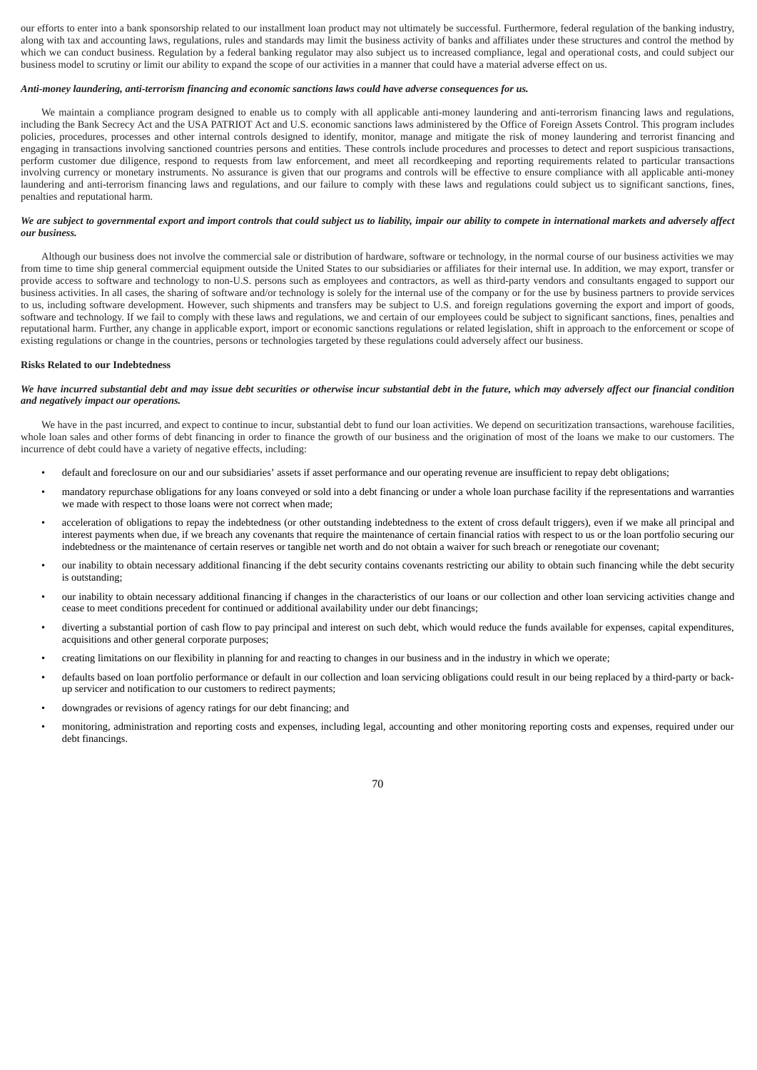our efforts to enter into a bank sponsorship related to our installment loan product may not ultimately be successful. Furthermore, federal regulation of the banking industry, along with tax and accounting laws, regulations, rules and standards may limit the business activity of banks and affiliates under these structures and control the method by which we can conduct business. Regulation by a federal banking regulator may also subject us to increased compliance, legal and operational costs, and could subject our business model to scrutiny or limit our ability to expand the scope of our activities in a manner that could have a material adverse effect on us.

***Anti-money laundering, anti-terrorism financing and economic sanctions laws could have adverse consequences for us.***

We maintain a compliance program designed to enable us to comply with all applicable anti-money laundering and anti-terrorism financing laws and regulations, including the Bank Secrecy Act and the USA PATRIOT Act and U.S. economic sanctions laws administered by the Office of Foreign Assets Control. This program includes policies, procedures, processes and other internal controls designed to identify, monitor, manage and mitigate the risk of money laundering and terrorist financing and engaging in transactions involving sanctioned countries persons and entities. These controls include procedures and processes to detect and report suspicious transactions, perform customer due diligence, respond to requests from law enforcement, and meet all recordkeeping and reporting requirements related to particular transactions involving currency or monetary instruments. No assurance is given that our programs and controls will be effective to ensure compliance with all applicable anti-money laundering and anti-terrorism financing laws and regulations, and our failure to comply with these laws and regulations could subject us to significant sanctions, fines, penalties and reputational harm.

***We are subject to governmental export and import controls that could subject us to liability, impair our ability to compete in international markets and adversely affect our business.***

Although our business does not involve the commercial sale or distribution of hardware, software or technology, in the normal course of our business activities we may from time to time ship general commercial equipment outside the United States to our subsidiaries or affiliates for their internal use. In addition, we may export, transfer or provide access to software and technology to non-U.S. persons such as employees and contractors, as well as third-party vendors and consultants engaged to support our business activities. In all cases, the sharing of software and/or technology is solely for the internal use of the company or for the use by business partners to provide services to us, including software development. However, such shipments and transfers may be subject to U.S. and foreign regulations governing the export and import of goods, software and technology. If we fail to comply with these laws and regulations, we and certain of our employees could be subject to significant sanctions, fines, penalties and reputational harm. Further, any change in applicable export, import or economic sanctions regulations or related legislation, shift in approach to the enforcement or scope of existing regulations or change in the countries, persons or technologies targeted by these regulations could adversely affect our business.

**Risks Related to our Indebtedness**

***We have incurred substantial debt and may issue debt securities or otherwise incur substantial debt in the future, which may adversely affect our financial condition and negatively impact our operations.***

We have in the past incurred, and expect to continue to incur, substantial debt to fund our loan activities. We depend on securitization transactions, warehouse facilities, whole loan sales and other forms of debt financing in order to finance the growth of our business and the origination of most of the loans we make to our customers. The incurrence of debt could have a variety of negative effects, including:

- default and foreclosure on our and our subsidiaries' assets if asset performance and our operating revenue are insufficient to repay debt obligations;
- mandatory repurchase obligations for any loans conveyed or sold into a debt financing or under a whole loan purchase facility if the representations and warranties we made with respect to those loans were not correct when made;
- acceleration of obligations to repay the indebtedness (or other outstanding indebtedness to the extent of cross default triggers), even if we make all principal and interest payments when due, if we breach any covenants that require the maintenance of certain financial ratios with respect to us or the loan portfolio securing our indebtedness or the maintenance of certain reserves or tangible net worth and do not obtain a waiver for such breach or renegotiate our covenant;
- our inability to obtain necessary additional financing if the debt security contains covenants restricting our ability to obtain such financing while the debt security is outstanding;
- our inability to obtain necessary additional financing if changes in the characteristics of our loans or our collection and other loan servicing activities change and cease to meet conditions precedent for continued or additional availability under our debt financings;
- diverting a substantial portion of cash flow to pay principal and interest on such debt, which would reduce the funds available for expenses, capital expenditures, acquisitions and other general corporate purposes;
- creating limitations on our flexibility in planning for and reacting to changes in our business and in the industry in which we operate;
- defaults based on loan portfolio performance or default in our collection and loan servicing obligations could result in our being replaced by a third-party or back-up servicer and notification to our customers to redirect payments;
- downgrades or revisions of agency ratings for our debt financing; and
- monitoring, administration and reporting costs and expenses, including legal, accounting and other monitoring reporting costs and expenses, required under our debt financings.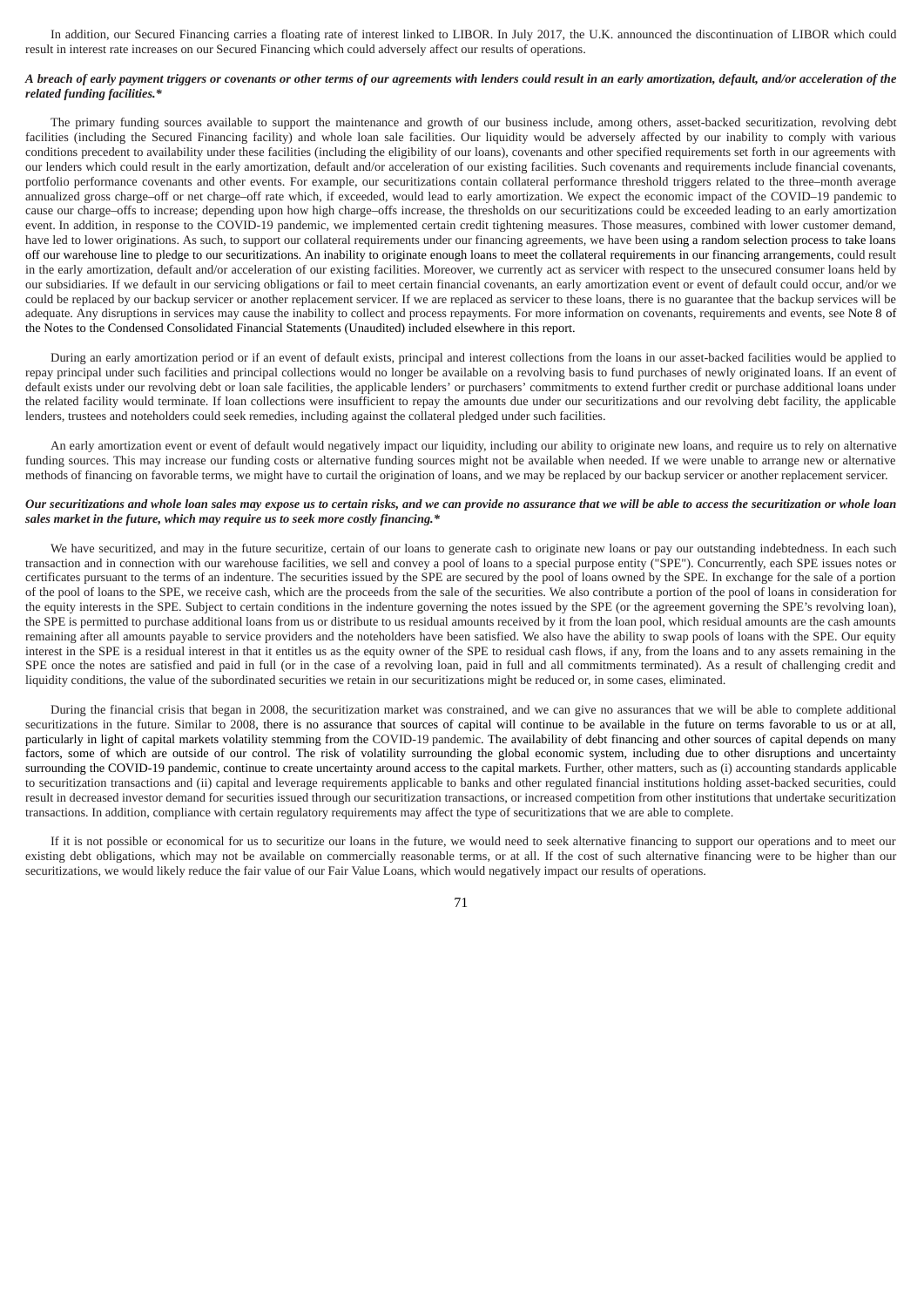In addition, our Secured Financing carries a floating rate of interest linked to LIBOR. In July 2017, the U.K. announced the discontinuation of LIBOR which could result in interest rate increases on our Secured Financing which could adversely affect our results of operations.

***A breach of early payment triggers or covenants or other terms of our agreements with lenders could result in an early amortization, default, and/or acceleration of the related funding facilities.****

The primary funding sources available to support the maintenance and growth of our business include, among others, asset-backed securitization, revolving debt facilities (including the Secured Financing facility) and whole loan sale facilities. Our liquidity would be adversely affected by our inability to comply with various conditions precedent to availability under these facilities (including the eligibility of our loans), covenants and other specified requirements set forth in our agreements with our lenders which could result in the early amortization, default and/or acceleration of our existing facilities. Such covenants and requirements include financial covenants, portfolio performance covenants and other events. For example, our securitizations contain collateral performance threshold triggers related to the three–month average annualized gross charge–off or net charge–off rate which, if exceeded, would lead to early amortization. We expect the economic impact of the COVID–19 pandemic to cause our charge–offs to increase; depending upon how high charge–offs increase, the thresholds on our securitizations could be exceeded leading to an early amortization event. In addition, in response to the COVID-19 pandemic, we implemented certain credit tightening measures. Those measures, combined with lower customer demand, have led to lower originations. As such, to support our collateral requirements under our financing agreements, we have been using a random selection process to take loans off our warehouse line to pledge to our securitizations. An inability to originate enough loans to meet the collateral requirements in our financing arrangements, could result in the early amortization, default and/or acceleration of our existing facilities. Moreover, we currently act as servicer with respect to the unsecured consumer loans held by our subsidiaries. If we default in our servicing obligations or fail to meet certain financial covenants, an early amortization event or event of default could occur, and/or we could be replaced by our backup servicer or another replacement servicer. If we are replaced as servicer to these loans, there is no guarantee that the backup services will be adequate. Any disruptions in services may cause the inability to collect and process repayments. For more information on covenants, requirements and events, see Note 8 of the Notes to the Condensed Consolidated Financial Statements (Unaudited) included elsewhere in this report.

During an early amortization period or if an event of default exists, principal and interest collections from the loans in our asset-backed facilities would be applied to repay principal under such facilities and principal collections would no longer be available on a revolving basis to fund purchases of newly originated loans. If an event of default exists under our revolving debt or loan sale facilities, the applicable lenders' or purchasers' commitments to extend further credit or purchase additional loans under the related facility would terminate. If loan collections were insufficient to repay the amounts due under our securitizations and our revolving debt facility, the applicable lenders, trustees and noteholders could seek remedies, including against the collateral pledged under such facilities.

An early amortization event or event of default would negatively impact our liquidity, including our ability to originate new loans, and require us to rely on alternative funding sources. This may increase our funding costs or alternative funding sources might not be available when needed. If we were unable to arrange new or alternative methods of financing on favorable terms, we might have to curtail the origination of loans, and we may be replaced by our backup servicer or another replacement servicer.

***Our securitizations and whole loan sales may expose us to certain risks, and we can provide no assurance that we will be able to access the securitization or whole loan sales market in the future, which may require us to seek more costly financing.****

We have securitized, and may in the future securitize, certain of our loans to generate cash to originate new loans or pay our outstanding indebtedness. In each such transaction and in connection with our warehouse facilities, we sell and convey a pool of loans to a special purpose entity ("SPE"). Concurrently, each SPE issues notes or certificates pursuant to the terms of an indenture. The securities issued by the SPE are secured by the pool of loans owned by the SPE. In exchange for the sale of a portion of the pool of loans to the SPE, we receive cash, which are the proceeds from the sale of the securities. We also contribute a portion of the pool of loans in consideration for the equity interests in the SPE. Subject to certain conditions in the indenture governing the notes issued by the SPE (or the agreement governing the SPE's revolving loan), the SPE is permitted to purchase additional loans from us or distribute to us residual amounts received by it from the loan pool, which residual amounts are the cash amounts remaining after all amounts payable to service providers and the noteholders have been satisfied. We also have the ability to swap pools of loans with the SPE. Our equity interest in the SPE is a residual interest in that it entitles us as the equity owner of the SPE to residual cash flows, if any, from the loans and to any assets remaining in the SPE once the notes are satisfied and paid in full (or in the case of a revolving loan, paid in full and all commitments terminated). As a result of challenging credit and liquidity conditions, the value of the subordinated securities we retain in our securitizations might be reduced or, in some cases, eliminated.

During the financial crisis that began in 2008, the securitization market was constrained, and we can give no assurances that we will be able to complete additional securitizations in the future. Similar to 2008, there is no assurance that sources of capital will continue to be available in the future on terms favorable to us or at all, particularly in light of capital markets volatility stemming from the COVID-19 pandemic. The availability of debt financing and other sources of capital depends on many factors, some of which are outside of our control. The risk of volatility surrounding the global economic system, including due to other disruptions and uncertainty surrounding the COVID-19 pandemic, continue to create uncertainty around access to the capital markets. Further, other matters, such as (i) accounting standards applicable to securitization transactions and (ii) capital and leverage requirements applicable to banks and other regulated financial institutions holding asset-backed securities, could result in decreased investor demand for securities issued through our securitization transactions, or increased competition from other institutions that undertake securitization transactions. In addition, compliance with certain regulatory requirements may affect the type of securitizations that we are able to complete.

If it is not possible or economical for us to securitize our loans in the future, we would need to seek alternative financing to support our operations and to meet our existing debt obligations, which may not be available on commercially reasonable terms, or at all. If the cost of such alternative financing were to be higher than our securitizations, we would likely reduce the fair value of our Fair Value Loans, which would negatively impact our results of operations.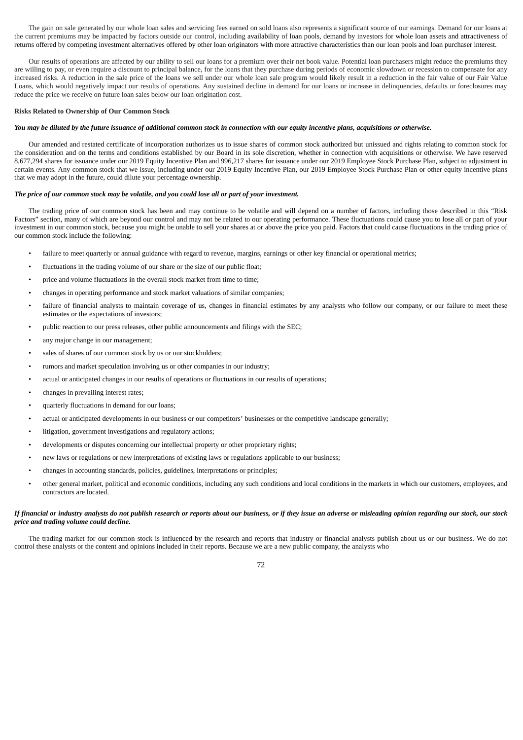The gain on sale generated by our whole loan sales and servicing fees earned on sold loans also represents a significant source of our earnings. Demand for our loans at the current premiums may be impacted by factors outside our control, including availability of loan pools, demand by investors for whole loan assets and attractiveness of returns offered by competing investment alternatives offered by other loan originators with more attractive characteristics than our loan pools and loan purchaser interest.

Our results of operations are affected by our ability to sell our loans for a premium over their net book value. Potential loan purchasers might reduce the premiums they are willing to pay, or even require a discount to principal balance, for the loans that they purchase during periods of economic slowdown or recession to compensate for any increased risks. A reduction in the sale price of the loans we sell under our whole loan sale program would likely result in a reduction in the fair value of our Fair Value Loans, which would negatively impact our results of operations. Any sustained decline in demand for our loans or increase in delinquencies, defaults or foreclosures may reduce the price we receive on future loan sales below our loan origination cost.

**Risks Related to Ownership of Our Common Stock**

***You may be diluted by the future issuance of additional common stock in connection with our equity incentive plans, acquisitions or otherwise.***

Our amended and restated certificate of incorporation authorizes us to issue shares of common stock authorized but unissued and rights relating to common stock for the consideration and on the terms and conditions established by our Board in its sole discretion, whether in connection with acquisitions or otherwise. We have reserved 8,677,294 shares for issuance under our 2019 Equity Incentive Plan and 996,217 shares for issuance under our 2019 Employee Stock Purchase Plan, subject to adjustment in certain events. Any common stock that we issue, including under our 2019 Equity Incentive Plan, our 2019 Employee Stock Purchase Plan or other equity incentive plans that we may adopt in the future, could dilute your percentage ownership.

***The price of our common stock may be volatile, and you could lose all or part of your investment.***

The trading price of our common stock has been and may continue to be volatile and will depend on a number of factors, including those described in this "Risk Factors" section, many of which are beyond our control and may not be related to our operating performance. These fluctuations could cause you to lose all or part of your investment in our common stock, because you might be unable to sell your shares at or above the price you paid. Factors that could cause fluctuations in the trading price of our common stock include the following:

- failure to meet quarterly or annual guidance with regard to revenue, margins, earnings or other key financial or operational metrics;
- fluctuations in the trading volume of our share or the size of our public float;
- price and volume fluctuations in the overall stock market from time to time;
- changes in operating performance and stock market valuations of similar companies;
- failure of financial analysts to maintain coverage of us, changes in financial estimates by any analysts who follow our company, or our failure to meet these estimates or the expectations of investors;
- public reaction to our press releases, other public announcements and filings with the SEC;
- any major change in our management;
- sales of shares of our common stock by us or our stockholders;
- rumors and market speculation involving us or other companies in our industry;
- actual or anticipated changes in our results of operations or fluctuations in our results of operations;
- changes in prevailing interest rates;
- quarterly fluctuations in demand for our loans;
- actual or anticipated developments in our business or our competitors' businesses or the competitive landscape generally;
- litigation, government investigations and regulatory actions;
- developments or disputes concerning our intellectual property or other proprietary rights;
- new laws or regulations or new interpretations of existing laws or regulations applicable to our business;
- changes in accounting standards, policies, guidelines, interpretations or principles;
- other general market, political and economic conditions, including any such conditions and local conditions in the markets in which our customers, employees, and contractors are located.

***If financial or industry analysts do not publish research or reports about our business, or if they issue an adverse or misleading opinion regarding our stock, our stock price and trading volume could decline.***

The trading market for our common stock is influenced by the research and reports that industry or financial analysts publish about us or our business. We do not control these analysts or the content and opinions included in their reports. Because we are a new public company, the analysts who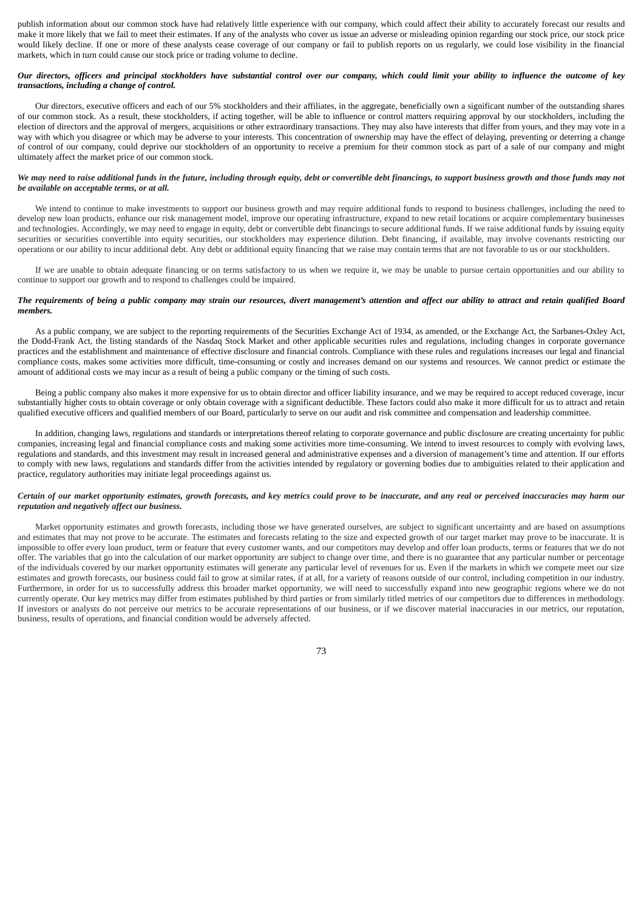publish information about our common stock have had relatively little experience with our company, which could affect their ability to accurately forecast our results and make it more likely that we fail to meet their estimates. If any of the analysts who cover us issue an adverse or misleading opinion regarding our stock price, our stock price would likely decline. If one or more of these analysts cease coverage of our company or fail to publish reports on us regularly, we could lose visibility in the financial markets, which in turn could cause our stock price or trading volume to decline.

***Our directors, officers and principal stockholders have substantial control over our company, which could limit your ability to influence the outcome of key transactions, including a change of control.***

Our directors, executive officers and each of our 5% stockholders and their affiliates, in the aggregate, beneficially own a significant number of the outstanding shares of our common stock. As a result, these stockholders, if acting together, will be able to influence or control matters requiring approval by our stockholders, including the election of directors and the approval of mergers, acquisitions or other extraordinary transactions. They may also have interests that differ from yours, and they may vote in a way with which you disagree or which may be adverse to your interests. This concentration of ownership may have the effect of delaying, preventing or deterring a change of control of our company, could deprive our stockholders of an opportunity to receive a premium for their common stock as part of a sale of our company and might ultimately affect the market price of our common stock.

***We may need to raise additional funds in the future, including through equity, debt or convertible debt financings, to support business growth and those funds may not be available on acceptable terms, or at all.***

We intend to continue to make investments to support our business growth and may require additional funds to respond to business challenges, including the need to develop new loan products, enhance our risk management model, improve our operating infrastructure, expand to new retail locations or acquire complementary businesses and technologies. Accordingly, we may need to engage in equity, debt or convertible debt financings to secure additional funds. If we raise additional funds by issuing equity securities or securities convertible into equity securities, our stockholders may experience dilution. Debt financing, if available, may involve covenants restricting our operations or our ability to incur additional debt. Any debt or additional equity financing that we raise may contain terms that are not favorable to us or our stockholders.

If we are unable to obtain adequate financing or on terms satisfactory to us when we require it, we may be unable to pursue certain opportunities and our ability to continue to support our growth and to respond to challenges could be impaired.

***The requirements of being a public company may strain our resources, divert management's attention and affect our ability to attract and retain qualified Board members.***

As a public company, we are subject to the reporting requirements of the Securities Exchange Act of 1934, as amended, or the Exchange Act, the Sarbanes-Oxley Act, the Dodd-Frank Act, the listing standards of the Nasdaq Stock Market and other applicable securities rules and regulations, including changes in corporate governance practices and the establishment and maintenance of effective disclosure and financial controls. Compliance with these rules and regulations increases our legal and financial compliance costs, makes some activities more difficult, time-consuming or costly and increases demand on our systems and resources. We cannot predict or estimate the amount of additional costs we may incur as a result of being a public company or the timing of such costs.

Being a public company also makes it more expensive for us to obtain director and officer liability insurance, and we may be required to accept reduced coverage, incur substantially higher costs to obtain coverage or only obtain coverage with a significant deductible. These factors could also make it more difficult for us to attract and retain qualified executive officers and qualified members of our Board, particularly to serve on our audit and risk committee and compensation and leadership committee.

In addition, changing laws, regulations and standards or interpretations thereof relating to corporate governance and public disclosure are creating uncertainty for public companies, increasing legal and financial compliance costs and making some activities more time-consuming. We intend to invest resources to comply with evolving laws, regulations and standards, and this investment may result in increased general and administrative expenses and a diversion of management's time and attention. If our efforts to comply with new laws, regulations and standards differ from the activities intended by regulatory or governing bodies due to ambiguities related to their application and practice, regulatory authorities may initiate legal proceedings against us.

***Certain of our market opportunity estimates, growth forecasts, and key metrics could prove to be inaccurate, and any real or perceived inaccuracies may harm our reputation and negatively affect our business.***

Market opportunity estimates and growth forecasts, including those we have generated ourselves, are subject to significant uncertainty and are based on assumptions and estimates that may not prove to be accurate. The estimates and forecasts relating to the size and expected growth of our target market may prove to be inaccurate. It is impossible to offer every loan product, term or feature that every customer wants, and our competitors may develop and offer loan products, terms or features that we do not offer. The variables that go into the calculation of our market opportunity are subject to change over time, and there is no guarantee that any particular number or percentage of the individuals covered by our market opportunity estimates will generate any particular level of revenues for us. Even if the markets in which we compete meet our size estimates and growth forecasts, our business could fail to grow at similar rates, if at all, for a variety of reasons outside of our control, including competition in our industry. Furthermore, in order for us to successfully address this broader market opportunity, we will need to successfully expand into new geographic regions where we do not currently operate. Our key metrics may differ from estimates published by third parties or from similarly titled metrics of our competitors due to differences in methodology. If investors or analysts do not perceive our metrics to be accurate representations of our business, or if we discover material inaccuracies in our metrics, our reputation, business, results of operations, and financial condition would be adversely affected.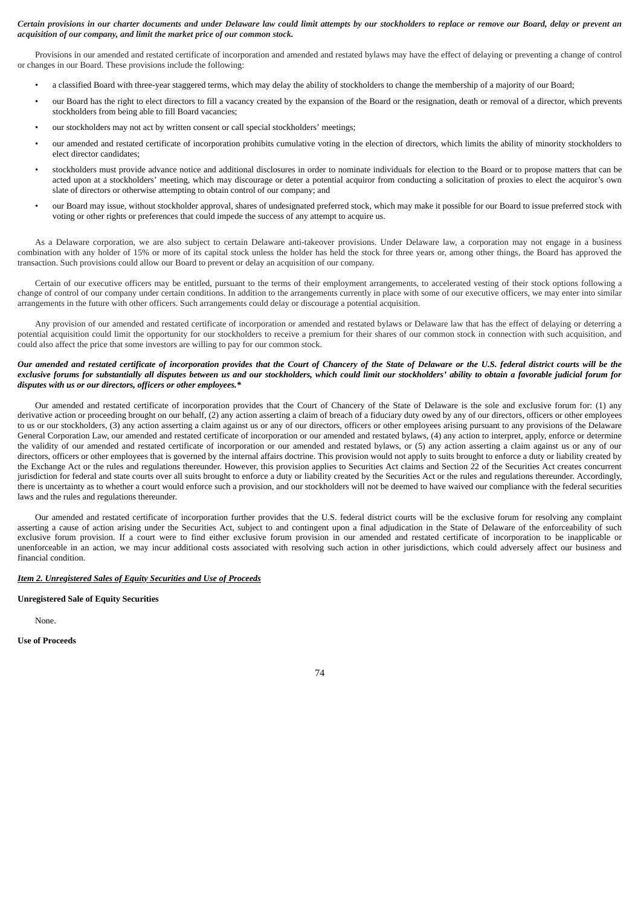***Certain provisions in our charter documents and under Delaware law could limit attempts by our stockholders to replace or remove our Board, delay or prevent an acquisition of our company, and limit the market price of our common stock.***

Provisions in our amended and restated certificate of incorporation and amended and restated bylaws may have the effect of delaying or preventing a change of control or changes in our Board. These provisions include the following:

- a classified Board with three-year staggered terms, which may delay the ability of stockholders to change the membership of a majority of our Board;
- our Board has the right to elect directors to fill a vacancy created by the expansion of the Board or the resignation, death or removal of a director, which prevents stockholders from being able to fill Board vacancies;
- our stockholders may not act by written consent or call special stockholders' meetings;
- our amended and restated certificate of incorporation prohibits cumulative voting in the election of directors, which limits the ability of minority stockholders to elect director candidates;
- stockholders must provide advance notice and additional disclosures in order to nominate individuals for election to the Board or to propose matters that can be acted upon at a stockholders' meeting, which may discourage or deter a potential acquiror from conducting a solicitation of proxies to elect the acquiror's own slate of directors or otherwise attempting to obtain control of our company; and
- our Board may issue, without stockholder approval, shares of undesignated preferred stock, which may make it possible for our Board to issue preferred stock with voting or other rights or preferences that could impede the success of any attempt to acquire us.

As a Delaware corporation, we are also subject to certain Delaware anti-takeover provisions. Under Delaware law, a corporation may not engage in a business combination with any holder of 15% or more of its capital stock unless the holder has held the stock for three years or, among other things, the Board has approved the transaction. Such provisions could allow our Board to prevent or delay an acquisition of our company.

Certain of our executive officers may be entitled, pursuant to the terms of their employment arrangements, to accelerated vesting of their stock options following a change of control of our company under certain conditions. In addition to the arrangements currently in place with some of our executive officers, we may enter into similar arrangements in the future with other officers. Such arrangements could delay or discourage a potential acquisition.

Any provision of our amended and restated certificate of incorporation or amended and restated bylaws or Delaware law that has the effect of delaying or deterring a potential acquisition could limit the opportunity for our stockholders to receive a premium for their shares of our common stock in connection with such acquisition, and could also affect the price that some investors are willing to pay for our common stock.

***Our amended and restated certificate of incorporation provides that the Court of Chancery of the State of Delaware or the U.S. federal district courts will be the exclusive forums for substantially all disputes between us and our stockholders, which could limit our stockholders' ability to obtain a favorable judicial forum for disputes with us or our directors, officers or other employees.****

Our amended and restated certificate of incorporation provides that the Court of Chancery of the State of Delaware is the sole and exclusive forum for: (1) any derivative action or proceeding brought on our behalf, (2) any action asserting a claim of breach of a fiduciary duty owed by any of our directors, officers or other employees to us or our stockholders, (3) any action asserting a claim against us or any of our directors, officers or other employees arising pursuant to any provisions of the Delaware General Corporation Law, our amended and restated certificate of incorporation or our amended and restated bylaws, (4) any action to interpret, apply, enforce or determine the validity of our amended and restated certificate of incorporation or our amended and restated bylaws, or (5) any action asserting a claim against us or any of our directors, officers or other employees that is governed by the internal affairs doctrine. This provision would not apply to suits brought to enforce a duty or liability created by the Exchange Act or the rules and regulations thereunder. However, this provision applies to Securities Act claims and Section 22 of the Securities Act creates concurrent jurisdiction for federal and state courts over all suits brought to enforce a duty or liability created by the Securities Act or the rules and regulations thereunder. Accordingly, there is uncertainty as to whether a court would enforce such a provision, and our stockholders will not be deemed to have waived our compliance with the federal securities laws and the rules and regulations thereunder.

Our amended and restated certificate of incorporation further provides that the U.S. federal district courts will be the exclusive forum for resolving any complaint asserting a cause of action arising under the Securities Act, subject to and contingent upon a final adjudication in the State of Delaware of the enforceability of such exclusive forum provision. If a court were to find either exclusive forum provision in our amended and restated certificate of incorporation to be inapplicable or unenforceable in an action, we may incur additional costs associated with resolving such action in other jurisdictions, which could adversely affect our business and financial condition.

***Item 2. Unregistered Sales of Equity Securities and Use of Proceeds***

**Unregistered Sale of Equity Securities**

None.

**Use of Proceeds**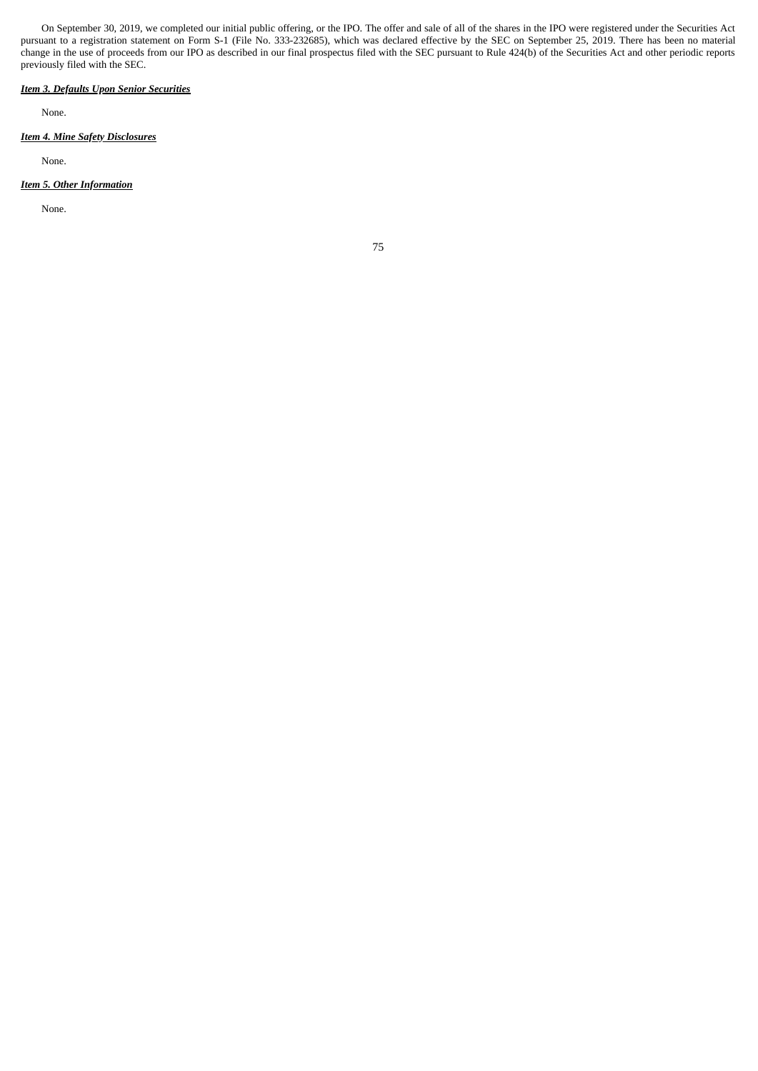On September 30, 2019, we completed our initial public offering, or the IPO. The offer and sale of all of the shares in the IPO were registered under the Securities Act pursuant to a registration statement on Form S-1 (File No. 333-232685), which was declared effective by the SEC on September 25, 2019. There has been no material change in the use of proceeds from our IPO as described in our final prospectus filed with the SEC pursuant to Rule 424(b) of the Securities Act and other periodic reports previously filed with the SEC.

***Item 3. Defaults Upon Senior Securities***

None.

***Item 4. Mine Safety Disclosures***

None.

***Item 5. Other Information***

None.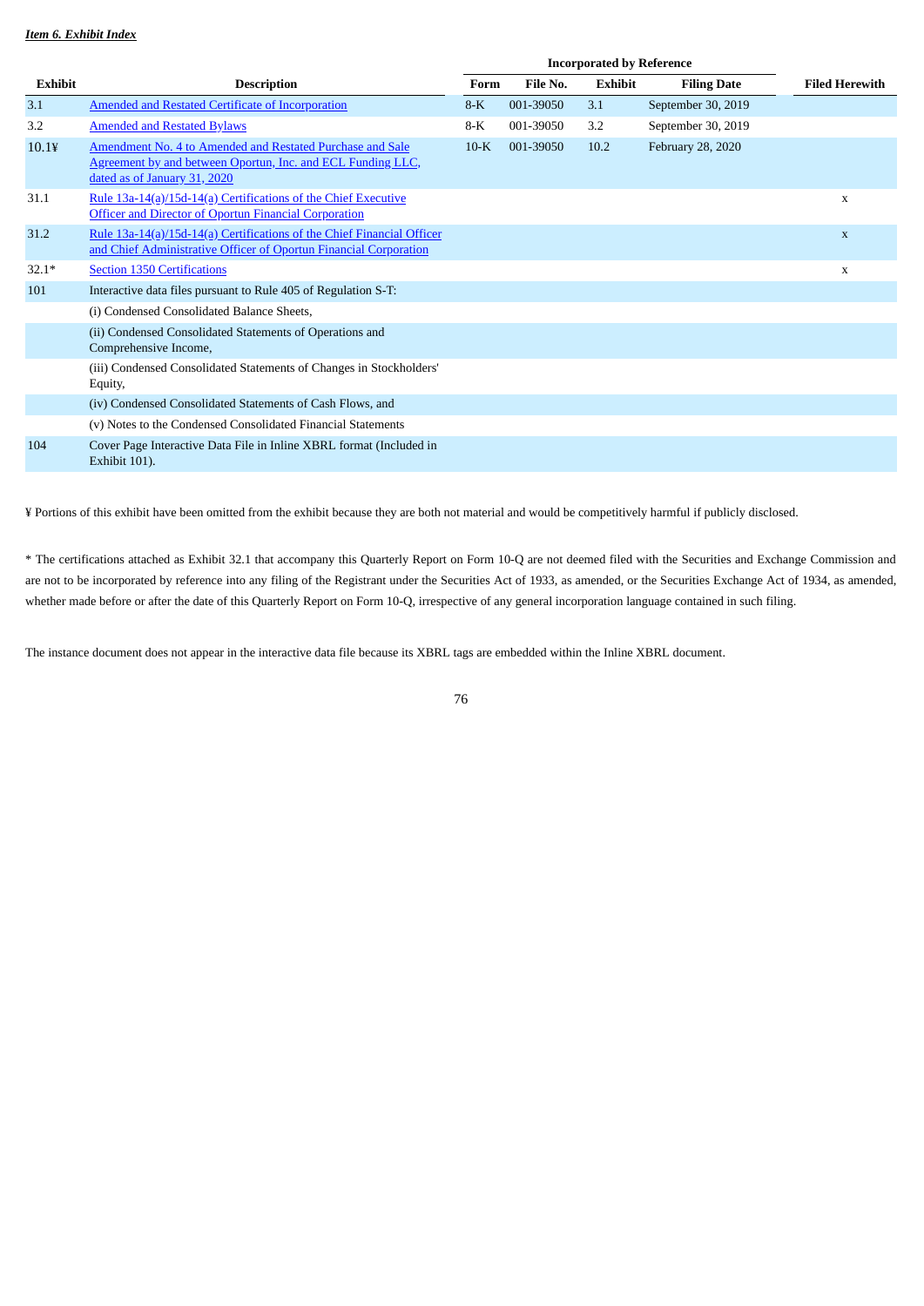***Item 6. Exhibit Index***

| Exhibit | Description | Incorporated by Reference | | | | Filed Herewith |
|---|---|---|---|---|---|---|
| | | Form | File No. | Exhibit | Filing Date | |
| 3.1 | Amended and Restated Certificate of Incorporation | 8-K | 001-39050 | 3.1 | September 30, 2019 | |
| 3.2 | Amended and Restated Bylaws | 8-K | 001-39050 | 3.2 | September 30, 2019 | |
| 10.1¥ | Amendment No. 4 to Amended and Restated Purchase and Sale Agreement by and between Oportun, Inc. and ECL Funding LLC, dated as of January 31, 2020 | 10-K | 001-39050 | 10.2 | February 28, 2020 | |
| 31.1 | Rule 13a-14(a)/15d-14(a) Certifications of the Chief Executive Officer and Director of Oportun Financial Corporation | | | | | x |
| 31.2 | Rule 13a-14(a)/15d-14(a) Certifications of the Chief Financial Officer and Chief Administrative Officer of Oportun Financial Corporation | | | | | x |
| 32.1* | Section 1350 Certifications | | | | | x |
| 101 | Interactive data files pursuant to Rule 405 of Regulation S-T: | | | | | |
| | (i) Condensed Consolidated Balance Sheets, | | | | | |
| | (ii) Condensed Consolidated Statements of Operations and Comprehensive Income, | | | | | |
| | (iii) Condensed Consolidated Statements of Changes in Stockholders' Equity, | | | | | |
| | (iv) Condensed Consolidated Statements of Cash Flows, and | | | | | |
| | (v) Notes to the Condensed Consolidated Financial Statements | | | | | |
| 104 | Cover Page Interactive Data File in Inline XBRL format (Included in Exhibit 101). | | | | | |

¥ Portions of this exhibit have been omitted from the exhibit because they are both not material and would be competitively harmful if publicly disclosed.

* The certifications attached as Exhibit 32.1 that accompany this Quarterly Report on Form 10-Q are not deemed filed with the Securities and Exchange Commission and are not to be incorporated by reference into any filing of the Registrant under the Securities Act of 1933, as amended, or the Securities Exchange Act of 1934, as amended, whether made before or after the date of this Quarterly Report on Form 10-Q, irrespective of any general incorporation language contained in such filing.

The instance document does not appear in the interactive data file because its XBRL tags are embedded within the Inline XBRL document.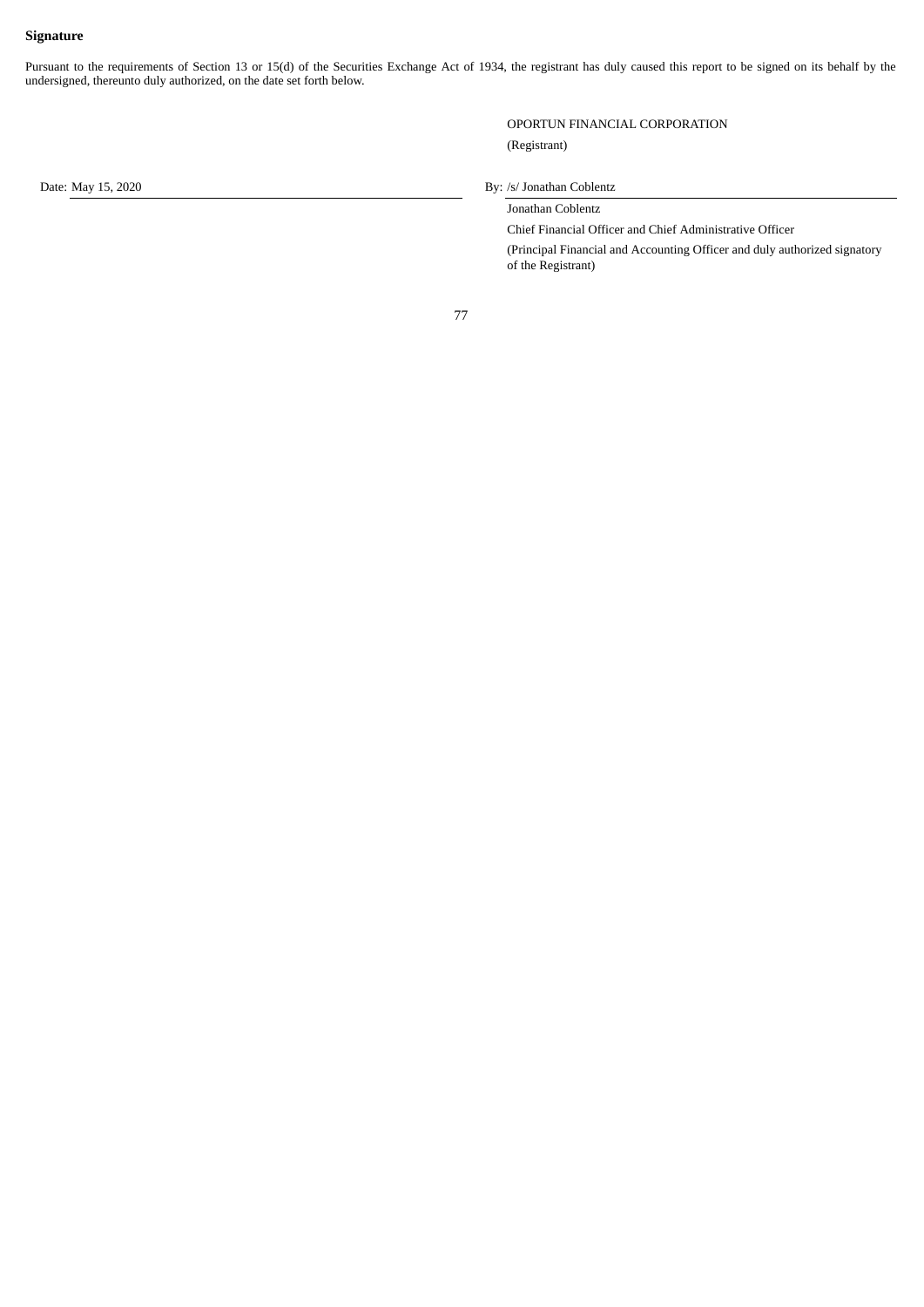**Signature**

Pursuant to the requirements of Section 13 or 15(d) of the Securities Exchange Act of 1934, the registrant has duly caused this report to be signed on its behalf by the undersigned, thereunto duly authorized, on the date set forth below.

OPORTUN FINANCIAL CORPORATION

(Registrant)

Date: May 15, 2020

By: /s/ Jonathan Coblentz

Jonathan Coblentz

Chief Financial Officer and Chief Administrative Officer

(Principal Financial and Accounting Officer and duly authorized signatory of the Registrant)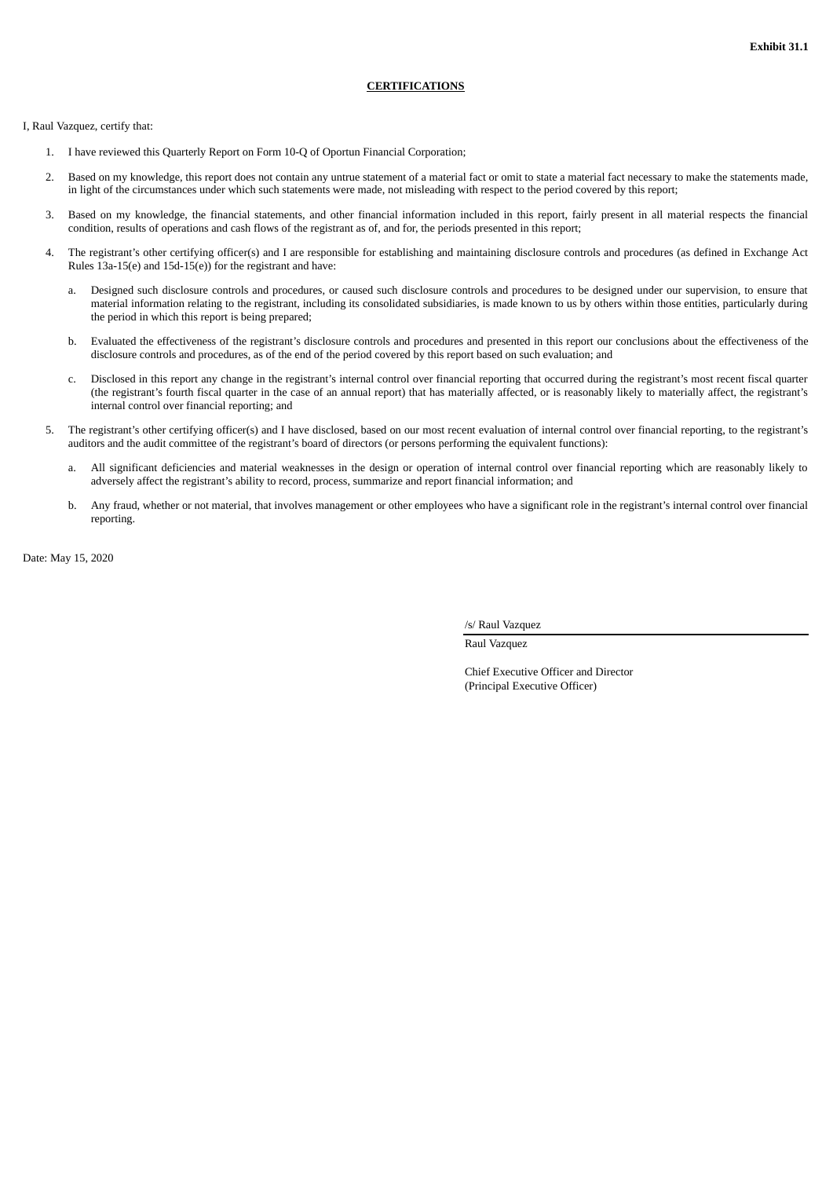**Exhibit 31.1**

**CERTIFICATIONS**

I, Raul Vazquez, certify that:

1. I have reviewed this Quarterly Report on Form 10-Q of Oportun Financial Corporation;

2. Based on my knowledge, this report does not contain any untrue statement of a material fact or omit to state a material fact necessary to make the statements made, in light of the circumstances under which such statements were made, not misleading with respect to the period covered by this report;

3. Based on my knowledge, the financial statements, and other financial information included in this report, fairly present in all material respects the financial condition, results of operations and cash flows of the registrant as of, and for, the periods presented in this report;

4. The registrant's other certifying officer(s) and I are responsible for establishing and maintaining disclosure controls and procedures (as defined in Exchange Act Rules 13a-15(e) and 15d-15(e)) for the registrant and have:

   a. Designed such disclosure controls and procedures, or caused such disclosure controls and procedures to be designed under our supervision, to ensure that material information relating to the registrant, including its consolidated subsidiaries, is made known to us by others within those entities, particularly during the period in which this report is being prepared;

   b. Evaluated the effectiveness of the registrant's disclosure controls and procedures and presented in this report our conclusions about the effectiveness of the disclosure controls and procedures, as of the end of the period covered by this report based on such evaluation; and

   c. Disclosed in this report any change in the registrant's internal control over financial reporting that occurred during the registrant's most recent fiscal quarter (the registrant's fourth fiscal quarter in the case of an annual report) that has materially affected, or is reasonably likely to materially affect, the registrant's internal control over financial reporting; and

5. The registrant's other certifying officer(s) and I have disclosed, based on our most recent evaluation of internal control over financial reporting, to the registrant's auditors and the audit committee of the registrant's board of directors (or persons performing the equivalent functions):

   a. All significant deficiencies and material weaknesses in the design or operation of internal control over financial reporting which are reasonably likely to adversely affect the registrant's ability to record, process, summarize and report financial information; and

   b. Any fraud, whether or not material, that involves management or other employees who have a significant role in the registrant's internal control over financial reporting.

Date: May 15, 2020

/s/ Raul Vazquez

Raul Vazquez

Chief Executive Officer and Director
(Principal Executive Officer)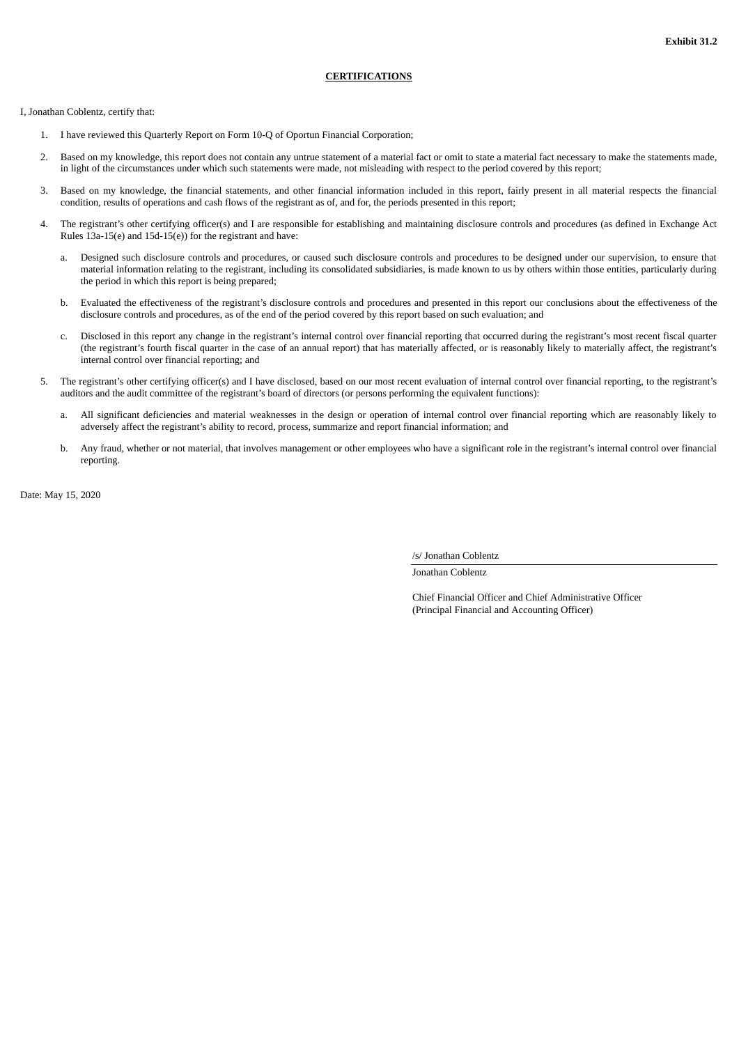**Exhibit 31.2**

**CERTIFICATIONS**

I, Jonathan Coblentz, certify that:

1. I have reviewed this Quarterly Report on Form 10-Q of Oportun Financial Corporation;

2. Based on my knowledge, this report does not contain any untrue statement of a material fact or omit to state a material fact necessary to make the statements made, in light of the circumstances under which such statements were made, not misleading with respect to the period covered by this report;

3. Based on my knowledge, the financial statements, and other financial information included in this report, fairly present in all material respects the financial condition, results of operations and cash flows of the registrant as of, and for, the periods presented in this report;

4. The registrant's other certifying officer(s) and I are responsible for establishing and maintaining disclosure controls and procedures (as defined in Exchange Act Rules 13a-15(e) and 15d-15(e)) for the registrant and have:

   a. Designed such disclosure controls and procedures, or caused such disclosure controls and procedures to be designed under our supervision, to ensure that material information relating to the registrant, including its consolidated subsidiaries, is made known to us by others within those entities, particularly during the period in which this report is being prepared;

   b. Evaluated the effectiveness of the registrant's disclosure controls and procedures and presented in this report our conclusions about the effectiveness of the disclosure controls and procedures, as of the end of the period covered by this report based on such evaluation; and

   c. Disclosed in this report any change in the registrant's internal control over financial reporting that occurred during the registrant's most recent fiscal quarter (the registrant's fourth fiscal quarter in the case of an annual report) that has materially affected, or is reasonably likely to materially affect, the registrant's internal control over financial reporting; and

5. The registrant's other certifying officer(s) and I have disclosed, based on our most recent evaluation of internal control over financial reporting, to the registrant's auditors and the audit committee of the registrant's board of directors (or persons performing the equivalent functions):

   a. All significant deficiencies and material weaknesses in the design or operation of internal control over financial reporting which are reasonably likely to adversely affect the registrant's ability to record, process, summarize and report financial information; and

   b. Any fraud, whether or not material, that involves management or other employees who have a significant role in the registrant's internal control over financial reporting.

Date: May 15, 2020

/s/ Jonathan Coblentz

Jonathan Coblentz

Chief Financial Officer and Chief Administrative Officer
(Principal Financial and Accounting Officer)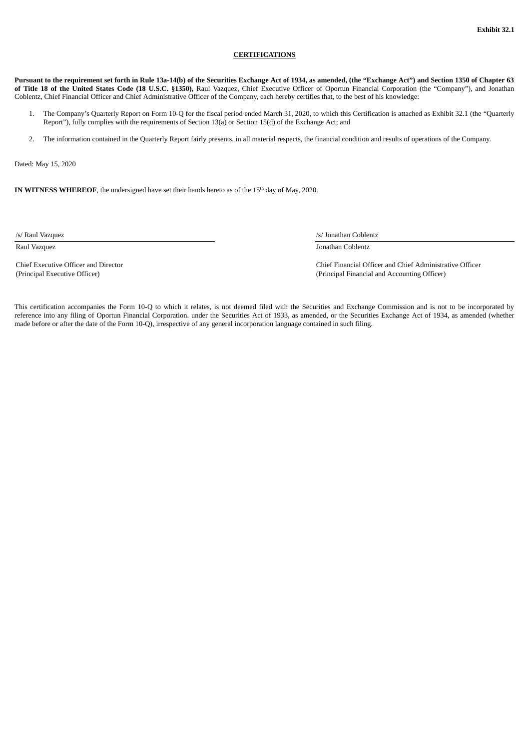**Exhibit 32.1**

**CERTIFICATIONS**

**Pursuant to the requirement set forth in Rule 13a-14(b) of the Securities Exchange Act of 1934, as amended, (the "Exchange Act") and Section 1350 of Chapter 63 of Title 18 of the United States Code (18 U.S.C. §1350),** Raul Vazquez, Chief Executive Officer of Oportun Financial Corporation (the "Company"), and Jonathan Coblentz, Chief Financial Officer and Chief Administrative Officer of the Company, each hereby certifies that, to the best of his knowledge:

1. The Company's Quarterly Report on Form 10-Q for the fiscal period ended March 31, 2020, to which this Certification is attached as Exhibit 32.1 (the "Quarterly Report"), fully complies with the requirements of Section 13(a) or Section 15(d) of the Exchange Act; and
2. The information contained in the Quarterly Report fairly presents, in all material respects, the financial condition and results of operations of the Company.

Dated: May 15, 2020

**IN WITNESS WHEREOF**, the undersigned have set their hands hereto as of the 15th day of May, 2020.

/s/ Raul Vazquez
Raul Vazquez

Chief Executive Officer and Director
(Principal Executive Officer)

/s/ Jonathan Coblentz
Jonathan Coblentz

Chief Financial Officer and Chief Administrative Officer
(Principal Financial and Accounting Officer)

This certification accompanies the Form 10-Q to which it relates, is not deemed filed with the Securities and Exchange Commission and is not to be incorporated by reference into any filing of Oportun Financial Corporation. under the Securities Act of 1933, as amended, or the Securities Exchange Act of 1934, as amended (whether made before or after the date of the Form 10-Q), irrespective of any general incorporation language contained in such filing.